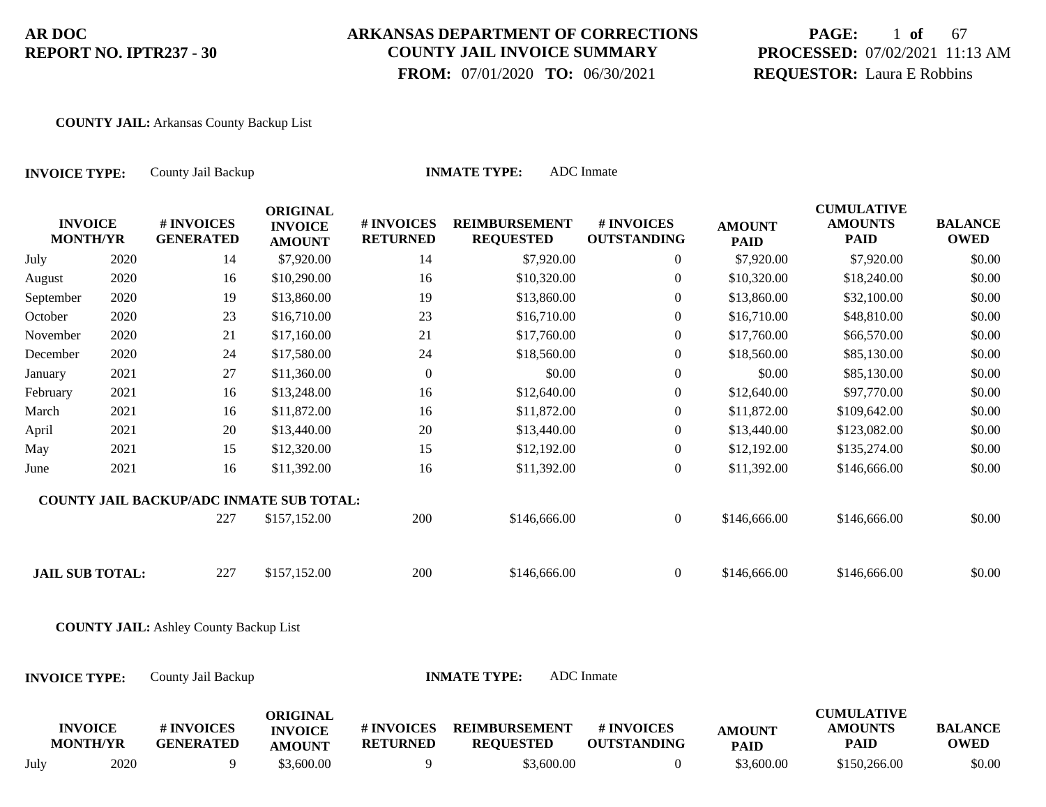**AR DOC**
**REPORT NO. IPTR237 - 30**

**ARKANSAS DEPARTMENT OF CORRECTIONS**
**COUNTY JAIL INVOICE SUMMARY**
**FROM:** 07/01/2020 **TO:** 06/30/2021

**PROCESSED:** 07/02/2021 11:13 AM
**REQUESTOR:** Laura E Robbins

**COUNTY JAIL:** Arkansas County Backup List

**INVOICE TYPE:** County Jail Backup **INMATE TYPE:** ADC Inmate

| INVOICE MONTH/YR | | # INVOICES GENERATED | ORIGINAL INVOICE AMOUNT | # INVOICES RETURNED | REIMBURSEMENT REQUESTED | # INVOICES OUTSTANDING | AMOUNT PAID | CUMULATIVE AMOUNTS PAID | BALANCE OWED |
|---|---|---|---|---|---|---|---|---|---|
| July | 2020 | 14 | $7,920.00 | 14 | $7,920.00 | 0 | $7,920.00 | $7,920.00 | $0.00 |
| August | 2020 | 16 | $10,290.00 | 16 | $10,320.00 | 0 | $10,320.00 | $18,240.00 | $0.00 |
| September | 2020 | 19 | $13,860.00 | 19 | $13,860.00 | 0 | $13,860.00 | $32,100.00 | $0.00 |
| October | 2020 | 23 | $16,710.00 | 23 | $16,710.00 | 0 | $16,710.00 | $48,810.00 | $0.00 |
| November | 2020 | 21 | $17,160.00 | 21 | $17,760.00 | 0 | $17,760.00 | $66,570.00 | $0.00 |
| December | 2020 | 24 | $17,580.00 | 24 | $18,560.00 | 0 | $18,560.00 | $85,130.00 | $0.00 |
| January | 2021 | 27 | $11,360.00 | 0 | $0.00 | 0 | $0.00 | $85,130.00 | $0.00 |
| February | 2021 | 16 | $13,248.00 | 16 | $12,640.00 | 0 | $12,640.00 | $97,770.00 | $0.00 |
| March | 2021 | 16 | $11,872.00 | 16 | $11,872.00 | 0 | $11,872.00 | $109,642.00 | $0.00 |
| April | 2021 | 20 | $13,440.00 | 20 | $13,440.00 | 0 | $13,440.00 | $123,082.00 | $0.00 |
| May | 2021 | 15 | $12,320.00 | 15 | $12,192.00 | 0 | $12,192.00 | $135,274.00 | $0.00 |
| June | 2021 | 16 | $11,392.00 | 16 | $11,392.00 | 0 | $11,392.00 | $146,666.00 | $0.00 |
| **COUNTY JAIL BACKUP/ADC INMATE SUB TOTAL:** | | 227 | $157,152.00 | 200 | $146,666.00 | 0 | $146,666.00 | $146,666.00 | $0.00 |
| **JAIL SUB TOTAL:** | | 227 | $157,152.00 | 200 | $146,666.00 | 0 | $146,666.00 | $146,666.00 | $0.00 |

**COUNTY JAIL:** Ashley County Backup List

**INVOICE TYPE:** County Jail Backup **INMATE TYPE:** ADC Inmate

| INVOICE MONTH/YR | | # INVOICES GENERATED | ORIGINAL INVOICE AMOUNT | # INVOICES RETURNED | REIMBURSEMENT REQUESTED | # INVOICES OUTSTANDING | AMOUNT PAID | CUMULATIVE AMOUNTS PAID | BALANCE OWED |
|---|---|---|---|---|---|---|---|---|---|
| July | 2020 | 9 | $3,600.00 | 9 | $3,600.00 | 0 | $3,600.00 | $150,266.00 | $0.00 |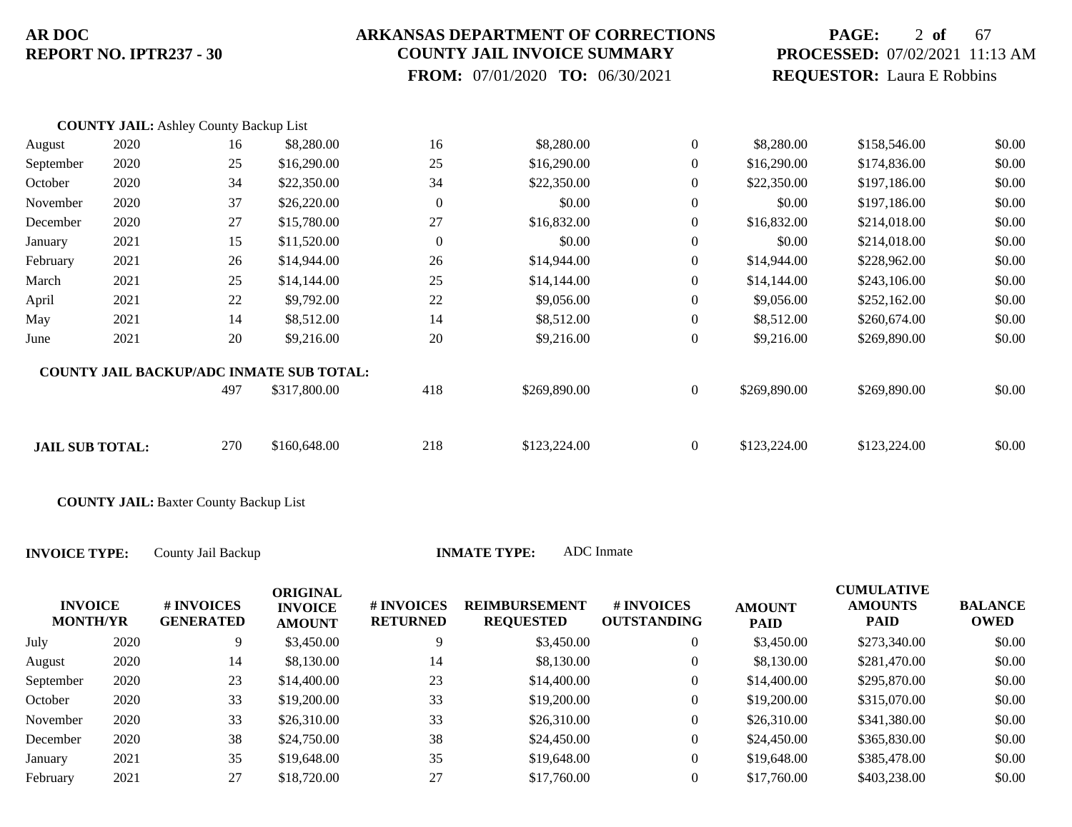**COUNTY JAIL:** Ashley County Backup List

| INVOICE MONTH/YR | | # INVOICES GENERATED | ORIGINAL INVOICE AMOUNT | # INVOICES RETURNED | REIMBURSEMENT REQUESTED | # INVOICES OUTSTANDING | AMOUNT PAID | CUMULATIVE AMOUNTS PAID | BALANCE OWED |
|---|---|---|---|---|---|---|---|---|---|
| August | 2020 | 16 | $8,280.00 | 16 | $8,280.00 | 0 | $8,280.00 | $158,546.00 | $0.00 |
| September | 2020 | 25 | $16,290.00 | 25 | $16,290.00 | 0 | $16,290.00 | $174,836.00 | $0.00 |
| October | 2020 | 34 | $22,350.00 | 34 | $22,350.00 | 0 | $22,350.00 | $197,186.00 | $0.00 |
| November | 2020 | 37 | $26,220.00 | 0 | $0.00 | 0 | $0.00 | $197,186.00 | $0.00 |
| December | 2020 | 27 | $15,780.00 | 27 | $16,832.00 | 0 | $16,832.00 | $214,018.00 | $0.00 |
| January | 2021 | 15 | $11,520.00 | 0 | $0.00 | 0 | $0.00 | $214,018.00 | $0.00 |
| February | 2021 | 26 | $14,944.00 | 26 | $14,944.00 | 0 | $14,944.00 | $228,962.00 | $0.00 |
| March | 2021 | 25 | $14,144.00 | 25 | $14,144.00 | 0 | $14,144.00 | $243,106.00 | $0.00 |
| April | 2021 | 22 | $9,792.00 | 22 | $9,056.00 | 0 | $9,056.00 | $252,162.00 | $0.00 |
| May | 2021 | 14 | $8,512.00 | 14 | $8,512.00 | 0 | $8,512.00 | $260,674.00 | $0.00 |
| June | 2021 | 20 | $9,216.00 | 20 | $9,216.00 | 0 | $9,216.00 | $269,890.00 | $0.00 |
| **COUNTY JAIL BACKUP/ADC INMATE SUB TOTAL:** | | 497 | $317,800.00 | 418 | $269,890.00 | 0 | $269,890.00 | $269,890.00 | $0.00 |
| **JAIL SUB TOTAL:** | | 270 | $160,648.00 | 218 | $123,224.00 | 0 | $123,224.00 | $123,224.00 | $0.00 |

**COUNTY JAIL:** Baxter County Backup List

**INVOICE TYPE:** County Jail Backup **INMATE TYPE:** ADC Inmate

| INVOICE MONTH/YR | | # INVOICES GENERATED | ORIGINAL INVOICE AMOUNT | # INVOICES RETURNED | REIMBURSEMENT REQUESTED | # INVOICES OUTSTANDING | AMOUNT PAID | CUMULATIVE AMOUNTS PAID | BALANCE OWED |
|---|---|---|---|---|---|---|---|---|---|
| July | 2020 | 9 | $3,450.00 | 9 | $3,450.00 | 0 | $3,450.00 | $273,340.00 | $0.00 |
| August | 2020 | 14 | $8,130.00 | 14 | $8,130.00 | 0 | $8,130.00 | $281,470.00 | $0.00 |
| September | 2020 | 23 | $14,400.00 | 23 | $14,400.00 | 0 | $14,400.00 | $295,870.00 | $0.00 |
| October | 2020 | 33 | $19,200.00 | 33 | $19,200.00 | 0 | $19,200.00 | $315,070.00 | $0.00 |
| November | 2020 | 33 | $26,310.00 | 33 | $26,310.00 | 0 | $26,310.00 | $341,380.00 | $0.00 |
| December | 2020 | 38 | $24,750.00 | 38 | $24,450.00 | 0 | $24,450.00 | $365,830.00 | $0.00 |
| January | 2021 | 35 | $19,648.00 | 35 | $19,648.00 | 0 | $19,648.00 | $385,478.00 | $0.00 |
| February | 2021 | 27 | $18,720.00 | 27 | $17,760.00 | 0 | $17,760.00 | $403,238.00 | $0.00 |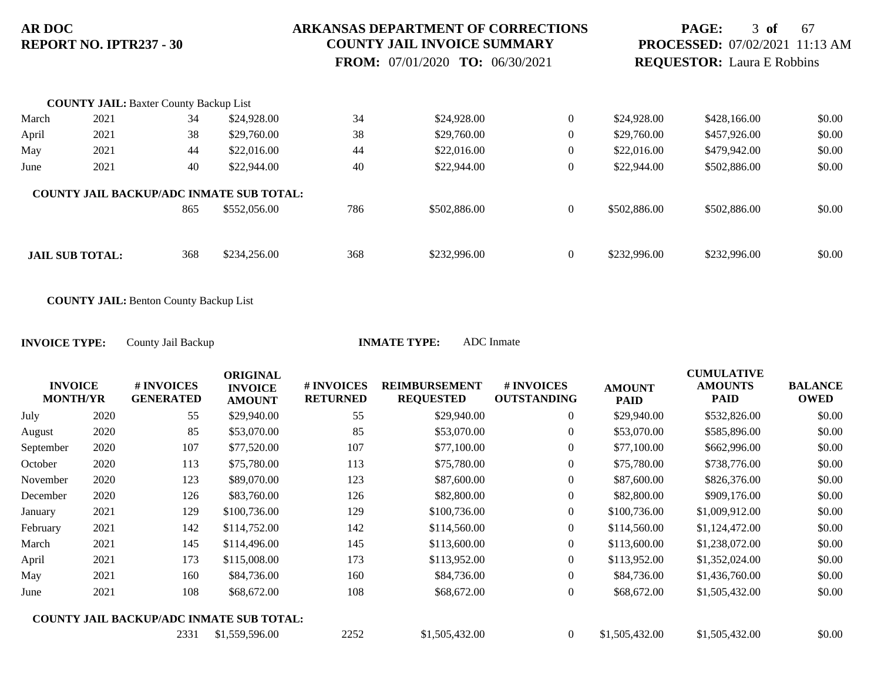**COUNTY JAIL:** Baxter County Backup List

| | | | | | | | | | |
|---|---|---|---|---|---|---|---|---|---|
| March | 2021 | 34 | $24,928.00 | 34 | $24,928.00 | 0 | $24,928.00 | $428,166.00 | $0.00 |
| April | 2021 | 38 | $29,760.00 | 38 | $29,760.00 | 0 | $29,760.00 | $457,926.00 | $0.00 |
| May | 2021 | 44 | $22,016.00 | 44 | $22,016.00 | 0 | $22,016.00 | $479,942.00 | $0.00 |
| June | 2021 | 40 | $22,944.00 | 40 | $22,944.00 | 0 | $22,944.00 | $502,886.00 | $0.00 |
| **COUNTY JAIL BACKUP/ADC INMATE SUB TOTAL:** | | 865 | $552,056.00 | 786 | $502,886.00 | 0 | $502,886.00 | $502,886.00 | $0.00 |
| **JAIL SUB TOTAL:** | | 368 | $234,256.00 | 368 | $232,996.00 | 0 | $232,996.00 | $232,996.00 | $0.00 |

**COUNTY JAIL:** Benton County Backup List

**INVOICE TYPE:** County Jail Backup **INMATE TYPE:** ADC Inmate

| INVOICE MONTH/YR | | # INVOICES GENERATED | ORIGINAL INVOICE AMOUNT | # INVOICES RETURNED | REIMBURSEMENT REQUESTED | # INVOICES OUTSTANDING | AMOUNT PAID | CUMULATIVE AMOUNTS PAID | BALANCE OWED |
|---|---|---|---|---|---|---|---|---|---|
| July | 2020 | 55 | $29,940.00 | 55 | $29,940.00 | 0 | $29,940.00 | $532,826.00 | $0.00 |
| August | 2020 | 85 | $53,070.00 | 85 | $53,070.00 | 0 | $53,070.00 | $585,896.00 | $0.00 |
| September | 2020 | 107 | $77,520.00 | 107 | $77,100.00 | 0 | $77,100.00 | $662,996.00 | $0.00 |
| October | 2020 | 113 | $75,780.00 | 113 | $75,780.00 | 0 | $75,780.00 | $738,776.00 | $0.00 |
| November | 2020 | 123 | $89,070.00 | 123 | $87,600.00 | 0 | $87,600.00 | $826,376.00 | $0.00 |
| December | 2020 | 126 | $83,760.00 | 126 | $82,800.00 | 0 | $82,800.00 | $909,176.00 | $0.00 |
| January | 2021 | 129 | $100,736.00 | 129 | $100,736.00 | 0 | $100,736.00 | $1,009,912.00 | $0.00 |
| February | 2021 | 142 | $114,752.00 | 142 | $114,560.00 | 0 | $114,560.00 | $1,124,472.00 | $0.00 |
| March | 2021 | 145 | $114,496.00 | 145 | $113,600.00 | 0 | $113,600.00 | $1,238,072.00 | $0.00 |
| April | 2021 | 173 | $115,008.00 | 173 | $113,952.00 | 0 | $113,952.00 | $1,352,024.00 | $0.00 |
| May | 2021 | 160 | $84,736.00 | 160 | $84,736.00 | 0 | $84,736.00 | $1,436,760.00 | $0.00 |
| June | 2021 | 108 | $68,672.00 | 108 | $68,672.00 | 0 | $68,672.00 | $1,505,432.00 | $0.00 |
| **COUNTY JAIL BACKUP/ADC INMATE SUB TOTAL:** | | 2331 | $1,559,596.00 | 2252 | $1,505,432.00 | 0 | $1,505,432.00 | $1,505,432.00 | $0.00 |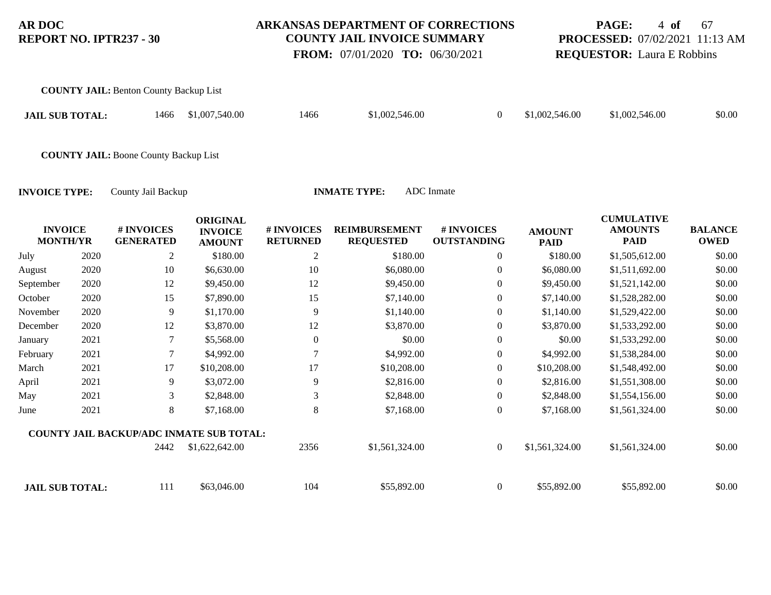**COUNTY JAIL:** Benton County Backup List

| **JAIL SUB TOTAL:** | | 1466 | $1,007,540.00 | 1466 | $1,002,546.00 | 0 | $1,002,546.00 | $1,002,546.00 | $0.00 |
|---|---|---|---|---|---|---|---|---|---|

**COUNTY JAIL:** Boone County Backup List

**INVOICE TYPE:** County Jail Backup **INMATE TYPE:** ADC Inmate

| INVOICE MONTH/YR | | # INVOICES GENERATED | ORIGINAL INVOICE AMOUNT | # INVOICES RETURNED | REIMBURSEMENT REQUESTED | # INVOICES OUTSTANDING | AMOUNT PAID | CUMULATIVE AMOUNTS PAID | BALANCE OWED |
|---|---|---|---|---|---|---|---|---|---|
| July | 2020 | 2 | $180.00 | 2 | $180.00 | 0 | $180.00 | $1,505,612.00 | $0.00 |
| August | 2020 | 10 | $6,630.00 | 10 | $6,080.00 | 0 | $6,080.00 | $1,511,692.00 | $0.00 |
| September | 2020 | 12 | $9,450.00 | 12 | $9,450.00 | 0 | $9,450.00 | $1,521,142.00 | $0.00 |
| October | 2020 | 15 | $7,890.00 | 15 | $7,140.00 | 0 | $7,140.00 | $1,528,282.00 | $0.00 |
| November | 2020 | 9 | $1,170.00 | 9 | $1,140.00 | 0 | $1,140.00 | $1,529,422.00 | $0.00 |
| December | 2020 | 12 | $3,870.00 | 12 | $3,870.00 | 0 | $3,870.00 | $1,533,292.00 | $0.00 |
| January | 2021 | 7 | $5,568.00 | 0 | $0.00 | 0 | $0.00 | $1,533,292.00 | $0.00 |
| February | 2021 | 7 | $4,992.00 | 7 | $4,992.00 | 0 | $4,992.00 | $1,538,284.00 | $0.00 |
| March | 2021 | 17 | $10,208.00 | 17 | $10,208.00 | 0 | $10,208.00 | $1,548,492.00 | $0.00 |
| April | 2021 | 9 | $3,072.00 | 9 | $2,816.00 | 0 | $2,816.00 | $1,551,308.00 | $0.00 |
| May | 2021 | 3 | $2,848.00 | 3 | $2,848.00 | 0 | $2,848.00 | $1,554,156.00 | $0.00 |
| June | 2021 | 8 | $7,168.00 | 8 | $7,168.00 | 0 | $7,168.00 | $1,561,324.00 | $0.00 |
| **COUNTY JAIL BACKUP/ADC INMATE SUB TOTAL:** | | 2442 | $1,622,642.00 | 2356 | $1,561,324.00 | 0 | $1,561,324.00 | $1,561,324.00 | $0.00 |
| **JAIL SUB TOTAL:** | | 111 | $63,046.00 | 104 | $55,892.00 | 0 | $55,892.00 | $55,892.00 | $0.00 |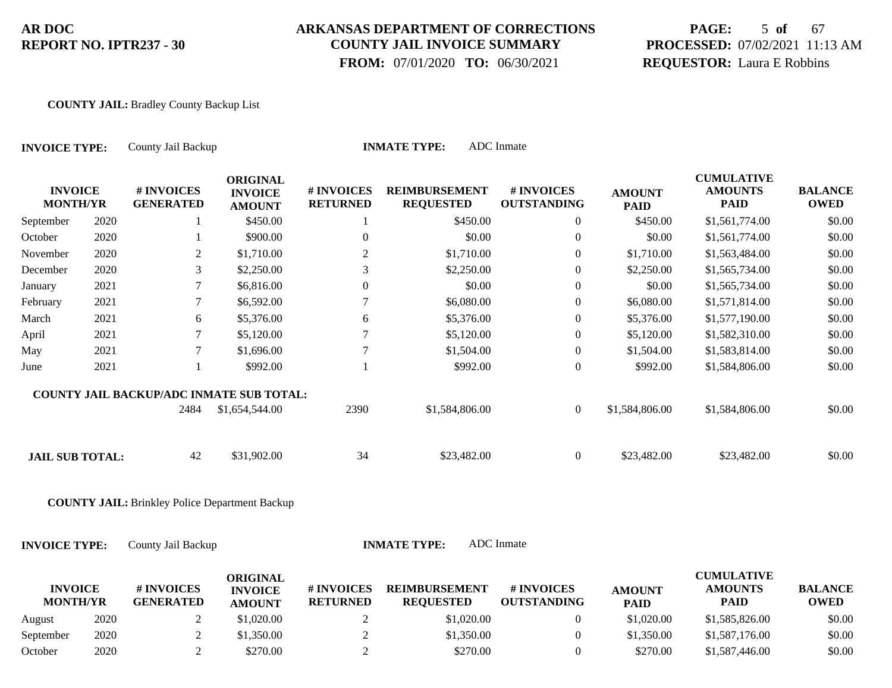**AR DOC**
**REPORT NO. IPTR237 - 30**

**ARKANSAS DEPARTMENT OF CORRECTIONS**
**COUNTY JAIL INVOICE SUMMARY**
**FROM:** 07/01/2020 **TO:** 06/30/2021

**PROCESSED:** 07/02/2021 11:13 AM
**REQUESTOR:** Laura E Robbins

**COUNTY JAIL:** Bradley County Backup List

**INVOICE TYPE:** County Jail Backup **INMATE TYPE:** ADC Inmate

| INVOICE MONTH/YR | | # INVOICES GENERATED | ORIGINAL INVOICE AMOUNT | # INVOICES RETURNED | REIMBURSEMENT REQUESTED | # INVOICES OUTSTANDING | AMOUNT PAID | CUMULATIVE AMOUNTS PAID | BALANCE OWED |
|---|---|---|---|---|---|---|---|---|---|
| September | 2020 | 1 | $450.00 | 1 | $450.00 | 0 | $450.00 | $1,561,774.00 | $0.00 |
| October | 2020 | 1 | $900.00 | 0 | $0.00 | 0 | $0.00 | $1,561,774.00 | $0.00 |
| November | 2020 | 2 | $1,710.00 | 2 | $1,710.00 | 0 | $1,710.00 | $1,563,484.00 | $0.00 |
| December | 2020 | 3 | $2,250.00 | 3 | $2,250.00 | 0 | $2,250.00 | $1,565,734.00 | $0.00 |
| January | 2021 | 7 | $6,816.00 | 0 | $0.00 | 0 | $0.00 | $1,565,734.00 | $0.00 |
| February | 2021 | 7 | $6,592.00 | 7 | $6,080.00 | 0 | $6,080.00 | $1,571,814.00 | $0.00 |
| March | 2021 | 6 | $5,376.00 | 6 | $5,376.00 | 0 | $5,376.00 | $1,577,190.00 | $0.00 |
| April | 2021 | 7 | $5,120.00 | 7 | $5,120.00 | 0 | $5,120.00 | $1,582,310.00 | $0.00 |
| May | 2021 | 7 | $1,696.00 | 7 | $1,504.00 | 0 | $1,504.00 | $1,583,814.00 | $0.00 |
| June | 2021 | 1 | $992.00 | 1 | $992.00 | 0 | $992.00 | $1,584,806.00 | $0.00 |
| **COUNTY JAIL BACKUP/ADC INMATE SUB TOTAL:** | | 2484 | $1,654,544.00 | 2390 | $1,584,806.00 | 0 | $1,584,806.00 | $1,584,806.00 | $0.00 |
| **JAIL SUB TOTAL:** | | 42 | $31,902.00 | 34 | $23,482.00 | 0 | $23,482.00 | $23,482.00 | $0.00 |

**COUNTY JAIL:** Brinkley Police Department Backup

**INVOICE TYPE:** County Jail Backup **INMATE TYPE:** ADC Inmate

| INVOICE MONTH/YR | | # INVOICES GENERATED | ORIGINAL INVOICE AMOUNT | # INVOICES RETURNED | REIMBURSEMENT REQUESTED | # INVOICES OUTSTANDING | AMOUNT PAID | CUMULATIVE AMOUNTS PAID | BALANCE OWED |
|---|---|---|---|---|---|---|---|---|---|
| August | 2020 | 2 | $1,020.00 | 2 | $1,020.00 | 0 | $1,020.00 | $1,585,826.00 | $0.00 |
| September | 2020 | 2 | $1,350.00 | 2 | $1,350.00 | 0 | $1,350.00 | $1,587,176.00 | $0.00 |
| October | 2020 | 2 | $270.00 | 2 | $270.00 | 0 | $270.00 | $1,587,446.00 | $0.00 |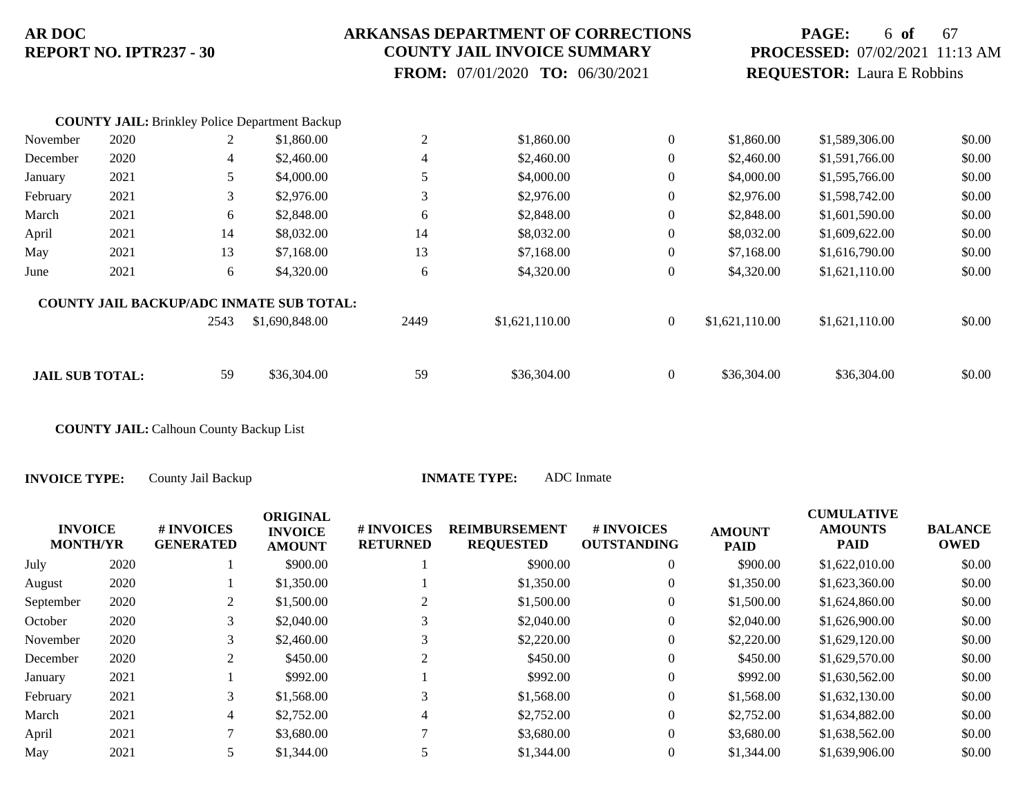**COUNTY JAIL:** Brinkley Police Department Backup

| INVOICE MONTH | YR | # INVOICES GENERATED | ORIGINAL INVOICE AMOUNT | # INVOICES RETURNED | REIMBURSEMENT REQUESTED | # INVOICES OUTSTANDING | AMOUNT PAID | CUMULATIVE AMOUNTS PAID | BALANCE OWED |
|---|---|---|---|---|---|---|---|---|---|
| November | 2020 | 2 | $1,860.00 | 2 | $1,860.00 | 0 | $1,860.00 | $1,589,306.00 | $0.00 |
| December | 2020 | 4 | $2,460.00 | 4 | $2,460.00 | 0 | $2,460.00 | $1,591,766.00 | $0.00 |
| January | 2021 | 5 | $4,000.00 | 5 | $4,000.00 | 0 | $4,000.00 | $1,595,766.00 | $0.00 |
| February | 2021 | 3 | $2,976.00 | 3 | $2,976.00 | 0 | $2,976.00 | $1,598,742.00 | $0.00 |
| March | 2021 | 6 | $2,848.00 | 6 | $2,848.00 | 0 | $2,848.00 | $1,601,590.00 | $0.00 |
| April | 2021 | 14 | $8,032.00 | 14 | $8,032.00 | 0 | $8,032.00 | $1,609,622.00 | $0.00 |
| May | 2021 | 13 | $7,168.00 | 13 | $7,168.00 | 0 | $7,168.00 | $1,616,790.00 | $0.00 |
| June | 2021 | 6 | $4,320.00 | 6 | $4,320.00 | 0 | $4,320.00 | $1,621,110.00 | $0.00 |
| **COUNTY JAIL BACKUP/ADC INMATE SUB TOTAL:** | | 2543 | $1,690,848.00 | 2449 | $1,621,110.00 | 0 | $1,621,110.00 | $1,621,110.00 | $0.00 |
| **JAIL SUB TOTAL:** | | 59 | $36,304.00 | 59 | $36,304.00 | 0 | $36,304.00 | $36,304.00 | $0.00 |

**COUNTY JAIL:** Calhoun County Backup List

**INVOICE TYPE:** County Jail Backup **INMATE TYPE:** ADC Inmate

| INVOICE MONTH | YR | # INVOICES GENERATED | ORIGINAL INVOICE AMOUNT | # INVOICES RETURNED | REIMBURSEMENT REQUESTED | # INVOICES OUTSTANDING | AMOUNT PAID | CUMULATIVE AMOUNTS PAID | BALANCE OWED |
|---|---|---|---|---|---|---|---|---|---|
| July | 2020 | 1 | $900.00 | 1 | $900.00 | 0 | $900.00 | $1,622,010.00 | $0.00 |
| August | 2020 | 1 | $1,350.00 | 1 | $1,350.00 | 0 | $1,350.00 | $1,623,360.00 | $0.00 |
| September | 2020 | 2 | $1,500.00 | 2 | $1,500.00 | 0 | $1,500.00 | $1,624,860.00 | $0.00 |
| October | 2020 | 3 | $2,040.00 | 3 | $2,040.00 | 0 | $2,040.00 | $1,626,900.00 | $0.00 |
| November | 2020 | 3 | $2,460.00 | 3 | $2,220.00 | 0 | $2,220.00 | $1,629,120.00 | $0.00 |
| December | 2020 | 2 | $450.00 | 2 | $450.00 | 0 | $450.00 | $1,629,570.00 | $0.00 |
| January | 2021 | 1 | $992.00 | 1 | $992.00 | 0 | $992.00 | $1,630,562.00 | $0.00 |
| February | 2021 | 3 | $1,568.00 | 3 | $1,568.00 | 0 | $1,568.00 | $1,632,130.00 | $0.00 |
| March | 2021 | 4 | $2,752.00 | 4 | $2,752.00 | 0 | $2,752.00 | $1,634,882.00 | $0.00 |
| April | 2021 | 7 | $3,680.00 | 7 | $3,680.00 | 0 | $3,680.00 | $1,638,562.00 | $0.00 |
| May | 2021 | 5 | $1,344.00 | 5 | $1,344.00 | 0 | $1,344.00 | $1,639,906.00 | $0.00 |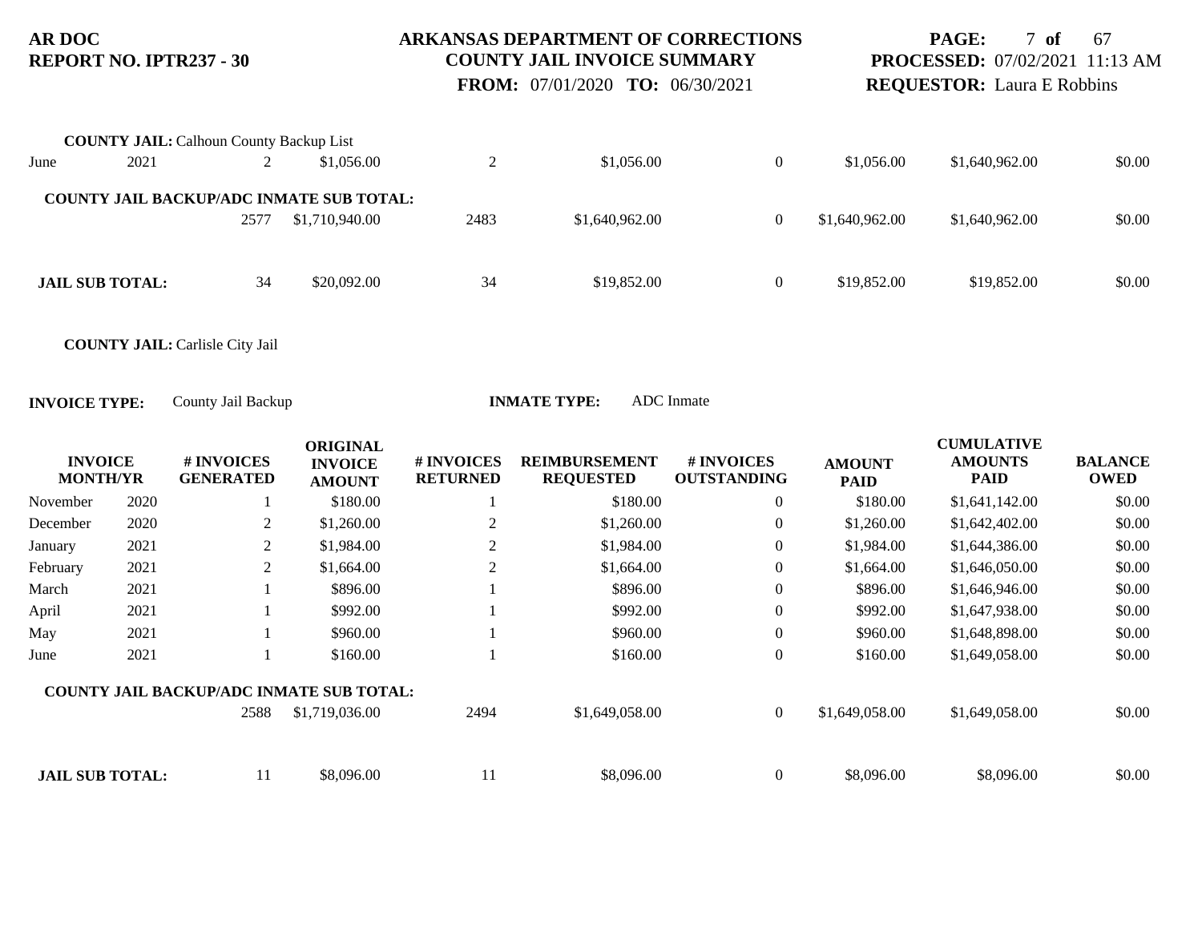**COUNTY JAIL:** Calhoun County Backup List

| INVOICE MONTH/YR | | # INVOICES GENERATED | ORIGINAL INVOICE AMOUNT | # INVOICES RETURNED | REIMBURSEMENT REQUESTED | # INVOICES OUTSTANDING | AMOUNT PAID | CUMULATIVE AMOUNTS PAID | BALANCE OWED |
|---|---|---|---|---|---|---|---|---|---|
| June | 2021 | 2 | $1,056.00 | 2 | $1,056.00 | 0 | $1,056.00 | $1,640,962.00 | $0.00 |
| **COUNTY JAIL BACKUP/ADC INMATE SUB TOTAL:** | | 2577 | $1,710,940.00 | 2483 | $1,640,962.00 | 0 | $1,640,962.00 | $1,640,962.00 | $0.00 |
| **JAIL SUB TOTAL:** | | 34 | $20,092.00 | 34 | $19,852.00 | 0 | $19,852.00 | $19,852.00 | $0.00 |

**COUNTY JAIL:** Carlisle City Jail

**INVOICE TYPE:** County Jail Backup **INMATE TYPE:** ADC Inmate

| INVOICE MONTH/YR | | # INVOICES GENERATED | ORIGINAL INVOICE AMOUNT | # INVOICES RETURNED | REIMBURSEMENT REQUESTED | # INVOICES OUTSTANDING | AMOUNT PAID | CUMULATIVE AMOUNTS PAID | BALANCE OWED |
|---|---|---|---|---|---|---|---|---|---|
| November | 2020 | 1 | $180.00 | 1 | $180.00 | 0 | $180.00 | $1,641,142.00 | $0.00 |
| December | 2020 | 2 | $1,260.00 | 2 | $1,260.00 | 0 | $1,260.00 | $1,642,402.00 | $0.00 |
| January | 2021 | 2 | $1,984.00 | 2 | $1,984.00 | 0 | $1,984.00 | $1,644,386.00 | $0.00 |
| February | 2021 | 2 | $1,664.00 | 2 | $1,664.00 | 0 | $1,664.00 | $1,646,050.00 | $0.00 |
| March | 2021 | 1 | $896.00 | 1 | $896.00 | 0 | $896.00 | $1,646,946.00 | $0.00 |
| April | 2021 | 1 | $992.00 | 1 | $992.00 | 0 | $992.00 | $1,647,938.00 | $0.00 |
| May | 2021 | 1 | $960.00 | 1 | $960.00 | 0 | $960.00 | $1,648,898.00 | $0.00 |
| June | 2021 | 1 | $160.00 | 1 | $160.00 | 0 | $160.00 | $1,649,058.00 | $0.00 |
| **COUNTY JAIL BACKUP/ADC INMATE SUB TOTAL:** | | 2588 | $1,719,036.00 | 2494 | $1,649,058.00 | 0 | $1,649,058.00 | $1,649,058.00 | $0.00 |
| **JAIL SUB TOTAL:** | | 11 | $8,096.00 | 11 | $8,096.00 | 0 | $8,096.00 | $8,096.00 | $0.00 |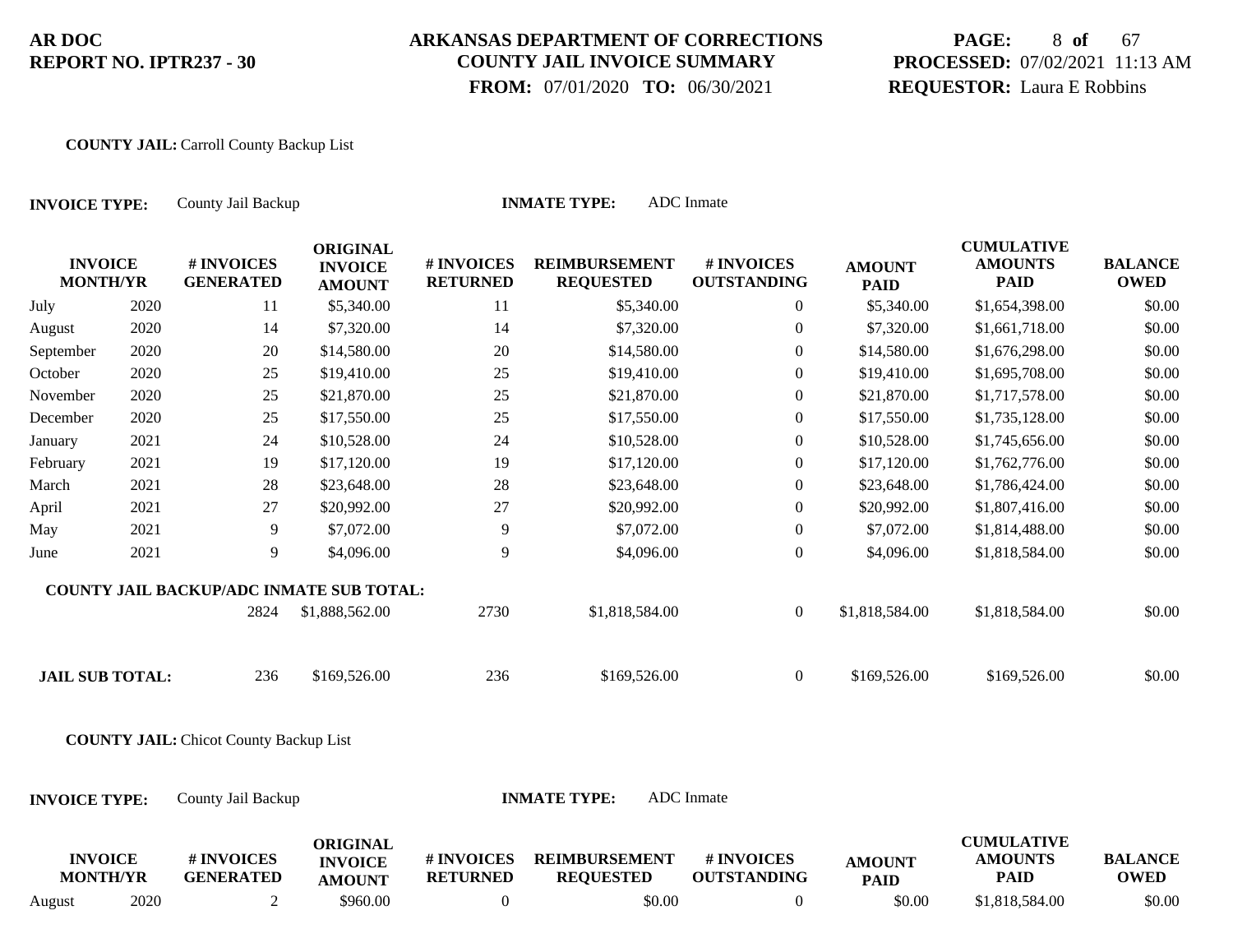**AR DOC**
**REPORT NO. IPTR237 - 30**

**ARKANSAS DEPARTMENT OF CORRECTIONS**
**COUNTY JAIL INVOICE SUMMARY**
**FROM:** 07/01/2020 **TO:** 06/30/2021

**PROCESSED:** 07/02/2021 11:13 AM
**REQUESTOR:** Laura E Robbins

**COUNTY JAIL:** Carroll County Backup List

**INVOICE TYPE:** County Jail Backup **INMATE TYPE:** ADC Inmate

| INVOICE MONTH/YR | | # INVOICES GENERATED | ORIGINAL INVOICE AMOUNT | # INVOICES RETURNED | REIMBURSEMENT REQUESTED | # INVOICES OUTSTANDING | AMOUNT PAID | CUMULATIVE AMOUNTS PAID | BALANCE OWED |
|---|---|---|---|---|---|---|---|---|---|
| July | 2020 | 11 | $5,340.00 | 11 | $5,340.00 | 0 | $5,340.00 | $1,654,398.00 | $0.00 |
| August | 2020 | 14 | $7,320.00 | 14 | $7,320.00 | 0 | $7,320.00 | $1,661,718.00 | $0.00 |
| September | 2020 | 20 | $14,580.00 | 20 | $14,580.00 | 0 | $14,580.00 | $1,676,298.00 | $0.00 |
| October | 2020 | 25 | $19,410.00 | 25 | $19,410.00 | 0 | $19,410.00 | $1,695,708.00 | $0.00 |
| November | 2020 | 25 | $21,870.00 | 25 | $21,870.00 | 0 | $21,870.00 | $1,717,578.00 | $0.00 |
| December | 2020 | 25 | $17,550.00 | 25 | $17,550.00 | 0 | $17,550.00 | $1,735,128.00 | $0.00 |
| January | 2021 | 24 | $10,528.00 | 24 | $10,528.00 | 0 | $10,528.00 | $1,745,656.00 | $0.00 |
| February | 2021 | 19 | $17,120.00 | 19 | $17,120.00 | 0 | $17,120.00 | $1,762,776.00 | $0.00 |
| March | 2021 | 28 | $23,648.00 | 28 | $23,648.00 | 0 | $23,648.00 | $1,786,424.00 | $0.00 |
| April | 2021 | 27 | $20,992.00 | 27 | $20,992.00 | 0 | $20,992.00 | $1,807,416.00 | $0.00 |
| May | 2021 | 9 | $7,072.00 | 9 | $7,072.00 | 0 | $7,072.00 | $1,814,488.00 | $0.00 |
| June | 2021 | 9 | $4,096.00 | 9 | $4,096.00 | 0 | $4,096.00 | $1,818,584.00 | $0.00 |
| **COUNTY JAIL BACKUP/ADC INMATE SUB TOTAL:** | | 2824 | $1,888,562.00 | 2730 | $1,818,584.00 | 0 | $1,818,584.00 | $1,818,584.00 | $0.00 |
| **JAIL SUB TOTAL:** | | 236 | $169,526.00 | 236 | $169,526.00 | 0 | $169,526.00 | $169,526.00 | $0.00 |

**COUNTY JAIL:** Chicot County Backup List

**INVOICE TYPE:** County Jail Backup **INMATE TYPE:** ADC Inmate

| INVOICE MONTH/YR | | # INVOICES GENERATED | ORIGINAL INVOICE AMOUNT | # INVOICES RETURNED | REIMBURSEMENT REQUESTED | # INVOICES OUTSTANDING | AMOUNT PAID | CUMULATIVE AMOUNTS PAID | BALANCE OWED |
|---|---|---|---|---|---|---|---|---|---|
| August | 2020 | 2 | $960.00 | 0 | $0.00 | 0 | $0.00 | $1,818,584.00 | $0.00 |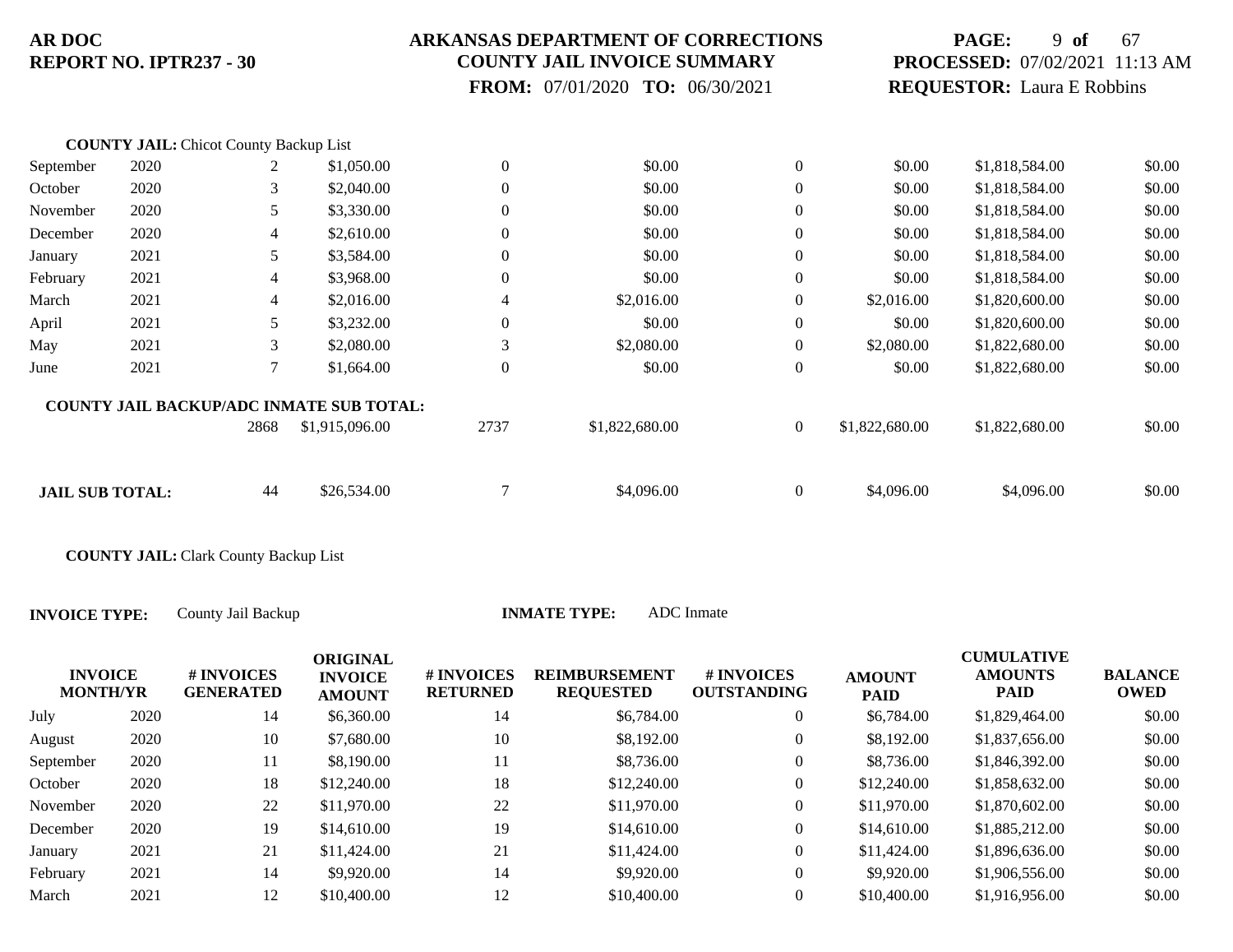**COUNTY JAIL:** Chicot County Backup List

| | | | | | | | | | |
|---|---|---|---|---|---|---|---|---|---|
| September | 2020 | 2 | $1,050.00 | 0 | $0.00 | 0 | $0.00 | $1,818,584.00 | $0.00 |
| October | 2020 | 3 | $2,040.00 | 0 | $0.00 | 0 | $0.00 | $1,818,584.00 | $0.00 |
| November | 2020 | 5 | $3,330.00 | 0 | $0.00 | 0 | $0.00 | $1,818,584.00 | $0.00 |
| December | 2020 | 4 | $2,610.00 | 0 | $0.00 | 0 | $0.00 | $1,818,584.00 | $0.00 |
| January | 2021 | 5 | $3,584.00 | 0 | $0.00 | 0 | $0.00 | $1,818,584.00 | $0.00 |
| February | 2021 | 4 | $3,968.00 | 0 | $0.00 | 0 | $0.00 | $1,818,584.00 | $0.00 |
| March | 2021 | 4 | $2,016.00 | 4 | $2,016.00 | 0 | $2,016.00 | $1,820,600.00 | $0.00 |
| April | 2021 | 5 | $3,232.00 | 0 | $0.00 | 0 | $0.00 | $1,820,600.00 | $0.00 |
| May | 2021 | 3 | $2,080.00 | 3 | $2,080.00 | 0 | $2,080.00 | $1,822,680.00 | $0.00 |
| June | 2021 | 7 | $1,664.00 | 0 | $0.00 | 0 | $0.00 | $1,822,680.00 | $0.00 |
| **COUNTY JAIL BACKUP/ADC INMATE SUB TOTAL:** | | 2868 | $1,915,096.00 | 2737 | $1,822,680.00 | 0 | $1,822,680.00 | $1,822,680.00 | $0.00 |
| **JAIL SUB TOTAL:** | | 44 | $26,534.00 | 7 | $4,096.00 | 0 | $4,096.00 | $4,096.00 | $0.00 |

**COUNTY JAIL:** Clark County Backup List

**INVOICE TYPE:** County Jail Backup **INMATE TYPE:** ADC Inmate

| INVOICE MONTH/YR | | # INVOICES GENERATED | ORIGINAL INVOICE AMOUNT | # INVOICES RETURNED | REIMBURSEMENT REQUESTED | # INVOICES OUTSTANDING | AMOUNT PAID | CUMULATIVE AMOUNTS PAID | BALANCE OWED |
|---|---|---|---|---|---|---|---|---|---|
| July | 2020 | 14 | $6,360.00 | 14 | $6,784.00 | 0 | $6,784.00 | $1,829,464.00 | $0.00 |
| August | 2020 | 10 | $7,680.00 | 10 | $8,192.00 | 0 | $8,192.00 | $1,837,656.00 | $0.00 |
| September | 2020 | 11 | $8,190.00 | 11 | $8,736.00 | 0 | $8,736.00 | $1,846,392.00 | $0.00 |
| October | 2020 | 18 | $12,240.00 | 18 | $12,240.00 | 0 | $12,240.00 | $1,858,632.00 | $0.00 |
| November | 2020 | 22 | $11,970.00 | 22 | $11,970.00 | 0 | $11,970.00 | $1,870,602.00 | $0.00 |
| December | 2020 | 19 | $14,610.00 | 19 | $14,610.00 | 0 | $14,610.00 | $1,885,212.00 | $0.00 |
| January | 2021 | 21 | $11,424.00 | 21 | $11,424.00 | 0 | $11,424.00 | $1,896,636.00 | $0.00 |
| February | 2021 | 14 | $9,920.00 | 14 | $9,920.00 | 0 | $9,920.00 | $1,906,556.00 | $0.00 |
| March | 2021 | 12 | $10,400.00 | 12 | $10,400.00 | 0 | $10,400.00 | $1,916,956.00 | $0.00 |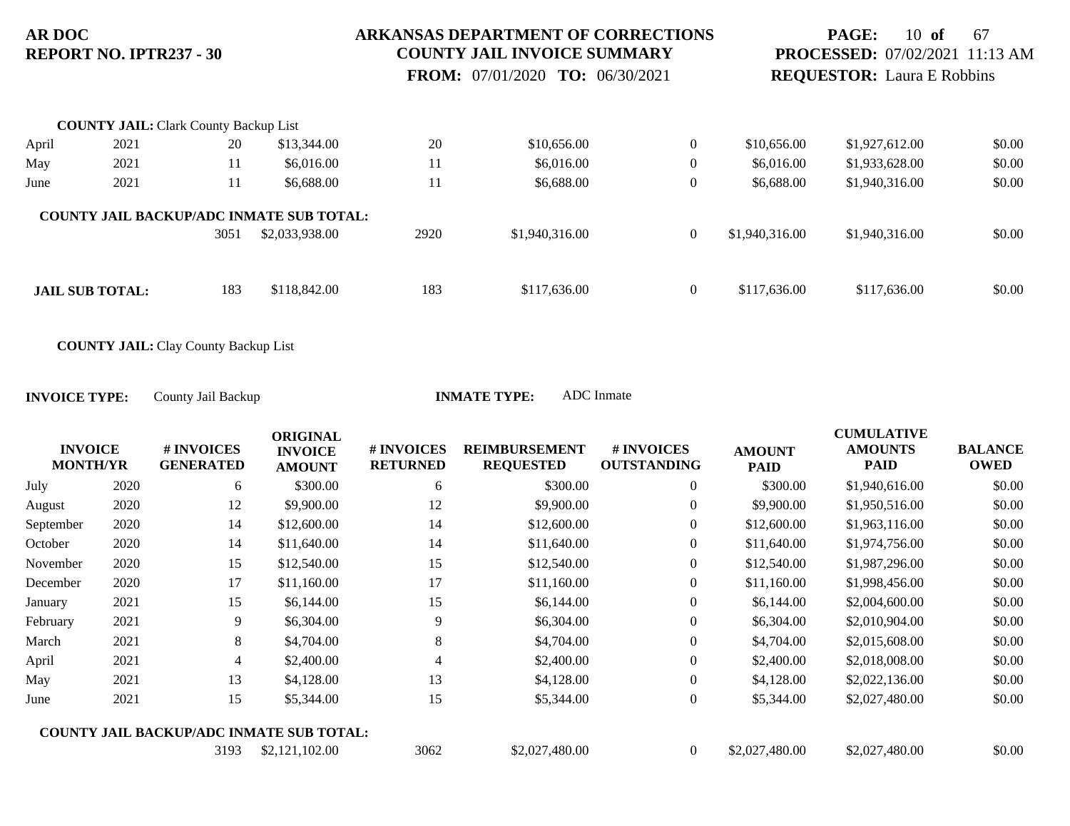**COUNTY JAIL:** Clark County Backup List

| | | | | | | | | | |
|---|---|---|---|---|---|---|---|---|---|
| April | 2021 | 20 | $13,344.00 | 20 | $10,656.00 | 0 | $10,656.00 | $1,927,612.00 | $0.00 |
| May | 2021 | 11 | $6,016.00 | 11 | $6,016.00 | 0 | $6,016.00 | $1,933,628.00 | $0.00 |
| June | 2021 | 11 | $6,688.00 | 11 | $6,688.00 | 0 | $6,688.00 | $1,940,316.00 | $0.00 |

**COUNTY JAIL BACKUP/ADC INMATE SUB TOTAL:**

| | | | | | | | |
|---|---|---|---|---|---|---|---|
| 3051 | $2,033,938.00 | 2920 | $1,940,316.00 | 0 | $1,940,316.00 | $1,940,316.00 | $0.00 |

| | | | | | | | | |
|---|---|---|---|---|---|---|---|---|
| **JAIL SUB TOTAL:** | 183 | $118,842.00 | 183 | $117,636.00 | 0 | $117,636.00 | $117,636.00 | $0.00 |

**COUNTY JAIL:** Clay County Backup List

**INVOICE TYPE:** County Jail Backup **INMATE TYPE:** ADC Inmate

| INVOICE MONTH/YR | | # INVOICES GENERATED | ORIGINAL INVOICE AMOUNT | # INVOICES RETURNED | REIMBURSEMENT REQUESTED | # INVOICES OUTSTANDING | AMOUNT PAID | CUMULATIVE AMOUNTS PAID | BALANCE OWED |
|---|---|---|---|---|---|---|---|---|---|
| July | 2020 | 6 | $300.00 | 6 | $300.00 | 0 | $300.00 | $1,940,616.00 | $0.00 |
| August | 2020 | 12 | $9,900.00 | 12 | $9,900.00 | 0 | $9,900.00 | $1,950,516.00 | $0.00 |
| September | 2020 | 14 | $12,600.00 | 14 | $12,600.00 | 0 | $12,600.00 | $1,963,116.00 | $0.00 |
| October | 2020 | 14 | $11,640.00 | 14 | $11,640.00 | 0 | $11,640.00 | $1,974,756.00 | $0.00 |
| November | 2020 | 15 | $12,540.00 | 15 | $12,540.00 | 0 | $12,540.00 | $1,987,296.00 | $0.00 |
| December | 2020 | 17 | $11,160.00 | 17 | $11,160.00 | 0 | $11,160.00 | $1,998,456.00 | $0.00 |
| January | 2021 | 15 | $6,144.00 | 15 | $6,144.00 | 0 | $6,144.00 | $2,004,600.00 | $0.00 |
| February | 2021 | 9 | $6,304.00 | 9 | $6,304.00 | 0 | $6,304.00 | $2,010,904.00 | $0.00 |
| March | 2021 | 8 | $4,704.00 | 8 | $4,704.00 | 0 | $4,704.00 | $2,015,608.00 | $0.00 |
| April | 2021 | 4 | $2,400.00 | 4 | $2,400.00 | 0 | $2,400.00 | $2,018,008.00 | $0.00 |
| May | 2021 | 13 | $4,128.00 | 13 | $4,128.00 | 0 | $4,128.00 | $2,022,136.00 | $0.00 |
| June | 2021 | 15 | $5,344.00 | 15 | $5,344.00 | 0 | $5,344.00 | $2,027,480.00 | $0.00 |

**COUNTY JAIL BACKUP/ADC INMATE SUB TOTAL:**

| | | | | | | | |
|---|---|---|---|---|---|---|---|
| 3193 | $2,121,102.00 | 3062 | $2,027,480.00 | 0 | $2,027,480.00 | $2,027,480.00 | $0.00 |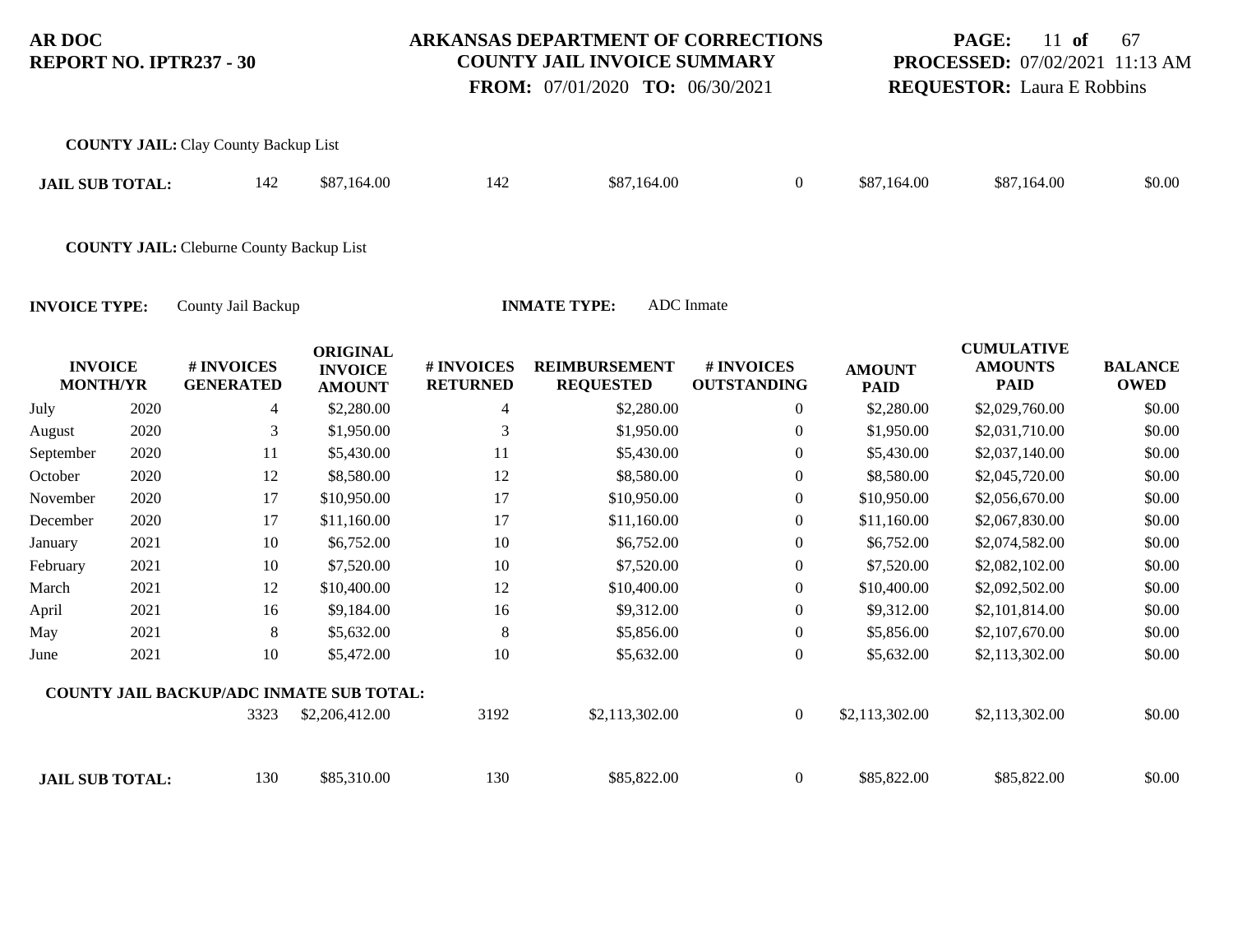**COUNTY JAIL:** Clay County Backup List

| | | | | | | | | |
|---|---|---|---|---|---|---|---|---|
| **JAIL SUB TOTAL:** | 142 | $87,164.00 | 142 | $87,164.00 | 0 | $87,164.00 | $87,164.00 | $0.00 |

**COUNTY JAIL:** Cleburne County Backup List

**INVOICE TYPE:** County Jail Backup **INMATE TYPE:** ADC Inmate

| INVOICE MONTH/YR | | # INVOICES GENERATED | ORIGINAL INVOICE AMOUNT | # INVOICES RETURNED | REIMBURSEMENT REQUESTED | # INVOICES OUTSTANDING | AMOUNT PAID | CUMULATIVE AMOUNTS PAID | BALANCE OWED |
|---|---|---|---|---|---|---|---|---|---|
| July | 2020 | 4 | $2,280.00 | 4 | $2,280.00 | 0 | $2,280.00 | $2,029,760.00 | $0.00 |
| August | 2020 | 3 | $1,950.00 | 3 | $1,950.00 | 0 | $1,950.00 | $2,031,710.00 | $0.00 |
| September | 2020 | 11 | $5,430.00 | 11 | $5,430.00 | 0 | $5,430.00 | $2,037,140.00 | $0.00 |
| October | 2020 | 12 | $8,580.00 | 12 | $8,580.00 | 0 | $8,580.00 | $2,045,720.00 | $0.00 |
| November | 2020 | 17 | $10,950.00 | 17 | $10,950.00 | 0 | $10,950.00 | $2,056,670.00 | $0.00 |
| December | 2020 | 17 | $11,160.00 | 17 | $11,160.00 | 0 | $11,160.00 | $2,067,830.00 | $0.00 |
| January | 2021 | 10 | $6,752.00 | 10 | $6,752.00 | 0 | $6,752.00 | $2,074,582.00 | $0.00 |
| February | 2021 | 10 | $7,520.00 | 10 | $7,520.00 | 0 | $7,520.00 | $2,082,102.00 | $0.00 |
| March | 2021 | 12 | $10,400.00 | 12 | $10,400.00 | 0 | $10,400.00 | $2,092,502.00 | $0.00 |
| April | 2021 | 16 | $9,184.00 | 16 | $9,312.00 | 0 | $9,312.00 | $2,101,814.00 | $0.00 |
| May | 2021 | 8 | $5,632.00 | 8 | $5,856.00 | 0 | $5,856.00 | $2,107,670.00 | $0.00 |
| June | 2021 | 10 | $5,472.00 | 10 | $5,632.00 | 0 | $5,632.00 | $2,113,302.00 | $0.00 |
| **COUNTY JAIL BACKUP/ADC INMATE SUB TOTAL:** | | 3323 | $2,206,412.00 | 3192 | $2,113,302.00 | 0 | $2,113,302.00 | $2,113,302.00 | $0.00 |
| **JAIL SUB TOTAL:** | | 130 | $85,310.00 | 130 | $85,822.00 | 0 | $85,822.00 | $85,822.00 | $0.00 |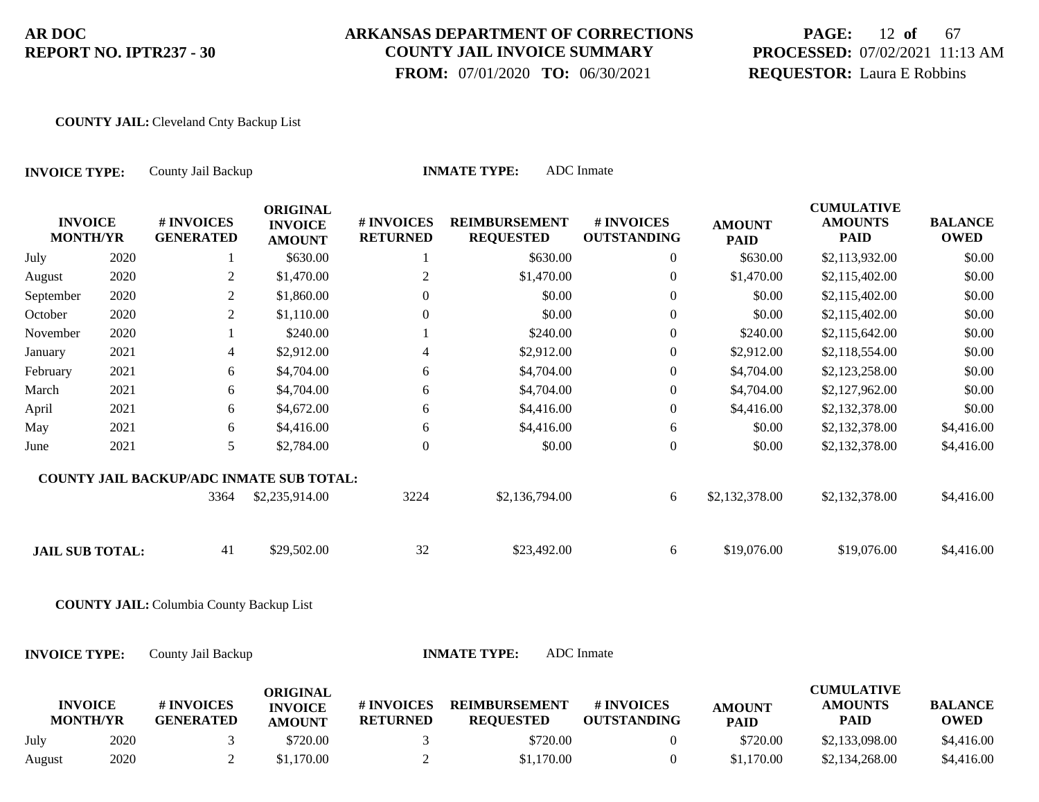**AR DOC**
**REPORT NO. IPTR237 - 30**

**ARKANSAS DEPARTMENT OF CORRECTIONS**
**COUNTY JAIL INVOICE SUMMARY**
**FROM:** 07/01/2020 **TO:** 06/30/2021

**PROCESSED:** 07/02/2021 11:13 AM
**REQUESTOR:** Laura E Robbins

**COUNTY JAIL:** Cleveland Cnty Backup List

**INVOICE TYPE:** County Jail Backup **INMATE TYPE:** ADC Inmate

| INVOICE MONTH/YR | | # INVOICES GENERATED | ORIGINAL INVOICE AMOUNT | # INVOICES RETURNED | REIMBURSEMENT REQUESTED | # INVOICES OUTSTANDING | AMOUNT PAID | CUMULATIVE AMOUNTS PAID | BALANCE OWED |
|---|---|---|---|---|---|---|---|---|---|
| July | 2020 | 1 | $630.00 | 1 | $630.00 | 0 | $630.00 | $2,113,932.00 | $0.00 |
| August | 2020 | 2 | $1,470.00 | 2 | $1,470.00 | 0 | $1,470.00 | $2,115,402.00 | $0.00 |
| September | 2020 | 2 | $1,860.00 | 0 | $0.00 | 0 | $0.00 | $2,115,402.00 | $0.00 |
| October | 2020 | 2 | $1,110.00 | 0 | $0.00 | 0 | $0.00 | $2,115,402.00 | $0.00 |
| November | 2020 | 1 | $240.00 | 1 | $240.00 | 0 | $240.00 | $2,115,642.00 | $0.00 |
| January | 2021 | 4 | $2,912.00 | 4 | $2,912.00 | 0 | $2,912.00 | $2,118,554.00 | $0.00 |
| February | 2021 | 6 | $4,704.00 | 6 | $4,704.00 | 0 | $4,704.00 | $2,123,258.00 | $0.00 |
| March | 2021 | 6 | $4,704.00 | 6 | $4,704.00 | 0 | $4,704.00 | $2,127,962.00 | $0.00 |
| April | 2021 | 6 | $4,672.00 | 6 | $4,416.00 | 0 | $4,416.00 | $2,132,378.00 | $0.00 |
| May | 2021 | 6 | $4,416.00 | 6 | $4,416.00 | 6 | $0.00 | $2,132,378.00 | $4,416.00 |
| June | 2021 | 5 | $2,784.00 | 0 | $0.00 | 0 | $0.00 | $2,132,378.00 | $4,416.00 |
| **COUNTY JAIL BACKUP/ADC INMATE SUB TOTAL:** | | 3364 | $2,235,914.00 | 3224 | $2,136,794.00 | 6 | $2,132,378.00 | $2,132,378.00 | $4,416.00 |
| **JAIL SUB TOTAL:** | | 41 | $29,502.00 | 32 | $23,492.00 | 6 | $19,076.00 | $19,076.00 | $4,416.00 |

**COUNTY JAIL:** Columbia County Backup List

**INVOICE TYPE:** County Jail Backup **INMATE TYPE:** ADC Inmate

| INVOICE MONTH/YR | | # INVOICES GENERATED | ORIGINAL INVOICE AMOUNT | # INVOICES RETURNED | REIMBURSEMENT REQUESTED | # INVOICES OUTSTANDING | AMOUNT PAID | CUMULATIVE AMOUNTS PAID | BALANCE OWED |
|---|---|---|---|---|---|---|---|---|---|
| July | 2020 | 3 | $720.00 | 3 | $720.00 | 0 | $720.00 | $2,133,098.00 | $4,416.00 |
| August | 2020 | 2 | $1,170.00 | 2 | $1,170.00 | 0 | $1,170.00 | $2,134,268.00 | $4,416.00 |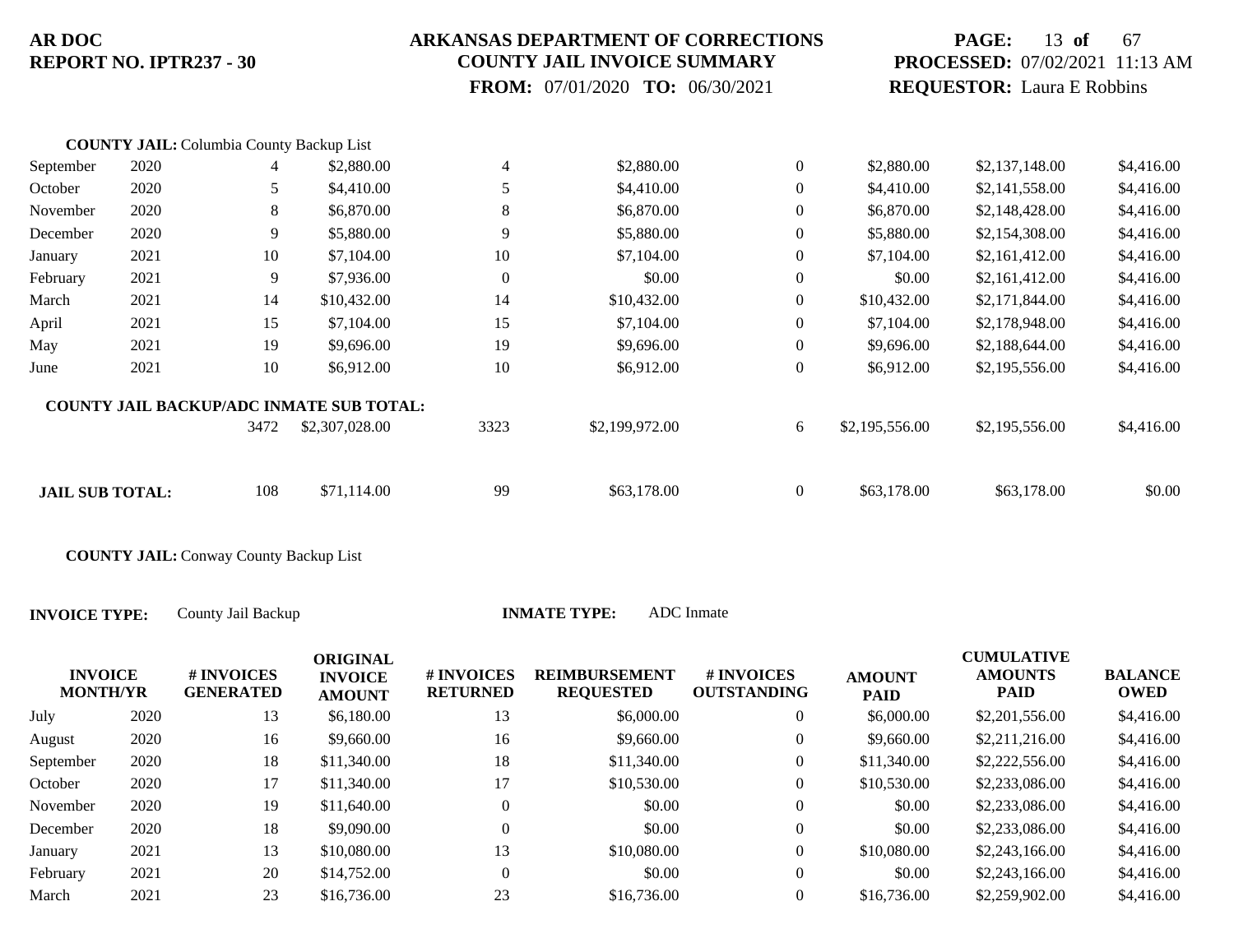**COUNTY JAIL:** Columbia County Backup List

| INVOICE MONTH/YR | | # INVOICES GENERATED | ORIGINAL INVOICE AMOUNT | # INVOICES RETURNED | REIMBURSEMENT REQUESTED | # INVOICES OUTSTANDING | AMOUNT PAID | CUMULATIVE AMOUNTS PAID | BALANCE OWED |
|---|---|---|---|---|---|---|---|---|---|
| September | 2020 | 4 | $2,880.00 | 4 | $2,880.00 | 0 | $2,880.00 | $2,137,148.00 | $4,416.00 |
| October | 2020 | 5 | $4,410.00 | 5 | $4,410.00 | 0 | $4,410.00 | $2,141,558.00 | $4,416.00 |
| November | 2020 | 8 | $6,870.00 | 8 | $6,870.00 | 0 | $6,870.00 | $2,148,428.00 | $4,416.00 |
| December | 2020 | 9 | $5,880.00 | 9 | $5,880.00 | 0 | $5,880.00 | $2,154,308.00 | $4,416.00 |
| January | 2021 | 10 | $7,104.00 | 10 | $7,104.00 | 0 | $7,104.00 | $2,161,412.00 | $4,416.00 |
| February | 2021 | 9 | $7,936.00 | 0 | $0.00 | 0 | $0.00 | $2,161,412.00 | $4,416.00 |
| March | 2021 | 14 | $10,432.00 | 14 | $10,432.00 | 0 | $10,432.00 | $2,171,844.00 | $4,416.00 |
| April | 2021 | 15 | $7,104.00 | 15 | $7,104.00 | 0 | $7,104.00 | $2,178,948.00 | $4,416.00 |
| May | 2021 | 19 | $9,696.00 | 19 | $9,696.00 | 0 | $9,696.00 | $2,188,644.00 | $4,416.00 |
| June | 2021 | 10 | $6,912.00 | 10 | $6,912.00 | 0 | $6,912.00 | $2,195,556.00 | $4,416.00 |
| **COUNTY JAIL BACKUP/ADC INMATE SUB TOTAL:** | | 3472 | $2,307,028.00 | 3323 | $2,199,972.00 | 6 | $2,195,556.00 | $2,195,556.00 | $4,416.00 |
| **JAIL SUB TOTAL:** | | 108 | $71,114.00 | 99 | $63,178.00 | 0 | $63,178.00 | $63,178.00 | $0.00 |

**COUNTY JAIL:** Conway County Backup List

**INVOICE TYPE:** County Jail Backup

**INMATE TYPE:** ADC Inmate

| INVOICE MONTH/YR | | # INVOICES GENERATED | ORIGINAL INVOICE AMOUNT | # INVOICES RETURNED | REIMBURSEMENT REQUESTED | # INVOICES OUTSTANDING | AMOUNT PAID | CUMULATIVE AMOUNTS PAID | BALANCE OWED |
|---|---|---|---|---|---|---|---|---|---|
| July | 2020 | 13 | $6,180.00 | 13 | $6,000.00 | 0 | $6,000.00 | $2,201,556.00 | $4,416.00 |
| August | 2020 | 16 | $9,660.00 | 16 | $9,660.00 | 0 | $9,660.00 | $2,211,216.00 | $4,416.00 |
| September | 2020 | 18 | $11,340.00 | 18 | $11,340.00 | 0 | $11,340.00 | $2,222,556.00 | $4,416.00 |
| October | 2020 | 17 | $11,340.00 | 17 | $10,530.00 | 0 | $10,530.00 | $2,233,086.00 | $4,416.00 |
| November | 2020 | 19 | $11,640.00 | 0 | $0.00 | 0 | $0.00 | $2,233,086.00 | $4,416.00 |
| December | 2020 | 18 | $9,090.00 | 0 | $0.00 | 0 | $0.00 | $2,233,086.00 | $4,416.00 |
| January | 2021 | 13 | $10,080.00 | 13 | $10,080.00 | 0 | $10,080.00 | $2,243,166.00 | $4,416.00 |
| February | 2021 | 20 | $14,752.00 | 0 | $0.00 | 0 | $0.00 | $2,243,166.00 | $4,416.00 |
| March | 2021 | 23 | $16,736.00 | 23 | $16,736.00 | 0 | $16,736.00 | $2,259,902.00 | $4,416.00 |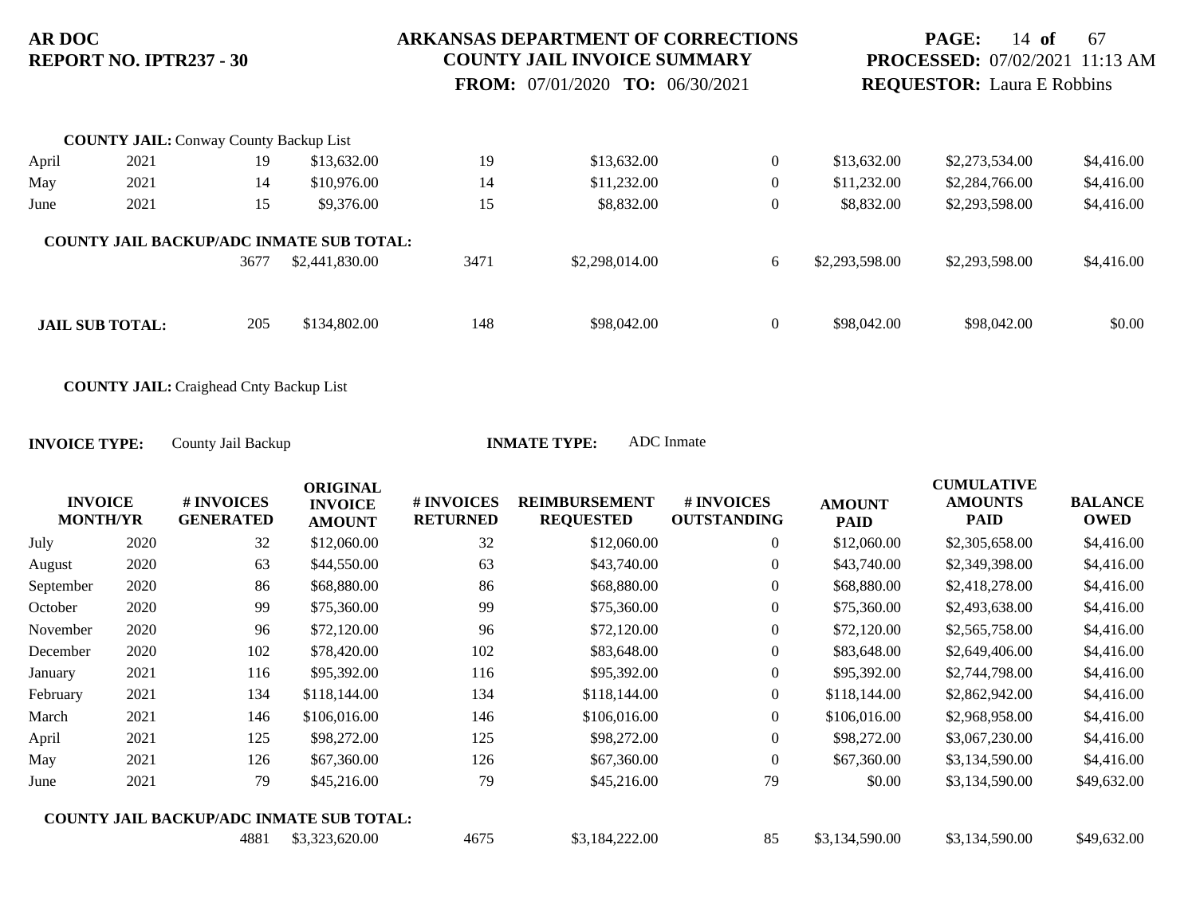**COUNTY JAIL:** Conway County Backup List

| | | | | | | | | | |
|---|---|---|---|---|---|---|---|---|---|
| April | 2021 | 19 | $13,632.00 | 19 | $13,632.00 | 0 | $13,632.00 | $2,273,534.00 | $4,416.00 |
| May | 2021 | 14 | $10,976.00 | 14 | $11,232.00 | 0 | $11,232.00 | $2,284,766.00 | $4,416.00 |
| June | 2021 | 15 | $9,376.00 | 15 | $8,832.00 | 0 | $8,832.00 | $2,293,598.00 | $4,416.00 |
| **COUNTY JAIL BACKUP/ADC INMATE SUB TOTAL:** | | 3677 | $2,441,830.00 | 3471 | $2,298,014.00 | 6 | $2,293,598.00 | $2,293,598.00 | $4,416.00 |
| **JAIL SUB TOTAL:** | | 205 | $134,802.00 | 148 | $98,042.00 | 0 | $98,042.00 | $98,042.00 | $0.00 |

**COUNTY JAIL:** Craighead Cnty Backup List

**INVOICE TYPE:** County Jail Backup **INMATE TYPE:** ADC Inmate

| INVOICE MONTH/YR | | # INVOICES GENERATED | ORIGINAL INVOICE AMOUNT | # INVOICES RETURNED | REIMBURSEMENT REQUESTED | # INVOICES OUTSTANDING | AMOUNT PAID | CUMULATIVE AMOUNTS PAID | BALANCE OWED |
|---|---|---|---|---|---|---|---|---|---|
| July | 2020 | 32 | $12,060.00 | 32 | $12,060.00 | 0 | $12,060.00 | $2,305,658.00 | $4,416.00 |
| August | 2020 | 63 | $44,550.00 | 63 | $43,740.00 | 0 | $43,740.00 | $2,349,398.00 | $4,416.00 |
| September | 2020 | 86 | $68,880.00 | 86 | $68,880.00 | 0 | $68,880.00 | $2,418,278.00 | $4,416.00 |
| October | 2020 | 99 | $75,360.00 | 99 | $75,360.00 | 0 | $75,360.00 | $2,493,638.00 | $4,416.00 |
| November | 2020 | 96 | $72,120.00 | 96 | $72,120.00 | 0 | $72,120.00 | $2,565,758.00 | $4,416.00 |
| December | 2020 | 102 | $78,420.00 | 102 | $83,648.00 | 0 | $83,648.00 | $2,649,406.00 | $4,416.00 |
| January | 2021 | 116 | $95,392.00 | 116 | $95,392.00 | 0 | $95,392.00 | $2,744,798.00 | $4,416.00 |
| February | 2021 | 134 | $118,144.00 | 134 | $118,144.00 | 0 | $118,144.00 | $2,862,942.00 | $4,416.00 |
| March | 2021 | 146 | $106,016.00 | 146 | $106,016.00 | 0 | $106,016.00 | $2,968,958.00 | $4,416.00 |
| April | 2021 | 125 | $98,272.00 | 125 | $98,272.00 | 0 | $98,272.00 | $3,067,230.00 | $4,416.00 |
| May | 2021 | 126 | $67,360.00 | 126 | $67,360.00 | 0 | $67,360.00 | $3,134,590.00 | $4,416.00 |
| June | 2021 | 79 | $45,216.00 | 79 | $45,216.00 | 79 | $0.00 | $3,134,590.00 | $49,632.00 |
| **COUNTY JAIL BACKUP/ADC INMATE SUB TOTAL:** | | 4881 | $3,323,620.00 | 4675 | $3,184,222.00 | 85 | $3,134,590.00 | $3,134,590.00 | $49,632.00 |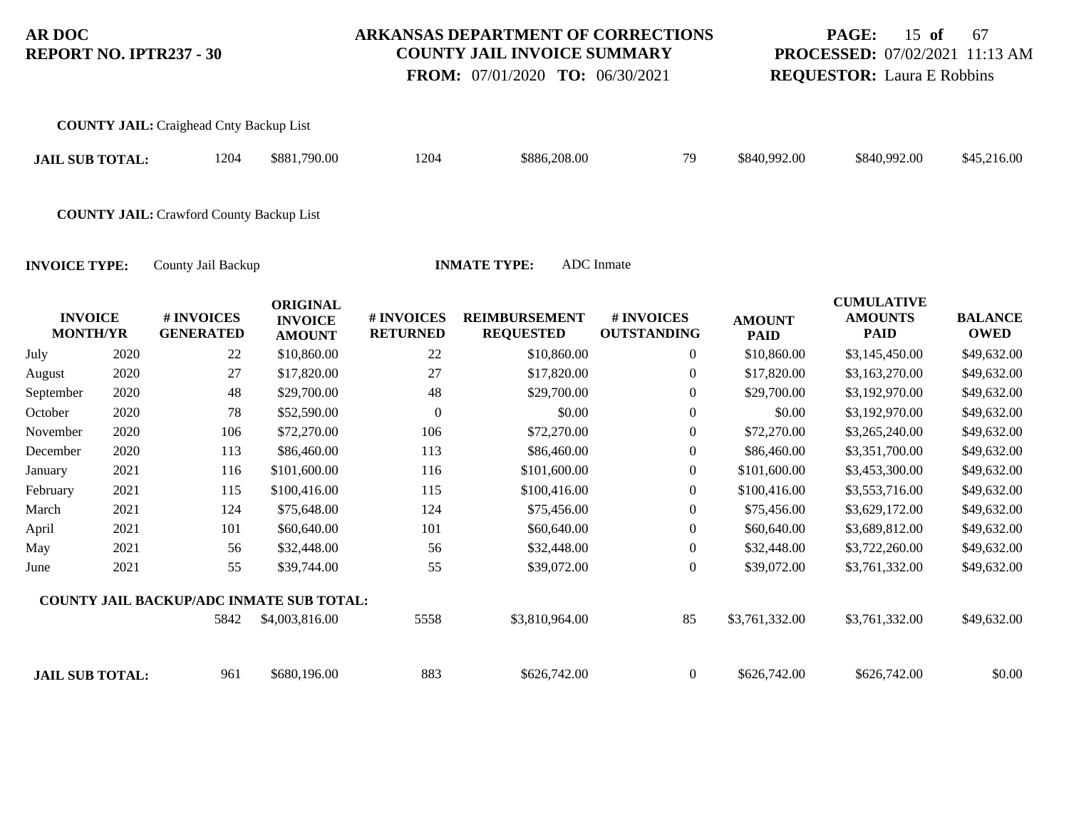**COUNTY JAIL:** Craighead Cnty Backup List

| **JAIL SUB TOTAL:** | 1204 | $881,790.00 | 1204 | $886,208.00 | 79 | $840,992.00 | $840,992.00 | $45,216.00 |
|---|---|---|---|---|---|---|---|---|

**COUNTY JAIL:** Crawford County Backup List

**INVOICE TYPE:** County Jail Backup **INMATE TYPE:** ADC Inmate

| INVOICE MONTH/YR | | # INVOICES GENERATED | ORIGINAL INVOICE AMOUNT | # INVOICES RETURNED | REIMBURSEMENT REQUESTED | # INVOICES OUTSTANDING | AMOUNT PAID | CUMULATIVE AMOUNTS PAID | BALANCE OWED |
|---|---|---|---|---|---|---|---|---|---|
| July | 2020 | 22 | $10,860.00 | 22 | $10,860.00 | 0 | $10,860.00 | $3,145,450.00 | $49,632.00 |
| August | 2020 | 27 | $17,820.00 | 27 | $17,820.00 | 0 | $17,820.00 | $3,163,270.00 | $49,632.00 |
| September | 2020 | 48 | $29,700.00 | 48 | $29,700.00 | 0 | $29,700.00 | $3,192,970.00 | $49,632.00 |
| October | 2020 | 78 | $52,590.00 | 0 | $0.00 | 0 | $0.00 | $3,192,970.00 | $49,632.00 |
| November | 2020 | 106 | $72,270.00 | 106 | $72,270.00 | 0 | $72,270.00 | $3,265,240.00 | $49,632.00 |
| December | 2020 | 113 | $86,460.00 | 113 | $86,460.00 | 0 | $86,460.00 | $3,351,700.00 | $49,632.00 |
| January | 2021 | 116 | $101,600.00 | 116 | $101,600.00 | 0 | $101,600.00 | $3,453,300.00 | $49,632.00 |
| February | 2021 | 115 | $100,416.00 | 115 | $100,416.00 | 0 | $100,416.00 | $3,553,716.00 | $49,632.00 |
| March | 2021 | 124 | $75,648.00 | 124 | $75,456.00 | 0 | $75,456.00 | $3,629,172.00 | $49,632.00 |
| April | 2021 | 101 | $60,640.00 | 101 | $60,640.00 | 0 | $60,640.00 | $3,689,812.00 | $49,632.00 |
| May | 2021 | 56 | $32,448.00 | 56 | $32,448.00 | 0 | $32,448.00 | $3,722,260.00 | $49,632.00 |
| June | 2021 | 55 | $39,744.00 | 55 | $39,072.00 | 0 | $39,072.00 | $3,761,332.00 | $49,632.00 |
| **COUNTY JAIL BACKUP/ADC INMATE SUB TOTAL:** | | 5842 | $4,003,816.00 | 5558 | $3,810,964.00 | 85 | $3,761,332.00 | $3,761,332.00 | $49,632.00 |

| **JAIL SUB TOTAL:** | 961 | $680,196.00 | 883 | $626,742.00 | 0 | $626,742.00 | $626,742.00 | $0.00 |
|---|---|---|---|---|---|---|---|---|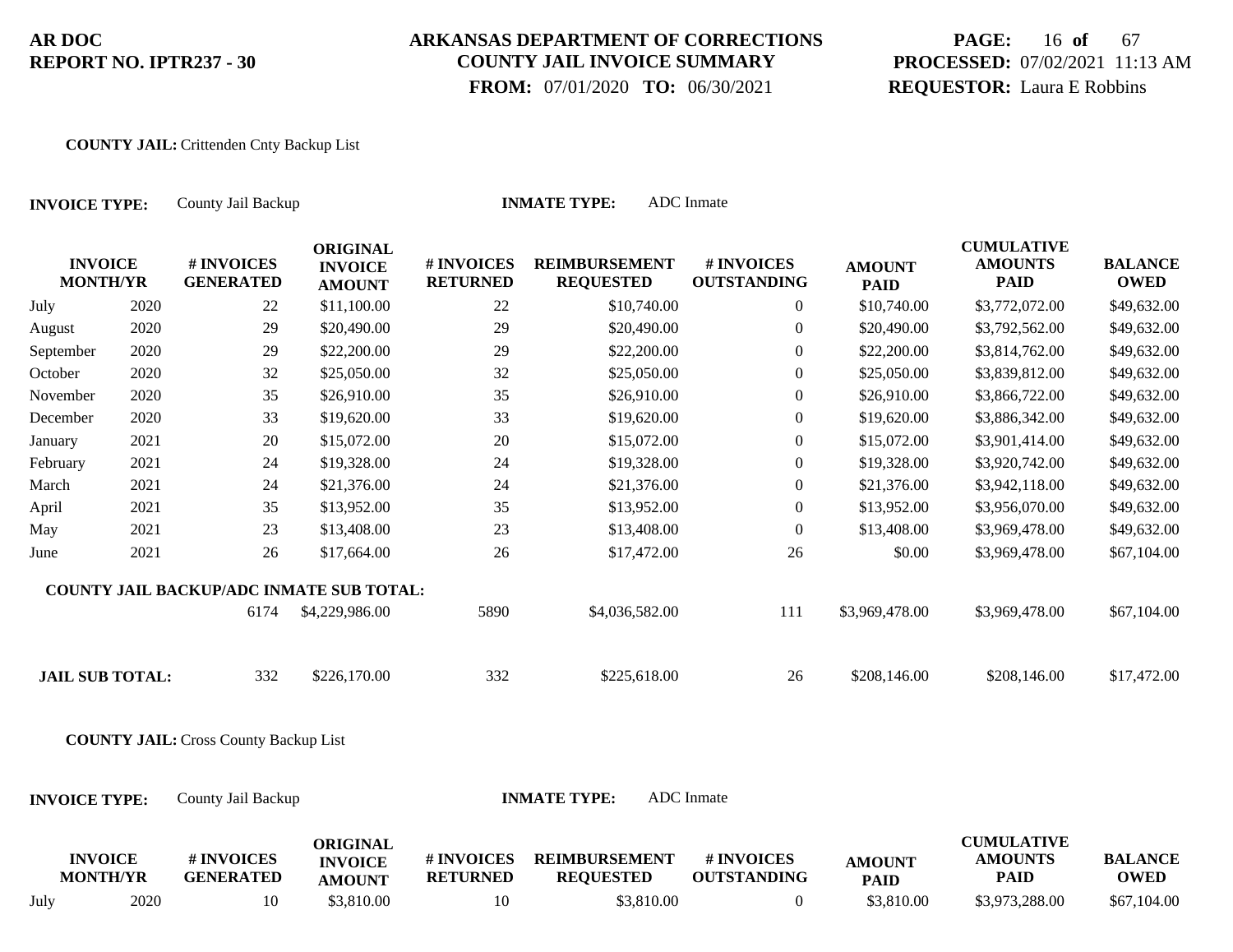**AR DOC**
**REPORT NO. IPTR237 - 30**

**ARKANSAS DEPARTMENT OF CORRECTIONS**
**COUNTY JAIL INVOICE SUMMARY**
**FROM:** 07/01/2020 **TO:** 06/30/2021

**PROCESSED:** 07/02/2021 11:13 AM
**REQUESTOR:** Laura E Robbins

**COUNTY JAIL:** Crittenden Cnty Backup List

**INVOICE TYPE:** County Jail Backup **INMATE TYPE:** ADC Inmate

| INVOICE MONTH | YR | # INVOICES GENERATED | ORIGINAL INVOICE AMOUNT | # INVOICES RETURNED | REIMBURSEMENT REQUESTED | # INVOICES OUTSTANDING | AMOUNT PAID | CUMULATIVE AMOUNTS PAID | BALANCE OWED |
|---|---|---|---|---|---|---|---|---|---|
| July | 2020 | 22 | $11,100.00 | 22 | $10,740.00 | 0 | $10,740.00 | $3,772,072.00 | $49,632.00 |
| August | 2020 | 29 | $20,490.00 | 29 | $20,490.00 | 0 | $20,490.00 | $3,792,562.00 | $49,632.00 |
| September | 2020 | 29 | $22,200.00 | 29 | $22,200.00 | 0 | $22,200.00 | $3,814,762.00 | $49,632.00 |
| October | 2020 | 32 | $25,050.00 | 32 | $25,050.00 | 0 | $25,050.00 | $3,839,812.00 | $49,632.00 |
| November | 2020 | 35 | $26,910.00 | 35 | $26,910.00 | 0 | $26,910.00 | $3,866,722.00 | $49,632.00 |
| December | 2020 | 33 | $19,620.00 | 33 | $19,620.00 | 0 | $19,620.00 | $3,886,342.00 | $49,632.00 |
| January | 2021 | 20 | $15,072.00 | 20 | $15,072.00 | 0 | $15,072.00 | $3,901,414.00 | $49,632.00 |
| February | 2021 | 24 | $19,328.00 | 24 | $19,328.00 | 0 | $19,328.00 | $3,920,742.00 | $49,632.00 |
| March | 2021 | 24 | $21,376.00 | 24 | $21,376.00 | 0 | $21,376.00 | $3,942,118.00 | $49,632.00 |
| April | 2021 | 35 | $13,952.00 | 35 | $13,952.00 | 0 | $13,952.00 | $3,956,070.00 | $49,632.00 |
| May | 2021 | 23 | $13,408.00 | 23 | $13,408.00 | 0 | $13,408.00 | $3,969,478.00 | $49,632.00 |
| June | 2021 | 26 | $17,664.00 | 26 | $17,472.00 | 26 | $0.00 | $3,969,478.00 | $67,104.00 |
| **COUNTY JAIL BACKUP/ADC INMATE SUB TOTAL:** | | 6174 | $4,229,986.00 | 5890 | $4,036,582.00 | 111 | $3,969,478.00 | $3,969,478.00 | $67,104.00 |
| **JAIL SUB TOTAL:** | | 332 | $226,170.00 | 332 | $225,618.00 | 26 | $208,146.00 | $208,146.00 | $17,472.00 |

**COUNTY JAIL:** Cross County Backup List

**INVOICE TYPE:** County Jail Backup **INMATE TYPE:** ADC Inmate

| INVOICE MONTH | YR | # INVOICES GENERATED | ORIGINAL INVOICE AMOUNT | # INVOICES RETURNED | REIMBURSEMENT REQUESTED | # INVOICES OUTSTANDING | AMOUNT PAID | CUMULATIVE AMOUNTS PAID | BALANCE OWED |
|---|---|---|---|---|---|---|---|---|---|
| July | 2020 | 10 | $3,810.00 | 10 | $3,810.00 | 0 | $3,810.00 | $3,973,288.00 | $67,104.00 |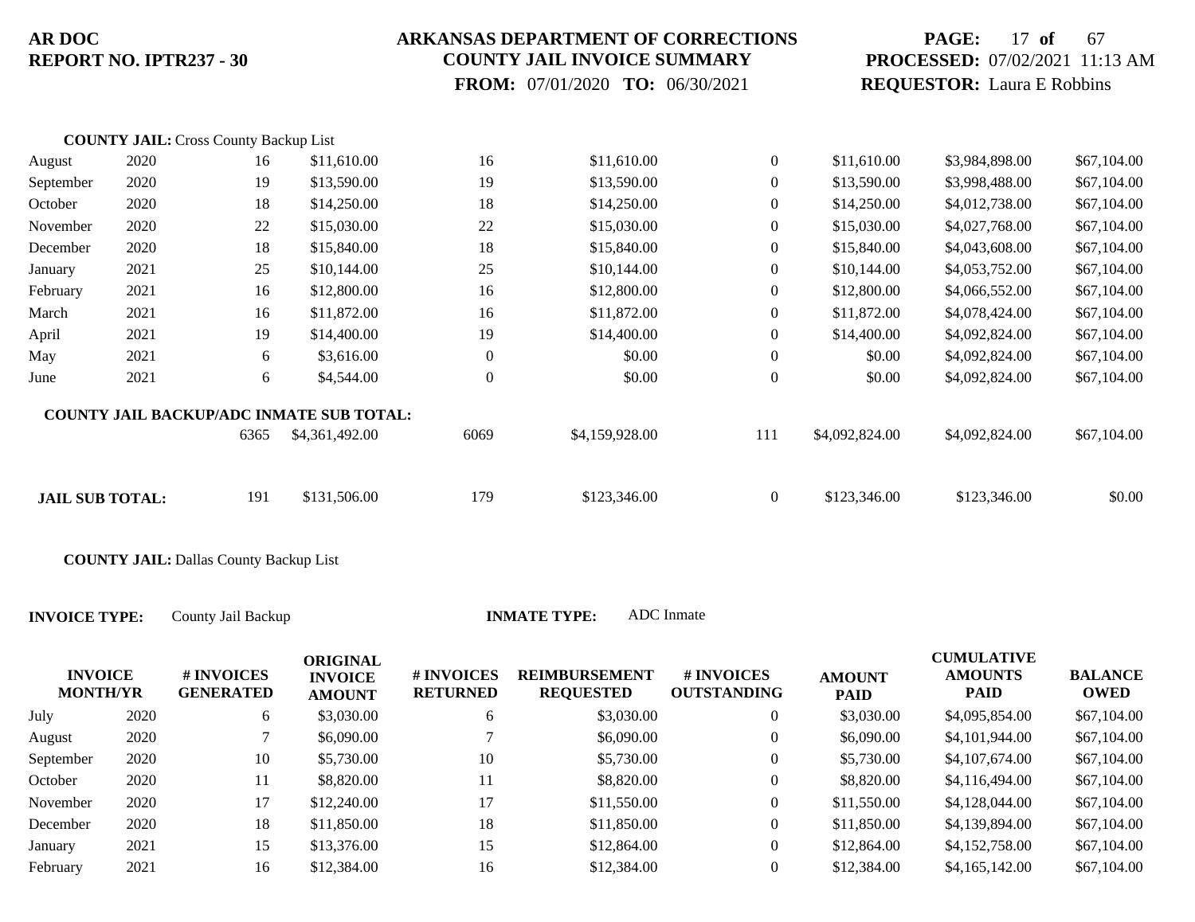**COUNTY JAIL:** Cross County Backup List

| INVOICE MONTH/YR | | # INVOICES GENERATED | ORIGINAL INVOICE AMOUNT | # INVOICES RETURNED | REIMBURSEMENT REQUESTED | # INVOICES OUTSTANDING | AMOUNT PAID | CUMULATIVE AMOUNTS PAID | BALANCE OWED |
|---|---|---|---|---|---|---|---|---|---|
| August | 2020 | 16 | $11,610.00 | 16 | $11,610.00 | 0 | $11,610.00 | $3,984,898.00 | $67,104.00 |
| September | 2020 | 19 | $13,590.00 | 19 | $13,590.00 | 0 | $13,590.00 | $3,998,488.00 | $67,104.00 |
| October | 2020 | 18 | $14,250.00 | 18 | $14,250.00 | 0 | $14,250.00 | $4,012,738.00 | $67,104.00 |
| November | 2020 | 22 | $15,030.00 | 22 | $15,030.00 | 0 | $15,030.00 | $4,027,768.00 | $67,104.00 |
| December | 2020 | 18 | $15,840.00 | 18 | $15,840.00 | 0 | $15,840.00 | $4,043,608.00 | $67,104.00 |
| January | 2021 | 25 | $10,144.00 | 25 | $10,144.00 | 0 | $10,144.00 | $4,053,752.00 | $67,104.00 |
| February | 2021 | 16 | $12,800.00 | 16 | $12,800.00 | 0 | $12,800.00 | $4,066,552.00 | $67,104.00 |
| March | 2021 | 16 | $11,872.00 | 16 | $11,872.00 | 0 | $11,872.00 | $4,078,424.00 | $67,104.00 |
| April | 2021 | 19 | $14,400.00 | 19 | $14,400.00 | 0 | $14,400.00 | $4,092,824.00 | $67,104.00 |
| May | 2021 | 6 | $3,616.00 | 0 | $0.00 | 0 | $0.00 | $4,092,824.00 | $67,104.00 |
| June | 2021 | 6 | $4,544.00 | 0 | $0.00 | 0 | $0.00 | $4,092,824.00 | $67,104.00 |
| **COUNTY JAIL BACKUP/ADC INMATE SUB TOTAL:** | | 6365 | $4,361,492.00 | 6069 | $4,159,928.00 | 111 | $4,092,824.00 | $4,092,824.00 | $67,104.00 |
| **JAIL SUB TOTAL:** | | 191 | $131,506.00 | 179 | $123,346.00 | 0 | $123,346.00 | $123,346.00 | $0.00 |

**COUNTY JAIL:** Dallas County Backup List

**INVOICE TYPE:** County Jail Backup **INMATE TYPE:** ADC Inmate

| INVOICE MONTH/YR | | # INVOICES GENERATED | ORIGINAL INVOICE AMOUNT | # INVOICES RETURNED | REIMBURSEMENT REQUESTED | # INVOICES OUTSTANDING | AMOUNT PAID | CUMULATIVE AMOUNTS PAID | BALANCE OWED |
|---|---|---|---|---|---|---|---|---|---|
| July | 2020 | 6 | $3,030.00 | 6 | $3,030.00 | 0 | $3,030.00 | $4,095,854.00 | $67,104.00 |
| August | 2020 | 7 | $6,090.00 | 7 | $6,090.00 | 0 | $6,090.00 | $4,101,944.00 | $67,104.00 |
| September | 2020 | 10 | $5,730.00 | 10 | $5,730.00 | 0 | $5,730.00 | $4,107,674.00 | $67,104.00 |
| October | 2020 | 11 | $8,820.00 | 11 | $8,820.00 | 0 | $8,820.00 | $4,116,494.00 | $67,104.00 |
| November | 2020 | 17 | $12,240.00 | 17 | $11,550.00 | 0 | $11,550.00 | $4,128,044.00 | $67,104.00 |
| December | 2020 | 18 | $11,850.00 | 18 | $11,850.00 | 0 | $11,850.00 | $4,139,894.00 | $67,104.00 |
| January | 2021 | 15 | $13,376.00 | 15 | $12,864.00 | 0 | $12,864.00 | $4,152,758.00 | $67,104.00 |
| February | 2021 | 16 | $12,384.00 | 16 | $12,384.00 | 0 | $12,384.00 | $4,165,142.00 | $67,104.00 |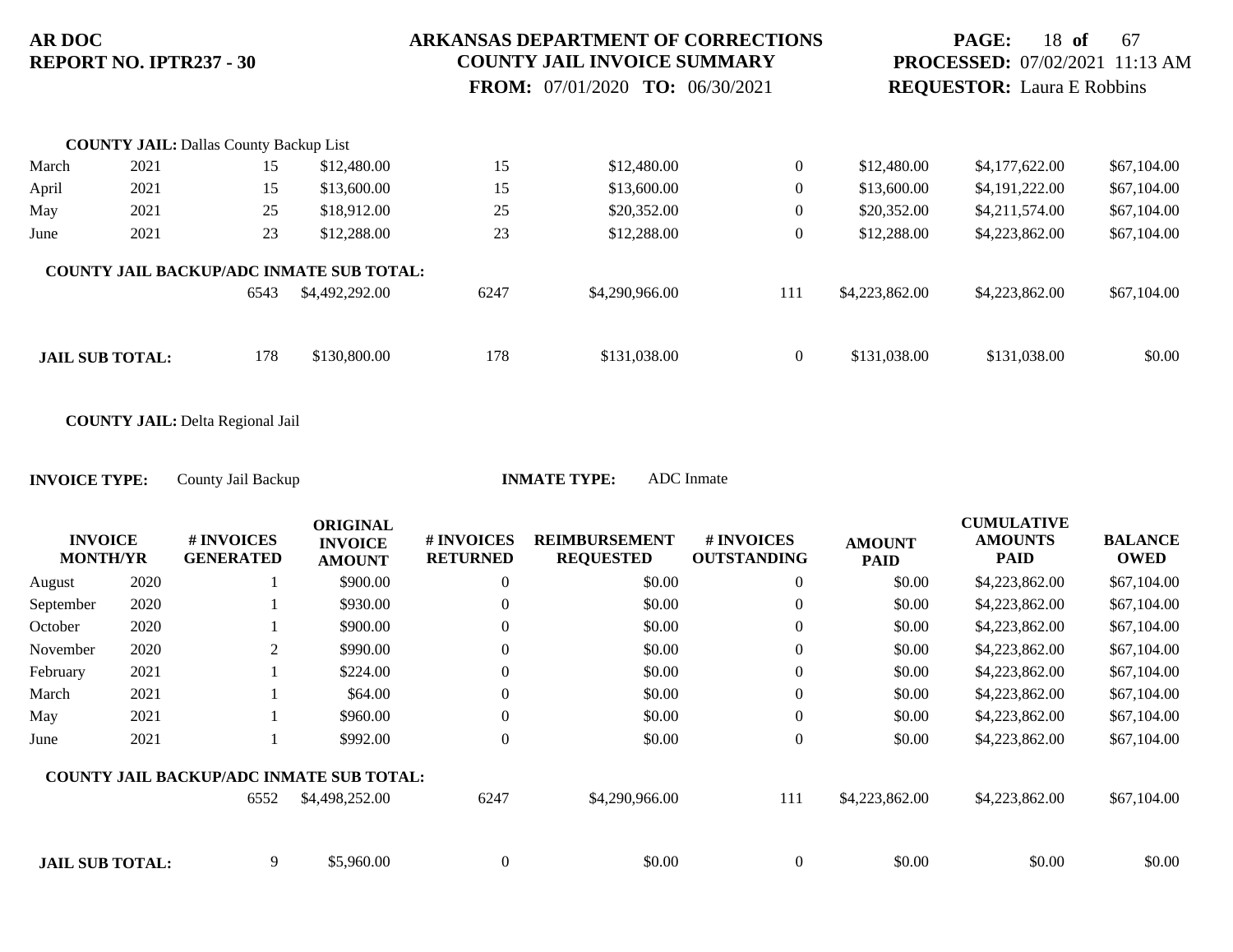**COUNTY JAIL:** Dallas County Backup List

| | | | | | | | | | |
|---|---|---|---|---|---|---|---|---|---|
| March | 2021 | 15 | $12,480.00 | 15 | $12,480.00 | 0 | $12,480.00 | $4,177,622.00 | $67,104.00 |
| April | 2021 | 15 | $13,600.00 | 15 | $13,600.00 | 0 | $13,600.00 | $4,191,222.00 | $67,104.00 |
| May | 2021 | 25 | $18,912.00 | 25 | $20,352.00 | 0 | $20,352.00 | $4,211,574.00 | $67,104.00 |
| June | 2021 | 23 | $12,288.00 | 23 | $12,288.00 | 0 | $12,288.00 | $4,223,862.00 | $67,104.00 |
| **COUNTY JAIL BACKUP/ADC INMATE SUB TOTAL:** | | 6543 | $4,492,292.00 | 6247 | $4,290,966.00 | 111 | $4,223,862.00 | $4,223,862.00 | $67,104.00 |
| **JAIL SUB TOTAL:** | | 178 | $130,800.00 | 178 | $131,038.00 | 0 | $131,038.00 | $131,038.00 | $0.00 |

**COUNTY JAIL:** Delta Regional Jail

**INVOICE TYPE:** County Jail Backup **INMATE TYPE:** ADC Inmate

| INVOICE MONTH/YR | | # INVOICES GENERATED | ORIGINAL INVOICE AMOUNT | # INVOICES RETURNED | REIMBURSEMENT REQUESTED | # INVOICES OUTSTANDING | AMOUNT PAID | CUMULATIVE AMOUNTS PAID | BALANCE OWED |
|---|---|---|---|---|---|---|---|---|---|
| August | 2020 | 1 | $900.00 | 0 | $0.00 | 0 | $0.00 | $4,223,862.00 | $67,104.00 |
| September | 2020 | 1 | $930.00 | 0 | $0.00 | 0 | $0.00 | $4,223,862.00 | $67,104.00 |
| October | 2020 | 1 | $900.00 | 0 | $0.00 | 0 | $0.00 | $4,223,862.00 | $67,104.00 |
| November | 2020 | 2 | $990.00 | 0 | $0.00 | 0 | $0.00 | $4,223,862.00 | $67,104.00 |
| February | 2021 | 1 | $224.00 | 0 | $0.00 | 0 | $0.00 | $4,223,862.00 | $67,104.00 |
| March | 2021 | 1 | $64.00 | 0 | $0.00 | 0 | $0.00 | $4,223,862.00 | $67,104.00 |
| May | 2021 | 1 | $960.00 | 0 | $0.00 | 0 | $0.00 | $4,223,862.00 | $67,104.00 |
| June | 2021 | 1 | $992.00 | 0 | $0.00 | 0 | $0.00 | $4,223,862.00 | $67,104.00 |
| **COUNTY JAIL BACKUP/ADC INMATE SUB TOTAL:** | | 6552 | $4,498,252.00 | 6247 | $4,290,966.00 | 111 | $4,223,862.00 | $4,223,862.00 | $67,104.00 |
| **JAIL SUB TOTAL:** | | 9 | $5,960.00 | 0 | $0.00 | 0 | $0.00 | $0.00 | $0.00 |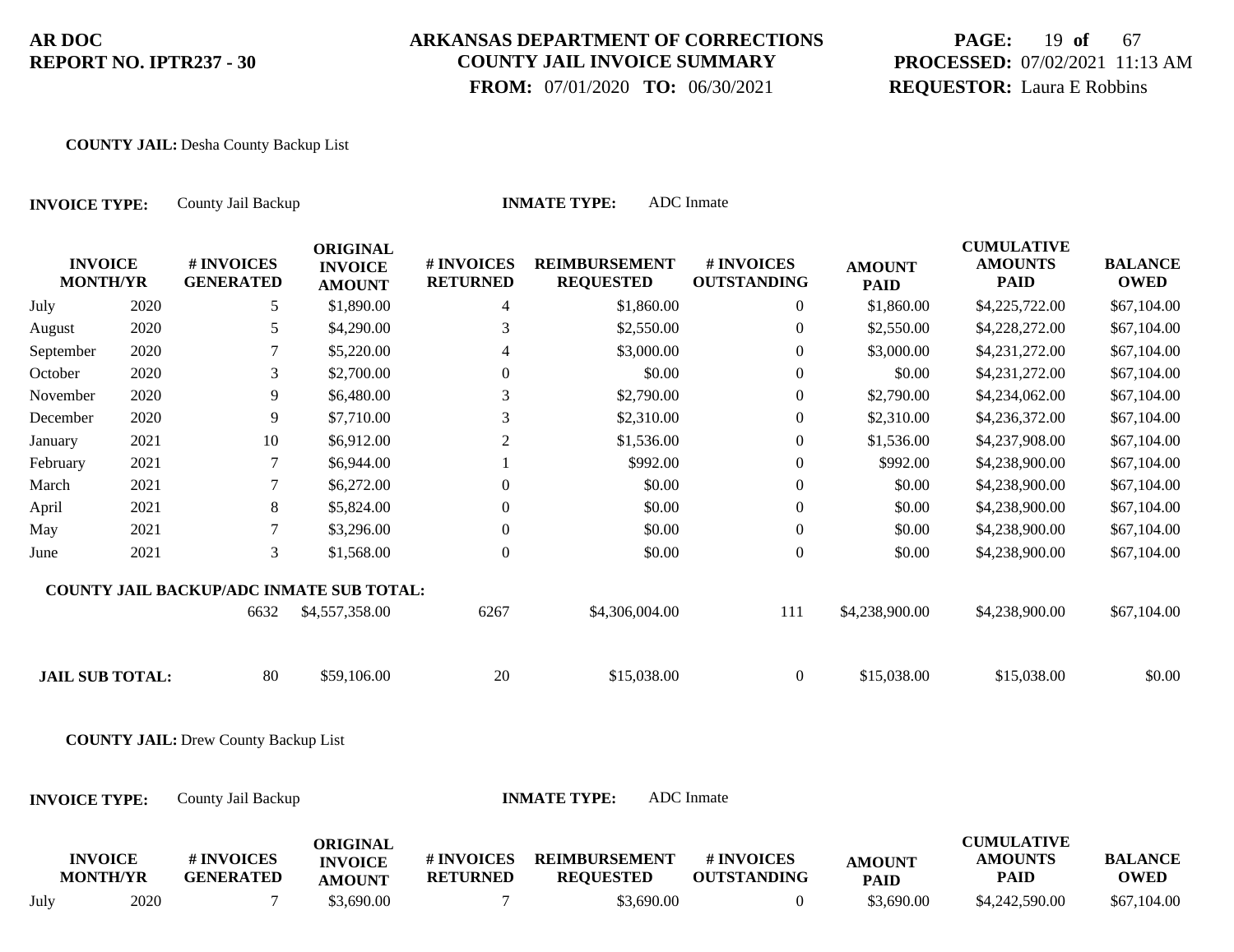**AR DOC**
**REPORT NO. IPTR237 - 30**

**ARKANSAS DEPARTMENT OF CORRECTIONS**
**COUNTY JAIL INVOICE SUMMARY**
**FROM:** 07/01/2020 **TO:** 06/30/2021

**PROCESSED:** 07/02/2021 11:13 AM
**REQUESTOR:** Laura E Robbins

**COUNTY JAIL:** Desha County Backup List

**INVOICE TYPE:** County Jail Backup **INMATE TYPE:** ADC Inmate

| INVOICE MONTH/YR | | # INVOICES GENERATED | ORIGINAL INVOICE AMOUNT | # INVOICES RETURNED | REIMBURSEMENT REQUESTED | # INVOICES OUTSTANDING | AMOUNT PAID | CUMULATIVE AMOUNTS PAID | BALANCE OWED |
|---|---|---|---|---|---|---|---|---|---|
| July | 2020 | 5 | $1,890.00 | 4 | $1,860.00 | 0 | $1,860.00 | $4,225,722.00 | $67,104.00 |
| August | 2020 | 5 | $4,290.00 | 3 | $2,550.00 | 0 | $2,550.00 | $4,228,272.00 | $67,104.00 |
| September | 2020 | 7 | $5,220.00 | 4 | $3,000.00 | 0 | $3,000.00 | $4,231,272.00 | $67,104.00 |
| October | 2020 | 3 | $2,700.00 | 0 | $0.00 | 0 | $0.00 | $4,231,272.00 | $67,104.00 |
| November | 2020 | 9 | $6,480.00 | 3 | $2,790.00 | 0 | $2,790.00 | $4,234,062.00 | $67,104.00 |
| December | 2020 | 9 | $7,710.00 | 3 | $2,310.00 | 0 | $2,310.00 | $4,236,372.00 | $67,104.00 |
| January | 2021 | 10 | $6,912.00 | 2 | $1,536.00 | 0 | $1,536.00 | $4,237,908.00 | $67,104.00 |
| February | 2021 | 7 | $6,944.00 | 1 | $992.00 | 0 | $992.00 | $4,238,900.00 | $67,104.00 |
| March | 2021 | 7 | $6,272.00 | 0 | $0.00 | 0 | $0.00 | $4,238,900.00 | $67,104.00 |
| April | 2021 | 8 | $5,824.00 | 0 | $0.00 | 0 | $0.00 | $4,238,900.00 | $67,104.00 |
| May | 2021 | 7 | $3,296.00 | 0 | $0.00 | 0 | $0.00 | $4,238,900.00 | $67,104.00 |
| June | 2021 | 3 | $1,568.00 | 0 | $0.00 | 0 | $0.00 | $4,238,900.00 | $67,104.00 |
| **COUNTY JAIL BACKUP/ADC INMATE SUB TOTAL:** | | 6632 | $4,557,358.00 | 6267 | $4,306,004.00 | 111 | $4,238,900.00 | $4,238,900.00 | $67,104.00 |
| **JAIL SUB TOTAL:** | | 80 | $59,106.00 | 20 | $15,038.00 | 0 | $15,038.00 | $15,038.00 | $0.00 |

**COUNTY JAIL:** Drew County Backup List

**INVOICE TYPE:** County Jail Backup **INMATE TYPE:** ADC Inmate

| INVOICE MONTH/YR | | # INVOICES GENERATED | ORIGINAL INVOICE AMOUNT | # INVOICES RETURNED | REIMBURSEMENT REQUESTED | # INVOICES OUTSTANDING | AMOUNT PAID | CUMULATIVE AMOUNTS PAID | BALANCE OWED |
|---|---|---|---|---|---|---|---|---|---|
| July | 2020 | 7 | $3,690.00 | 7 | $3,690.00 | 0 | $3,690.00 | $4,242,590.00 | $67,104.00 |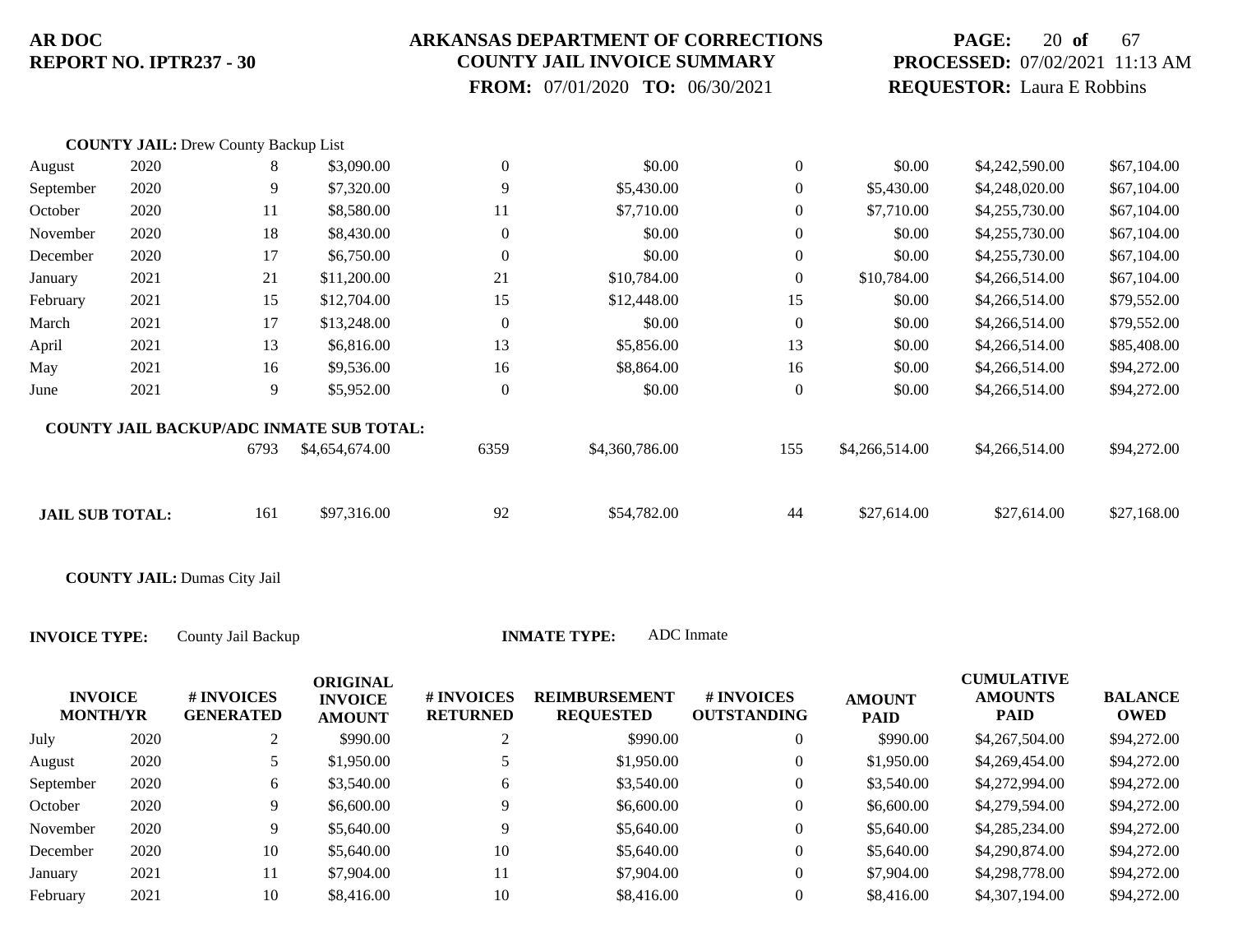**COUNTY JAIL:** Drew County Backup List

| INVOICE MONTH/YR | | # INVOICES GENERATED | ORIGINAL INVOICE AMOUNT | # INVOICES RETURNED | REIMBURSEMENT REQUESTED | # INVOICES OUTSTANDING | AMOUNT PAID | CUMULATIVE AMOUNTS PAID | BALANCE OWED |
|---|---|---|---|---|---|---|---|---|---|
| August | 2020 | 8 | $3,090.00 | 0 | $0.00 | 0 | $0.00 | $4,242,590.00 | $67,104.00 |
| September | 2020 | 9 | $7,320.00 | 9 | $5,430.00 | 0 | $5,430.00 | $4,248,020.00 | $67,104.00 |
| October | 2020 | 11 | $8,580.00 | 11 | $7,710.00 | 0 | $7,710.00 | $4,255,730.00 | $67,104.00 |
| November | 2020 | 18 | $8,430.00 | 0 | $0.00 | 0 | $0.00 | $4,255,730.00 | $67,104.00 |
| December | 2020 | 17 | $6,750.00 | 0 | $0.00 | 0 | $0.00 | $4,255,730.00 | $67,104.00 |
| January | 2021 | 21 | $11,200.00 | 21 | $10,784.00 | 0 | $10,784.00 | $4,266,514.00 | $67,104.00 |
| February | 2021 | 15 | $12,704.00 | 15 | $12,448.00 | 15 | $0.00 | $4,266,514.00 | $79,552.00 |
| March | 2021 | 17 | $13,248.00 | 0 | $0.00 | 0 | $0.00 | $4,266,514.00 | $79,552.00 |
| April | 2021 | 13 | $6,816.00 | 13 | $5,856.00 | 13 | $0.00 | $4,266,514.00 | $85,408.00 |
| May | 2021 | 16 | $9,536.00 | 16 | $8,864.00 | 16 | $0.00 | $4,266,514.00 | $94,272.00 |
| June | 2021 | 9 | $5,952.00 | 0 | $0.00 | 0 | $0.00 | $4,266,514.00 | $94,272.00 |
| **COUNTY JAIL BACKUP/ADC INMATE SUB TOTAL:** | | 6793 | $4,654,674.00 | 6359 | $4,360,786.00 | 155 | $4,266,514.00 | $4,266,514.00 | $94,272.00 |
| **JAIL SUB TOTAL:** | | 161 | $97,316.00 | 92 | $54,782.00 | 44 | $27,614.00 | $27,614.00 | $27,168.00 |

**COUNTY JAIL:** Dumas City Jail

**INVOICE TYPE:** County Jail Backup **INMATE TYPE:** ADC Inmate

| INVOICE MONTH/YR | | # INVOICES GENERATED | ORIGINAL INVOICE AMOUNT | # INVOICES RETURNED | REIMBURSEMENT REQUESTED | # INVOICES OUTSTANDING | AMOUNT PAID | CUMULATIVE AMOUNTS PAID | BALANCE OWED |
|---|---|---|---|---|---|---|---|---|---|
| July | 2020 | 2 | $990.00 | 2 | $990.00 | 0 | $990.00 | $4,267,504.00 | $94,272.00 |
| August | 2020 | 5 | $1,950.00 | 5 | $1,950.00 | 0 | $1,950.00 | $4,269,454.00 | $94,272.00 |
| September | 2020 | 6 | $3,540.00 | 6 | $3,540.00 | 0 | $3,540.00 | $4,272,994.00 | $94,272.00 |
| October | 2020 | 9 | $6,600.00 | 9 | $6,600.00 | 0 | $6,600.00 | $4,279,594.00 | $94,272.00 |
| November | 2020 | 9 | $5,640.00 | 9 | $5,640.00 | 0 | $5,640.00 | $4,285,234.00 | $94,272.00 |
| December | 2020 | 10 | $5,640.00 | 10 | $5,640.00 | 0 | $5,640.00 | $4,290,874.00 | $94,272.00 |
| January | 2021 | 11 | $7,904.00 | 11 | $7,904.00 | 0 | $7,904.00 | $4,298,778.00 | $94,272.00 |
| February | 2021 | 10 | $8,416.00 | 10 | $8,416.00 | 0 | $8,416.00 | $4,307,194.00 | $94,272.00 |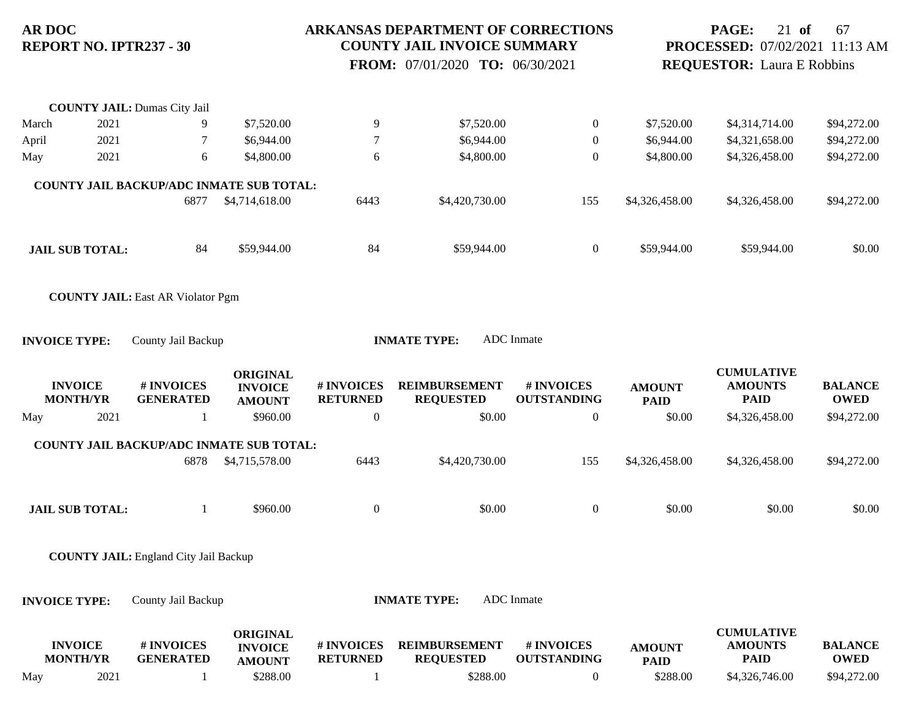**COUNTY JAIL:** Dumas City Jail

| INVOICE MONTH/YR | | # INVOICES GENERATED | ORIGINAL INVOICE AMOUNT | # INVOICES RETURNED | REIMBURSEMENT REQUESTED | # INVOICES OUTSTANDING | AMOUNT PAID | CUMULATIVE AMOUNTS PAID | BALANCE OWED |
|---|---|---|---|---|---|---|---|---|---|
| March | 2021 | 9 | $7,520.00 | 9 | $7,520.00 | 0 | $7,520.00 | $4,314,714.00 | $94,272.00 |
| April | 2021 | 7 | $6,944.00 | 7 | $6,944.00 | 0 | $6,944.00 | $4,321,658.00 | $94,272.00 |
| May | 2021 | 6 | $4,800.00 | 6 | $4,800.00 | 0 | $4,800.00 | $4,326,458.00 | $94,272.00 |
| **COUNTY JAIL BACKUP/ADC INMATE SUB TOTAL:** | | 6877 | $4,714,618.00 | 6443 | $4,420,730.00 | 155 | $4,326,458.00 | $4,326,458.00 | $94,272.00 |
| **JAIL SUB TOTAL:** | | 84 | $59,944.00 | 84 | $59,944.00 | 0 | $59,944.00 | $59,944.00 | $0.00 |

**COUNTY JAIL:** East AR Violator Pgm

**INVOICE TYPE:** County Jail Backup **INMATE TYPE:** ADC Inmate

| INVOICE MONTH/YR | | # INVOICES GENERATED | ORIGINAL INVOICE AMOUNT | # INVOICES RETURNED | REIMBURSEMENT REQUESTED | # INVOICES OUTSTANDING | AMOUNT PAID | CUMULATIVE AMOUNTS PAID | BALANCE OWED |
|---|---|---|---|---|---|---|---|---|---|
| May | 2021 | 1 | $960.00 | 0 | $0.00 | 0 | $0.00 | $4,326,458.00 | $94,272.00 |
| **COUNTY JAIL BACKUP/ADC INMATE SUB TOTAL:** | | 6878 | $4,715,578.00 | 6443 | $4,420,730.00 | 155 | $4,326,458.00 | $4,326,458.00 | $94,272.00 |
| **JAIL SUB TOTAL:** | | 1 | $960.00 | 0 | $0.00 | 0 | $0.00 | $0.00 | $0.00 |

**COUNTY JAIL:** England City Jail Backup

**INVOICE TYPE:** County Jail Backup **INMATE TYPE:** ADC Inmate

| INVOICE MONTH/YR | | # INVOICES GENERATED | ORIGINAL INVOICE AMOUNT | # INVOICES RETURNED | REIMBURSEMENT REQUESTED | # INVOICES OUTSTANDING | AMOUNT PAID | CUMULATIVE AMOUNTS PAID | BALANCE OWED |
|---|---|---|---|---|---|---|---|---|---|
| May | 2021 | 1 | $288.00 | 1 | $288.00 | 0 | $288.00 | $4,326,746.00 | $94,272.00 |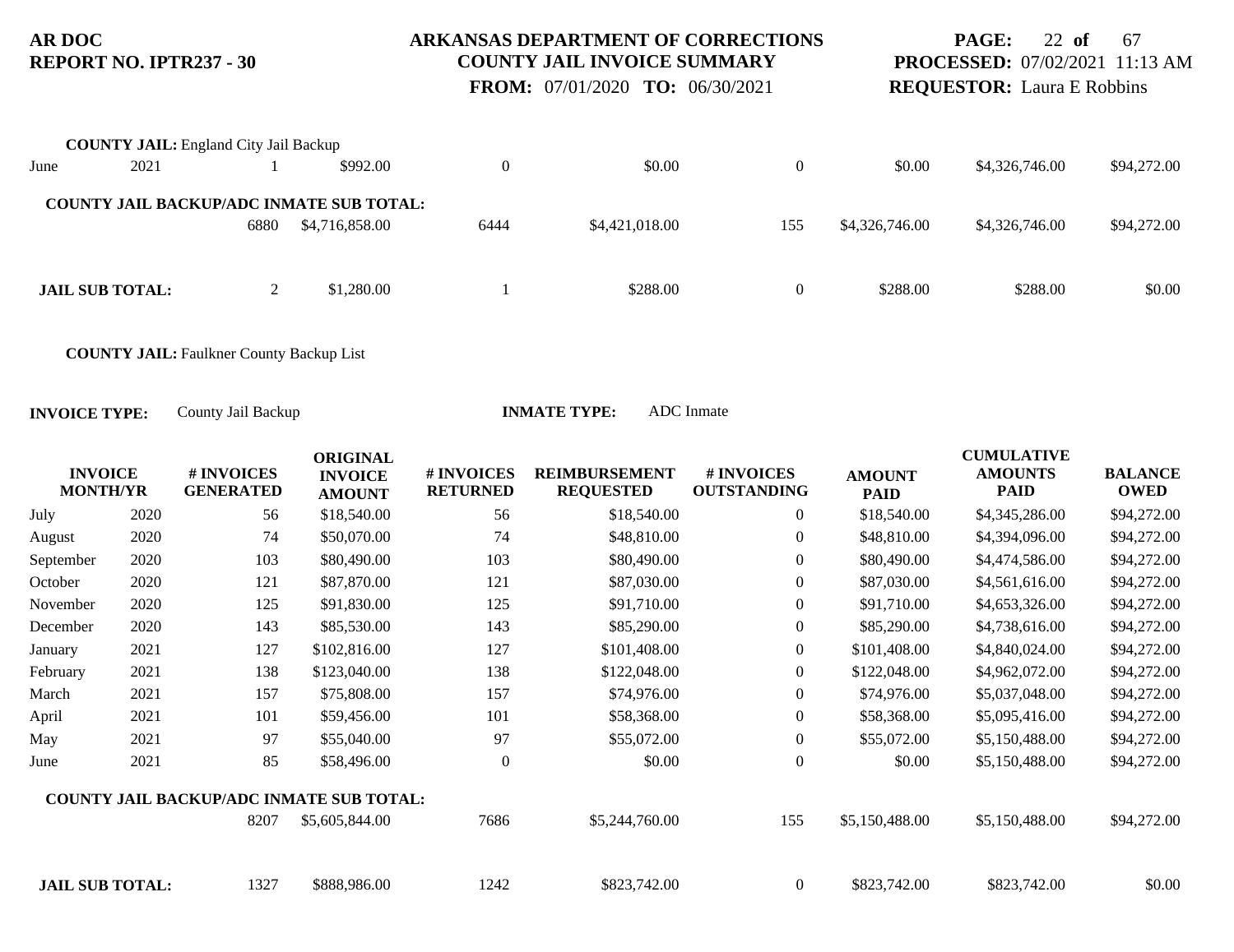**COUNTY JAIL:** England City Jail Backup

| INVOICE MONTH/YR | | # INVOICES GENERATED | ORIGINAL INVOICE AMOUNT | # INVOICES RETURNED | REIMBURSEMENT REQUESTED | # INVOICES OUTSTANDING | AMOUNT PAID | CUMULATIVE AMOUNTS PAID | BALANCE OWED |
|---|---|---|---|---|---|---|---|---|---|
| June | 2021 | 1 | $992.00 | 0 | $0.00 | 0 | $0.00 | $4,326,746.00 | $94,272.00 |
| **COUNTY JAIL BACKUP/ADC INMATE SUB TOTAL:** | | 6880 | $4,716,858.00 | 6444 | $4,421,018.00 | 155 | $4,326,746.00 | $4,326,746.00 | $94,272.00 |
| **JAIL SUB TOTAL:** | | 2 | $1,280.00 | 1 | $288.00 | 0 | $288.00 | $288.00 | $0.00 |

**COUNTY JAIL:** Faulkner County Backup List

**INVOICE TYPE:** County Jail Backup **INMATE TYPE:** ADC Inmate

| INVOICE MONTH/YR | | # INVOICES GENERATED | ORIGINAL INVOICE AMOUNT | # INVOICES RETURNED | REIMBURSEMENT REQUESTED | # INVOICES OUTSTANDING | AMOUNT PAID | CUMULATIVE AMOUNTS PAID | BALANCE OWED |
|---|---|---|---|---|---|---|---|---|---|
| July | 2020 | 56 | $18,540.00 | 56 | $18,540.00 | 0 | $18,540.00 | $4,345,286.00 | $94,272.00 |
| August | 2020 | 74 | $50,070.00 | 74 | $48,810.00 | 0 | $48,810.00 | $4,394,096.00 | $94,272.00 |
| September | 2020 | 103 | $80,490.00 | 103 | $80,490.00 | 0 | $80,490.00 | $4,474,586.00 | $94,272.00 |
| October | 2020 | 121 | $87,870.00 | 121 | $87,030.00 | 0 | $87,030.00 | $4,561,616.00 | $94,272.00 |
| November | 2020 | 125 | $91,830.00 | 125 | $91,710.00 | 0 | $91,710.00 | $4,653,326.00 | $94,272.00 |
| December | 2020 | 143 | $85,530.00 | 143 | $85,290.00 | 0 | $85,290.00 | $4,738,616.00 | $94,272.00 |
| January | 2021 | 127 | $102,816.00 | 127 | $101,408.00 | 0 | $101,408.00 | $4,840,024.00 | $94,272.00 |
| February | 2021 | 138 | $123,040.00 | 138 | $122,048.00 | 0 | $122,048.00 | $4,962,072.00 | $94,272.00 |
| March | 2021 | 157 | $75,808.00 | 157 | $74,976.00 | 0 | $74,976.00 | $5,037,048.00 | $94,272.00 |
| April | 2021 | 101 | $59,456.00 | 101 | $58,368.00 | 0 | $58,368.00 | $5,095,416.00 | $94,272.00 |
| May | 2021 | 97 | $55,040.00 | 97 | $55,072.00 | 0 | $55,072.00 | $5,150,488.00 | $94,272.00 |
| June | 2021 | 85 | $58,496.00 | 0 | $0.00 | 0 | $0.00 | $5,150,488.00 | $94,272.00 |
| **COUNTY JAIL BACKUP/ADC INMATE SUB TOTAL:** | | 8207 | $5,605,844.00 | 7686 | $5,244,760.00 | 155 | $5,150,488.00 | $5,150,488.00 | $94,272.00 |
| **JAIL SUB TOTAL:** | | 1327 | $888,986.00 | 1242 | $823,742.00 | 0 | $823,742.00 | $823,742.00 | $0.00 |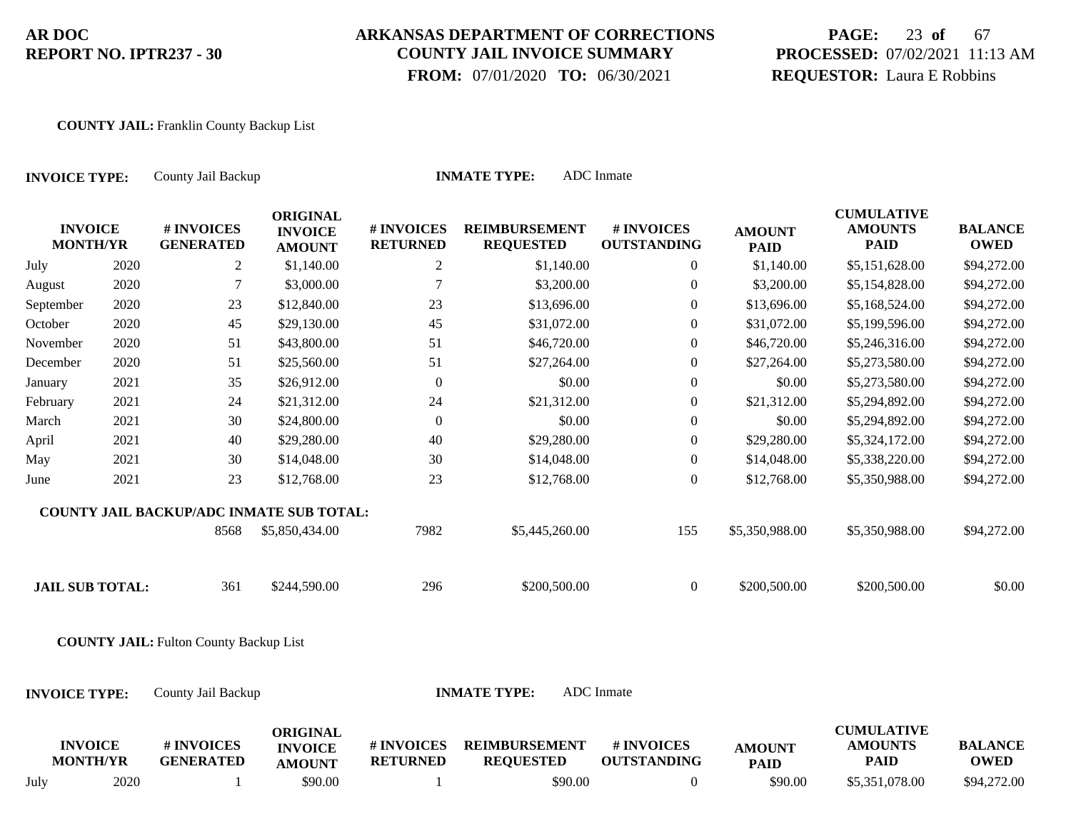**COUNTY JAIL:** Franklin County Backup List

**INVOICE TYPE:** County Jail Backup **INMATE TYPE:** ADC Inmate

| INVOICE MONTH/YR | | # INVOICES GENERATED | ORIGINAL INVOICE AMOUNT | # INVOICES RETURNED | REIMBURSEMENT REQUESTED | # INVOICES OUTSTANDING | AMOUNT PAID | CUMULATIVE AMOUNTS PAID | BALANCE OWED |
|---|---|---|---|---|---|---|---|---|---|
| July | 2020 | 2 | $1,140.00 | 2 | $1,140.00 | 0 | $1,140.00 | $5,151,628.00 | $94,272.00 |
| August | 2020 | 7 | $3,000.00 | 7 | $3,200.00 | 0 | $3,200.00 | $5,154,828.00 | $94,272.00 |
| September | 2020 | 23 | $12,840.00 | 23 | $13,696.00 | 0 | $13,696.00 | $5,168,524.00 | $94,272.00 |
| October | 2020 | 45 | $29,130.00 | 45 | $31,072.00 | 0 | $31,072.00 | $5,199,596.00 | $94,272.00 |
| November | 2020 | 51 | $43,800.00 | 51 | $46,720.00 | 0 | $46,720.00 | $5,246,316.00 | $94,272.00 |
| December | 2020 | 51 | $25,560.00 | 51 | $27,264.00 | 0 | $27,264.00 | $5,273,580.00 | $94,272.00 |
| January | 2021 | 35 | $26,912.00 | 0 | $0.00 | 0 | $0.00 | $5,273,580.00 | $94,272.00 |
| February | 2021 | 24 | $21,312.00 | 24 | $21,312.00 | 0 | $21,312.00 | $5,294,892.00 | $94,272.00 |
| March | 2021 | 30 | $24,800.00 | 0 | $0.00 | 0 | $0.00 | $5,294,892.00 | $94,272.00 |
| April | 2021 | 40 | $29,280.00 | 40 | $29,280.00 | 0 | $29,280.00 | $5,324,172.00 | $94,272.00 |
| May | 2021 | 30 | $14,048.00 | 30 | $14,048.00 | 0 | $14,048.00 | $5,338,220.00 | $94,272.00 |
| June | 2021 | 23 | $12,768.00 | 23 | $12,768.00 | 0 | $12,768.00 | $5,350,988.00 | $94,272.00 |
| **COUNTY JAIL BACKUP/ADC INMATE SUB TOTAL:** | | 8568 | $5,850,434.00 | 7982 | $5,445,260.00 | 155 | $5,350,988.00 | $5,350,988.00 | $94,272.00 |
| **JAIL SUB TOTAL:** | | 361 | $244,590.00 | 296 | $200,500.00 | 0 | $200,500.00 | $200,500.00 | $0.00 |

**COUNTY JAIL:** Fulton County Backup List

**INVOICE TYPE:** County Jail Backup **INMATE TYPE:** ADC Inmate

| INVOICE MONTH/YR | | # INVOICES GENERATED | ORIGINAL INVOICE AMOUNT | # INVOICES RETURNED | REIMBURSEMENT REQUESTED | # INVOICES OUTSTANDING | AMOUNT PAID | CUMULATIVE AMOUNTS PAID | BALANCE OWED |
|---|---|---|---|---|---|---|---|---|---|
| July | 2020 | 1 | $90.00 | 1 | $90.00 | 0 | $90.00 | $5,351,078.00 | $94,272.00 |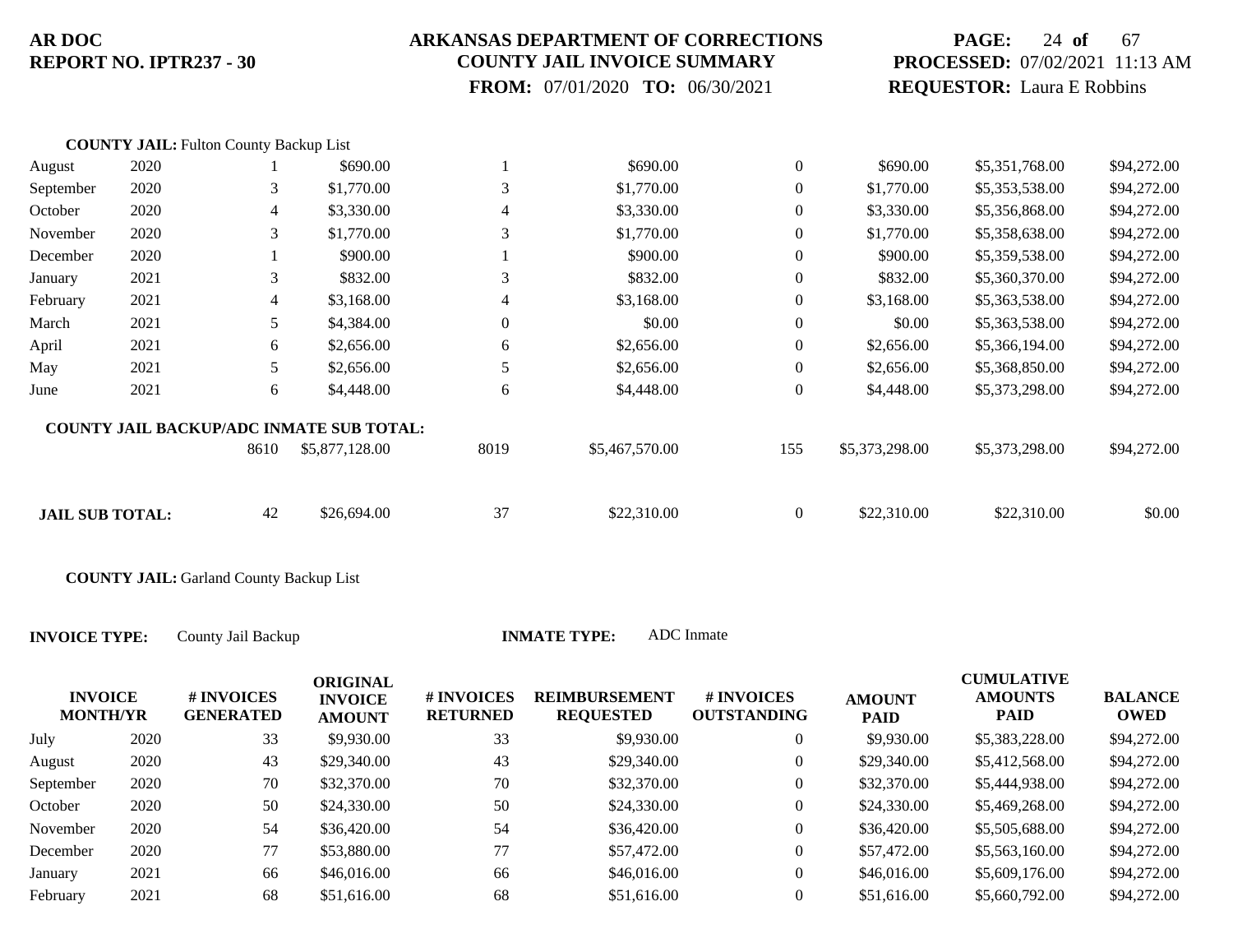**COUNTY JAIL:** Fulton County Backup List

| INVOICE MONTH/YR | | # INVOICES GENERATED | ORIGINAL INVOICE AMOUNT | # INVOICES RETURNED | REIMBURSEMENT REQUESTED | # INVOICES OUTSTANDING | AMOUNT PAID | CUMULATIVE AMOUNTS PAID | BALANCE OWED |
|---|---|---|---|---|---|---|---|---|---|
| August | 2020 | 1 | $690.00 | 1 | $690.00 | 0 | $690.00 | $5,351,768.00 | $94,272.00 |
| September | 2020 | 3 | $1,770.00 | 3 | $1,770.00 | 0 | $1,770.00 | $5,353,538.00 | $94,272.00 |
| October | 2020 | 4 | $3,330.00 | 4 | $3,330.00 | 0 | $3,330.00 | $5,356,868.00 | $94,272.00 |
| November | 2020 | 3 | $1,770.00 | 3 | $1,770.00 | 0 | $1,770.00 | $5,358,638.00 | $94,272.00 |
| December | 2020 | 1 | $900.00 | 1 | $900.00 | 0 | $900.00 | $5,359,538.00 | $94,272.00 |
| January | 2021 | 3 | $832.00 | 3 | $832.00 | 0 | $832.00 | $5,360,370.00 | $94,272.00 |
| February | 2021 | 4 | $3,168.00 | 4 | $3,168.00 | 0 | $3,168.00 | $5,363,538.00 | $94,272.00 |
| March | 2021 | 5 | $4,384.00 | 0 | $0.00 | 0 | $0.00 | $5,363,538.00 | $94,272.00 |
| April | 2021 | 6 | $2,656.00 | 6 | $2,656.00 | 0 | $2,656.00 | $5,366,194.00 | $94,272.00 |
| May | 2021 | 5 | $2,656.00 | 5 | $2,656.00 | 0 | $2,656.00 | $5,368,850.00 | $94,272.00 |
| June | 2021 | 6 | $4,448.00 | 6 | $4,448.00 | 0 | $4,448.00 | $5,373,298.00 | $94,272.00 |
| **COUNTY JAIL BACKUP/ADC INMATE SUB TOTAL:** | | 8610 | $5,877,128.00 | 8019 | $5,467,570.00 | 155 | $5,373,298.00 | $5,373,298.00 | $94,272.00 |
| **JAIL SUB TOTAL:** | | 42 | $26,694.00 | 37 | $22,310.00 | 0 | $22,310.00 | $22,310.00 | $0.00 |

**COUNTY JAIL:** Garland County Backup List

**INVOICE TYPE:** County Jail Backup **INMATE TYPE:** ADC Inmate

| INVOICE MONTH/YR | | # INVOICES GENERATED | ORIGINAL INVOICE AMOUNT | # INVOICES RETURNED | REIMBURSEMENT REQUESTED | # INVOICES OUTSTANDING | AMOUNT PAID | CUMULATIVE AMOUNTS PAID | BALANCE OWED |
|---|---|---|---|---|---|---|---|---|---|
| July | 2020 | 33 | $9,930.00 | 33 | $9,930.00 | 0 | $9,930.00 | $5,383,228.00 | $94,272.00 |
| August | 2020 | 43 | $29,340.00 | 43 | $29,340.00 | 0 | $29,340.00 | $5,412,568.00 | $94,272.00 |
| September | 2020 | 70 | $32,370.00 | 70 | $32,370.00 | 0 | $32,370.00 | $5,444,938.00 | $94,272.00 |
| October | 2020 | 50 | $24,330.00 | 50 | $24,330.00 | 0 | $24,330.00 | $5,469,268.00 | $94,272.00 |
| November | 2020 | 54 | $36,420.00 | 54 | $36,420.00 | 0 | $36,420.00 | $5,505,688.00 | $94,272.00 |
| December | 2020 | 77 | $53,880.00 | 77 | $57,472.00 | 0 | $57,472.00 | $5,563,160.00 | $94,272.00 |
| January | 2021 | 66 | $46,016.00 | 66 | $46,016.00 | 0 | $46,016.00 | $5,609,176.00 | $94,272.00 |
| February | 2021 | 68 | $51,616.00 | 68 | $51,616.00 | 0 | $51,616.00 | $5,660,792.00 | $94,272.00 |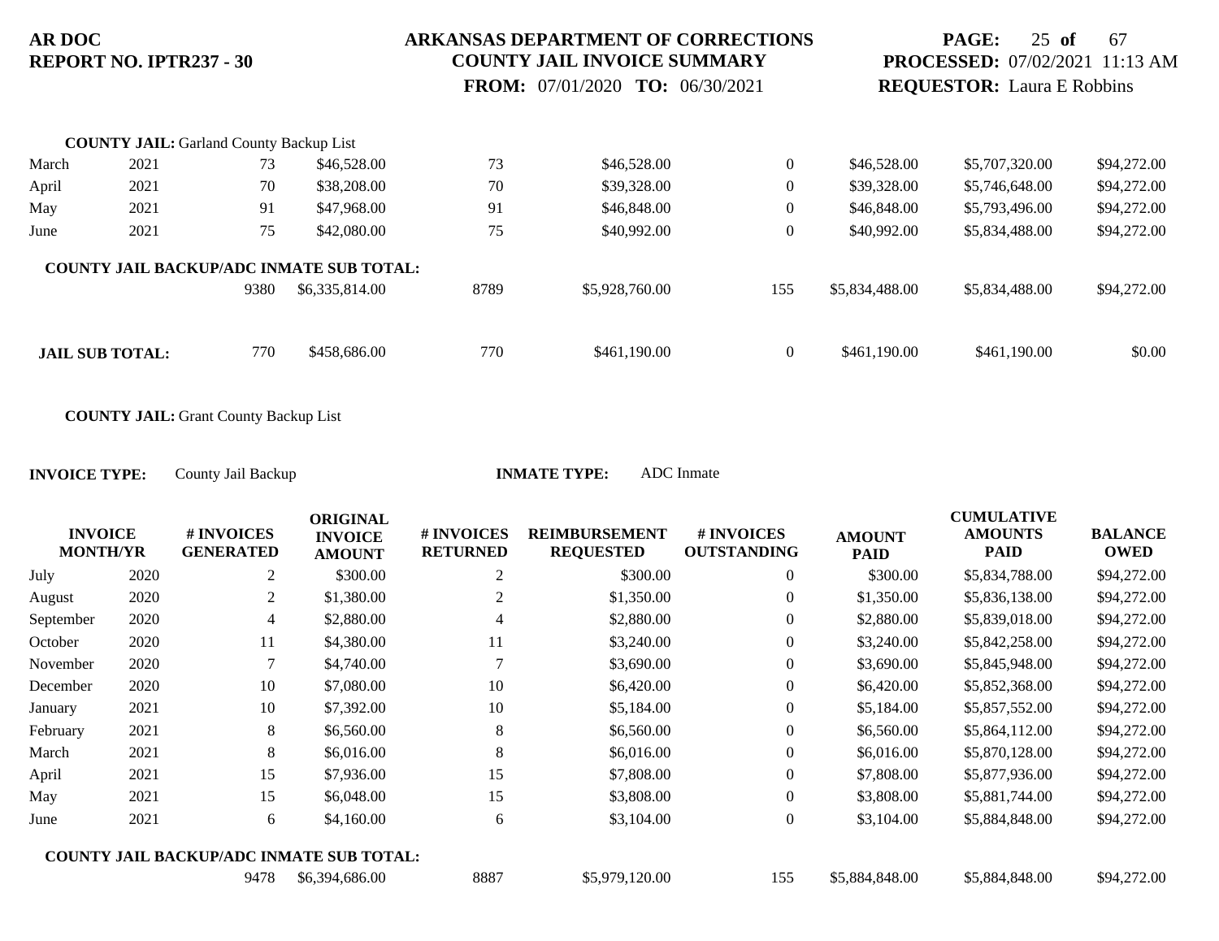**COUNTY JAIL:** Garland County Backup List

| | | | | | | | | | |
|---|---|---|---|---|---|---|---|---|---|
| March | 2021 | 73 | $46,528.00 | 73 | $46,528.00 | 0 | $46,528.00 | $5,707,320.00 | $94,272.00 |
| April | 2021 | 70 | $38,208.00 | 70 | $39,328.00 | 0 | $39,328.00 | $5,746,648.00 | $94,272.00 |
| May | 2021 | 91 | $47,968.00 | 91 | $46,848.00 | 0 | $46,848.00 | $5,793,496.00 | $94,272.00 |
| June | 2021 | 75 | $42,080.00 | 75 | $40,992.00 | 0 | $40,992.00 | $5,834,488.00 | $94,272.00 |

**COUNTY JAIL BACKUP/ADC INMATE SUB TOTAL:**

| | | | | | | | |
|---|---|---|---|---|---|---|---|
| 9380 | $6,335,814.00 | 8789 | $5,928,760.00 | 155 | $5,834,488.00 | $5,834,488.00 | $94,272.00 |

| | | | | | | | | |
|---|---|---|---|---|---|---|---|---|
| **JAIL SUB TOTAL:** | 770 | $458,686.00 | 770 | $461,190.00 | 0 | $461,190.00 | $461,190.00 | $0.00 |

**COUNTY JAIL:** Grant County Backup List

**INVOICE TYPE:** County Jail Backup **INMATE TYPE:** ADC Inmate

| INVOICE MONTH/YR | | # INVOICES GENERATED | ORIGINAL INVOICE AMOUNT | # INVOICES RETURNED | REIMBURSEMENT REQUESTED | # INVOICES OUTSTANDING | AMOUNT PAID | CUMULATIVE AMOUNTS PAID | BALANCE OWED |
|---|---|---|---|---|---|---|---|---|---|
| July | 2020 | 2 | $300.00 | 2 | $300.00 | 0 | $300.00 | $5,834,788.00 | $94,272.00 |
| August | 2020 | 2 | $1,380.00 | 2 | $1,350.00 | 0 | $1,350.00 | $5,836,138.00 | $94,272.00 |
| September | 2020 | 4 | $2,880.00 | 4 | $2,880.00 | 0 | $2,880.00 | $5,839,018.00 | $94,272.00 |
| October | 2020 | 11 | $4,380.00 | 11 | $3,240.00 | 0 | $3,240.00 | $5,842,258.00 | $94,272.00 |
| November | 2020 | 7 | $4,740.00 | 7 | $3,690.00 | 0 | $3,690.00 | $5,845,948.00 | $94,272.00 |
| December | 2020 | 10 | $7,080.00 | 10 | $6,420.00 | 0 | $6,420.00 | $5,852,368.00 | $94,272.00 |
| January | 2021 | 10 | $7,392.00 | 10 | $5,184.00 | 0 | $5,184.00 | $5,857,552.00 | $94,272.00 |
| February | 2021 | 8 | $6,560.00 | 8 | $6,560.00 | 0 | $6,560.00 | $5,864,112.00 | $94,272.00 |
| March | 2021 | 8 | $6,016.00 | 8 | $6,016.00 | 0 | $6,016.00 | $5,870,128.00 | $94,272.00 |
| April | 2021 | 15 | $7,936.00 | 15 | $7,808.00 | 0 | $7,808.00 | $5,877,936.00 | $94,272.00 |
| May | 2021 | 15 | $6,048.00 | 15 | $3,808.00 | 0 | $3,808.00 | $5,881,744.00 | $94,272.00 |
| June | 2021 | 6 | $4,160.00 | 6 | $3,104.00 | 0 | $3,104.00 | $5,884,848.00 | $94,272.00 |

**COUNTY JAIL BACKUP/ADC INMATE SUB TOTAL:**

| | | | | | | | |
|---|---|---|---|---|---|---|---|
| 9478 | $6,394,686.00 | 8887 | $5,979,120.00 | 155 | $5,884,848.00 | $5,884,848.00 | $94,272.00 |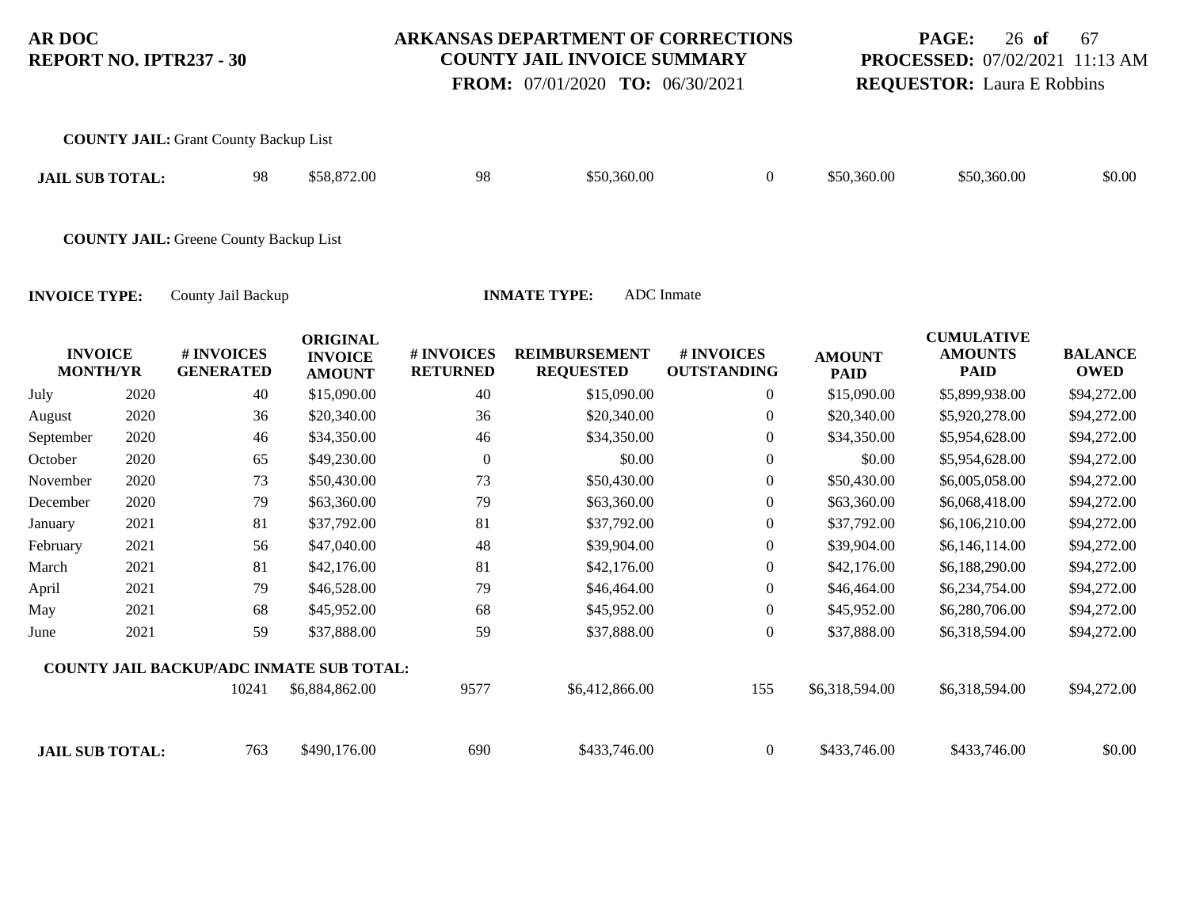**COUNTY JAIL:** Grant County Backup List

| JAIL SUB TOTAL: | | 98 | $58,872.00 | 98 | $50,360.00 | 0 | $50,360.00 | $50,360.00 | $0.00 |
|---|---|---|---|---|---|---|---|---|---|

**COUNTY JAIL:** Greene County Backup List

**INVOICE TYPE:** County Jail Backup **INMATE TYPE:** ADC Inmate

| INVOICE MONTH/YR | | # INVOICES GENERATED | ORIGINAL INVOICE AMOUNT | # INVOICES RETURNED | REIMBURSEMENT REQUESTED | # INVOICES OUTSTANDING | AMOUNT PAID | CUMULATIVE AMOUNTS PAID | BALANCE OWED |
|---|---|---|---|---|---|---|---|---|---|
| July | 2020 | 40 | $15,090.00 | 40 | $15,090.00 | 0 | $15,090.00 | $5,899,938.00 | $94,272.00 |
| August | 2020 | 36 | $20,340.00 | 36 | $20,340.00 | 0 | $20,340.00 | $5,920,278.00 | $94,272.00 |
| September | 2020 | 46 | $34,350.00 | 46 | $34,350.00 | 0 | $34,350.00 | $5,954,628.00 | $94,272.00 |
| October | 2020 | 65 | $49,230.00 | 0 | $0.00 | 0 | $0.00 | $5,954,628.00 | $94,272.00 |
| November | 2020 | 73 | $50,430.00 | 73 | $50,430.00 | 0 | $50,430.00 | $6,005,058.00 | $94,272.00 |
| December | 2020 | 79 | $63,360.00 | 79 | $63,360.00 | 0 | $63,360.00 | $6,068,418.00 | $94,272.00 |
| January | 2021 | 81 | $37,792.00 | 81 | $37,792.00 | 0 | $37,792.00 | $6,106,210.00 | $94,272.00 |
| February | 2021 | 56 | $47,040.00 | 48 | $39,904.00 | 0 | $39,904.00 | $6,146,114.00 | $94,272.00 |
| March | 2021 | 81 | $42,176.00 | 81 | $42,176.00 | 0 | $42,176.00 | $6,188,290.00 | $94,272.00 |
| April | 2021 | 79 | $46,528.00 | 79 | $46,464.00 | 0 | $46,464.00 | $6,234,754.00 | $94,272.00 |
| May | 2021 | 68 | $45,952.00 | 68 | $45,952.00 | 0 | $45,952.00 | $6,280,706.00 | $94,272.00 |
| June | 2021 | 59 | $37,888.00 | 59 | $37,888.00 | 0 | $37,888.00 | $6,318,594.00 | $94,272.00 |
| **COUNTY JAIL BACKUP/ADC INMATE SUB TOTAL:** | | 10241 | $6,884,862.00 | 9577 | $6,412,866.00 | 155 | $6,318,594.00 | $6,318,594.00 | $94,272.00 |
| **JAIL SUB TOTAL:** | | 763 | $490,176.00 | 690 | $433,746.00 | 0 | $433,746.00 | $433,746.00 | $0.00 |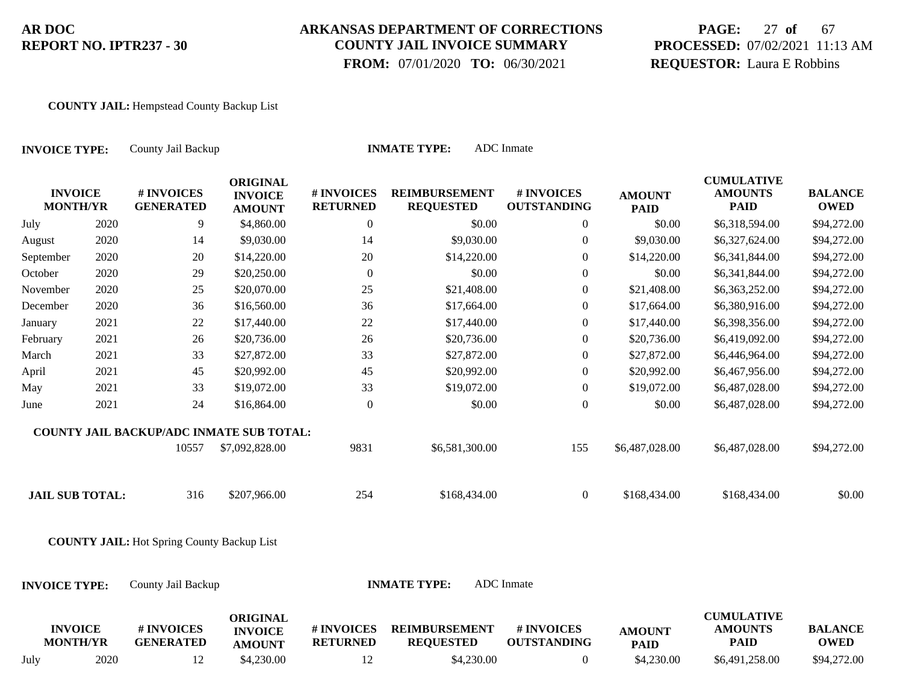**AR DOC**
**REPORT NO. IPTR237 - 30**

**ARKANSAS DEPARTMENT OF CORRECTIONS**
**COUNTY JAIL INVOICE SUMMARY**
**FROM:** 07/01/2020 **TO:** 06/30/2021

**PROCESSED:** 07/02/2021 11:13 AM
**REQUESTOR:** Laura E Robbins

**COUNTY JAIL:** Hempstead County Backup List

**INVOICE TYPE:** County Jail Backup **INMATE TYPE:** ADC Inmate

| INVOICE MONTH/YR | | # INVOICES GENERATED | ORIGINAL INVOICE AMOUNT | # INVOICES RETURNED | REIMBURSEMENT REQUESTED | # INVOICES OUTSTANDING | AMOUNT PAID | CUMULATIVE AMOUNTS PAID | BALANCE OWED |
|---|---|---|---|---|---|---|---|---|---|
| July | 2020 | 9 | $4,860.00 | 0 | $0.00 | 0 | $0.00 | $6,318,594.00 | $94,272.00 |
| August | 2020 | 14 | $9,030.00 | 14 | $9,030.00 | 0 | $9,030.00 | $6,327,624.00 | $94,272.00 |
| September | 2020 | 20 | $14,220.00 | 20 | $14,220.00 | 0 | $14,220.00 | $6,341,844.00 | $94,272.00 |
| October | 2020 | 29 | $20,250.00 | 0 | $0.00 | 0 | $0.00 | $6,341,844.00 | $94,272.00 |
| November | 2020 | 25 | $20,070.00 | 25 | $21,408.00 | 0 | $21,408.00 | $6,363,252.00 | $94,272.00 |
| December | 2020 | 36 | $16,560.00 | 36 | $17,664.00 | 0 | $17,664.00 | $6,380,916.00 | $94,272.00 |
| January | 2021 | 22 | $17,440.00 | 22 | $17,440.00 | 0 | $17,440.00 | $6,398,356.00 | $94,272.00 |
| February | 2021 | 26 | $20,736.00 | 26 | $20,736.00 | 0 | $20,736.00 | $6,419,092.00 | $94,272.00 |
| March | 2021 | 33 | $27,872.00 | 33 | $27,872.00 | 0 | $27,872.00 | $6,446,964.00 | $94,272.00 |
| April | 2021 | 45 | $20,992.00 | 45 | $20,992.00 | 0 | $20,992.00 | $6,467,956.00 | $94,272.00 |
| May | 2021 | 33 | $19,072.00 | 33 | $19,072.00 | 0 | $19,072.00 | $6,487,028.00 | $94,272.00 |
| June | 2021 | 24 | $16,864.00 | 0 | $0.00 | 0 | $0.00 | $6,487,028.00 | $94,272.00 |
| **COUNTY JAIL BACKUP/ADC INMATE SUB TOTAL:** | | 10557 | $7,092,828.00 | 9831 | $6,581,300.00 | 155 | $6,487,028.00 | $6,487,028.00 | $94,272.00 |
| **JAIL SUB TOTAL:** | | 316 | $207,966.00 | 254 | $168,434.00 | 0 | $168,434.00 | $168,434.00 | $0.00 |

**COUNTY JAIL:** Hot Spring County Backup List

**INVOICE TYPE:** County Jail Backup **INMATE TYPE:** ADC Inmate

| INVOICE MONTH/YR | | # INVOICES GENERATED | ORIGINAL INVOICE AMOUNT | # INVOICES RETURNED | REIMBURSEMENT REQUESTED | # INVOICES OUTSTANDING | AMOUNT PAID | CUMULATIVE AMOUNTS PAID | BALANCE OWED |
|---|---|---|---|---|---|---|---|---|---|
| July | 2020 | 12 | $4,230.00 | 12 | $4,230.00 | 0 | $4,230.00 | $6,491,258.00 | $94,272.00 |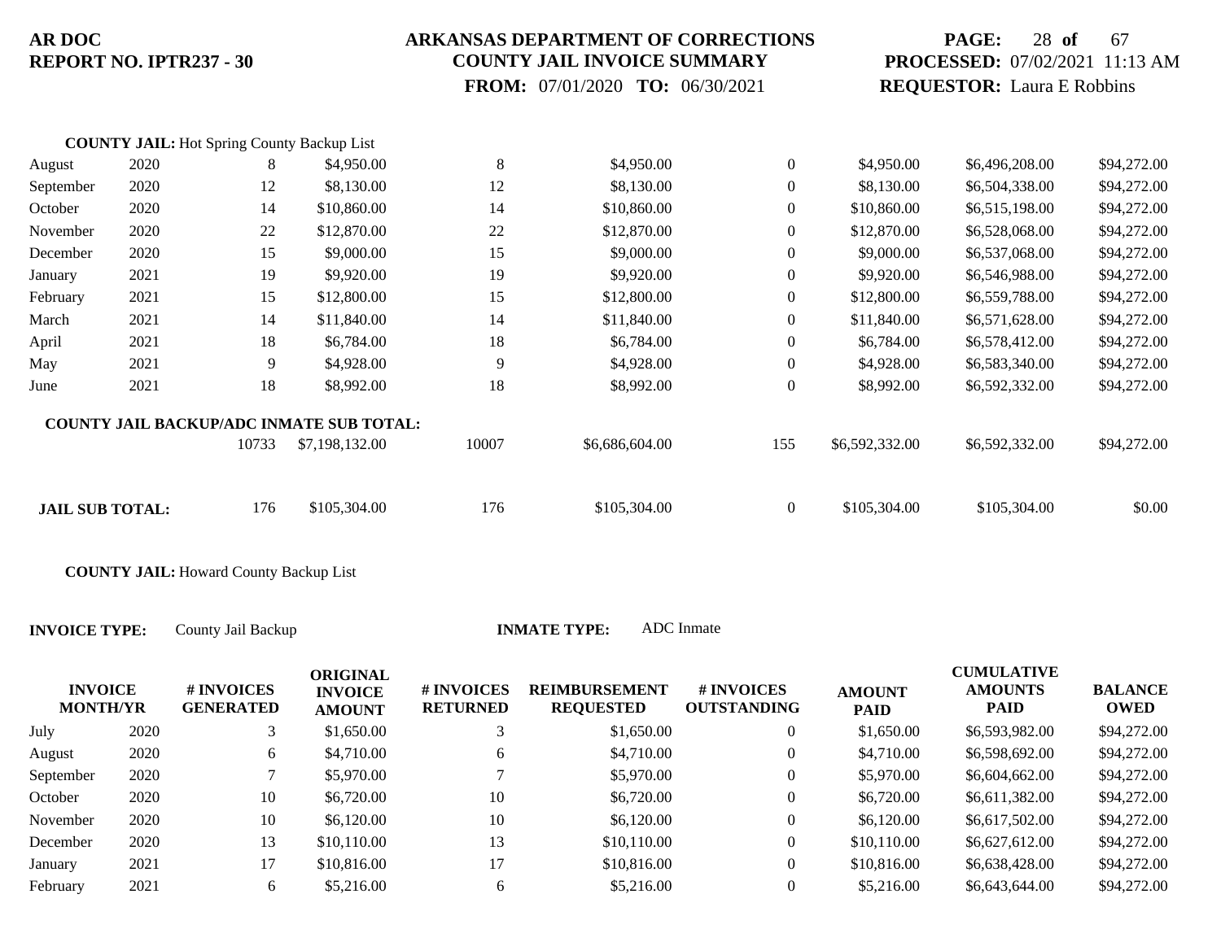**COUNTY JAIL:** Hot Spring County Backup List

| | | | | | | | | | |
|---|---|---|---|---|---|---|---|---|---|
| August | 2020 | 8 | $4,950.00 | 8 | $4,950.00 | 0 | $4,950.00 | $6,496,208.00 | $94,272.00 |
| September | 2020 | 12 | $8,130.00 | 12 | $8,130.00 | 0 | $8,130.00 | $6,504,338.00 | $94,272.00 |
| October | 2020 | 14 | $10,860.00 | 14 | $10,860.00 | 0 | $10,860.00 | $6,515,198.00 | $94,272.00 |
| November | 2020 | 22 | $12,870.00 | 22 | $12,870.00 | 0 | $12,870.00 | $6,528,068.00 | $94,272.00 |
| December | 2020 | 15 | $9,000.00 | 15 | $9,000.00 | 0 | $9,000.00 | $6,537,068.00 | $94,272.00 |
| January | 2021 | 19 | $9,920.00 | 19 | $9,920.00 | 0 | $9,920.00 | $6,546,988.00 | $94,272.00 |
| February | 2021 | 15 | $12,800.00 | 15 | $12,800.00 | 0 | $12,800.00 | $6,559,788.00 | $94,272.00 |
| March | 2021 | 14 | $11,840.00 | 14 | $11,840.00 | 0 | $11,840.00 | $6,571,628.00 | $94,272.00 |
| April | 2021 | 18 | $6,784.00 | 18 | $6,784.00 | 0 | $6,784.00 | $6,578,412.00 | $94,272.00 |
| May | 2021 | 9 | $4,928.00 | 9 | $4,928.00 | 0 | $4,928.00 | $6,583,340.00 | $94,272.00 |
| June | 2021 | 18 | $8,992.00 | 18 | $8,992.00 | 0 | $8,992.00 | $6,592,332.00 | $94,272.00 |
| **COUNTY JAIL BACKUP/ADC INMATE SUB TOTAL:** | | 10733 | $7,198,132.00 | 10007 | $6,686,604.00 | 155 | $6,592,332.00 | $6,592,332.00 | $94,272.00 |
| **JAIL SUB TOTAL:** | | 176 | $105,304.00 | 176 | $105,304.00 | 0 | $105,304.00 | $105,304.00 | $0.00 |

**COUNTY JAIL:** Howard County Backup List

**INVOICE TYPE:** County Jail Backup **INMATE TYPE:** ADC Inmate

| INVOICE MONTH/YR | | # INVOICES GENERATED | ORIGINAL INVOICE AMOUNT | # INVOICES RETURNED | REIMBURSEMENT REQUESTED | # INVOICES OUTSTANDING | AMOUNT PAID | CUMULATIVE AMOUNTS PAID | BALANCE OWED |
|---|---|---|---|---|---|---|---|---|---|
| July | 2020 | 3 | $1,650.00 | 3 | $1,650.00 | 0 | $1,650.00 | $6,593,982.00 | $94,272.00 |
| August | 2020 | 6 | $4,710.00 | 6 | $4,710.00 | 0 | $4,710.00 | $6,598,692.00 | $94,272.00 |
| September | 2020 | 7 | $5,970.00 | 7 | $5,970.00 | 0 | $5,970.00 | $6,604,662.00 | $94,272.00 |
| October | 2020 | 10 | $6,720.00 | 10 | $6,720.00 | 0 | $6,720.00 | $6,611,382.00 | $94,272.00 |
| November | 2020 | 10 | $6,120.00 | 10 | $6,120.00 | 0 | $6,120.00 | $6,617,502.00 | $94,272.00 |
| December | 2020 | 13 | $10,110.00 | 13 | $10,110.00 | 0 | $10,110.00 | $6,627,612.00 | $94,272.00 |
| January | 2021 | 17 | $10,816.00 | 17 | $10,816.00 | 0 | $10,816.00 | $6,638,428.00 | $94,272.00 |
| February | 2021 | 6 | $5,216.00 | 6 | $5,216.00 | 0 | $5,216.00 | $6,643,644.00 | $94,272.00 |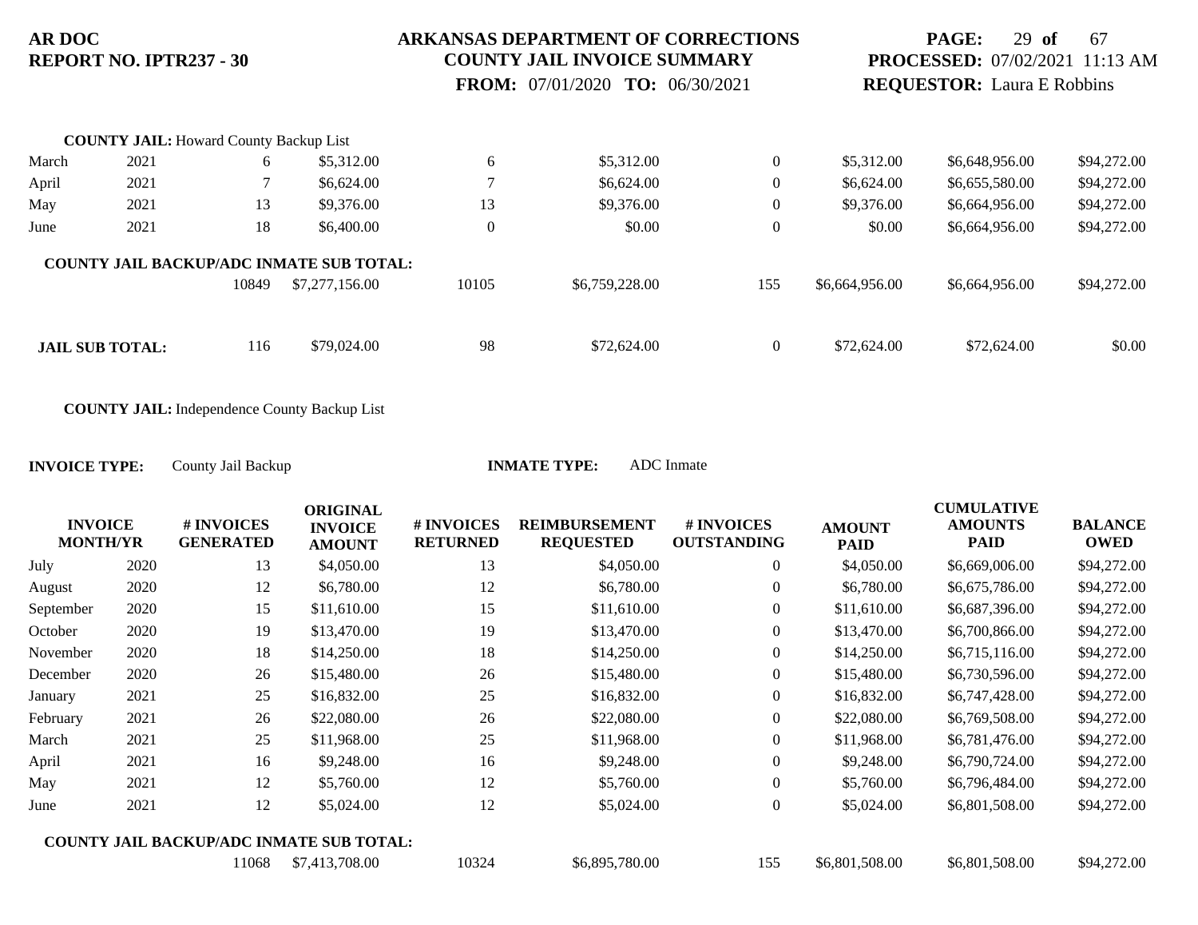**COUNTY JAIL:** Howard County Backup List

| INVOICE MONTH/YR | | # INVOICES GENERATED | ORIGINAL INVOICE AMOUNT | # INVOICES RETURNED | REIMBURSEMENT REQUESTED | # INVOICES OUTSTANDING | AMOUNT PAID | CUMULATIVE AMOUNTS PAID | BALANCE OWED |
|---|---|---|---|---|---|---|---|---|---|
| March | 2021 | 6 | $5,312.00 | 6 | $5,312.00 | 0 | $5,312.00 | $6,648,956.00 | $94,272.00 |
| April | 2021 | 7 | $6,624.00 | 7 | $6,624.00 | 0 | $6,624.00 | $6,655,580.00 | $94,272.00 |
| May | 2021 | 13 | $9,376.00 | 13 | $9,376.00 | 0 | $9,376.00 | $6,664,956.00 | $94,272.00 |
| June | 2021 | 18 | $6,400.00 | 0 | $0.00 | 0 | $0.00 | $6,664,956.00 | $94,272.00 |
| **COUNTY JAIL BACKUP/ADC INMATE SUB TOTAL:** | | 10849 | $7,277,156.00 | 10105 | $6,759,228.00 | 155 | $6,664,956.00 | $6,664,956.00 | $94,272.00 |
| **JAIL SUB TOTAL:** | | 116 | $79,024.00 | 98 | $72,624.00 | 0 | $72,624.00 | $72,624.00 | $0.00 |

**COUNTY JAIL:** Independence County Backup List

**INVOICE TYPE:** County Jail Backup **INMATE TYPE:** ADC Inmate

| INVOICE MONTH/YR | | # INVOICES GENERATED | ORIGINAL INVOICE AMOUNT | # INVOICES RETURNED | REIMBURSEMENT REQUESTED | # INVOICES OUTSTANDING | AMOUNT PAID | CUMULATIVE AMOUNTS PAID | BALANCE OWED |
|---|---|---|---|---|---|---|---|---|---|
| July | 2020 | 13 | $4,050.00 | 13 | $4,050.00 | 0 | $4,050.00 | $6,669,006.00 | $94,272.00 |
| August | 2020 | 12 | $6,780.00 | 12 | $6,780.00 | 0 | $6,780.00 | $6,675,786.00 | $94,272.00 |
| September | 2020 | 15 | $11,610.00 | 15 | $11,610.00 | 0 | $11,610.00 | $6,687,396.00 | $94,272.00 |
| October | 2020 | 19 | $13,470.00 | 19 | $13,470.00 | 0 | $13,470.00 | $6,700,866.00 | $94,272.00 |
| November | 2020 | 18 | $14,250.00 | 18 | $14,250.00 | 0 | $14,250.00 | $6,715,116.00 | $94,272.00 |
| December | 2020 | 26 | $15,480.00 | 26 | $15,480.00 | 0 | $15,480.00 | $6,730,596.00 | $94,272.00 |
| January | 2021 | 25 | $16,832.00 | 25 | $16,832.00 | 0 | $16,832.00 | $6,747,428.00 | $94,272.00 |
| February | 2021 | 26 | $22,080.00 | 26 | $22,080.00 | 0 | $22,080.00 | $6,769,508.00 | $94,272.00 |
| March | 2021 | 25 | $11,968.00 | 25 | $11,968.00 | 0 | $11,968.00 | $6,781,476.00 | $94,272.00 |
| April | 2021 | 16 | $9,248.00 | 16 | $9,248.00 | 0 | $9,248.00 | $6,790,724.00 | $94,272.00 |
| May | 2021 | 12 | $5,760.00 | 12 | $5,760.00 | 0 | $5,760.00 | $6,796,484.00 | $94,272.00 |
| June | 2021 | 12 | $5,024.00 | 12 | $5,024.00 | 0 | $5,024.00 | $6,801,508.00 | $94,272.00 |
| **COUNTY JAIL BACKUP/ADC INMATE SUB TOTAL:** | | 11068 | $7,413,708.00 | 10324 | $6,895,780.00 | 155 | $6,801,508.00 | $6,801,508.00 | $94,272.00 |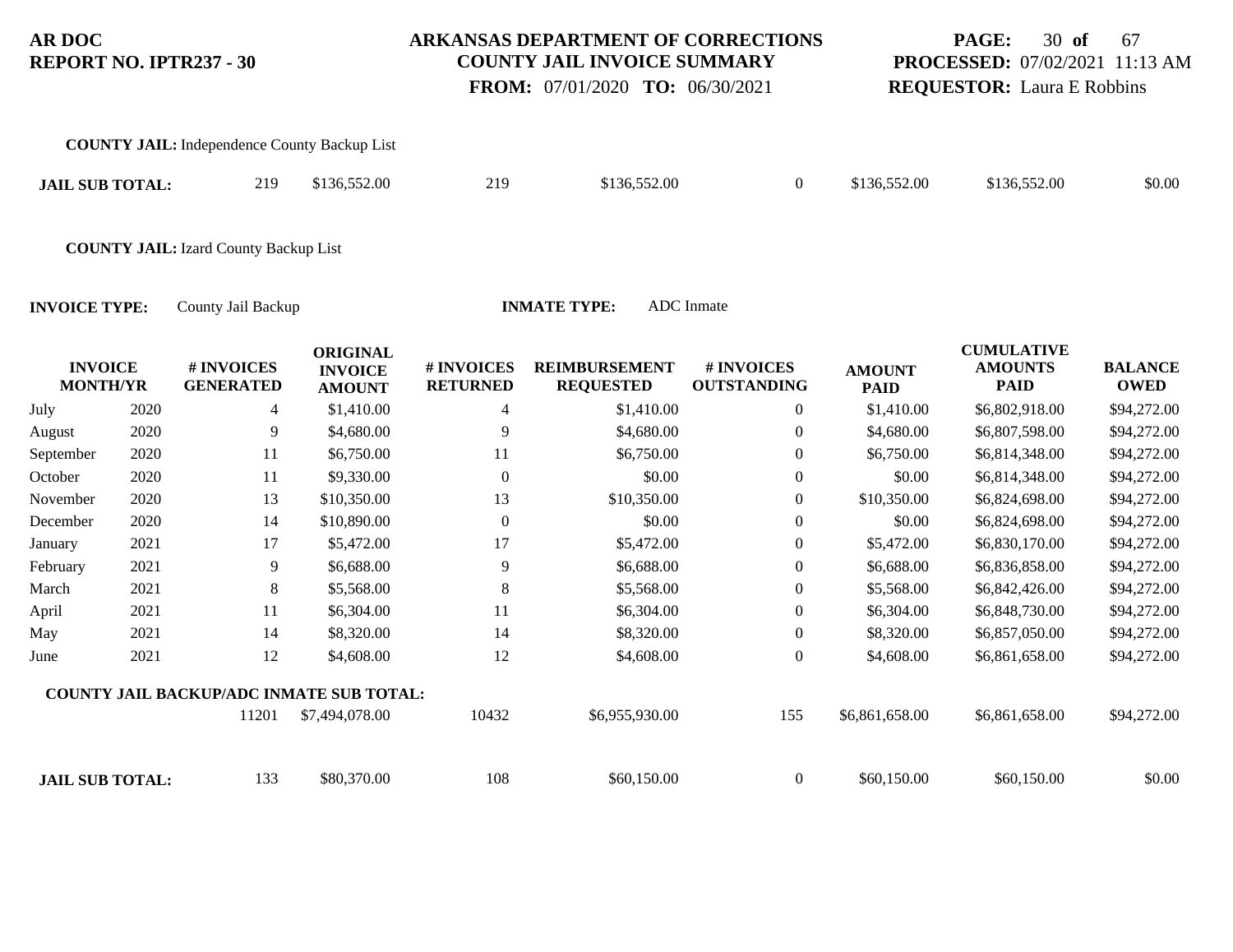**COUNTY JAIL:** Independence County Backup List

| | | | | | | | | |
|---|---|---|---|---|---|---|---|---|
| **JAIL SUB TOTAL:** | 219 | $136,552.00 | 219 | $136,552.00 | 0 | $136,552.00 | $136,552.00 | $0.00 |

**COUNTY JAIL:** Izard County Backup List

**INVOICE TYPE:** County Jail Backup **INMATE TYPE:** ADC Inmate

| INVOICE MONTH/YR | | # INVOICES GENERATED | ORIGINAL INVOICE AMOUNT | # INVOICES RETURNED | REIMBURSEMENT REQUESTED | # INVOICES OUTSTANDING | AMOUNT PAID | CUMULATIVE AMOUNTS PAID | BALANCE OWED |
|---|---|---|---|---|---|---|---|---|---|
| July | 2020 | 4 | $1,410.00 | 4 | $1,410.00 | 0 | $1,410.00 | $6,802,918.00 | $94,272.00 |
| August | 2020 | 9 | $4,680.00 | 9 | $4,680.00 | 0 | $4,680.00 | $6,807,598.00 | $94,272.00 |
| September | 2020 | 11 | $6,750.00 | 11 | $6,750.00 | 0 | $6,750.00 | $6,814,348.00 | $94,272.00 |
| October | 2020 | 11 | $9,330.00 | 0 | $0.00 | 0 | $0.00 | $6,814,348.00 | $94,272.00 |
| November | 2020 | 13 | $10,350.00 | 13 | $10,350.00 | 0 | $10,350.00 | $6,824,698.00 | $94,272.00 |
| December | 2020 | 14 | $10,890.00 | 0 | $0.00 | 0 | $0.00 | $6,824,698.00 | $94,272.00 |
| January | 2021 | 17 | $5,472.00 | 17 | $5,472.00 | 0 | $5,472.00 | $6,830,170.00 | $94,272.00 |
| February | 2021 | 9 | $6,688.00 | 9 | $6,688.00 | 0 | $6,688.00 | $6,836,858.00 | $94,272.00 |
| March | 2021 | 8 | $5,568.00 | 8 | $5,568.00 | 0 | $5,568.00 | $6,842,426.00 | $94,272.00 |
| April | 2021 | 11 | $6,304.00 | 11 | $6,304.00 | 0 | $6,304.00 | $6,848,730.00 | $94,272.00 |
| May | 2021 | 14 | $8,320.00 | 14 | $8,320.00 | 0 | $8,320.00 | $6,857,050.00 | $94,272.00 |
| June | 2021 | 12 | $4,608.00 | 12 | $4,608.00 | 0 | $4,608.00 | $6,861,658.00 | $94,272.00 |
| **COUNTY JAIL BACKUP/ADC INMATE SUB TOTAL:** | | 11201 | $7,494,078.00 | 10432 | $6,955,930.00 | 155 | $6,861,658.00 | $6,861,658.00 | $94,272.00 |
| **JAIL SUB TOTAL:** | | 133 | $80,370.00 | 108 | $60,150.00 | 0 | $60,150.00 | $60,150.00 | $0.00 |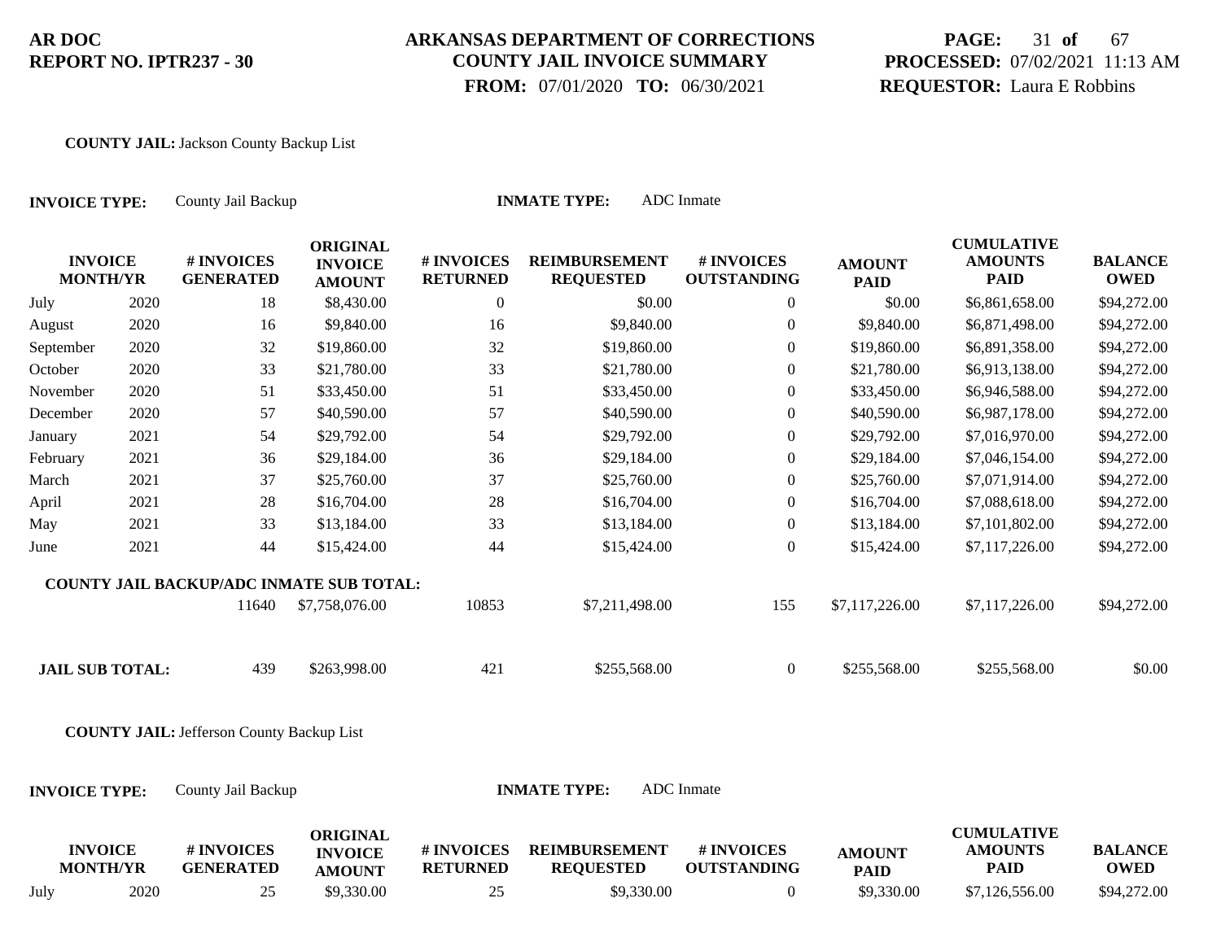**COUNTY JAIL:** Jackson County Backup List

**INVOICE TYPE:** County Jail Backup **INMATE TYPE:** ADC Inmate

| INVOICE MONTH/YR | | # INVOICES GENERATED | ORIGINAL INVOICE AMOUNT | # INVOICES RETURNED | REIMBURSEMENT REQUESTED | # INVOICES OUTSTANDING | AMOUNT PAID | CUMULATIVE AMOUNTS PAID | BALANCE OWED |
|---|---|---|---|---|---|---|---|---|---|
| July | 2020 | 18 | $8,430.00 | 0 | $0.00 | 0 | $0.00 | $6,861,658.00 | $94,272.00 |
| August | 2020 | 16 | $9,840.00 | 16 | $9,840.00 | 0 | $9,840.00 | $6,871,498.00 | $94,272.00 |
| September | 2020 | 32 | $19,860.00 | 32 | $19,860.00 | 0 | $19,860.00 | $6,891,358.00 | $94,272.00 |
| October | 2020 | 33 | $21,780.00 | 33 | $21,780.00 | 0 | $21,780.00 | $6,913,138.00 | $94,272.00 |
| November | 2020 | 51 | $33,450.00 | 51 | $33,450.00 | 0 | $33,450.00 | $6,946,588.00 | $94,272.00 |
| December | 2020 | 57 | $40,590.00 | 57 | $40,590.00 | 0 | $40,590.00 | $6,987,178.00 | $94,272.00 |
| January | 2021 | 54 | $29,792.00 | 54 | $29,792.00 | 0 | $29,792.00 | $7,016,970.00 | $94,272.00 |
| February | 2021 | 36 | $29,184.00 | 36 | $29,184.00 | 0 | $29,184.00 | $7,046,154.00 | $94,272.00 |
| March | 2021 | 37 | $25,760.00 | 37 | $25,760.00 | 0 | $25,760.00 | $7,071,914.00 | $94,272.00 |
| April | 2021 | 28 | $16,704.00 | 28 | $16,704.00 | 0 | $16,704.00 | $7,088,618.00 | $94,272.00 |
| May | 2021 | 33 | $13,184.00 | 33 | $13,184.00 | 0 | $13,184.00 | $7,101,802.00 | $94,272.00 |
| June | 2021 | 44 | $15,424.00 | 44 | $15,424.00 | 0 | $15,424.00 | $7,117,226.00 | $94,272.00 |
| **COUNTY JAIL BACKUP/ADC INMATE SUB TOTAL:** | | 11640 | $7,758,076.00 | 10853 | $7,211,498.00 | 155 | $7,117,226.00 | $7,117,226.00 | $94,272.00 |
| **JAIL SUB TOTAL:** | | 439 | $263,998.00 | 421 | $255,568.00 | 0 | $255,568.00 | $255,568.00 | $0.00 |

**COUNTY JAIL:** Jefferson County Backup List

**INVOICE TYPE:** County Jail Backup **INMATE TYPE:** ADC Inmate

| INVOICE MONTH/YR | | # INVOICES GENERATED | ORIGINAL INVOICE AMOUNT | # INVOICES RETURNED | REIMBURSEMENT REQUESTED | # INVOICES OUTSTANDING | AMOUNT PAID | CUMULATIVE AMOUNTS PAID | BALANCE OWED |
|---|---|---|---|---|---|---|---|---|---|
| July | 2020 | 25 | $9,330.00 | 25 | $9,330.00 | 0 | $9,330.00 | $7,126,556.00 | $94,272.00 |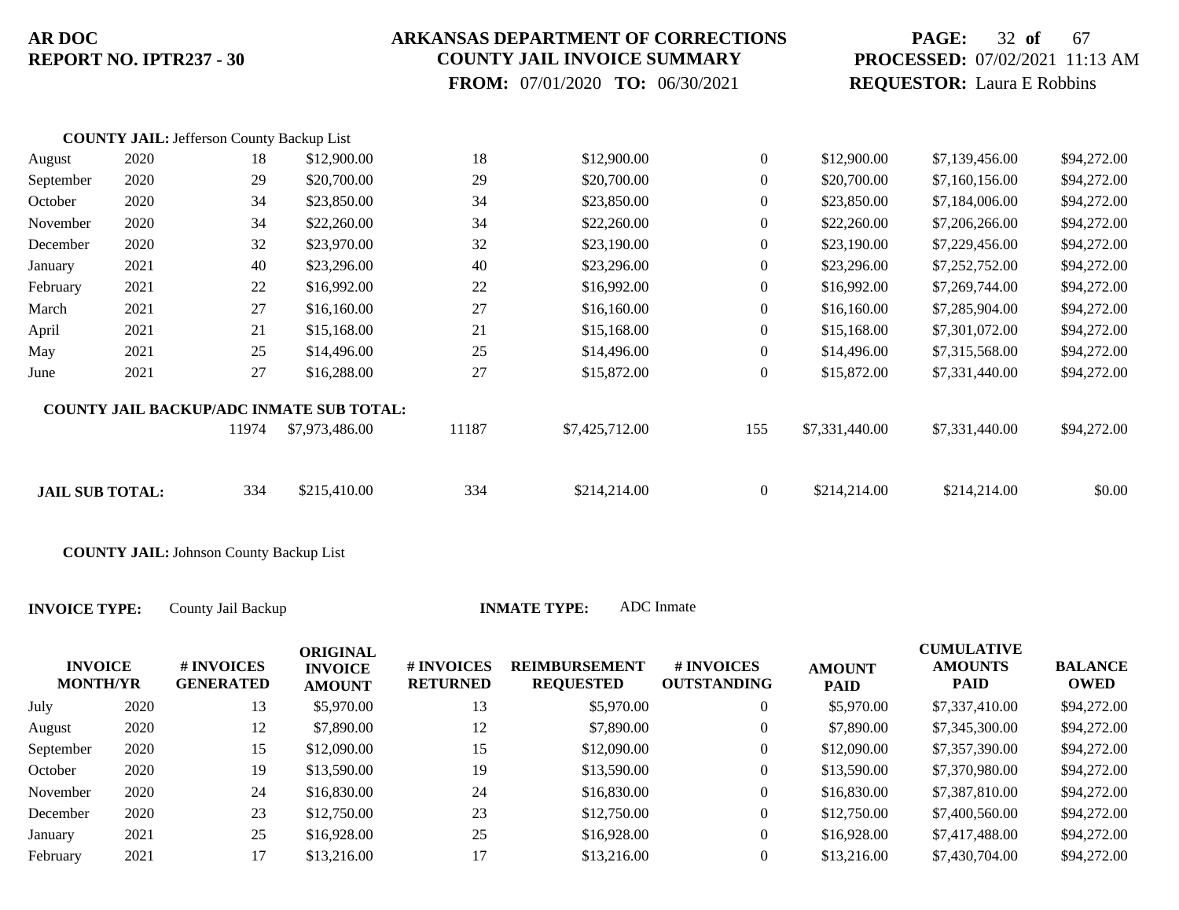**COUNTY JAIL:** Jefferson County Backup List

| | | | | | | | | | |
|---|---|---|---|---|---|---|---|---|---|
| August | 2020 | 18 | $12,900.00 | 18 | $12,900.00 | 0 | $12,900.00 | $7,139,456.00 | $94,272.00 |
| September | 2020 | 29 | $20,700.00 | 29 | $20,700.00 | 0 | $20,700.00 | $7,160,156.00 | $94,272.00 |
| October | 2020 | 34 | $23,850.00 | 34 | $23,850.00 | 0 | $23,850.00 | $7,184,006.00 | $94,272.00 |
| November | 2020 | 34 | $22,260.00 | 34 | $22,260.00 | 0 | $22,260.00 | $7,206,266.00 | $94,272.00 |
| December | 2020 | 32 | $23,970.00 | 32 | $23,190.00 | 0 | $23,190.00 | $7,229,456.00 | $94,272.00 |
| January | 2021 | 40 | $23,296.00 | 40 | $23,296.00 | 0 | $23,296.00 | $7,252,752.00 | $94,272.00 |
| February | 2021 | 22 | $16,992.00 | 22 | $16,992.00 | 0 | $16,992.00 | $7,269,744.00 | $94,272.00 |
| March | 2021 | 27 | $16,160.00 | 27 | $16,160.00 | 0 | $16,160.00 | $7,285,904.00 | $94,272.00 |
| April | 2021 | 21 | $15,168.00 | 21 | $15,168.00 | 0 | $15,168.00 | $7,301,072.00 | $94,272.00 |
| May | 2021 | 25 | $14,496.00 | 25 | $14,496.00 | 0 | $14,496.00 | $7,315,568.00 | $94,272.00 |
| June | 2021 | 27 | $16,288.00 | 27 | $15,872.00 | 0 | $15,872.00 | $7,331,440.00 | $94,272.00 |
| **COUNTY JAIL BACKUP/ADC INMATE SUB TOTAL:** | | 11974 | $7,973,486.00 | 11187 | $7,425,712.00 | 155 | $7,331,440.00 | $7,331,440.00 | $94,272.00 |
| **JAIL SUB TOTAL:** | | 334 | $215,410.00 | 334 | $214,214.00 | 0 | $214,214.00 | $214,214.00 | $0.00 |

**COUNTY JAIL:** Johnson County Backup List

**INVOICE TYPE:** County Jail Backup **INMATE TYPE:** ADC Inmate

| INVOICE MONTH/YR | | # INVOICES GENERATED | ORIGINAL INVOICE AMOUNT | # INVOICES RETURNED | REIMBURSEMENT REQUESTED | # INVOICES OUTSTANDING | AMOUNT PAID | CUMULATIVE AMOUNTS PAID | BALANCE OWED |
|---|---|---|---|---|---|---|---|---|---|
| July | 2020 | 13 | $5,970.00 | 13 | $5,970.00 | 0 | $5,970.00 | $7,337,410.00 | $94,272.00 |
| August | 2020 | 12 | $7,890.00 | 12 | $7,890.00 | 0 | $7,890.00 | $7,345,300.00 | $94,272.00 |
| September | 2020 | 15 | $12,090.00 | 15 | $12,090.00 | 0 | $12,090.00 | $7,357,390.00 | $94,272.00 |
| October | 2020 | 19 | $13,590.00 | 19 | $13,590.00 | 0 | $13,590.00 | $7,370,980.00 | $94,272.00 |
| November | 2020 | 24 | $16,830.00 | 24 | $16,830.00 | 0 | $16,830.00 | $7,387,810.00 | $94,272.00 |
| December | 2020 | 23 | $12,750.00 | 23 | $12,750.00 | 0 | $12,750.00 | $7,400,560.00 | $94,272.00 |
| January | 2021 | 25 | $16,928.00 | 25 | $16,928.00 | 0 | $16,928.00 | $7,417,488.00 | $94,272.00 |
| February | 2021 | 17 | $13,216.00 | 17 | $13,216.00 | 0 | $13,216.00 | $7,430,704.00 | $94,272.00 |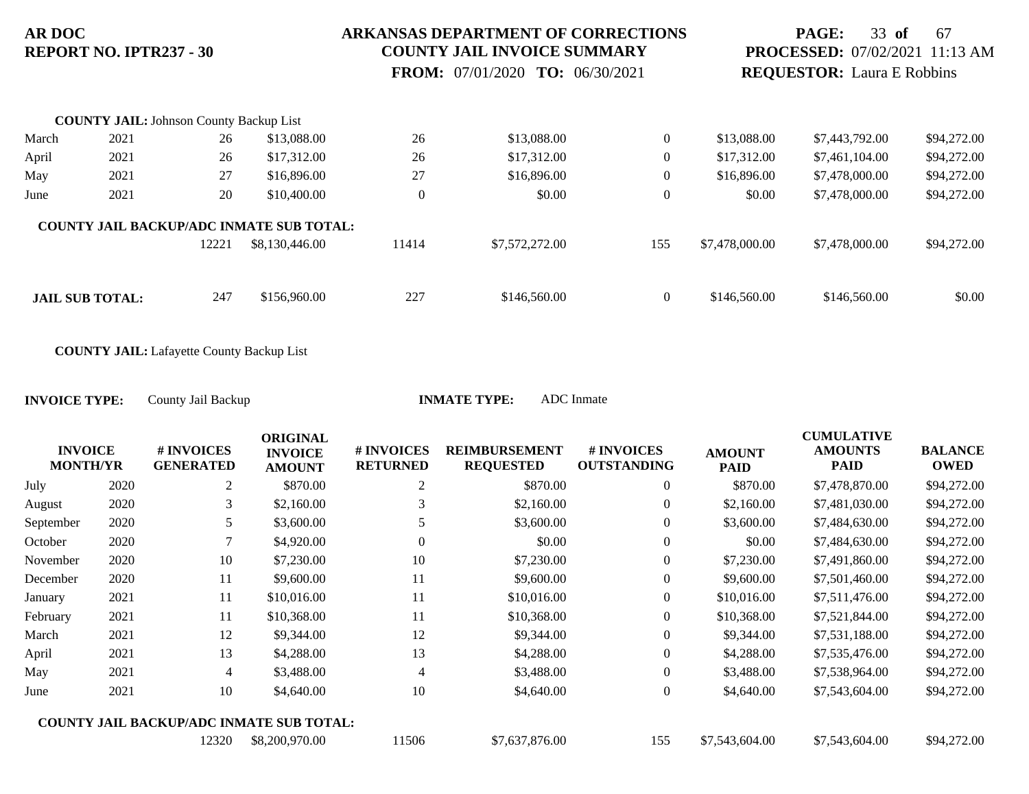**COUNTY JAIL:** Johnson County Backup List

| | | | | | | | | | |
|---|---|---|---|---|---|---|---|---|---|
| March | 2021 | 26 | $13,088.00 | 26 | $13,088.00 | 0 | $13,088.00 | $7,443,792.00 | $94,272.00 |
| April | 2021 | 26 | $17,312.00 | 26 | $17,312.00 | 0 | $17,312.00 | $7,461,104.00 | $94,272.00 |
| May | 2021 | 27 | $16,896.00 | 27 | $16,896.00 | 0 | $16,896.00 | $7,478,000.00 | $94,272.00 |
| June | 2021 | 20 | $10,400.00 | 0 | $0.00 | 0 | $0.00 | $7,478,000.00 | $94,272.00 |
| **COUNTY JAIL BACKUP/ADC INMATE SUB TOTAL:** | | 12221 | $8,130,446.00 | 11414 | $7,572,272.00 | 155 | $7,478,000.00 | $7,478,000.00 | $94,272.00 |
| **JAIL SUB TOTAL:** | | 247 | $156,960.00 | 227 | $146,560.00 | 0 | $146,560.00 | $146,560.00 | $0.00 |

**COUNTY JAIL:** Lafayette County Backup List

**INVOICE TYPE:** County Jail Backup **INMATE TYPE:** ADC Inmate

| INVOICE MONTH/YR | | # INVOICES GENERATED | ORIGINAL INVOICE AMOUNT | # INVOICES RETURNED | REIMBURSEMENT REQUESTED | # INVOICES OUTSTANDING | AMOUNT PAID | CUMULATIVE AMOUNTS PAID | BALANCE OWED |
|---|---|---|---|---|---|---|---|---|---|
| July | 2020 | 2 | $870.00 | 2 | $870.00 | 0 | $870.00 | $7,478,870.00 | $94,272.00 |
| August | 2020 | 3 | $2,160.00 | 3 | $2,160.00 | 0 | $2,160.00 | $7,481,030.00 | $94,272.00 |
| September | 2020 | 5 | $3,600.00 | 5 | $3,600.00 | 0 | $3,600.00 | $7,484,630.00 | $94,272.00 |
| October | 2020 | 7 | $4,920.00 | 0 | $0.00 | 0 | $0.00 | $7,484,630.00 | $94,272.00 |
| November | 2020 | 10 | $7,230.00 | 10 | $7,230.00 | 0 | $7,230.00 | $7,491,860.00 | $94,272.00 |
| December | 2020 | 11 | $9,600.00 | 11 | $9,600.00 | 0 | $9,600.00 | $7,501,460.00 | $94,272.00 |
| January | 2021 | 11 | $10,016.00 | 11 | $10,016.00 | 0 | $10,016.00 | $7,511,476.00 | $94,272.00 |
| February | 2021 | 11 | $10,368.00 | 11 | $10,368.00 | 0 | $10,368.00 | $7,521,844.00 | $94,272.00 |
| March | 2021 | 12 | $9,344.00 | 12 | $9,344.00 | 0 | $9,344.00 | $7,531,188.00 | $94,272.00 |
| April | 2021 | 13 | $4,288.00 | 13 | $4,288.00 | 0 | $4,288.00 | $7,535,476.00 | $94,272.00 |
| May | 2021 | 4 | $3,488.00 | 4 | $3,488.00 | 0 | $3,488.00 | $7,538,964.00 | $94,272.00 |
| June | 2021 | 10 | $4,640.00 | 10 | $4,640.00 | 0 | $4,640.00 | $7,543,604.00 | $94,272.00 |
| **COUNTY JAIL BACKUP/ADC INMATE SUB TOTAL:** | | 12320 | $8,200,970.00 | 11506 | $7,637,876.00 | 155 | $7,543,604.00 | $7,543,604.00 | $94,272.00 |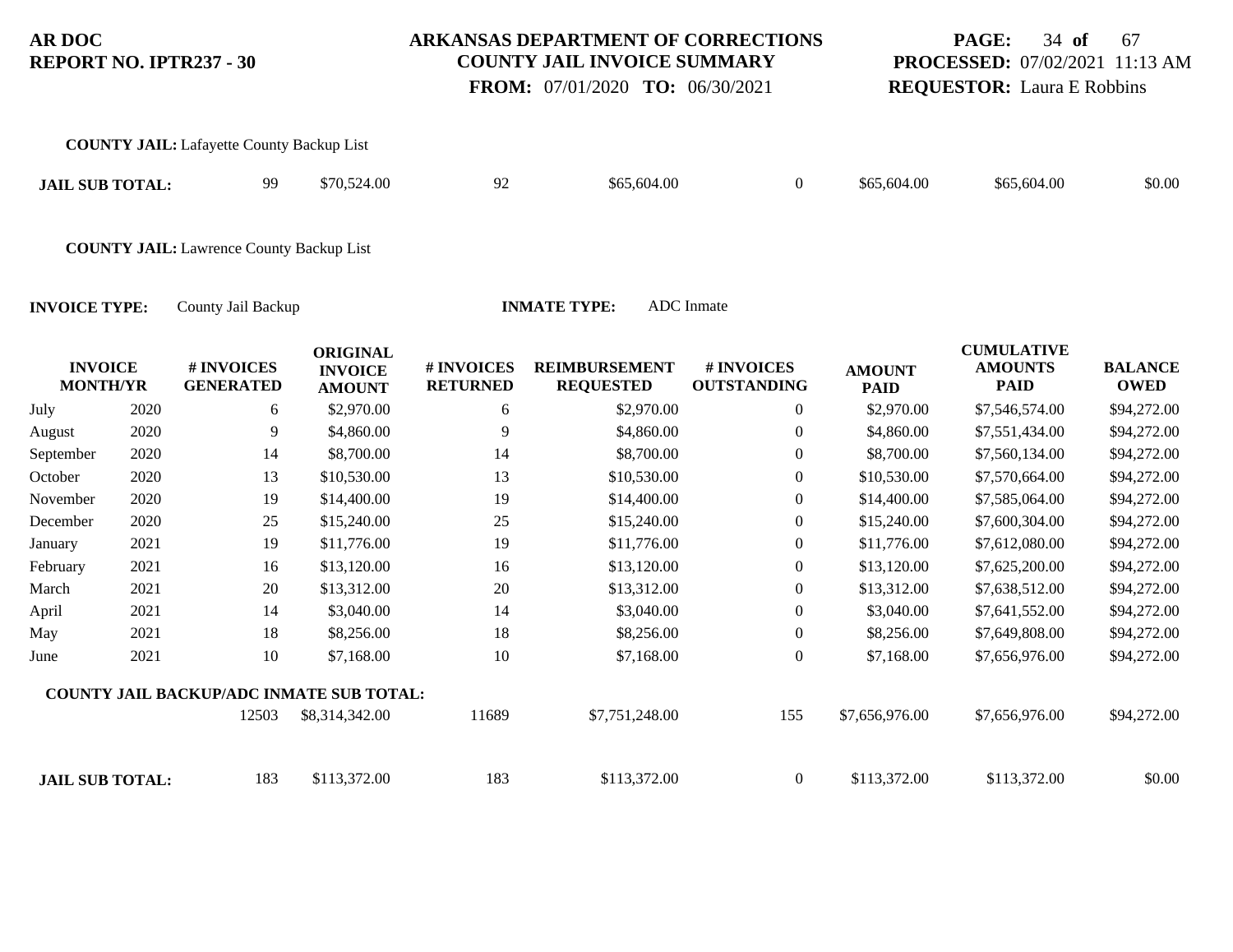**COUNTY JAIL:** Lafayette County Backup List

| | | | | | | | | |
|---|---|---|---|---|---|---|---|---|
| **JAIL SUB TOTAL:** | 99 | $70,524.00 | 92 | $65,604.00 | 0 | $65,604.00 | $65,604.00 | $0.00 |

**COUNTY JAIL:** Lawrence County Backup List

**INVOICE TYPE:** County Jail Backup **INMATE TYPE:** ADC Inmate

| INVOICE MONTH/YR | | # INVOICES GENERATED | ORIGINAL INVOICE AMOUNT | # INVOICES RETURNED | REIMBURSEMENT REQUESTED | # INVOICES OUTSTANDING | AMOUNT PAID | CUMULATIVE AMOUNTS PAID | BALANCE OWED |
|---|---|---|---|---|---|---|---|---|---|
| July | 2020 | 6 | $2,970.00 | 6 | $2,970.00 | 0 | $2,970.00 | $7,546,574.00 | $94,272.00 |
| August | 2020 | 9 | $4,860.00 | 9 | $4,860.00 | 0 | $4,860.00 | $7,551,434.00 | $94,272.00 |
| September | 2020 | 14 | $8,700.00 | 14 | $8,700.00 | 0 | $8,700.00 | $7,560,134.00 | $94,272.00 |
| October | 2020 | 13 | $10,530.00 | 13 | $10,530.00 | 0 | $10,530.00 | $7,570,664.00 | $94,272.00 |
| November | 2020 | 19 | $14,400.00 | 19 | $14,400.00 | 0 | $14,400.00 | $7,585,064.00 | $94,272.00 |
| December | 2020 | 25 | $15,240.00 | 25 | $15,240.00 | 0 | $15,240.00 | $7,600,304.00 | $94,272.00 |
| January | 2021 | 19 | $11,776.00 | 19 | $11,776.00 | 0 | $11,776.00 | $7,612,080.00 | $94,272.00 |
| February | 2021 | 16 | $13,120.00 | 16 | $13,120.00 | 0 | $13,120.00 | $7,625,200.00 | $94,272.00 |
| March | 2021 | 20 | $13,312.00 | 20 | $13,312.00 | 0 | $13,312.00 | $7,638,512.00 | $94,272.00 |
| April | 2021 | 14 | $3,040.00 | 14 | $3,040.00 | 0 | $3,040.00 | $7,641,552.00 | $94,272.00 |
| May | 2021 | 18 | $8,256.00 | 18 | $8,256.00 | 0 | $8,256.00 | $7,649,808.00 | $94,272.00 |
| June | 2021 | 10 | $7,168.00 | 10 | $7,168.00 | 0 | $7,168.00 | $7,656,976.00 | $94,272.00 |
| **COUNTY JAIL BACKUP/ADC INMATE SUB TOTAL:** | | 12503 | $8,314,342.00 | 11689 | $7,751,248.00 | 155 | $7,656,976.00 | $7,656,976.00 | $94,272.00 |
| **JAIL SUB TOTAL:** | | 183 | $113,372.00 | 183 | $113,372.00 | 0 | $113,372.00 | $113,372.00 | $0.00 |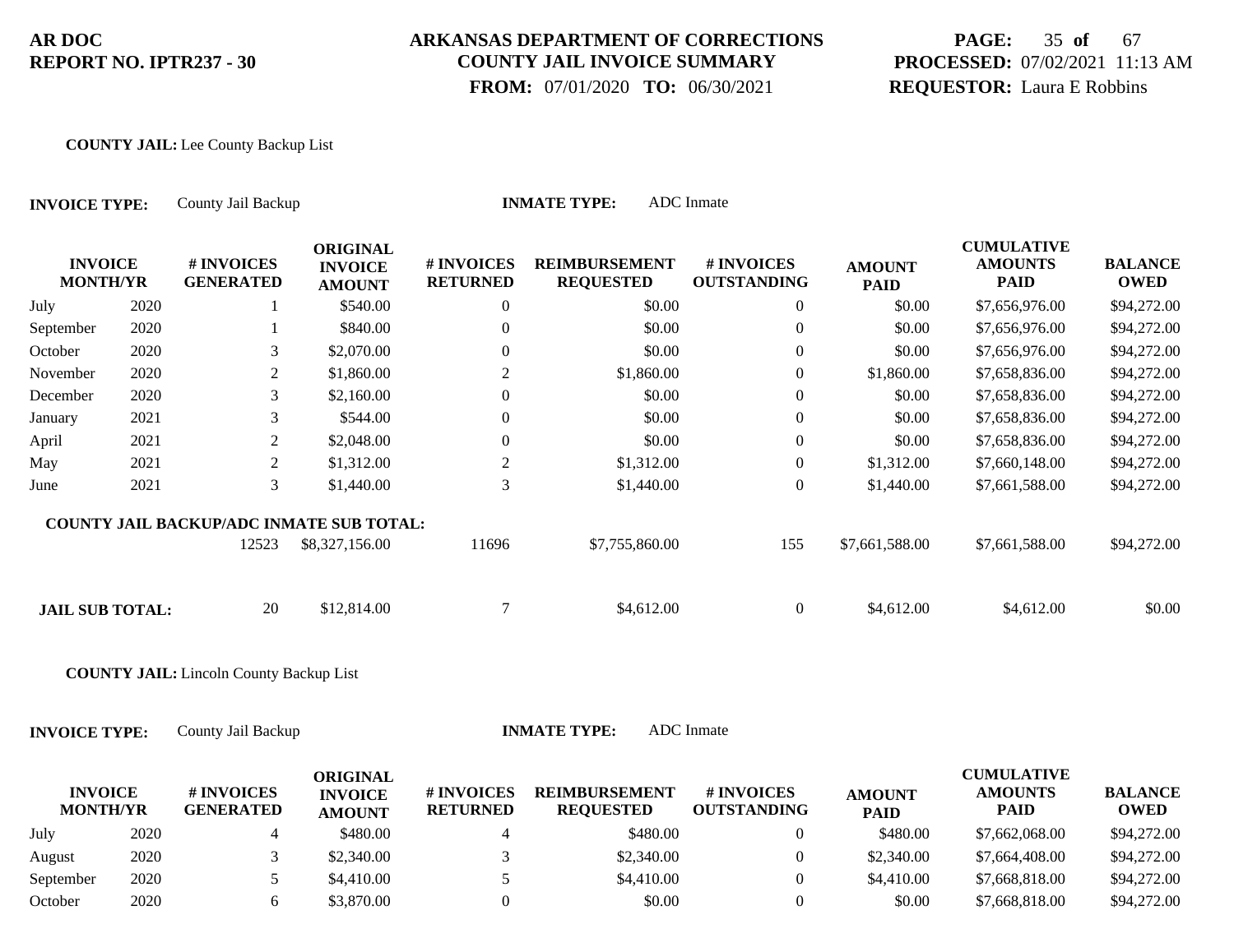**COUNTY JAIL:** Lee County Backup List

**INVOICE TYPE:** County Jail Backup **INMATE TYPE:** ADC Inmate

| INVOICE MONTH/YR | | # INVOICES GENERATED | ORIGINAL INVOICE AMOUNT | # INVOICES RETURNED | REIMBURSEMENT REQUESTED | # INVOICES OUTSTANDING | AMOUNT PAID | CUMULATIVE AMOUNTS PAID | BALANCE OWED |
|---|---|---|---|---|---|---|---|---|---|
| July | 2020 | 1 | $540.00 | 0 | $0.00 | 0 | $0.00 | $7,656,976.00 | $94,272.00 |
| September | 2020 | 1 | $840.00 | 0 | $0.00 | 0 | $0.00 | $7,656,976.00 | $94,272.00 |
| October | 2020 | 3 | $2,070.00 | 0 | $0.00 | 0 | $0.00 | $7,656,976.00 | $94,272.00 |
| November | 2020 | 2 | $1,860.00 | 2 | $1,860.00 | 0 | $1,860.00 | $7,658,836.00 | $94,272.00 |
| December | 2020 | 3 | $2,160.00 | 0 | $0.00 | 0 | $0.00 | $7,658,836.00 | $94,272.00 |
| January | 2021 | 3 | $544.00 | 0 | $0.00 | 0 | $0.00 | $7,658,836.00 | $94,272.00 |
| April | 2021 | 2 | $2,048.00 | 0 | $0.00 | 0 | $0.00 | $7,658,836.00 | $94,272.00 |
| May | 2021 | 2 | $1,312.00 | 2 | $1,312.00 | 0 | $1,312.00 | $7,660,148.00 | $94,272.00 |
| June | 2021 | 3 | $1,440.00 | 3 | $1,440.00 | 0 | $1,440.00 | $7,661,588.00 | $94,272.00 |
| **COUNTY JAIL BACKUP/ADC INMATE SUB TOTAL:** | | 12523 | $8,327,156.00 | 11696 | $7,755,860.00 | 155 | $7,661,588.00 | $7,661,588.00 | $94,272.00 |
| **JAIL SUB TOTAL:** | | 20 | $12,814.00 | 7 | $4,612.00 | 0 | $4,612.00 | $4,612.00 | $0.00 |

**COUNTY JAIL:** Lincoln County Backup List

**INVOICE TYPE:** County Jail Backup **INMATE TYPE:** ADC Inmate

| INVOICE MONTH/YR | | # INVOICES GENERATED | ORIGINAL INVOICE AMOUNT | # INVOICES RETURNED | REIMBURSEMENT REQUESTED | # INVOICES OUTSTANDING | AMOUNT PAID | CUMULATIVE AMOUNTS PAID | BALANCE OWED |
|---|---|---|---|---|---|---|---|---|---|
| July | 2020 | 4 | $480.00 | 4 | $480.00 | 0 | $480.00 | $7,662,068.00 | $94,272.00 |
| August | 2020 | 3 | $2,340.00 | 3 | $2,340.00 | 0 | $2,340.00 | $7,664,408.00 | $94,272.00 |
| September | 2020 | 5 | $4,410.00 | 5 | $4,410.00 | 0 | $4,410.00 | $7,668,818.00 | $94,272.00 |
| October | 2020 | 6 | $3,870.00 | 0 | $0.00 | 0 | $0.00 | $7,668,818.00 | $94,272.00 |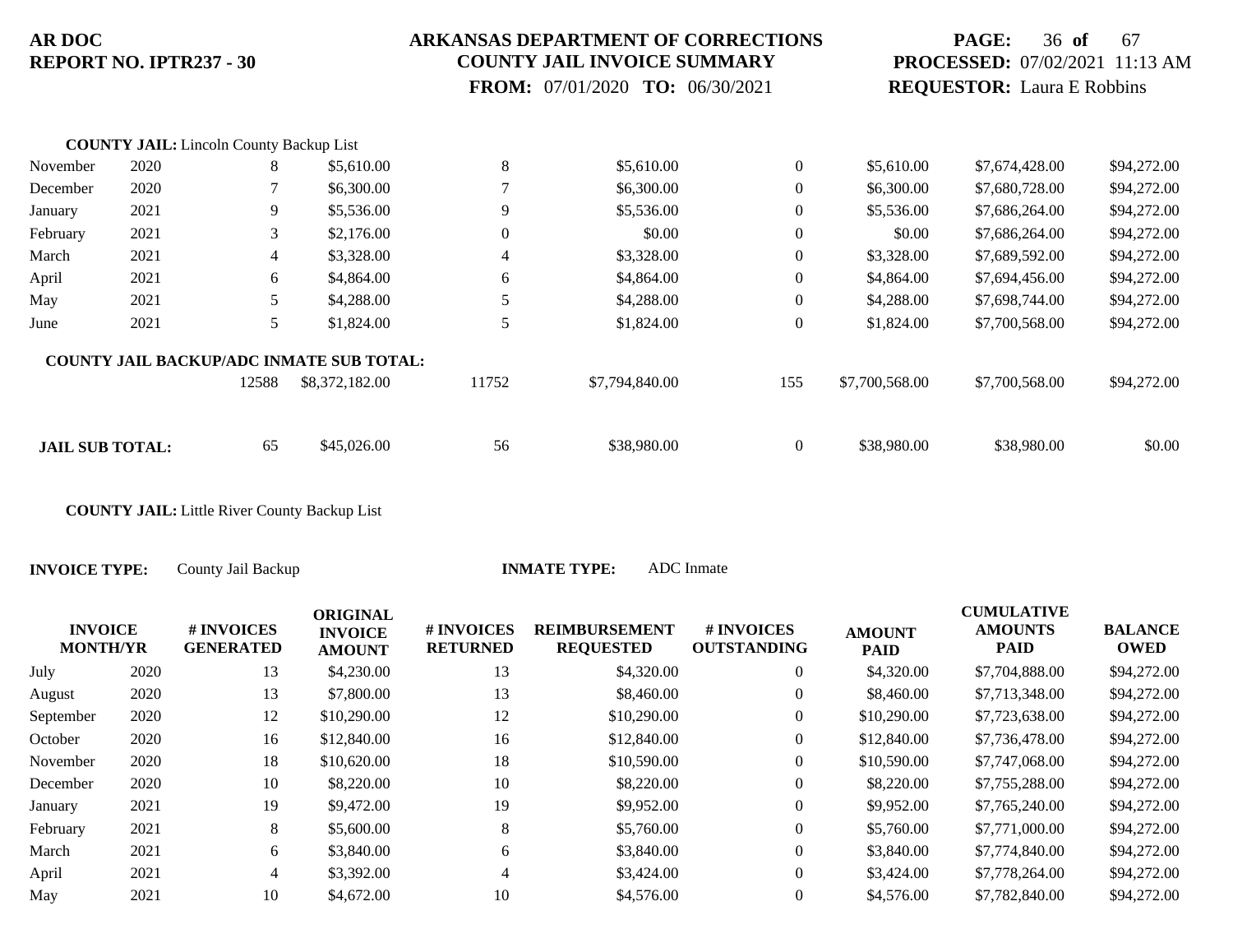**COUNTY JAIL:** Lincoln County Backup List

| INVOICE MONTH/YR | | # INVOICES GENERATED | ORIGINAL INVOICE AMOUNT | # INVOICES RETURNED | REIMBURSEMENT REQUESTED | # INVOICES OUTSTANDING | AMOUNT PAID | CUMULATIVE AMOUNTS PAID | BALANCE OWED |
|---|---|---|---|---|---|---|---|---|---|
| November | 2020 | 8 | $5,610.00 | 8 | $5,610.00 | 0 | $5,610.00 | $7,674,428.00 | $94,272.00 |
| December | 2020 | 7 | $6,300.00 | 7 | $6,300.00 | 0 | $6,300.00 | $7,680,728.00 | $94,272.00 |
| January | 2021 | 9 | $5,536.00 | 9 | $5,536.00 | 0 | $5,536.00 | $7,686,264.00 | $94,272.00 |
| February | 2021 | 3 | $2,176.00 | 0 | $0.00 | 0 | $0.00 | $7,686,264.00 | $94,272.00 |
| March | 2021 | 4 | $3,328.00 | 4 | $3,328.00 | 0 | $3,328.00 | $7,689,592.00 | $94,272.00 |
| April | 2021 | 6 | $4,864.00 | 6 | $4,864.00 | 0 | $4,864.00 | $7,694,456.00 | $94,272.00 |
| May | 2021 | 5 | $4,288.00 | 5 | $4,288.00 | 0 | $4,288.00 | $7,698,744.00 | $94,272.00 |
| June | 2021 | 5 | $1,824.00 | 5 | $1,824.00 | 0 | $1,824.00 | $7,700,568.00 | $94,272.00 |
| **COUNTY JAIL BACKUP/ADC INMATE SUB TOTAL:** | | 12588 | $8,372,182.00 | 11752 | $7,794,840.00 | 155 | $7,700,568.00 | $7,700,568.00 | $94,272.00 |
| **JAIL SUB TOTAL:** | | 65 | $45,026.00 | 56 | $38,980.00 | 0 | $38,980.00 | $38,980.00 | $0.00 |

**COUNTY JAIL:** Little River County Backup List

**INVOICE TYPE:** County Jail Backup **INMATE TYPE:** ADC Inmate

| INVOICE MONTH/YR | | # INVOICES GENERATED | ORIGINAL INVOICE AMOUNT | # INVOICES RETURNED | REIMBURSEMENT REQUESTED | # INVOICES OUTSTANDING | AMOUNT PAID | CUMULATIVE AMOUNTS PAID | BALANCE OWED |
|---|---|---|---|---|---|---|---|---|---|
| July | 2020 | 13 | $4,230.00 | 13 | $4,320.00 | 0 | $4,320.00 | $7,704,888.00 | $94,272.00 |
| August | 2020 | 13 | $7,800.00 | 13 | $8,460.00 | 0 | $8,460.00 | $7,713,348.00 | $94,272.00 |
| September | 2020 | 12 | $10,290.00 | 12 | $10,290.00 | 0 | $10,290.00 | $7,723,638.00 | $94,272.00 |
| October | 2020 | 16 | $12,840.00 | 16 | $12,840.00 | 0 | $12,840.00 | $7,736,478.00 | $94,272.00 |
| November | 2020 | 18 | $10,620.00 | 18 | $10,590.00 | 0 | $10,590.00 | $7,747,068.00 | $94,272.00 |
| December | 2020 | 10 | $8,220.00 | 10 | $8,220.00 | 0 | $8,220.00 | $7,755,288.00 | $94,272.00 |
| January | 2021 | 19 | $9,472.00 | 19 | $9,952.00 | 0 | $9,952.00 | $7,765,240.00 | $94,272.00 |
| February | 2021 | 8 | $5,600.00 | 8 | $5,760.00 | 0 | $5,760.00 | $7,771,000.00 | $94,272.00 |
| March | 2021 | 6 | $3,840.00 | 6 | $3,840.00 | 0 | $3,840.00 | $7,774,840.00 | $94,272.00 |
| April | 2021 | 4 | $3,392.00 | 4 | $3,424.00 | 0 | $3,424.00 | $7,778,264.00 | $94,272.00 |
| May | 2021 | 10 | $4,672.00 | 10 | $4,576.00 | 0 | $4,576.00 | $7,782,840.00 | $94,272.00 |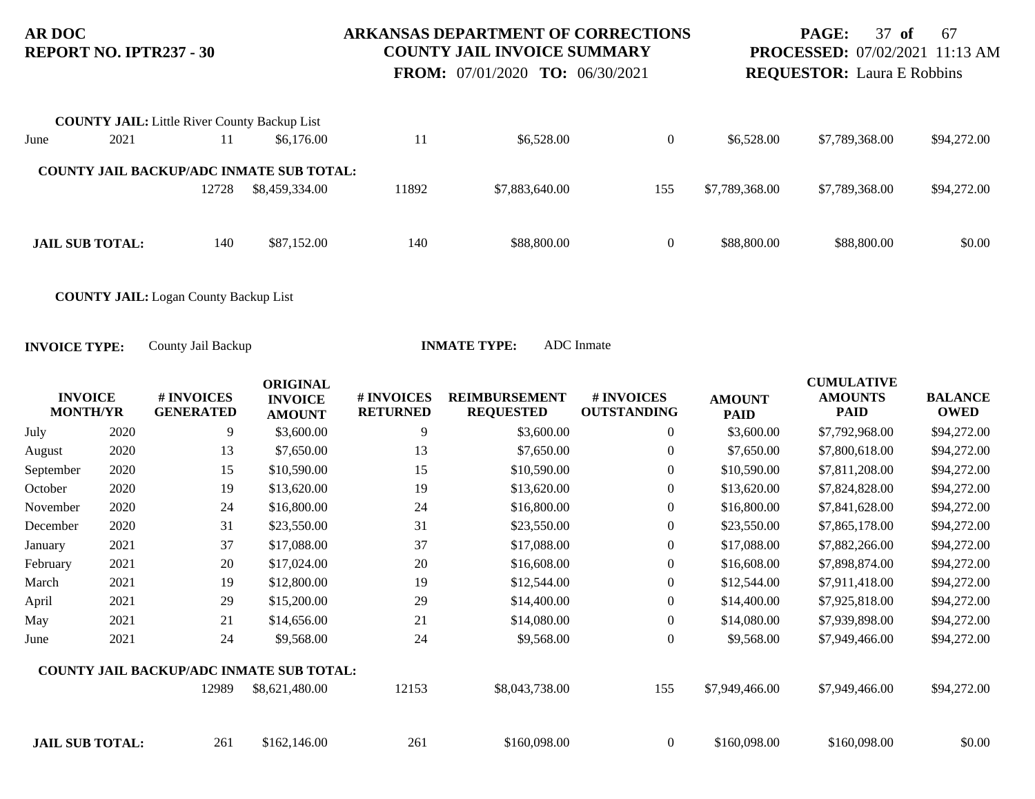**COUNTY JAIL:** Little River County Backup List

| INVOICE MONTH/YR | | # INVOICES GENERATED | ORIGINAL INVOICE AMOUNT | # INVOICES RETURNED | REIMBURSEMENT REQUESTED | # INVOICES OUTSTANDING | AMOUNT PAID | CUMULATIVE AMOUNTS PAID | BALANCE OWED |
|---|---|---|---|---|---|---|---|---|---|
| June | 2021 | 11 | $6,176.00 | 11 | $6,528.00 | 0 | $6,528.00 | $7,789,368.00 | $94,272.00 |
| **COUNTY JAIL BACKUP/ADC INMATE SUB TOTAL:** | | 12728 | $8,459,334.00 | 11892 | $7,883,640.00 | 155 | $7,789,368.00 | $7,789,368.00 | $94,272.00 |
| **JAIL SUB TOTAL:** | | 140 | $87,152.00 | 140 | $88,800.00 | 0 | $88,800.00 | $88,800.00 | $0.00 |

**COUNTY JAIL:** Logan County Backup List

**INVOICE TYPE:** County Jail Backup **INMATE TYPE:** ADC Inmate

| INVOICE MONTH/YR | | # INVOICES GENERATED | ORIGINAL INVOICE AMOUNT | # INVOICES RETURNED | REIMBURSEMENT REQUESTED | # INVOICES OUTSTANDING | AMOUNT PAID | CUMULATIVE AMOUNTS PAID | BALANCE OWED |
|---|---|---|---|---|---|---|---|---|---|
| July | 2020 | 9 | $3,600.00 | 9 | $3,600.00 | 0 | $3,600.00 | $7,792,968.00 | $94,272.00 |
| August | 2020 | 13 | $7,650.00 | 13 | $7,650.00 | 0 | $7,650.00 | $7,800,618.00 | $94,272.00 |
| September | 2020 | 15 | $10,590.00 | 15 | $10,590.00 | 0 | $10,590.00 | $7,811,208.00 | $94,272.00 |
| October | 2020 | 19 | $13,620.00 | 19 | $13,620.00 | 0 | $13,620.00 | $7,824,828.00 | $94,272.00 |
| November | 2020 | 24 | $16,800.00 | 24 | $16,800.00 | 0 | $16,800.00 | $7,841,628.00 | $94,272.00 |
| December | 2020 | 31 | $23,550.00 | 31 | $23,550.00 | 0 | $23,550.00 | $7,865,178.00 | $94,272.00 |
| January | 2021 | 37 | $17,088.00 | 37 | $17,088.00 | 0 | $17,088.00 | $7,882,266.00 | $94,272.00 |
| February | 2021 | 20 | $17,024.00 | 20 | $16,608.00 | 0 | $16,608.00 | $7,898,874.00 | $94,272.00 |
| March | 2021 | 19 | $12,800.00 | 19 | $12,544.00 | 0 | $12,544.00 | $7,911,418.00 | $94,272.00 |
| April | 2021 | 29 | $15,200.00 | 29 | $14,400.00 | 0 | $14,400.00 | $7,925,818.00 | $94,272.00 |
| May | 2021 | 21 | $14,656.00 | 21 | $14,080.00 | 0 | $14,080.00 | $7,939,898.00 | $94,272.00 |
| June | 2021 | 24 | $9,568.00 | 24 | $9,568.00 | 0 | $9,568.00 | $7,949,466.00 | $94,272.00 |
| **COUNTY JAIL BACKUP/ADC INMATE SUB TOTAL:** | | 12989 | $8,621,480.00 | 12153 | $8,043,738.00 | 155 | $7,949,466.00 | $7,949,466.00 | $94,272.00 |
| **JAIL SUB TOTAL:** | | 261 | $162,146.00 | 261 | $160,098.00 | 0 | $160,098.00 | $160,098.00 | $0.00 |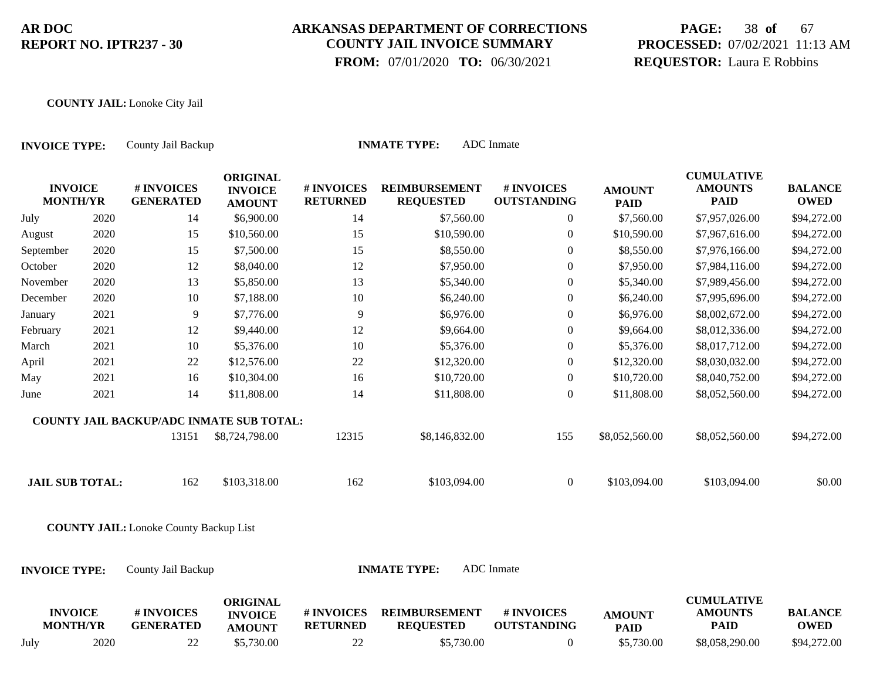**AR DOC**
**REPORT NO. IPTR237 - 30**

**ARKANSAS DEPARTMENT OF CORRECTIONS**
**COUNTY JAIL INVOICE SUMMARY**
**FROM:** 07/01/2020 **TO:** 06/30/2021

**PAGE:** 38 **of** 67
**PROCESSED:** 07/02/2021 11:13 AM
**REQUESTOR:** Laura E Robbins

**COUNTY JAIL:** Lonoke City Jail

**INVOICE TYPE:** County Jail Backup **INMATE TYPE:** ADC Inmate

| INVOICE MONTH/YR | | # INVOICES GENERATED | ORIGINAL INVOICE AMOUNT | # INVOICES RETURNED | REIMBURSEMENT REQUESTED | # INVOICES OUTSTANDING | AMOUNT PAID | CUMULATIVE AMOUNTS PAID | BALANCE OWED |
|---|---|---|---|---|---|---|---|---|---|
| July | 2020 | 14 | $6,900.00 | 14 | $7,560.00 | 0 | $7,560.00 | $7,957,026.00 | $94,272.00 |
| August | 2020 | 15 | $10,560.00 | 15 | $10,590.00 | 0 | $10,590.00 | $7,967,616.00 | $94,272.00 |
| September | 2020 | 15 | $7,500.00 | 15 | $8,550.00 | 0 | $8,550.00 | $7,976,166.00 | $94,272.00 |
| October | 2020 | 12 | $8,040.00 | 12 | $7,950.00 | 0 | $7,950.00 | $7,984,116.00 | $94,272.00 |
| November | 2020 | 13 | $5,850.00 | 13 | $5,340.00 | 0 | $5,340.00 | $7,989,456.00 | $94,272.00 |
| December | 2020 | 10 | $7,188.00 | 10 | $6,240.00 | 0 | $6,240.00 | $7,995,696.00 | $94,272.00 |
| January | 2021 | 9 | $7,776.00 | 9 | $6,976.00 | 0 | $6,976.00 | $8,002,672.00 | $94,272.00 |
| February | 2021 | 12 | $9,440.00 | 12 | $9,664.00 | 0 | $9,664.00 | $8,012,336.00 | $94,272.00 |
| March | 2021 | 10 | $5,376.00 | 10 | $5,376.00 | 0 | $5,376.00 | $8,017,712.00 | $94,272.00 |
| April | 2021 | 22 | $12,576.00 | 22 | $12,320.00 | 0 | $12,320.00 | $8,030,032.00 | $94,272.00 |
| May | 2021 | 16 | $10,304.00 | 16 | $10,720.00 | 0 | $10,720.00 | $8,040,752.00 | $94,272.00 |
| June | 2021 | 14 | $11,808.00 | 14 | $11,808.00 | 0 | $11,808.00 | $8,052,560.00 | $94,272.00 |
| **COUNTY JAIL BACKUP/ADC INMATE SUB TOTAL:** | | 13151 | $8,724,798.00 | 12315 | $8,146,832.00 | 155 | $8,052,560.00 | $8,052,560.00 | $94,272.00 |
| **JAIL SUB TOTAL:** | | 162 | $103,318.00 | 162 | $103,094.00 | 0 | $103,094.00 | $103,094.00 | $0.00 |

**COUNTY JAIL:** Lonoke County Backup List

**INVOICE TYPE:** County Jail Backup **INMATE TYPE:** ADC Inmate

| INVOICE MONTH/YR | | # INVOICES GENERATED | ORIGINAL INVOICE AMOUNT | # INVOICES RETURNED | REIMBURSEMENT REQUESTED | # INVOICES OUTSTANDING | AMOUNT PAID | CUMULATIVE AMOUNTS PAID | BALANCE OWED |
|---|---|---|---|---|---|---|---|---|---|
| July | 2020 | 22 | $5,730.00 | 22 | $5,730.00 | 0 | $5,730.00 | $8,058,290.00 | $94,272.00 |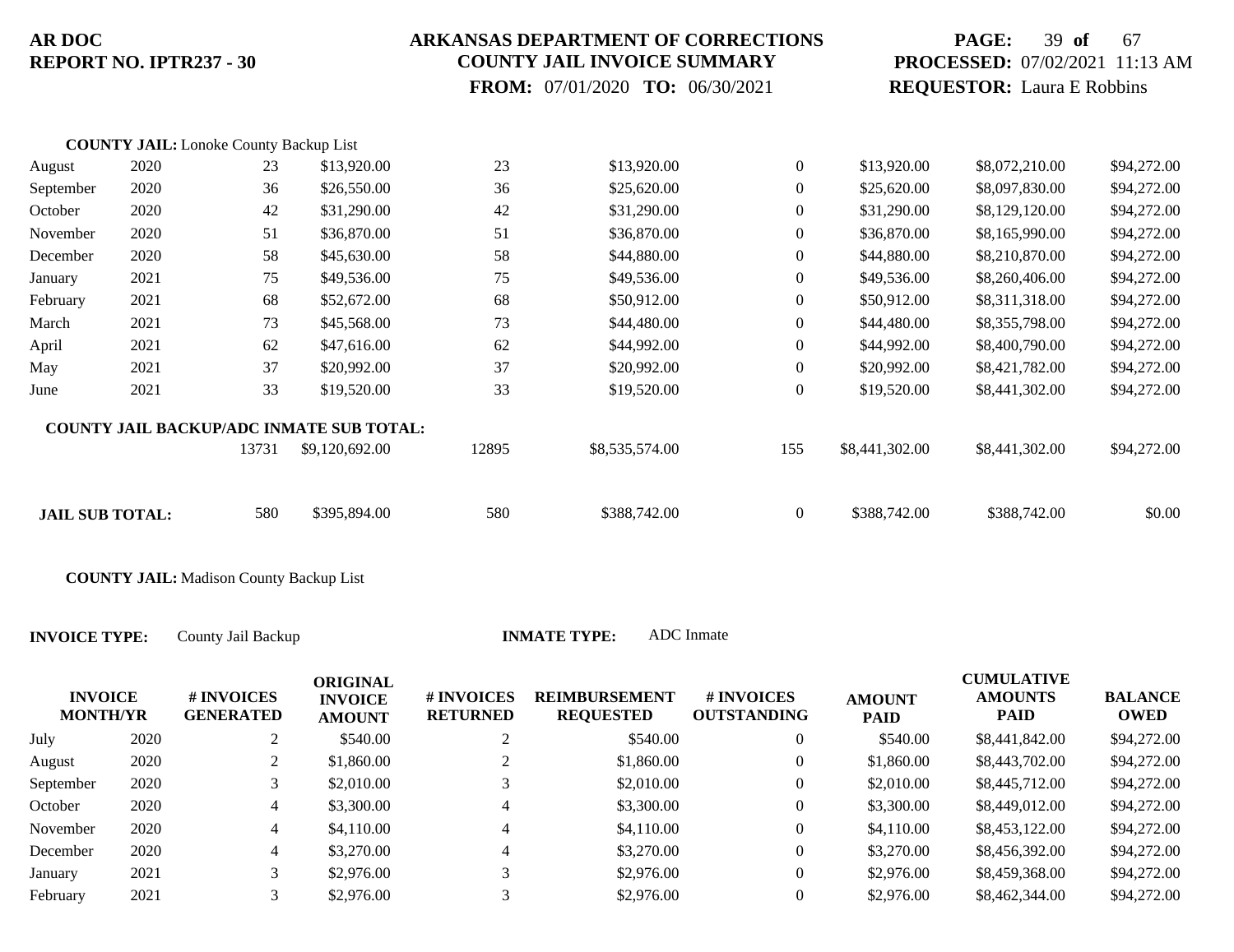**COUNTY JAIL:** Lonoke County Backup List

| INVOICE MONTH/YR | | # INVOICES GENERATED | ORIGINAL INVOICE AMOUNT | # INVOICES RETURNED | REIMBURSEMENT REQUESTED | # INVOICES OUTSTANDING | AMOUNT PAID | CUMULATIVE AMOUNTS PAID | BALANCE OWED |
|---|---|---|---|---|---|---|---|---|---|
| August | 2020 | 23 | $13,920.00 | 23 | $13,920.00 | 0 | $13,920.00 | $8,072,210.00 | $94,272.00 |
| September | 2020 | 36 | $26,550.00 | 36 | $25,620.00 | 0 | $25,620.00 | $8,097,830.00 | $94,272.00 |
| October | 2020 | 42 | $31,290.00 | 42 | $31,290.00 | 0 | $31,290.00 | $8,129,120.00 | $94,272.00 |
| November | 2020 | 51 | $36,870.00 | 51 | $36,870.00 | 0 | $36,870.00 | $8,165,990.00 | $94,272.00 |
| December | 2020 | 58 | $45,630.00 | 58 | $44,880.00 | 0 | $44,880.00 | $8,210,870.00 | $94,272.00 |
| January | 2021 | 75 | $49,536.00 | 75 | $49,536.00 | 0 | $49,536.00 | $8,260,406.00 | $94,272.00 |
| February | 2021 | 68 | $52,672.00 | 68 | $50,912.00 | 0 | $50,912.00 | $8,311,318.00 | $94,272.00 |
| March | 2021 | 73 | $45,568.00 | 73 | $44,480.00 | 0 | $44,480.00 | $8,355,798.00 | $94,272.00 |
| April | 2021 | 62 | $47,616.00 | 62 | $44,992.00 | 0 | $44,992.00 | $8,400,790.00 | $94,272.00 |
| May | 2021 | 37 | $20,992.00 | 37 | $20,992.00 | 0 | $20,992.00 | $8,421,782.00 | $94,272.00 |
| June | 2021 | 33 | $19,520.00 | 33 | $19,520.00 | 0 | $19,520.00 | $8,441,302.00 | $94,272.00 |
| **COUNTY JAIL BACKUP/ADC INMATE SUB TOTAL:** | | 13731 | $9,120,692.00 | 12895 | $8,535,574.00 | 155 | $8,441,302.00 | $8,441,302.00 | $94,272.00 |
| **JAIL SUB TOTAL:** | | 580 | $395,894.00 | 580 | $388,742.00 | 0 | $388,742.00 | $388,742.00 | $0.00 |

**COUNTY JAIL:** Madison County Backup List

**INVOICE TYPE:** County Jail Backup **INMATE TYPE:** ADC Inmate

| INVOICE MONTH/YR | | # INVOICES GENERATED | ORIGINAL INVOICE AMOUNT | # INVOICES RETURNED | REIMBURSEMENT REQUESTED | # INVOICES OUTSTANDING | AMOUNT PAID | CUMULATIVE AMOUNTS PAID | BALANCE OWED |
|---|---|---|---|---|---|---|---|---|---|
| July | 2020 | 2 | $540.00 | 2 | $540.00 | 0 | $540.00 | $8,441,842.00 | $94,272.00 |
| August | 2020 | 2 | $1,860.00 | 2 | $1,860.00 | 0 | $1,860.00 | $8,443,702.00 | $94,272.00 |
| September | 2020 | 3 | $2,010.00 | 3 | $2,010.00 | 0 | $2,010.00 | $8,445,712.00 | $94,272.00 |
| October | 2020 | 4 | $3,300.00 | 4 | $3,300.00 | 0 | $3,300.00 | $8,449,012.00 | $94,272.00 |
| November | 2020 | 4 | $4,110.00 | 4 | $4,110.00 | 0 | $4,110.00 | $8,453,122.00 | $94,272.00 |
| December | 2020 | 4 | $3,270.00 | 4 | $3,270.00 | 0 | $3,270.00 | $8,456,392.00 | $94,272.00 |
| January | 2021 | 3 | $2,976.00 | 3 | $2,976.00 | 0 | $2,976.00 | $8,459,368.00 | $94,272.00 |
| February | 2021 | 3 | $2,976.00 | 3 | $2,976.00 | 0 | $2,976.00 | $8,462,344.00 | $94,272.00 |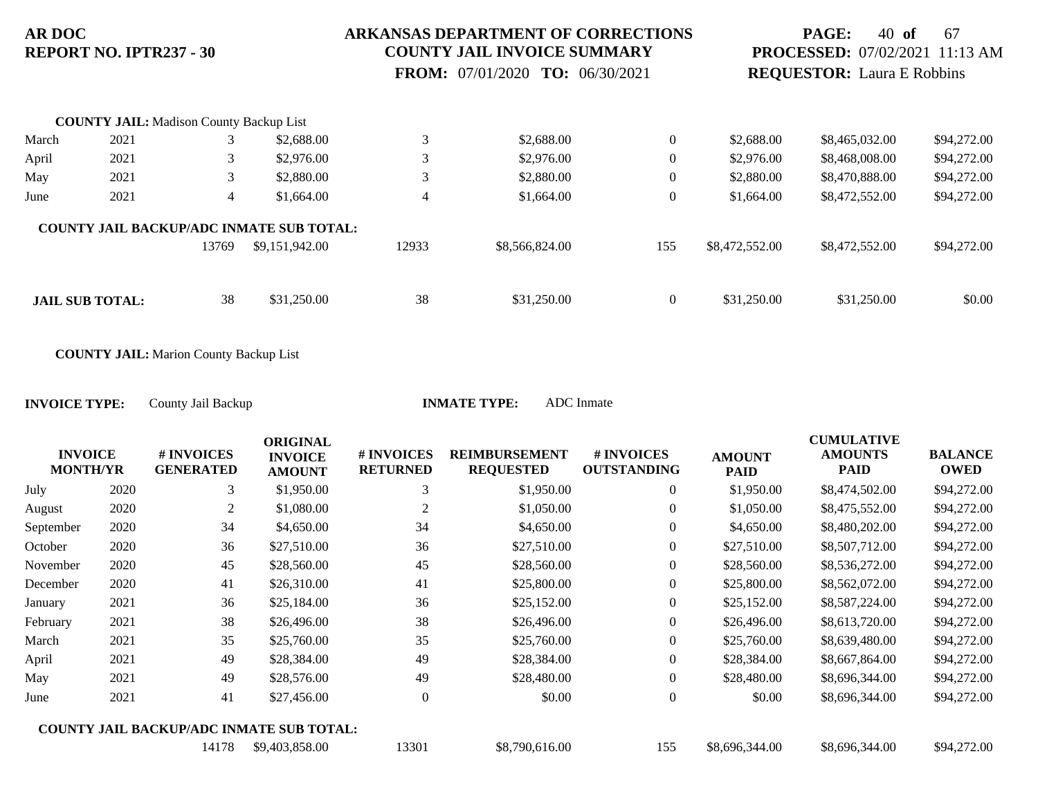**AR DOC**
**REPORT NO. IPTR237 - 30**

**ARKANSAS DEPARTMENT OF CORRECTIONS**
**COUNTY JAIL INVOICE SUMMARY**
**FROM:** 07/01/2020 **TO:** 06/30/2021

**PAGE:** 40 **of** 67
**PROCESSED:** 07/02/2021 11:13 AM
**REQUESTOR:** Laura E Robbins

**COUNTY JAIL:** Madison County Backup List

| | | | | | | | | | |
|---|---|---|---|---|---|---|---|---|---|
| March | 2021 | 3 | $2,688.00 | 3 | $2,688.00 | 0 | $2,688.00 | $8,465,032.00 | $94,272.00 |
| April | 2021 | 3 | $2,976.00 | 3 | $2,976.00 | 0 | $2,976.00 | $8,468,008.00 | $94,272.00 |
| May | 2021 | 3 | $2,880.00 | 3 | $2,880.00 | 0 | $2,880.00 | $8,470,888.00 | $94,272.00 |
| June | 2021 | 4 | $1,664.00 | 4 | $1,664.00 | 0 | $1,664.00 | $8,472,552.00 | $94,272.00 |
| **COUNTY JAIL BACKUP/ADC INMATE SUB TOTAL:** | | 13769 | $9,151,942.00 | 12933 | $8,566,824.00 | 155 | $8,472,552.00 | $8,472,552.00 | $94,272.00 |
| **JAIL SUB TOTAL:** | | 38 | $31,250.00 | 38 | $31,250.00 | 0 | $31,250.00 | $31,250.00 | $0.00 |

**COUNTY JAIL:** Marion County Backup List

**INVOICE TYPE:** County Jail Backup **INMATE TYPE:** ADC Inmate

| INVOICE MONTH/YR | | # INVOICES GENERATED | ORIGINAL INVOICE AMOUNT | # INVOICES RETURNED | REIMBURSEMENT REQUESTED | # INVOICES OUTSTANDING | AMOUNT PAID | CUMULATIVE AMOUNTS PAID | BALANCE OWED |
|---|---|---|---|---|---|---|---|---|---|
| July | 2020 | 3 | $1,950.00 | 3 | $1,950.00 | 0 | $1,950.00 | $8,474,502.00 | $94,272.00 |
| August | 2020 | 2 | $1,080.00 | 2 | $1,050.00 | 0 | $1,050.00 | $8,475,552.00 | $94,272.00 |
| September | 2020 | 34 | $4,650.00 | 34 | $4,650.00 | 0 | $4,650.00 | $8,480,202.00 | $94,272.00 |
| October | 2020 | 36 | $27,510.00 | 36 | $27,510.00 | 0 | $27,510.00 | $8,507,712.00 | $94,272.00 |
| November | 2020 | 45 | $28,560.00 | 45 | $28,560.00 | 0 | $28,560.00 | $8,536,272.00 | $94,272.00 |
| December | 2020 | 41 | $26,310.00 | 41 | $25,800.00 | 0 | $25,800.00 | $8,562,072.00 | $94,272.00 |
| January | 2021 | 36 | $25,184.00 | 36 | $25,152.00 | 0 | $25,152.00 | $8,587,224.00 | $94,272.00 |
| February | 2021 | 38 | $26,496.00 | 38 | $26,496.00 | 0 | $26,496.00 | $8,613,720.00 | $94,272.00 |
| March | 2021 | 35 | $25,760.00 | 35 | $25,760.00 | 0 | $25,760.00 | $8,639,480.00 | $94,272.00 |
| April | 2021 | 49 | $28,384.00 | 49 | $28,384.00 | 0 | $28,384.00 | $8,667,864.00 | $94,272.00 |
| May | 2021 | 49 | $28,576.00 | 49 | $28,480.00 | 0 | $28,480.00 | $8,696,344.00 | $94,272.00 |
| June | 2021 | 41 | $27,456.00 | 0 | $0.00 | 0 | $0.00 | $8,696,344.00 | $94,272.00 |
| **COUNTY JAIL BACKUP/ADC INMATE SUB TOTAL:** | | 14178 | $9,403,858.00 | 13301 | $8,790,616.00 | 155 | $8,696,344.00 | $8,696,344.00 | $94,272.00 |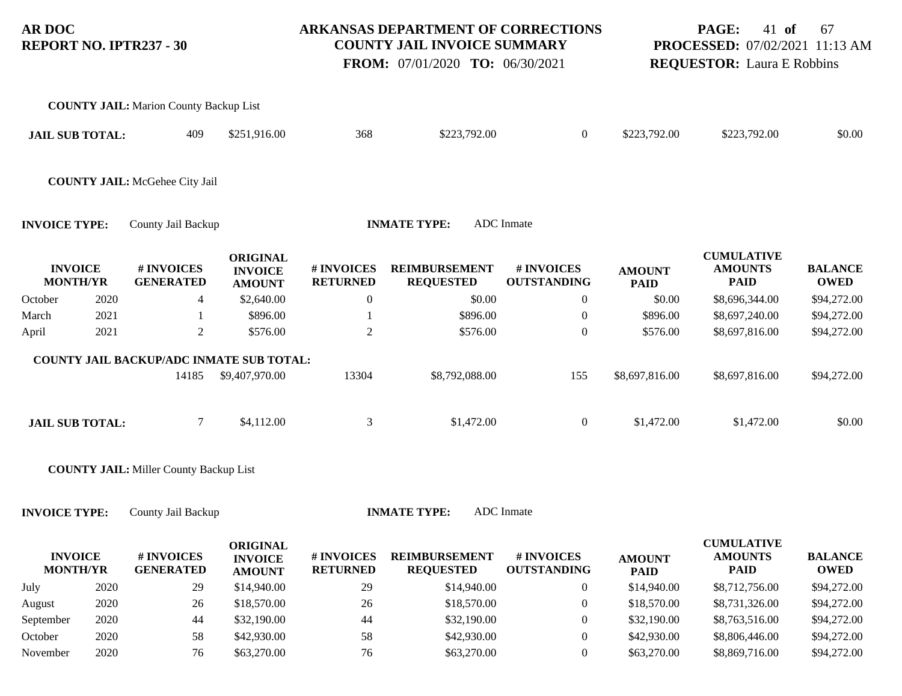**COUNTY JAIL:** Marion County Backup List

| | # INVOICES GENERATED | ORIGINAL INVOICE AMOUNT | # INVOICES RETURNED | REIMBURSEMENT REQUESTED | # INVOICES OUTSTANDING | AMOUNT PAID | CUMULATIVE AMOUNTS PAID | BALANCE OWED |
|---|---|---|---|---|---|---|---|---|
| **JAIL SUB TOTAL:** | 409 | $251,916.00 | 368 | $223,792.00 | 0 | $223,792.00 | $223,792.00 | $0.00 |

**COUNTY JAIL:** McGehee City Jail

**INVOICE TYPE:** County Jail Backup **INMATE TYPE:** ADC Inmate

| INVOICE MONTH/YR | | # INVOICES GENERATED | ORIGINAL INVOICE AMOUNT | # INVOICES RETURNED | REIMBURSEMENT REQUESTED | # INVOICES OUTSTANDING | AMOUNT PAID | CUMULATIVE AMOUNTS PAID | BALANCE OWED |
|---|---|---|---|---|---|---|---|---|---|
| October | 2020 | 4 | $2,640.00 | 0 | $0.00 | 0 | $0.00 | $8,696,344.00 | $94,272.00 |
| March | 2021 | 1 | $896.00 | 1 | $896.00 | 0 | $896.00 | $8,697,240.00 | $94,272.00 |
| April | 2021 | 2 | $576.00 | 2 | $576.00 | 0 | $576.00 | $8,697,816.00 | $94,272.00 |
| **COUNTY JAIL BACKUP/ADC INMATE SUB TOTAL:** | | 14185 | $9,407,970.00 | 13304 | $8,792,088.00 | 155 | $8,697,816.00 | $8,697,816.00 | $94,272.00 |
| **JAIL SUB TOTAL:** | | 7 | $4,112.00 | 3 | $1,472.00 | 0 | $1,472.00 | $1,472.00 | $0.00 |

**COUNTY JAIL:** Miller County Backup List

**INVOICE TYPE:** County Jail Backup **INMATE TYPE:** ADC Inmate

| INVOICE MONTH/YR | | # INVOICES GENERATED | ORIGINAL INVOICE AMOUNT | # INVOICES RETURNED | REIMBURSEMENT REQUESTED | # INVOICES OUTSTANDING | AMOUNT PAID | CUMULATIVE AMOUNTS PAID | BALANCE OWED |
|---|---|---|---|---|---|---|---|---|---|
| July | 2020 | 29 | $14,940.00 | 29 | $14,940.00 | 0 | $14,940.00 | $8,712,756.00 | $94,272.00 |
| August | 2020 | 26 | $18,570.00 | 26 | $18,570.00 | 0 | $18,570.00 | $8,731,326.00 | $94,272.00 |
| September | 2020 | 44 | $32,190.00 | 44 | $32,190.00 | 0 | $32,190.00 | $8,763,516.00 | $94,272.00 |
| October | 2020 | 58 | $42,930.00 | 58 | $42,930.00 | 0 | $42,930.00 | $8,806,446.00 | $94,272.00 |
| November | 2020 | 76 | $63,270.00 | 76 | $63,270.00 | 0 | $63,270.00 | $8,869,716.00 | $94,272.00 |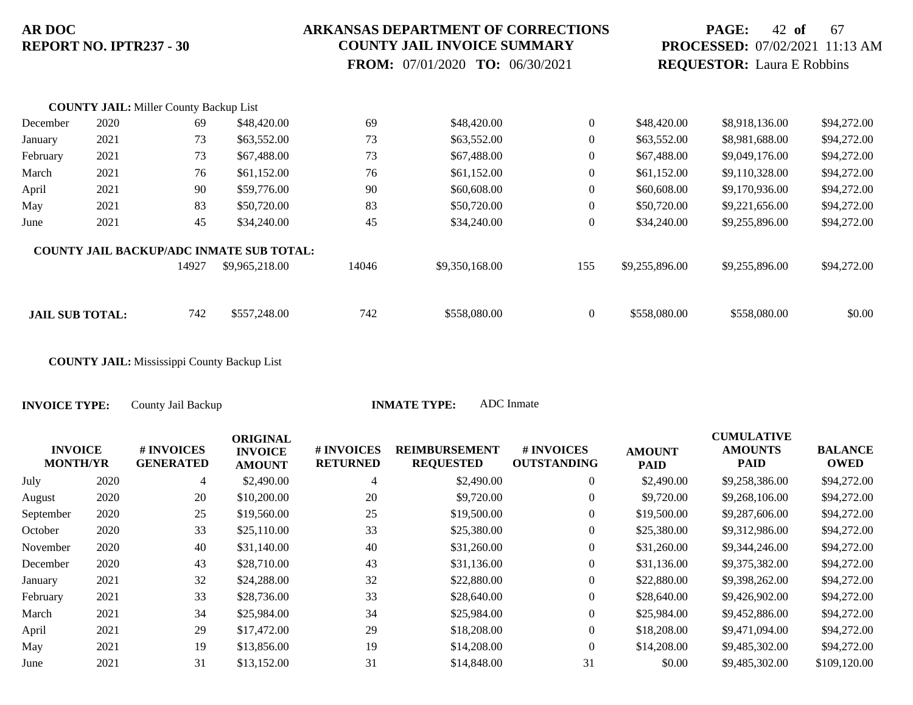**COUNTY JAIL:** Miller County Backup List

| | | | | | | | | | |
|---|---|---|---|---|---|---|---|---|---|
| December | 2020 | 69 | $48,420.00 | 69 | $48,420.00 | 0 | $48,420.00 | $8,918,136.00 | $94,272.00 |
| January | 2021 | 73 | $63,552.00 | 73 | $63,552.00 | 0 | $63,552.00 | $8,981,688.00 | $94,272.00 |
| February | 2021 | 73 | $67,488.00 | 73 | $67,488.00 | 0 | $67,488.00 | $9,049,176.00 | $94,272.00 |
| March | 2021 | 76 | $61,152.00 | 76 | $61,152.00 | 0 | $61,152.00 | $9,110,328.00 | $94,272.00 |
| April | 2021 | 90 | $59,776.00 | 90 | $60,608.00 | 0 | $60,608.00 | $9,170,936.00 | $94,272.00 |
| May | 2021 | 83 | $50,720.00 | 83 | $50,720.00 | 0 | $50,720.00 | $9,221,656.00 | $94,272.00 |
| June | 2021 | 45 | $34,240.00 | 45 | $34,240.00 | 0 | $34,240.00 | $9,255,896.00 | $94,272.00 |
| **COUNTY JAIL BACKUP/ADC INMATE SUB TOTAL:** | | 14927 | $9,965,218.00 | 14046 | $9,350,168.00 | 155 | $9,255,896.00 | $9,255,896.00 | $94,272.00 |
| **JAIL SUB TOTAL:** | | 742 | $557,248.00 | 742 | $558,080.00 | 0 | $558,080.00 | $558,080.00 | $0.00 |

**COUNTY JAIL:** Mississippi County Backup List

**INVOICE TYPE:** County Jail Backup **INMATE TYPE:** ADC Inmate

| INVOICE MONTH/YR | | # INVOICES GENERATED | ORIGINAL INVOICE AMOUNT | # INVOICES RETURNED | REIMBURSEMENT REQUESTED | # INVOICES OUTSTANDING | AMOUNT PAID | CUMULATIVE AMOUNTS PAID | BALANCE OWED |
|---|---|---|---|---|---|---|---|---|---|
| July | 2020 | 4 | $2,490.00 | 4 | $2,490.00 | 0 | $2,490.00 | $9,258,386.00 | $94,272.00 |
| August | 2020 | 20 | $10,200.00 | 20 | $9,720.00 | 0 | $9,720.00 | $9,268,106.00 | $94,272.00 |
| September | 2020 | 25 | $19,560.00 | 25 | $19,500.00 | 0 | $19,500.00 | $9,287,606.00 | $94,272.00 |
| October | 2020 | 33 | $25,110.00 | 33 | $25,380.00 | 0 | $25,380.00 | $9,312,986.00 | $94,272.00 |
| November | 2020 | 40 | $31,140.00 | 40 | $31,260.00 | 0 | $31,260.00 | $9,344,246.00 | $94,272.00 |
| December | 2020 | 43 | $28,710.00 | 43 | $31,136.00 | 0 | $31,136.00 | $9,375,382.00 | $94,272.00 |
| January | 2021 | 32 | $24,288.00 | 32 | $22,880.00 | 0 | $22,880.00 | $9,398,262.00 | $94,272.00 |
| February | 2021 | 33 | $28,736.00 | 33 | $28,640.00 | 0 | $28,640.00 | $9,426,902.00 | $94,272.00 |
| March | 2021 | 34 | $25,984.00 | 34 | $25,984.00 | 0 | $25,984.00 | $9,452,886.00 | $94,272.00 |
| April | 2021 | 29 | $17,472.00 | 29 | $18,208.00 | 0 | $18,208.00 | $9,471,094.00 | $94,272.00 |
| May | 2021 | 19 | $13,856.00 | 19 | $14,208.00 | 0 | $14,208.00 | $9,485,302.00 | $94,272.00 |
| June | 2021 | 31 | $13,152.00 | 31 | $14,848.00 | 31 | $0.00 | $9,485,302.00 | $109,120.00 |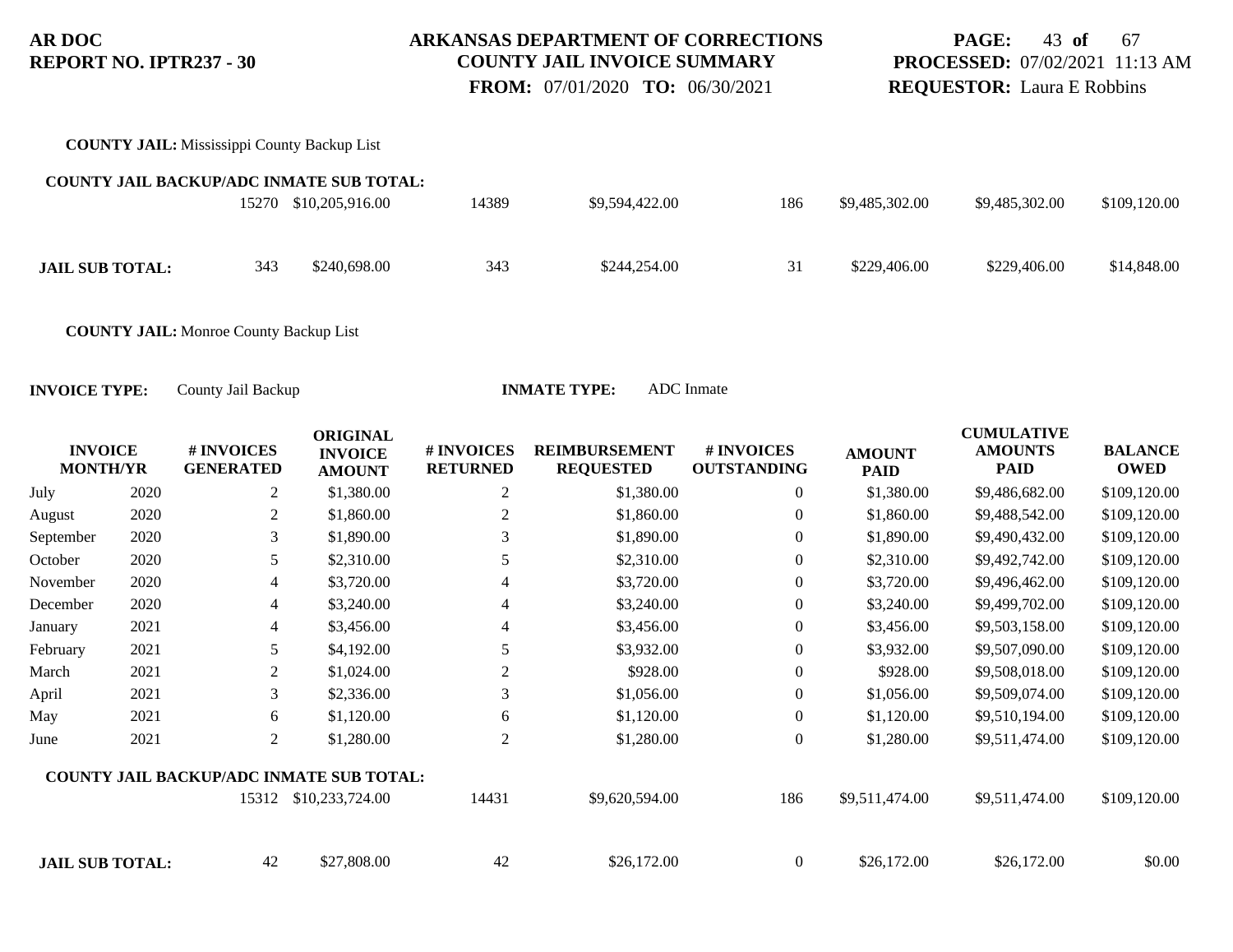**AR DOC**
**REPORT NO. IPTR237 - 30**

**ARKANSAS DEPARTMENT OF CORRECTIONS**
**COUNTY JAIL INVOICE SUMMARY**
**FROM:** 07/01/2020 **TO:** 06/30/2021

**PROCESSED:** 07/02/2021 11:13 AM
**REQUESTOR:** Laura E Robbins

**COUNTY JAIL:** Mississippi County Backup List

| | # INVOICES GENERATED | ORIGINAL INVOICE AMOUNT | # INVOICES RETURNED | REIMBURSEMENT REQUESTED | # INVOICES OUTSTANDING | AMOUNT PAID | CUMULATIVE AMOUNTS PAID | BALANCE OWED |
|---|---|---|---|---|---|---|---|---|
| **COUNTY JAIL BACKUP/ADC INMATE SUB TOTAL:** | 15270 | $10,205,916.00 | 14389 | $9,594,422.00 | 186 | $9,485,302.00 | $9,485,302.00 | $109,120.00 |
| **JAIL SUB TOTAL:** | 343 | $240,698.00 | 343 | $244,254.00 | 31 | $229,406.00 | $229,406.00 | $14,848.00 |

**COUNTY JAIL:** Monroe County Backup List

**INVOICE TYPE:** County Jail Backup **INMATE TYPE:** ADC Inmate

| INVOICE MONTH/YR | | # INVOICES GENERATED | ORIGINAL INVOICE AMOUNT | # INVOICES RETURNED | REIMBURSEMENT REQUESTED | # INVOICES OUTSTANDING | AMOUNT PAID | CUMULATIVE AMOUNTS PAID | BALANCE OWED |
|---|---|---|---|---|---|---|---|---|---|
| July | 2020 | 2 | $1,380.00 | 2 | $1,380.00 | 0 | $1,380.00 | $9,486,682.00 | $109,120.00 |
| August | 2020 | 2 | $1,860.00 | 2 | $1,860.00 | 0 | $1,860.00 | $9,488,542.00 | $109,120.00 |
| September | 2020 | 3 | $1,890.00 | 3 | $1,890.00 | 0 | $1,890.00 | $9,490,432.00 | $109,120.00 |
| October | 2020 | 5 | $2,310.00 | 5 | $2,310.00 | 0 | $2,310.00 | $9,492,742.00 | $109,120.00 |
| November | 2020 | 4 | $3,720.00 | 4 | $3,720.00 | 0 | $3,720.00 | $9,496,462.00 | $109,120.00 |
| December | 2020 | 4 | $3,240.00 | 4 | $3,240.00 | 0 | $3,240.00 | $9,499,702.00 | $109,120.00 |
| January | 2021 | 4 | $3,456.00 | 4 | $3,456.00 | 0 | $3,456.00 | $9,503,158.00 | $109,120.00 |
| February | 2021 | 5 | $4,192.00 | 5 | $3,932.00 | 0 | $3,932.00 | $9,507,090.00 | $109,120.00 |
| March | 2021 | 2 | $1,024.00 | 2 | $928.00 | 0 | $928.00 | $9,508,018.00 | $109,120.00 |
| April | 2021 | 3 | $2,336.00 | 3 | $1,056.00 | 0 | $1,056.00 | $9,509,074.00 | $109,120.00 |
| May | 2021 | 6 | $1,120.00 | 6 | $1,120.00 | 0 | $1,120.00 | $9,510,194.00 | $109,120.00 |
| June | 2021 | 2 | $1,280.00 | 2 | $1,280.00 | 0 | $1,280.00 | $9,511,474.00 | $109,120.00 |
| **COUNTY JAIL BACKUP/ADC INMATE SUB TOTAL:** | | 15312 | $10,233,724.00 | 14431 | $9,620,594.00 | 186 | $9,511,474.00 | $9,511,474.00 | $109,120.00 |
| **JAIL SUB TOTAL:** | | 42 | $27,808.00 | 42 | $26,172.00 | 0 | $26,172.00 | $26,172.00 | $0.00 |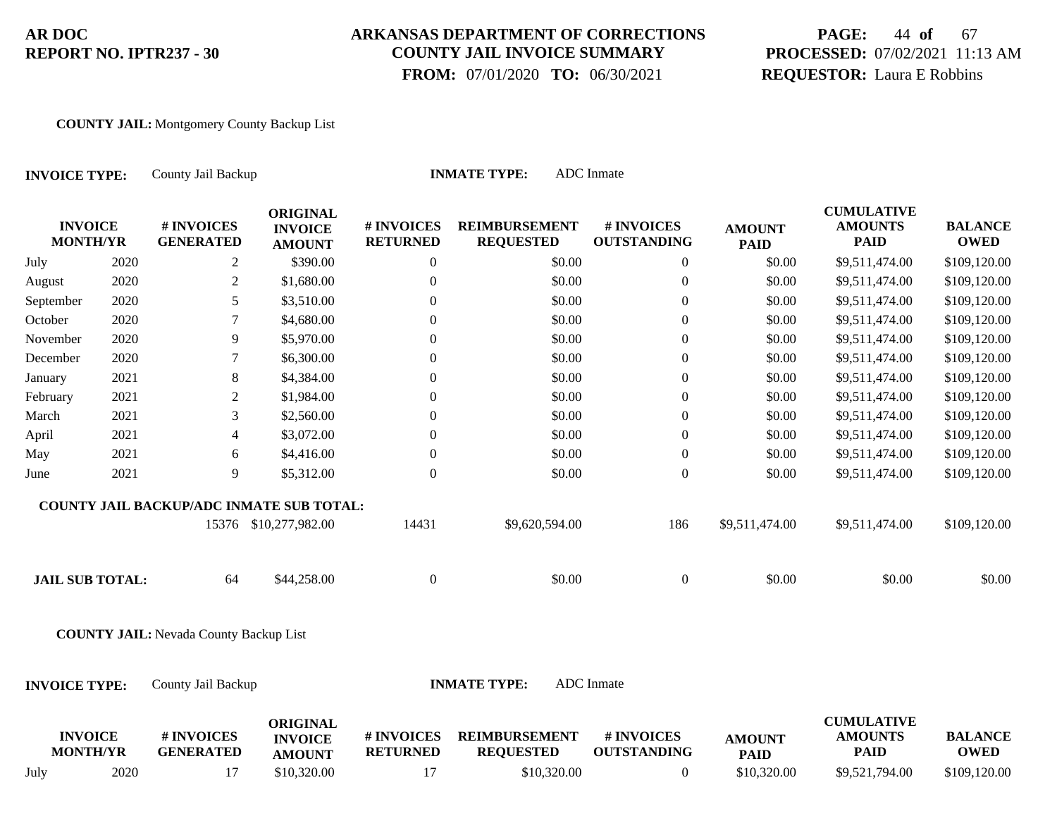**COUNTY JAIL:** Montgomery County Backup List

**INVOICE TYPE:** County Jail Backup **INMATE TYPE:** ADC Inmate

| INVOICE MONTH/YR | | # INVOICES GENERATED | ORIGINAL INVOICE AMOUNT | # INVOICES RETURNED | REIMBURSEMENT REQUESTED | # INVOICES OUTSTANDING | AMOUNT PAID | CUMULATIVE AMOUNTS PAID | BALANCE OWED |
|---|---|---|---|---|---|---|---|---|---|
| July | 2020 | 2 | $390.00 | 0 | $0.00 | 0 | $0.00 | $9,511,474.00 | $109,120.00 |
| August | 2020 | 2 | $1,680.00 | 0 | $0.00 | 0 | $0.00 | $9,511,474.00 | $109,120.00 |
| September | 2020 | 5 | $3,510.00 | 0 | $0.00 | 0 | $0.00 | $9,511,474.00 | $109,120.00 |
| October | 2020 | 7 | $4,680.00 | 0 | $0.00 | 0 | $0.00 | $9,511,474.00 | $109,120.00 |
| November | 2020 | 9 | $5,970.00 | 0 | $0.00 | 0 | $0.00 | $9,511,474.00 | $109,120.00 |
| December | 2020 | 7 | $6,300.00 | 0 | $0.00 | 0 | $0.00 | $9,511,474.00 | $109,120.00 |
| January | 2021 | 8 | $4,384.00 | 0 | $0.00 | 0 | $0.00 | $9,511,474.00 | $109,120.00 |
| February | 2021 | 2 | $1,984.00 | 0 | $0.00 | 0 | $0.00 | $9,511,474.00 | $109,120.00 |
| March | 2021 | 3 | $2,560.00 | 0 | $0.00 | 0 | $0.00 | $9,511,474.00 | $109,120.00 |
| April | 2021 | 4 | $3,072.00 | 0 | $0.00 | 0 | $0.00 | $9,511,474.00 | $109,120.00 |
| May | 2021 | 6 | $4,416.00 | 0 | $0.00 | 0 | $0.00 | $9,511,474.00 | $109,120.00 |
| June | 2021 | 9 | $5,312.00 | 0 | $0.00 | 0 | $0.00 | $9,511,474.00 | $109,120.00 |
| **COUNTY JAIL BACKUP/ADC INMATE SUB TOTAL:** | | 15376 | $10,277,982.00 | 14431 | $9,620,594.00 | 186 | $9,511,474.00 | $9,511,474.00 | $109,120.00 |
| **JAIL SUB TOTAL:** | | 64 | $44,258.00 | 0 | $0.00 | 0 | $0.00 | $0.00 | $0.00 |

**COUNTY JAIL:** Nevada County Backup List

**INVOICE TYPE:** County Jail Backup **INMATE TYPE:** ADC Inmate

| INVOICE MONTH/YR | | # INVOICES GENERATED | ORIGINAL INVOICE AMOUNT | # INVOICES RETURNED | REIMBURSEMENT REQUESTED | # INVOICES OUTSTANDING | AMOUNT PAID | CUMULATIVE AMOUNTS PAID | BALANCE OWED |
|---|---|---|---|---|---|---|---|---|---|
| July | 2020 | 17 | $10,320.00 | 17 | $10,320.00 | 0 | $10,320.00 | $9,521,794.00 | $109,120.00 |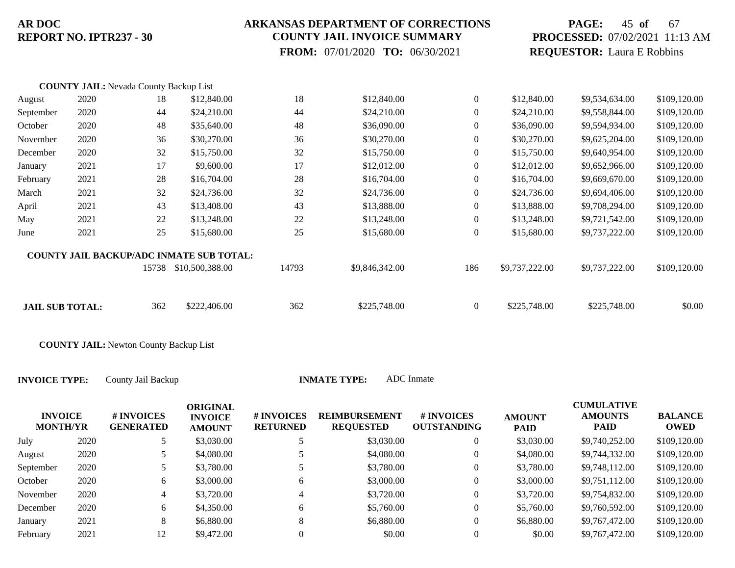**COUNTY JAIL:** Nevada County Backup List

| INVOICE MONTH/YR | | # INVOICES GENERATED | ORIGINAL INVOICE AMOUNT | # INVOICES RETURNED | REIMBURSEMENT REQUESTED | # INVOICES OUTSTANDING | AMOUNT PAID | CUMULATIVE AMOUNTS PAID | BALANCE OWED |
|---|---|---|---|---|---|---|---|---|---|
| August | 2020 | 18 | $12,840.00 | 18 | $12,840.00 | 0 | $12,840.00 | $9,534,634.00 | $109,120.00 |
| September | 2020 | 44 | $24,210.00 | 44 | $24,210.00 | 0 | $24,210.00 | $9,558,844.00 | $109,120.00 |
| October | 2020 | 48 | $35,640.00 | 48 | $36,090.00 | 0 | $36,090.00 | $9,594,934.00 | $109,120.00 |
| November | 2020 | 36 | $30,270.00 | 36 | $30,270.00 | 0 | $30,270.00 | $9,625,204.00 | $109,120.00 |
| December | 2020 | 32 | $15,750.00 | 32 | $15,750.00 | 0 | $15,750.00 | $9,640,954.00 | $109,120.00 |
| January | 2021 | 17 | $9,600.00 | 17 | $12,012.00 | 0 | $12,012.00 | $9,652,966.00 | $109,120.00 |
| February | 2021 | 28 | $16,704.00 | 28 | $16,704.00 | 0 | $16,704.00 | $9,669,670.00 | $109,120.00 |
| March | 2021 | 32 | $24,736.00 | 32 | $24,736.00 | 0 | $24,736.00 | $9,694,406.00 | $109,120.00 |
| April | 2021 | 43 | $13,408.00 | 43 | $13,888.00 | 0 | $13,888.00 | $9,708,294.00 | $109,120.00 |
| May | 2021 | 22 | $13,248.00 | 22 | $13,248.00 | 0 | $13,248.00 | $9,721,542.00 | $109,120.00 |
| June | 2021 | 25 | $15,680.00 | 25 | $15,680.00 | 0 | $15,680.00 | $9,737,222.00 | $109,120.00 |
| **COUNTY JAIL BACKUP/ADC INMATE SUB TOTAL:** | | 15738 | $10,500,388.00 | 14793 | $9,846,342.00 | 186 | $9,737,222.00 | $9,737,222.00 | $109,120.00 |
| **JAIL SUB TOTAL:** | | 362 | $222,406.00 | 362 | $225,748.00 | 0 | $225,748.00 | $225,748.00 | $0.00 |

**COUNTY JAIL:** Newton County Backup List

**INVOICE TYPE:** County Jail Backup **INMATE TYPE:** ADC Inmate

| INVOICE MONTH/YR | | # INVOICES GENERATED | ORIGINAL INVOICE AMOUNT | # INVOICES RETURNED | REIMBURSEMENT REQUESTED | # INVOICES OUTSTANDING | AMOUNT PAID | CUMULATIVE AMOUNTS PAID | BALANCE OWED |
|---|---|---|---|---|---|---|---|---|---|
| July | 2020 | 5 | $3,030.00 | 5 | $3,030.00 | 0 | $3,030.00 | $9,740,252.00 | $109,120.00 |
| August | 2020 | 5 | $4,080.00 | 5 | $4,080.00 | 0 | $4,080.00 | $9,744,332.00 | $109,120.00 |
| September | 2020 | 5 | $3,780.00 | 5 | $3,780.00 | 0 | $3,780.00 | $9,748,112.00 | $109,120.00 |
| October | 2020 | 6 | $3,000.00 | 6 | $3,000.00 | 0 | $3,000.00 | $9,751,112.00 | $109,120.00 |
| November | 2020 | 4 | $3,720.00 | 4 | $3,720.00 | 0 | $3,720.00 | $9,754,832.00 | $109,120.00 |
| December | 2020 | 6 | $4,350.00 | 6 | $5,760.00 | 0 | $5,760.00 | $9,760,592.00 | $109,120.00 |
| January | 2021 | 8 | $6,880.00 | 8 | $6,880.00 | 0 | $6,880.00 | $9,767,472.00 | $109,120.00 |
| February | 2021 | 12 | $9,472.00 | 0 | $0.00 | 0 | $0.00 | $9,767,472.00 | $109,120.00 |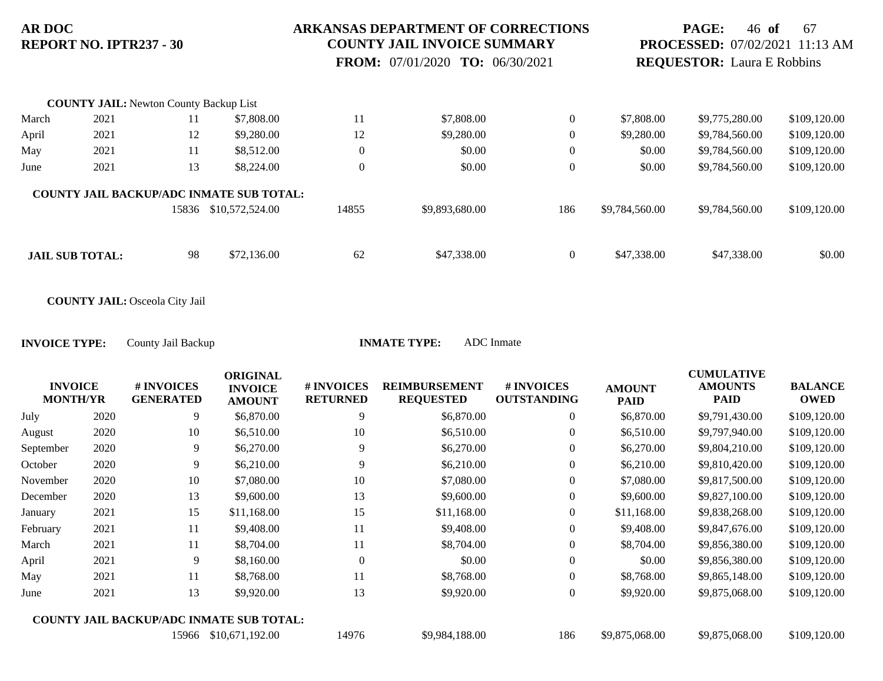**COUNTY JAIL:** Newton County Backup List

| INVOICE MONTH/YR | | # INVOICES GENERATED | ORIGINAL INVOICE AMOUNT | # INVOICES RETURNED | REIMBURSEMENT REQUESTED | # INVOICES OUTSTANDING | AMOUNT PAID | CUMULATIVE AMOUNTS PAID | BALANCE OWED |
|---|---|---|---|---|---|---|---|---|---|
| March | 2021 | 11 | $7,808.00 | 11 | $7,808.00 | 0 | $7,808.00 | $9,775,280.00 | $109,120.00 |
| April | 2021 | 12 | $9,280.00 | 12 | $9,280.00 | 0 | $9,280.00 | $9,784,560.00 | $109,120.00 |
| May | 2021 | 11 | $8,512.00 | 0 | $0.00 | 0 | $0.00 | $9,784,560.00 | $109,120.00 |
| June | 2021 | 13 | $8,224.00 | 0 | $0.00 | 0 | $0.00 | $9,784,560.00 | $109,120.00 |
| **COUNTY JAIL BACKUP/ADC INMATE SUB TOTAL:** | | 15836 | $10,572,524.00 | 14855 | $9,893,680.00 | 186 | $9,784,560.00 | $9,784,560.00 | $109,120.00 |
| **JAIL SUB TOTAL:** | | 98 | $72,136.00 | 62 | $47,338.00 | 0 | $47,338.00 | $47,338.00 | $0.00 |

**COUNTY JAIL:** Osceola City Jail

**INVOICE TYPE:** County Jail Backup **INMATE TYPE:** ADC Inmate

| INVOICE MONTH/YR | | # INVOICES GENERATED | ORIGINAL INVOICE AMOUNT | # INVOICES RETURNED | REIMBURSEMENT REQUESTED | # INVOICES OUTSTANDING | AMOUNT PAID | CUMULATIVE AMOUNTS PAID | BALANCE OWED |
|---|---|---|---|---|---|---|---|---|---|
| July | 2020 | 9 | $6,870.00 | 9 | $6,870.00 | 0 | $6,870.00 | $9,791,430.00 | $109,120.00 |
| August | 2020 | 10 | $6,510.00 | 10 | $6,510.00 | 0 | $6,510.00 | $9,797,940.00 | $109,120.00 |
| September | 2020 | 9 | $6,270.00 | 9 | $6,270.00 | 0 | $6,270.00 | $9,804,210.00 | $109,120.00 |
| October | 2020 | 9 | $6,210.00 | 9 | $6,210.00 | 0 | $6,210.00 | $9,810,420.00 | $109,120.00 |
| November | 2020 | 10 | $7,080.00 | 10 | $7,080.00 | 0 | $7,080.00 | $9,817,500.00 | $109,120.00 |
| December | 2020 | 13 | $9,600.00 | 13 | $9,600.00 | 0 | $9,600.00 | $9,827,100.00 | $109,120.00 |
| January | 2021 | 15 | $11,168.00 | 15 | $11,168.00 | 0 | $11,168.00 | $9,838,268.00 | $109,120.00 |
| February | 2021 | 11 | $9,408.00 | 11 | $9,408.00 | 0 | $9,408.00 | $9,847,676.00 | $109,120.00 |
| March | 2021 | 11 | $8,704.00 | 11 | $8,704.00 | 0 | $8,704.00 | $9,856,380.00 | $109,120.00 |
| April | 2021 | 9 | $8,160.00 | 0 | $0.00 | 0 | $0.00 | $9,856,380.00 | $109,120.00 |
| May | 2021 | 11 | $8,768.00 | 11 | $8,768.00 | 0 | $8,768.00 | $9,865,148.00 | $109,120.00 |
| June | 2021 | 13 | $9,920.00 | 13 | $9,920.00 | 0 | $9,920.00 | $9,875,068.00 | $109,120.00 |
| **COUNTY JAIL BACKUP/ADC INMATE SUB TOTAL:** | | 15966 | $10,671,192.00 | 14976 | $9,984,188.00 | 186 | $9,875,068.00 | $9,875,068.00 | $109,120.00 |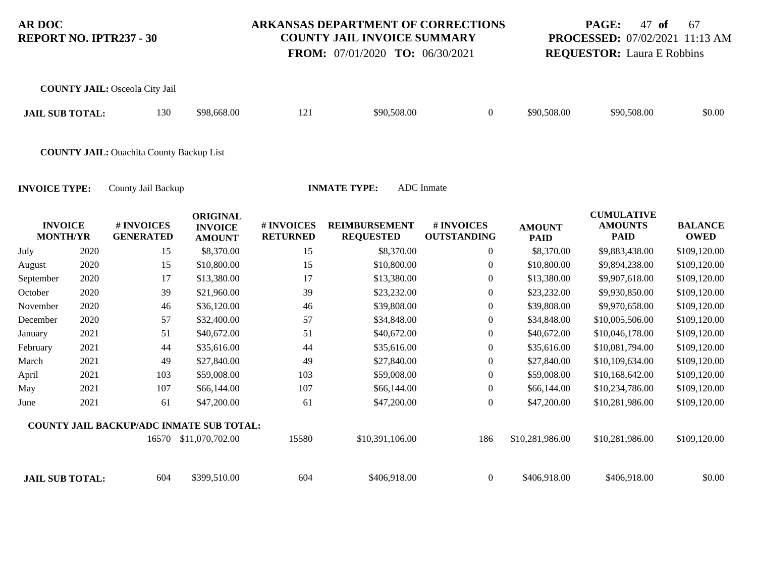**COUNTY JAIL:** Osceola City Jail

| **JAIL SUB TOTAL:** | | 130 | $98,668.00 | 121 | $90,508.00 | 0 | $90,508.00 | $90,508.00 | $0.00 |
|---|---|---|---|---|---|---|---|---|---|

**COUNTY JAIL:** Ouachita County Backup List

**INVOICE TYPE:** County Jail Backup **INMATE TYPE:** ADC Inmate

| INVOICE MONTH/YR | | # INVOICES GENERATED | ORIGINAL INVOICE AMOUNT | # INVOICES RETURNED | REIMBURSEMENT REQUESTED | # INVOICES OUTSTANDING | AMOUNT PAID | CUMULATIVE AMOUNTS PAID | BALANCE OWED |
|---|---|---|---|---|---|---|---|---|---|
| July | 2020 | 15 | $8,370.00 | 15 | $8,370.00 | 0 | $8,370.00 | $9,883,438.00 | $109,120.00 |
| August | 2020 | 15 | $10,800.00 | 15 | $10,800.00 | 0 | $10,800.00 | $9,894,238.00 | $109,120.00 |
| September | 2020 | 17 | $13,380.00 | 17 | $13,380.00 | 0 | $13,380.00 | $9,907,618.00 | $109,120.00 |
| October | 2020 | 39 | $21,960.00 | 39 | $23,232.00 | 0 | $23,232.00 | $9,930,850.00 | $109,120.00 |
| November | 2020 | 46 | $36,120.00 | 46 | $39,808.00 | 0 | $39,808.00 | $9,970,658.00 | $109,120.00 |
| December | 2020 | 57 | $32,400.00 | 57 | $34,848.00 | 0 | $34,848.00 | $10,005,506.00 | $109,120.00 |
| January | 2021 | 51 | $40,672.00 | 51 | $40,672.00 | 0 | $40,672.00 | $10,046,178.00 | $109,120.00 |
| February | 2021 | 44 | $35,616.00 | 44 | $35,616.00 | 0 | $35,616.00 | $10,081,794.00 | $109,120.00 |
| March | 2021 | 49 | $27,840.00 | 49 | $27,840.00 | 0 | $27,840.00 | $10,109,634.00 | $109,120.00 |
| April | 2021 | 103 | $59,008.00 | 103 | $59,008.00 | 0 | $59,008.00 | $10,168,642.00 | $109,120.00 |
| May | 2021 | 107 | $66,144.00 | 107 | $66,144.00 | 0 | $66,144.00 | $10,234,786.00 | $109,120.00 |
| June | 2021 | 61 | $47,200.00 | 61 | $47,200.00 | 0 | $47,200.00 | $10,281,986.00 | $109,120.00 |
| **COUNTY JAIL BACKUP/ADC INMATE SUB TOTAL:** | | 16570 | $11,070,702.00 | 15580 | $10,391,106.00 | 186 | $10,281,986.00 | $10,281,986.00 | $109,120.00 |
| **JAIL SUB TOTAL:** | | 604 | $399,510.00 | 604 | $406,918.00 | 0 | $406,918.00 | $406,918.00 | $0.00 |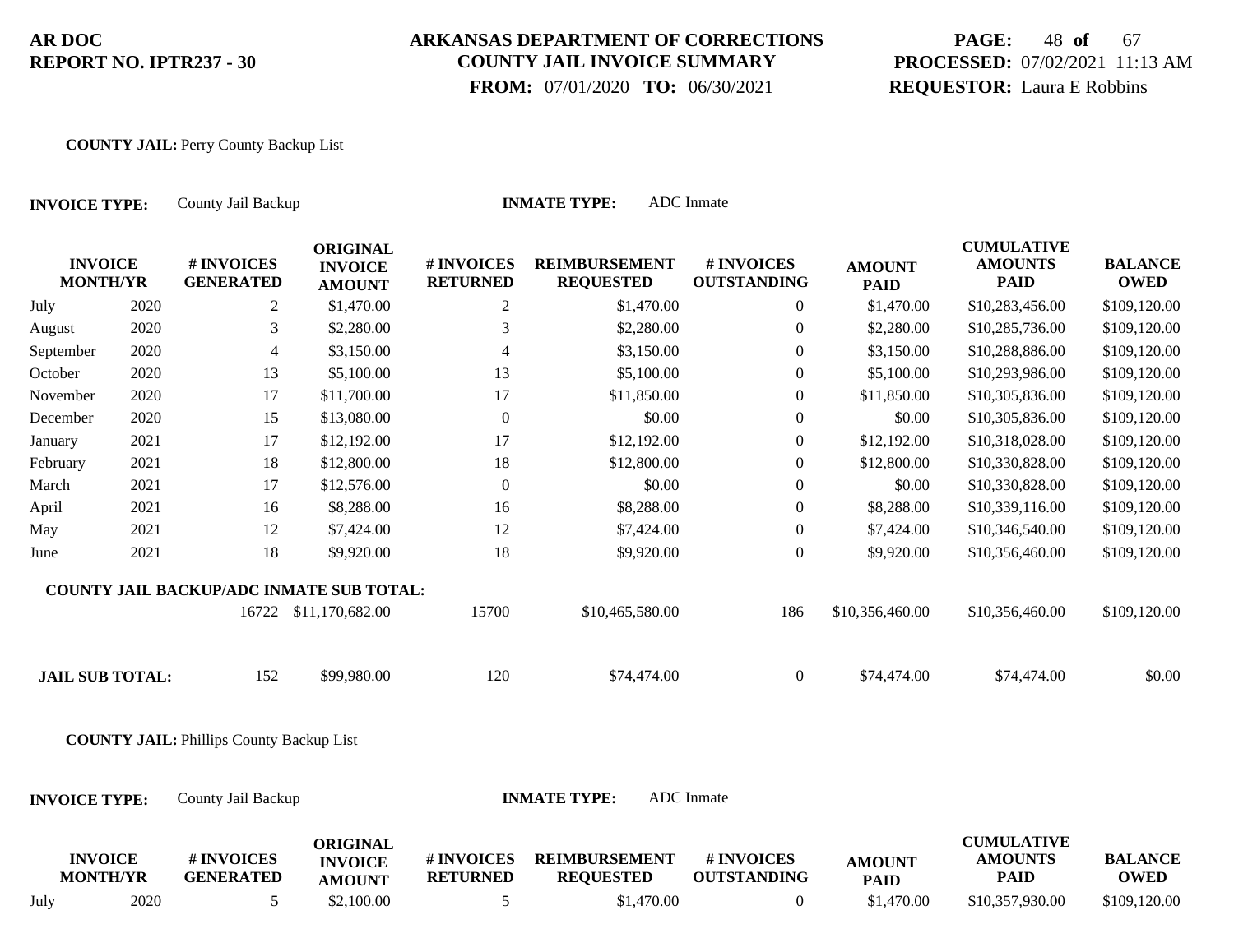**AR DOC**
**REPORT NO. IPTR237 - 30**

**ARKANSAS DEPARTMENT OF CORRECTIONS**
**COUNTY JAIL INVOICE SUMMARY**
**FROM:** 07/01/2020 **TO:** 06/30/2021

**PAGE:** 48 **of** 67
**PROCESSED:** 07/02/2021 11:13 AM
**REQUESTOR:** Laura E Robbins

**COUNTY JAIL:** Perry County Backup List

**INVOICE TYPE:** County Jail Backup **INMATE TYPE:** ADC Inmate

| INVOICE MONTH | YR | # INVOICES GENERATED | ORIGINAL INVOICE AMOUNT | # INVOICES RETURNED | REIMBURSEMENT REQUESTED | # INVOICES OUTSTANDING | AMOUNT PAID | CUMULATIVE AMOUNTS PAID | BALANCE OWED |
|---|---|---|---|---|---|---|---|---|---|
| July | 2020 | 2 | $1,470.00 | 2 | $1,470.00 | 0 | $1,470.00 | $10,283,456.00 | $109,120.00 |
| August | 2020 | 3 | $2,280.00 | 3 | $2,280.00 | 0 | $2,280.00 | $10,285,736.00 | $109,120.00 |
| September | 2020 | 4 | $3,150.00 | 4 | $3,150.00 | 0 | $3,150.00 | $10,288,886.00 | $109,120.00 |
| October | 2020 | 13 | $5,100.00 | 13 | $5,100.00 | 0 | $5,100.00 | $10,293,986.00 | $109,120.00 |
| November | 2020 | 17 | $11,700.00 | 17 | $11,850.00 | 0 | $11,850.00 | $10,305,836.00 | $109,120.00 |
| December | 2020 | 15 | $13,080.00 | 0 | $0.00 | 0 | $0.00 | $10,305,836.00 | $109,120.00 |
| January | 2021 | 17 | $12,192.00 | 17 | $12,192.00 | 0 | $12,192.00 | $10,318,028.00 | $109,120.00 |
| February | 2021 | 18 | $12,800.00 | 18 | $12,800.00 | 0 | $12,800.00 | $10,330,828.00 | $109,120.00 |
| March | 2021 | 17 | $12,576.00 | 0 | $0.00 | 0 | $0.00 | $10,330,828.00 | $109,120.00 |
| April | 2021 | 16 | $8,288.00 | 16 | $8,288.00 | 0 | $8,288.00 | $10,339,116.00 | $109,120.00 |
| May | 2021 | 12 | $7,424.00 | 12 | $7,424.00 | 0 | $7,424.00 | $10,346,540.00 | $109,120.00 |
| June | 2021 | 18 | $9,920.00 | 18 | $9,920.00 | 0 | $9,920.00 | $10,356,460.00 | $109,120.00 |
| **COUNTY JAIL BACKUP/ADC INMATE SUB TOTAL:** | | 16722 | $11,170,682.00 | 15700 | $10,465,580.00 | 186 | $10,356,460.00 | $10,356,460.00 | $109,120.00 |
| **JAIL SUB TOTAL:** | | 152 | $99,980.00 | 120 | $74,474.00 | 0 | $74,474.00 | $74,474.00 | $0.00 |

**COUNTY JAIL:** Phillips County Backup List

**INVOICE TYPE:** County Jail Backup **INMATE TYPE:** ADC Inmate

| INVOICE MONTH | YR | # INVOICES GENERATED | ORIGINAL INVOICE AMOUNT | # INVOICES RETURNED | REIMBURSEMENT REQUESTED | # INVOICES OUTSTANDING | AMOUNT PAID | CUMULATIVE AMOUNTS PAID | BALANCE OWED |
|---|---|---|---|---|---|---|---|---|---|
| July | 2020 | 5 | $2,100.00 | 5 | $1,470.00 | 0 | $1,470.00 | $10,357,930.00 | $109,120.00 |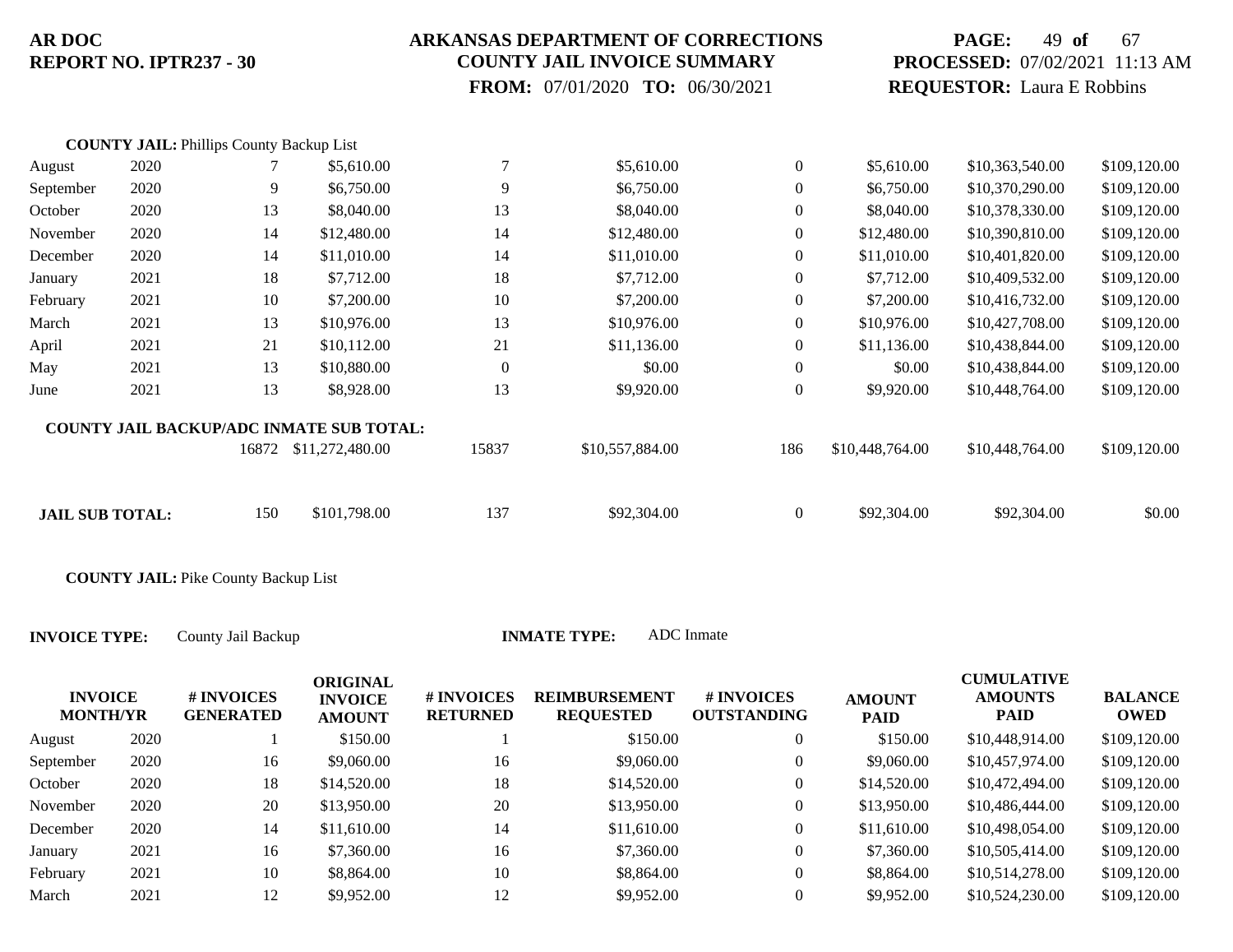**COUNTY JAIL:** Phillips County Backup List

| INVOICE MONTH/YR | | # INVOICES GENERATED | ORIGINAL INVOICE AMOUNT | # INVOICES RETURNED | REIMBURSEMENT REQUESTED | # INVOICES OUTSTANDING | AMOUNT PAID | CUMULATIVE AMOUNTS PAID | BALANCE OWED |
|---|---|---|---|---|---|---|---|---|---|
| August | 2020 | 7 | $5,610.00 | 7 | $5,610.00 | 0 | $5,610.00 | $10,363,540.00 | $109,120.00 |
| September | 2020 | 9 | $6,750.00 | 9 | $6,750.00 | 0 | $6,750.00 | $10,370,290.00 | $109,120.00 |
| October | 2020 | 13 | $8,040.00 | 13 | $8,040.00 | 0 | $8,040.00 | $10,378,330.00 | $109,120.00 |
| November | 2020 | 14 | $12,480.00 | 14 | $12,480.00 | 0 | $12,480.00 | $10,390,810.00 | $109,120.00 |
| December | 2020 | 14 | $11,010.00 | 14 | $11,010.00 | 0 | $11,010.00 | $10,401,820.00 | $109,120.00 |
| January | 2021 | 18 | $7,712.00 | 18 | $7,712.00 | 0 | $7,712.00 | $10,409,532.00 | $109,120.00 |
| February | 2021 | 10 | $7,200.00 | 10 | $7,200.00 | 0 | $7,200.00 | $10,416,732.00 | $109,120.00 |
| March | 2021 | 13 | $10,976.00 | 13 | $10,976.00 | 0 | $10,976.00 | $10,427,708.00 | $109,120.00 |
| April | 2021 | 21 | $10,112.00 | 21 | $11,136.00 | 0 | $11,136.00 | $10,438,844.00 | $109,120.00 |
| May | 2021 | 13 | $10,880.00 | 0 | $0.00 | 0 | $0.00 | $10,438,844.00 | $109,120.00 |
| June | 2021 | 13 | $8,928.00 | 13 | $9,920.00 | 0 | $9,920.00 | $10,448,764.00 | $109,120.00 |
| **COUNTY JAIL BACKUP/ADC INMATE SUB TOTAL:** | | 16872 | $11,272,480.00 | 15837 | $10,557,884.00 | 186 | $10,448,764.00 | $10,448,764.00 | $109,120.00 |
| **JAIL SUB TOTAL:** | | 150 | $101,798.00 | 137 | $92,304.00 | 0 | $92,304.00 | $92,304.00 | $0.00 |

**COUNTY JAIL:** Pike County Backup List

**INVOICE TYPE:** County Jail Backup **INMATE TYPE:** ADC Inmate

| INVOICE MONTH/YR | | # INVOICES GENERATED | ORIGINAL INVOICE AMOUNT | # INVOICES RETURNED | REIMBURSEMENT REQUESTED | # INVOICES OUTSTANDING | AMOUNT PAID | CUMULATIVE AMOUNTS PAID | BALANCE OWED |
|---|---|---|---|---|---|---|---|---|---|
| August | 2020 | 1 | $150.00 | 1 | $150.00 | 0 | $150.00 | $10,448,914.00 | $109,120.00 |
| September | 2020 | 16 | $9,060.00 | 16 | $9,060.00 | 0 | $9,060.00 | $10,457,974.00 | $109,120.00 |
| October | 2020 | 18 | $14,520.00 | 18 | $14,520.00 | 0 | $14,520.00 | $10,472,494.00 | $109,120.00 |
| November | 2020 | 20 | $13,950.00 | 20 | $13,950.00 | 0 | $13,950.00 | $10,486,444.00 | $109,120.00 |
| December | 2020 | 14 | $11,610.00 | 14 | $11,610.00 | 0 | $11,610.00 | $10,498,054.00 | $109,120.00 |
| January | 2021 | 16 | $7,360.00 | 16 | $7,360.00 | 0 | $7,360.00 | $10,505,414.00 | $109,120.00 |
| February | 2021 | 10 | $8,864.00 | 10 | $8,864.00 | 0 | $8,864.00 | $10,514,278.00 | $109,120.00 |
| March | 2021 | 12 | $9,952.00 | 12 | $9,952.00 | 0 | $9,952.00 | $10,524,230.00 | $109,120.00 |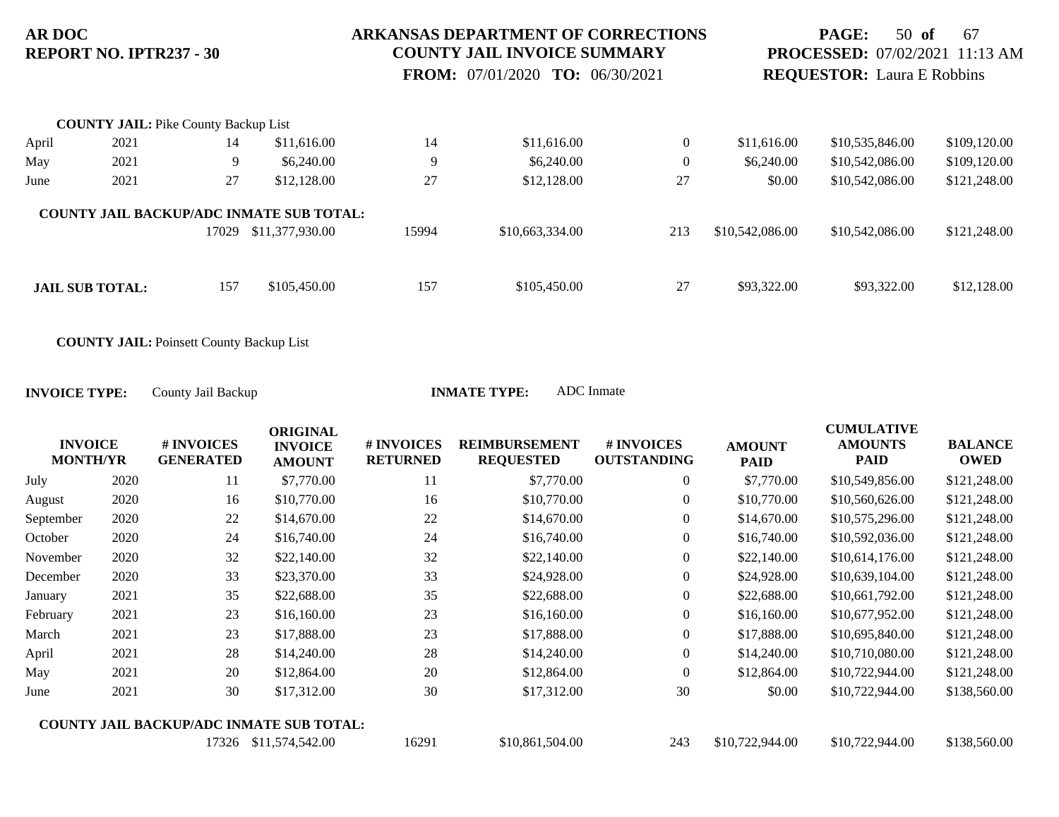**COUNTY JAIL:** Pike County Backup List

| | | | | | | | | | |
|---|---|---|---|---|---|---|---|---|---|
| April | 2021 | 14 | $11,616.00 | 14 | $11,616.00 | 0 | $11,616.00 | $10,535,846.00 | $109,120.00 |
| May | 2021 | 9 | $6,240.00 | 9 | $6,240.00 | 0 | $6,240.00 | $10,542,086.00 | $109,120.00 |
| June | 2021 | 27 | $12,128.00 | 27 | $12,128.00 | 27 | $0.00 | $10,542,086.00 | $121,248.00 |
| **COUNTY JAIL BACKUP/ADC INMATE SUB TOTAL:** | | | | | | | | | |
| | | 17029 | $11,377,930.00 | 15994 | $10,663,334.00 | 213 | $10,542,086.00 | $10,542,086.00 | $121,248.00 |
| **JAIL SUB TOTAL:** | | 157 | $105,450.00 | 157 | $105,450.00 | 27 | $93,322.00 | $93,322.00 | $12,128.00 |

**COUNTY JAIL:** Poinsett County Backup List

**INVOICE TYPE:** County Jail Backup **INMATE TYPE:** ADC Inmate

| INVOICE MONTH/YR | | # INVOICES GENERATED | ORIGINAL INVOICE AMOUNT | # INVOICES RETURNED | REIMBURSEMENT REQUESTED | # INVOICES OUTSTANDING | AMOUNT PAID | CUMULATIVE AMOUNTS PAID | BALANCE OWED |
|---|---|---|---|---|---|---|---|---|---|
| July | 2020 | 11 | $7,770.00 | 11 | $7,770.00 | 0 | $7,770.00 | $10,549,856.00 | $121,248.00 |
| August | 2020 | 16 | $10,770.00 | 16 | $10,770.00 | 0 | $10,770.00 | $10,560,626.00 | $121,248.00 |
| September | 2020 | 22 | $14,670.00 | 22 | $14,670.00 | 0 | $14,670.00 | $10,575,296.00 | $121,248.00 |
| October | 2020 | 24 | $16,740.00 | 24 | $16,740.00 | 0 | $16,740.00 | $10,592,036.00 | $121,248.00 |
| November | 2020 | 32 | $22,140.00 | 32 | $22,140.00 | 0 | $22,140.00 | $10,614,176.00 | $121,248.00 |
| December | 2020 | 33 | $23,370.00 | 33 | $24,928.00 | 0 | $24,928.00 | $10,639,104.00 | $121,248.00 |
| January | 2021 | 35 | $22,688.00 | 35 | $22,688.00 | 0 | $22,688.00 | $10,661,792.00 | $121,248.00 |
| February | 2021 | 23 | $16,160.00 | 23 | $16,160.00 | 0 | $16,160.00 | $10,677,952.00 | $121,248.00 |
| March | 2021 | 23 | $17,888.00 | 23 | $17,888.00 | 0 | $17,888.00 | $10,695,840.00 | $121,248.00 |
| April | 2021 | 28 | $14,240.00 | 28 | $14,240.00 | 0 | $14,240.00 | $10,710,080.00 | $121,248.00 |
| May | 2021 | 20 | $12,864.00 | 20 | $12,864.00 | 0 | $12,864.00 | $10,722,944.00 | $121,248.00 |
| June | 2021 | 30 | $17,312.00 | 30 | $17,312.00 | 30 | $0.00 | $10,722,944.00 | $138,560.00 |
| **COUNTY JAIL BACKUP/ADC INMATE SUB TOTAL:** | | | | | | | | | |
| | | 17326 | $11,574,542.00 | 16291 | $10,861,504.00 | 243 | $10,722,944.00 | $10,722,944.00 | $138,560.00 |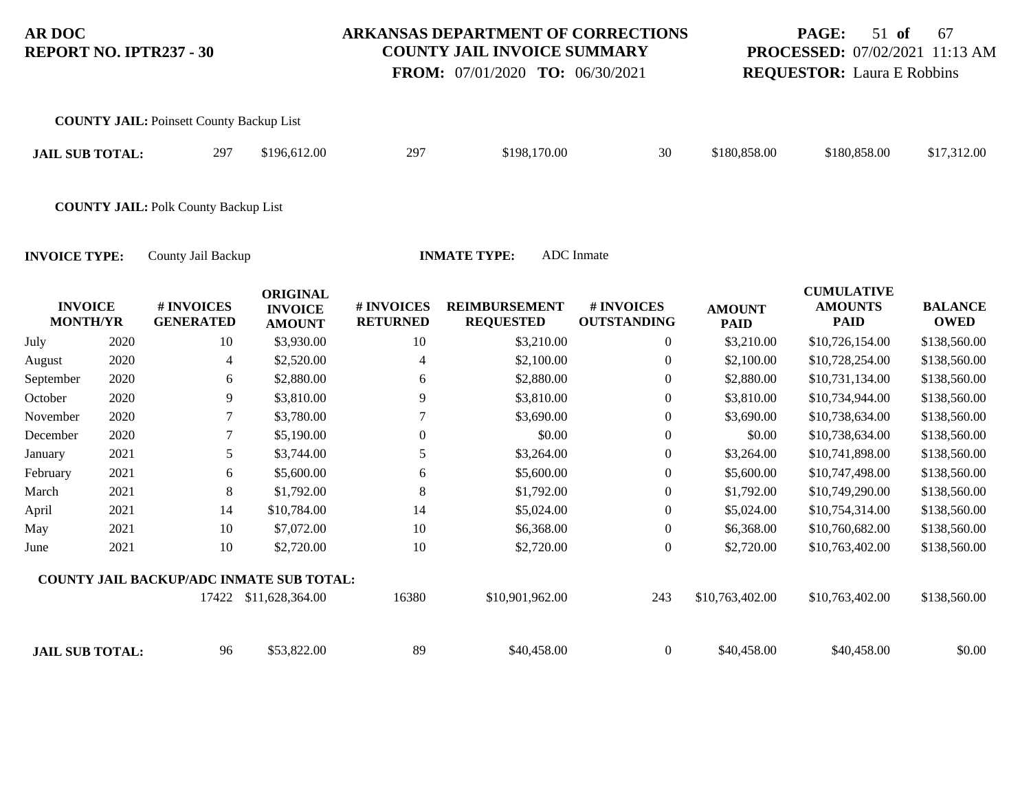**AR DOC**
**REPORT NO. IPTR237 - 30**

**ARKANSAS DEPARTMENT OF CORRECTIONS**
**COUNTY JAIL INVOICE SUMMARY**
**FROM:** 07/01/2020 **TO:** 06/30/2021

**PROCESSED:** 07/02/2021 11:13 AM
**REQUESTOR:** Laura E Robbins

**COUNTY JAIL:** Poinsett County Backup List

| | | | | | | | | |
|---|---|---|---|---|---|---|---|---|
| **JAIL SUB TOTAL:** | 297 | $196,612.00 | 297 | $198,170.00 | 30 | $180,858.00 | $180,858.00 | $17,312.00 |

**COUNTY JAIL:** Polk County Backup List

**INVOICE TYPE:** County Jail Backup **INMATE TYPE:** ADC Inmate

| INVOICE MONTH/YR | | # INVOICES GENERATED | ORIGINAL INVOICE AMOUNT | # INVOICES RETURNED | REIMBURSEMENT REQUESTED | # INVOICES OUTSTANDING | AMOUNT PAID | CUMULATIVE AMOUNTS PAID | BALANCE OWED |
|---|---|---|---|---|---|---|---|---|---|
| July | 2020 | 10 | $3,930.00 | 10 | $3,210.00 | 0 | $3,210.00 | $10,726,154.00 | $138,560.00 |
| August | 2020 | 4 | $2,520.00 | 4 | $2,100.00 | 0 | $2,100.00 | $10,728,254.00 | $138,560.00 |
| September | 2020 | 6 | $2,880.00 | 6 | $2,880.00 | 0 | $2,880.00 | $10,731,134.00 | $138,560.00 |
| October | 2020 | 9 | $3,810.00 | 9 | $3,810.00 | 0 | $3,810.00 | $10,734,944.00 | $138,560.00 |
| November | 2020 | 7 | $3,780.00 | 7 | $3,690.00 | 0 | $3,690.00 | $10,738,634.00 | $138,560.00 |
| December | 2020 | 7 | $5,190.00 | 0 | $0.00 | 0 | $0.00 | $10,738,634.00 | $138,560.00 |
| January | 2021 | 5 | $3,744.00 | 5 | $3,264.00 | 0 | $3,264.00 | $10,741,898.00 | $138,560.00 |
| February | 2021 | 6 | $5,600.00 | 6 | $5,600.00 | 0 | $5,600.00 | $10,747,498.00 | $138,560.00 |
| March | 2021 | 8 | $1,792.00 | 8 | $1,792.00 | 0 | $1,792.00 | $10,749,290.00 | $138,560.00 |
| April | 2021 | 14 | $10,784.00 | 14 | $5,024.00 | 0 | $5,024.00 | $10,754,314.00 | $138,560.00 |
| May | 2021 | 10 | $7,072.00 | 10 | $6,368.00 | 0 | $6,368.00 | $10,760,682.00 | $138,560.00 |
| June | 2021 | 10 | $2,720.00 | 10 | $2,720.00 | 0 | $2,720.00 | $10,763,402.00 | $138,560.00 |
| **COUNTY JAIL BACKUP/ADC INMATE SUB TOTAL:** | | 17422 | $11,628,364.00 | 16380 | $10,901,962.00 | 243 | $10,763,402.00 | $10,763,402.00 | $138,560.00 |
| **JAIL SUB TOTAL:** | | 96 | $53,822.00 | 89 | $40,458.00 | 0 | $40,458.00 | $40,458.00 | $0.00 |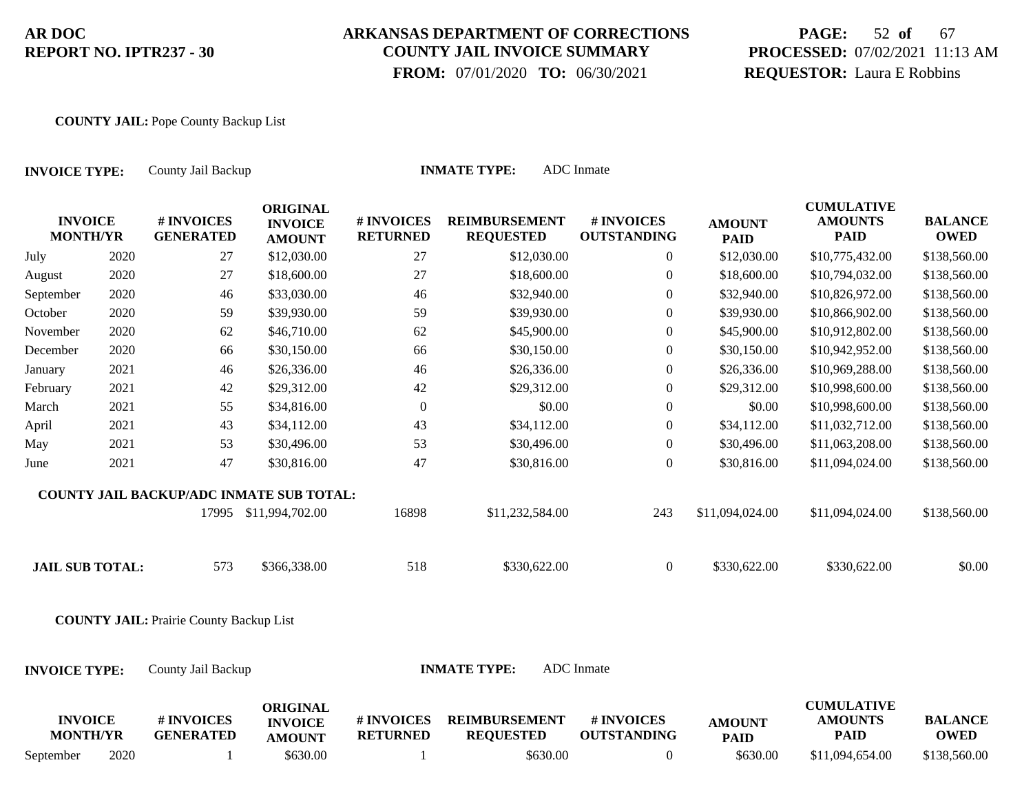**COUNTY JAIL:** Pope County Backup List

**INVOICE TYPE:** County Jail Backup **INMATE TYPE:** ADC Inmate

| INVOICE MONTH/YR | | # INVOICES GENERATED | ORIGINAL INVOICE AMOUNT | # INVOICES RETURNED | REIMBURSEMENT REQUESTED | # INVOICES OUTSTANDING | AMOUNT PAID | CUMULATIVE AMOUNTS PAID | BALANCE OWED |
|---|---|---|---|---|---|---|---|---|---|
| July | 2020 | 27 | $12,030.00 | 27 | $12,030.00 | 0 | $12,030.00 | $10,775,432.00 | $138,560.00 |
| August | 2020 | 27 | $18,600.00 | 27 | $18,600.00 | 0 | $18,600.00 | $10,794,032.00 | $138,560.00 |
| September | 2020 | 46 | $33,030.00 | 46 | $32,940.00 | 0 | $32,940.00 | $10,826,972.00 | $138,560.00 |
| October | 2020 | 59 | $39,930.00 | 59 | $39,930.00 | 0 | $39,930.00 | $10,866,902.00 | $138,560.00 |
| November | 2020 | 62 | $46,710.00 | 62 | $45,900.00 | 0 | $45,900.00 | $10,912,802.00 | $138,560.00 |
| December | 2020 | 66 | $30,150.00 | 66 | $30,150.00 | 0 | $30,150.00 | $10,942,952.00 | $138,560.00 |
| January | 2021 | 46 | $26,336.00 | 46 | $26,336.00 | 0 | $26,336.00 | $10,969,288.00 | $138,560.00 |
| February | 2021 | 42 | $29,312.00 | 42 | $29,312.00 | 0 | $29,312.00 | $10,998,600.00 | $138,560.00 |
| March | 2021 | 55 | $34,816.00 | 0 | $0.00 | 0 | $0.00 | $10,998,600.00 | $138,560.00 |
| April | 2021 | 43 | $34,112.00 | 43 | $34,112.00 | 0 | $34,112.00 | $11,032,712.00 | $138,560.00 |
| May | 2021 | 53 | $30,496.00 | 53 | $30,496.00 | 0 | $30,496.00 | $11,063,208.00 | $138,560.00 |
| June | 2021 | 47 | $30,816.00 | 47 | $30,816.00 | 0 | $30,816.00 | $11,094,024.00 | $138,560.00 |
| **COUNTY JAIL BACKUP/ADC INMATE SUB TOTAL:** | | 17995 | $11,994,702.00 | 16898 | $11,232,584.00 | 243 | $11,094,024.00 | $11,094,024.00 | $138,560.00 |
| **JAIL SUB TOTAL:** | | 573 | $366,338.00 | 518 | $330,622.00 | 0 | $330,622.00 | $330,622.00 | $0.00 |

**COUNTY JAIL:** Prairie County Backup List

**INVOICE TYPE:** County Jail Backup **INMATE TYPE:** ADC Inmate

| INVOICE MONTH/YR | | # INVOICES GENERATED | ORIGINAL INVOICE AMOUNT | # INVOICES RETURNED | REIMBURSEMENT REQUESTED | # INVOICES OUTSTANDING | AMOUNT PAID | CUMULATIVE AMOUNTS PAID | BALANCE OWED |
|---|---|---|---|---|---|---|---|---|---|
| September | 2020 | 1 | $630.00 | 1 | $630.00 | 0 | $630.00 | $11,094,654.00 | $138,560.00 |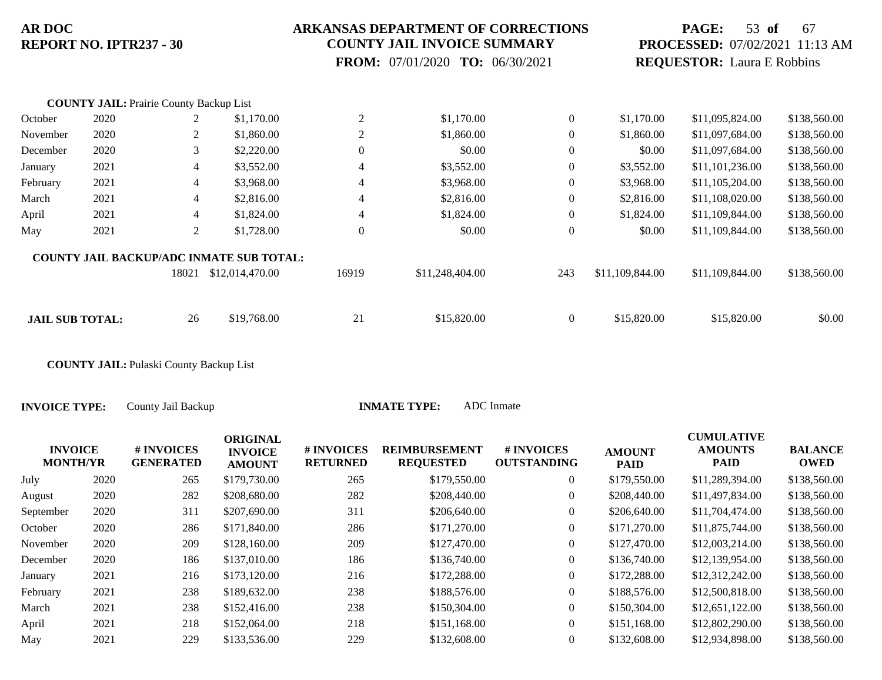# ARKANSAS DEPARTMENT OF CORRECTIONS
## COUNTY JAIL INVOICE SUMMARY

**AR DOC**
**REPORT NO. IPTR237 - 30**

**FROM:** 07/01/2020 **TO:** 06/30/2021

**PROCESSED:** 07/02/2021 11:13 AM
**REQUESTOR:** Laura E Robbins

**COUNTY JAIL:** Prairie County Backup List

| | | | | | | | | | |
|---|---|---|---|---|---|---|---|---|---|
| October | 2020 | 2 | $1,170.00 | 2 | $1,170.00 | 0 | $1,170.00 | $11,095,824.00 | $138,560.00 |
| November | 2020 | 2 | $1,860.00 | 2 | $1,860.00 | 0 | $1,860.00 | $11,097,684.00 | $138,560.00 |
| December | 2020 | 3 | $2,220.00 | 0 | $0.00 | 0 | $0.00 | $11,097,684.00 | $138,560.00 |
| January | 2021 | 4 | $3,552.00 | 4 | $3,552.00 | 0 | $3,552.00 | $11,101,236.00 | $138,560.00 |
| February | 2021 | 4 | $3,968.00 | 4 | $3,968.00 | 0 | $3,968.00 | $11,105,204.00 | $138,560.00 |
| March | 2021 | 4 | $2,816.00 | 4 | $2,816.00 | 0 | $2,816.00 | $11,108,020.00 | $138,560.00 |
| April | 2021 | 4 | $1,824.00 | 4 | $1,824.00 | 0 | $1,824.00 | $11,109,844.00 | $138,560.00 |
| May | 2021 | 2 | $1,728.00 | 0 | $0.00 | 0 | $0.00 | $11,109,844.00 | $138,560.00 |
| **COUNTY JAIL BACKUP/ADC INMATE SUB TOTAL:** | | 18021 | $12,014,470.00 | 16919 | $11,248,404.00 | 243 | $11,109,844.00 | $11,109,844.00 | $138,560.00 |
| **JAIL SUB TOTAL:** | | 26 | $19,768.00 | 21 | $15,820.00 | 0 | $15,820.00 | $15,820.00 | $0.00 |

**COUNTY JAIL:** Pulaski County Backup List

**INVOICE TYPE:** County Jail Backup **INMATE TYPE:** ADC Inmate

| INVOICE MONTH/YR | | # INVOICES GENERATED | ORIGINAL INVOICE AMOUNT | # INVOICES RETURNED | REIMBURSEMENT REQUESTED | # INVOICES OUTSTANDING | AMOUNT PAID | CUMULATIVE AMOUNTS PAID | BALANCE OWED |
|---|---|---|---|---|---|---|---|---|---|
| July | 2020 | 265 | $179,730.00 | 265 | $179,550.00 | 0 | $179,550.00 | $11,289,394.00 | $138,560.00 |
| August | 2020 | 282 | $208,680.00 | 282 | $208,440.00 | 0 | $208,440.00 | $11,497,834.00 | $138,560.00 |
| September | 2020 | 311 | $207,690.00 | 311 | $206,640.00 | 0 | $206,640.00 | $11,704,474.00 | $138,560.00 |
| October | 2020 | 286 | $171,840.00 | 286 | $171,270.00 | 0 | $171,270.00 | $11,875,744.00 | $138,560.00 |
| November | 2020 | 209 | $128,160.00 | 209 | $127,470.00 | 0 | $127,470.00 | $12,003,214.00 | $138,560.00 |
| December | 2020 | 186 | $137,010.00 | 186 | $136,740.00 | 0 | $136,740.00 | $12,139,954.00 | $138,560.00 |
| January | 2021 | 216 | $173,120.00 | 216 | $172,288.00 | 0 | $172,288.00 | $12,312,242.00 | $138,560.00 |
| February | 2021 | 238 | $189,632.00 | 238 | $188,576.00 | 0 | $188,576.00 | $12,500,818.00 | $138,560.00 |
| March | 2021 | 238 | $152,416.00 | 238 | $150,304.00 | 0 | $150,304.00 | $12,651,122.00 | $138,560.00 |
| April | 2021 | 218 | $152,064.00 | 218 | $151,168.00 | 0 | $151,168.00 | $12,802,290.00 | $138,560.00 |
| May | 2021 | 229 | $133,536.00 | 229 | $132,608.00 | 0 | $132,608.00 | $12,934,898.00 | $138,560.00 |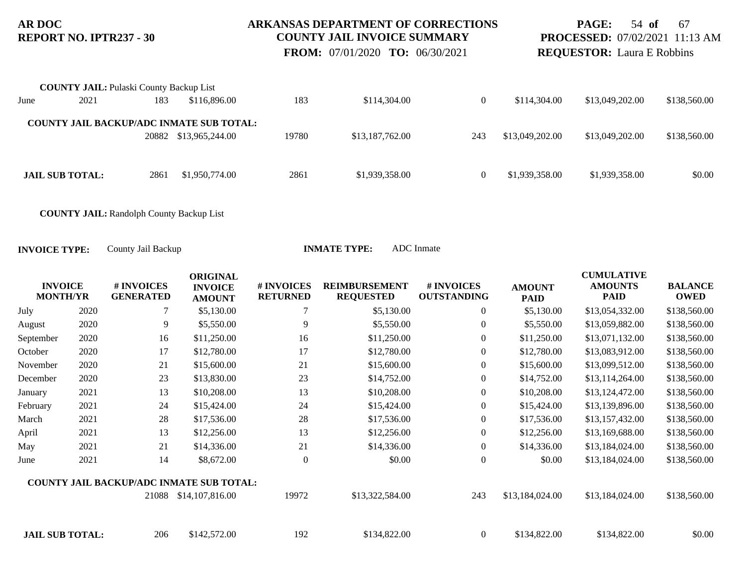**COUNTY JAIL:** Pulaski County Backup List

| | | | | | | | | | |
|---|---|---|---|---|---|---|---|---|---|
| June | 2021 | 183 | $116,896.00 | 183 | $114,304.00 | 0 | $114,304.00 | $13,049,202.00 | $138,560.00 |
| **COUNTY JAIL BACKUP/ADC INMATE SUB TOTAL:** | | 20882 | $13,965,244.00 | 19780 | $13,187,762.00 | 243 | $13,049,202.00 | $13,049,202.00 | $138,560.00 |
| **JAIL SUB TOTAL:** | | 2861 | $1,950,774.00 | 2861 | $1,939,358.00 | 0 | $1,939,358.00 | $1,939,358.00 | $0.00 |

**COUNTY JAIL:** Randolph County Backup List

**INVOICE TYPE:** County Jail Backup **INMATE TYPE:** ADC Inmate

| INVOICE MONTH/YR | | # INVOICES GENERATED | ORIGINAL INVOICE AMOUNT | # INVOICES RETURNED | REIMBURSEMENT REQUESTED | # INVOICES OUTSTANDING | AMOUNT PAID | CUMULATIVE AMOUNTS PAID | BALANCE OWED |
|---|---|---|---|---|---|---|---|---|---|
| July | 2020 | 7 | $5,130.00 | 7 | $5,130.00 | 0 | $5,130.00 | $13,054,332.00 | $138,560.00 |
| August | 2020 | 9 | $5,550.00 | 9 | $5,550.00 | 0 | $5,550.00 | $13,059,882.00 | $138,560.00 |
| September | 2020 | 16 | $11,250.00 | 16 | $11,250.00 | 0 | $11,250.00 | $13,071,132.00 | $138,560.00 |
| October | 2020 | 17 | $12,780.00 | 17 | $12,780.00 | 0 | $12,780.00 | $13,083,912.00 | $138,560.00 |
| November | 2020 | 21 | $15,600.00 | 21 | $15,600.00 | 0 | $15,600.00 | $13,099,512.00 | $138,560.00 |
| December | 2020 | 23 | $13,830.00 | 23 | $14,752.00 | 0 | $14,752.00 | $13,114,264.00 | $138,560.00 |
| January | 2021 | 13 | $10,208.00 | 13 | $10,208.00 | 0 | $10,208.00 | $13,124,472.00 | $138,560.00 |
| February | 2021 | 24 | $15,424.00 | 24 | $15,424.00 | 0 | $15,424.00 | $13,139,896.00 | $138,560.00 |
| March | 2021 | 28 | $17,536.00 | 28 | $17,536.00 | 0 | $17,536.00 | $13,157,432.00 | $138,560.00 |
| April | 2021 | 13 | $12,256.00 | 13 | $12,256.00 | 0 | $12,256.00 | $13,169,688.00 | $138,560.00 |
| May | 2021 | 21 | $14,336.00 | 21 | $14,336.00 | 0 | $14,336.00 | $13,184,024.00 | $138,560.00 |
| June | 2021 | 14 | $8,672.00 | 0 | $0.00 | 0 | $0.00 | $13,184,024.00 | $138,560.00 |
| **COUNTY JAIL BACKUP/ADC INMATE SUB TOTAL:** | | 21088 | $14,107,816.00 | 19972 | $13,322,584.00 | 243 | $13,184,024.00 | $13,184,024.00 | $138,560.00 |
| **JAIL SUB TOTAL:** | | 206 | $142,572.00 | 192 | $134,822.00 | 0 | $134,822.00 | $134,822.00 | $0.00 |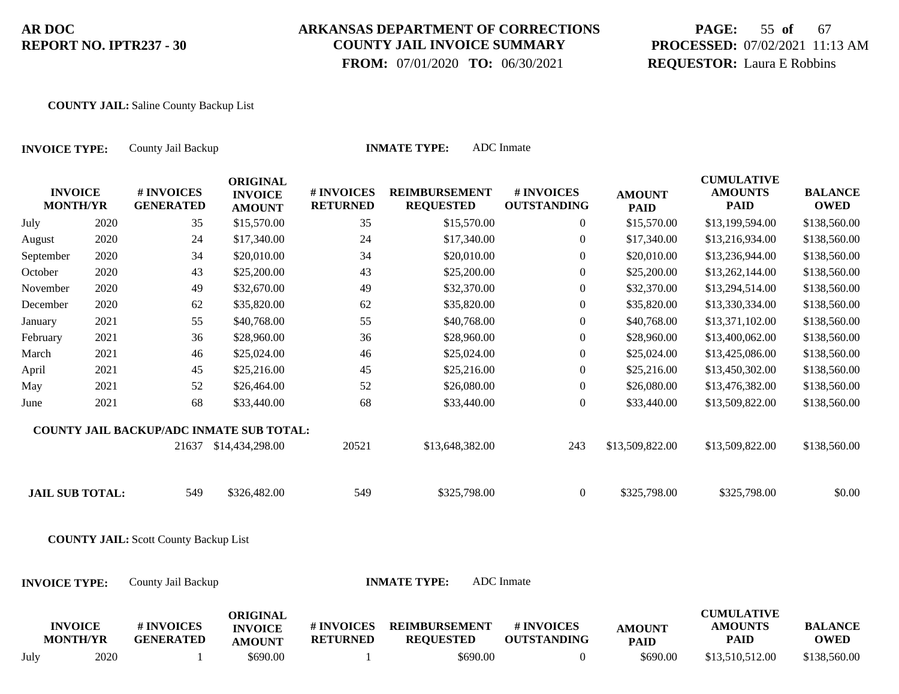**AR DOC**
**REPORT NO. IPTR237 - 30**

**ARKANSAS DEPARTMENT OF CORRECTIONS**
**COUNTY JAIL INVOICE SUMMARY**
**FROM:** 07/01/2020 **TO:** 06/30/2021

**PROCESSED:** 07/02/2021 11:13 AM
**REQUESTOR:** Laura E Robbins

**COUNTY JAIL:** Saline County Backup List

**INVOICE TYPE:** County Jail Backup **INMATE TYPE:** ADC Inmate

| INVOICE MONTH/YR | | # INVOICES GENERATED | ORIGINAL INVOICE AMOUNT | # INVOICES RETURNED | REIMBURSEMENT REQUESTED | # INVOICES OUTSTANDING | AMOUNT PAID | CUMULATIVE AMOUNTS PAID | BALANCE OWED |
|---|---|---|---|---|---|---|---|---|---|
| July | 2020 | 35 | $15,570.00 | 35 | $15,570.00 | 0 | $15,570.00 | $13,199,594.00 | $138,560.00 |
| August | 2020 | 24 | $17,340.00 | 24 | $17,340.00 | 0 | $17,340.00 | $13,216,934.00 | $138,560.00 |
| September | 2020 | 34 | $20,010.00 | 34 | $20,010.00 | 0 | $20,010.00 | $13,236,944.00 | $138,560.00 |
| October | 2020 | 43 | $25,200.00 | 43 | $25,200.00 | 0 | $25,200.00 | $13,262,144.00 | $138,560.00 |
| November | 2020 | 49 | $32,670.00 | 49 | $32,370.00 | 0 | $32,370.00 | $13,294,514.00 | $138,560.00 |
| December | 2020 | 62 | $35,820.00 | 62 | $35,820.00 | 0 | $35,820.00 | $13,330,334.00 | $138,560.00 |
| January | 2021 | 55 | $40,768.00 | 55 | $40,768.00 | 0 | $40,768.00 | $13,371,102.00 | $138,560.00 |
| February | 2021 | 36 | $28,960.00 | 36 | $28,960.00 | 0 | $28,960.00 | $13,400,062.00 | $138,560.00 |
| March | 2021 | 46 | $25,024.00 | 46 | $25,024.00 | 0 | $25,024.00 | $13,425,086.00 | $138,560.00 |
| April | 2021 | 45 | $25,216.00 | 45 | $25,216.00 | 0 | $25,216.00 | $13,450,302.00 | $138,560.00 |
| May | 2021 | 52 | $26,464.00 | 52 | $26,080.00 | 0 | $26,080.00 | $13,476,382.00 | $138,560.00 |
| June | 2021 | 68 | $33,440.00 | 68 | $33,440.00 | 0 | $33,440.00 | $13,509,822.00 | $138,560.00 |
| **COUNTY JAIL BACKUP/ADC INMATE SUB TOTAL:** | | 21637 | $14,434,298.00 | 20521 | $13,648,382.00 | 243 | $13,509,822.00 | $13,509,822.00 | $138,560.00 |
| **JAIL SUB TOTAL:** | | 549 | $326,482.00 | 549 | $325,798.00 | 0 | $325,798.00 | $325,798.00 | $0.00 |

**COUNTY JAIL:** Scott County Backup List

**INVOICE TYPE:** County Jail Backup **INMATE TYPE:** ADC Inmate

| INVOICE MONTH/YR | | # INVOICES GENERATED | ORIGINAL INVOICE AMOUNT | # INVOICES RETURNED | REIMBURSEMENT REQUESTED | # INVOICES OUTSTANDING | AMOUNT PAID | CUMULATIVE AMOUNTS PAID | BALANCE OWED |
|---|---|---|---|---|---|---|---|---|---|
| July | 2020 | 1 | $690.00 | 1 | $690.00 | 0 | $690.00 | $13,510,512.00 | $138,560.00 |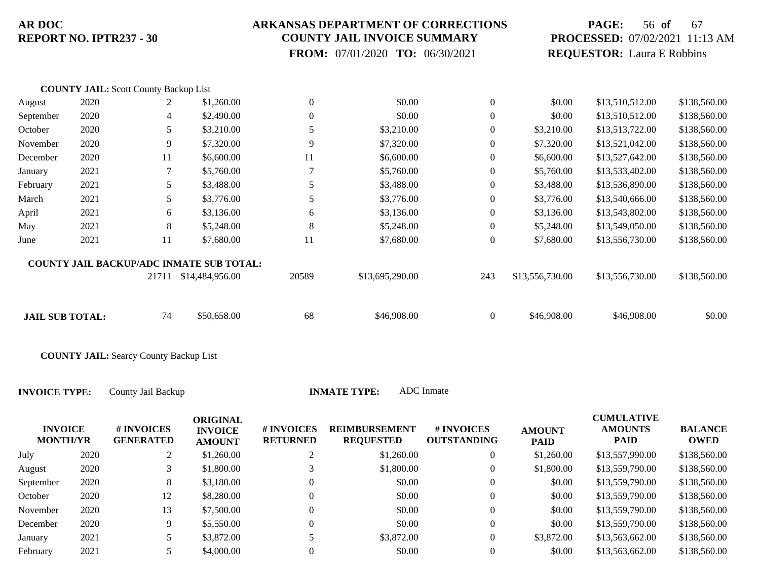**COUNTY JAIL:** Scott County Backup List

| | | | | | | | | | |
|---|---|---|---|---|---|---|---|---|---|
| August | 2020 | 2 | $1,260.00 | 0 | $0.00 | 0 | $0.00 | $13,510,512.00 | $138,560.00 |
| September | 2020 | 4 | $2,490.00 | 0 | $0.00 | 0 | $0.00 | $13,510,512.00 | $138,560.00 |
| October | 2020 | 5 | $3,210.00 | 5 | $3,210.00 | 0 | $3,210.00 | $13,513,722.00 | $138,560.00 |
| November | 2020 | 9 | $7,320.00 | 9 | $7,320.00 | 0 | $7,320.00 | $13,521,042.00 | $138,560.00 |
| December | 2020 | 11 | $6,600.00 | 11 | $6,600.00 | 0 | $6,600.00 | $13,527,642.00 | $138,560.00 |
| January | 2021 | 7 | $5,760.00 | 7 | $5,760.00 | 0 | $5,760.00 | $13,533,402.00 | $138,560.00 |
| February | 2021 | 5 | $3,488.00 | 5 | $3,488.00 | 0 | $3,488.00 | $13,536,890.00 | $138,560.00 |
| March | 2021 | 5 | $3,776.00 | 5 | $3,776.00 | 0 | $3,776.00 | $13,540,666.00 | $138,560.00 |
| April | 2021 | 6 | $3,136.00 | 6 | $3,136.00 | 0 | $3,136.00 | $13,543,802.00 | $138,560.00 |
| May | 2021 | 8 | $5,248.00 | 8 | $5,248.00 | 0 | $5,248.00 | $13,549,050.00 | $138,560.00 |
| June | 2021 | 11 | $7,680.00 | 11 | $7,680.00 | 0 | $7,680.00 | $13,556,730.00 | $138,560.00 |
| **COUNTY JAIL BACKUP/ADC INMATE SUB TOTAL:** | | 21711 | $14,484,956.00 | 20589 | $13,695,290.00 | 243 | $13,556,730.00 | $13,556,730.00 | $138,560.00 |
| **JAIL SUB TOTAL:** | | 74 | $50,658.00 | 68 | $46,908.00 | 0 | $46,908.00 | $46,908.00 | $0.00 |

**COUNTY JAIL:** Searcy County Backup List

**INVOICE TYPE:** County Jail Backup **INMATE TYPE:** ADC Inmate

| INVOICE MONTH/YR | | # INVOICES GENERATED | ORIGINAL INVOICE AMOUNT | # INVOICES RETURNED | REIMBURSEMENT REQUESTED | # INVOICES OUTSTANDING | AMOUNT PAID | CUMULATIVE AMOUNTS PAID | BALANCE OWED |
|---|---|---|---|---|---|---|---|---|---|
| July | 2020 | 2 | $1,260.00 | 2 | $1,260.00 | 0 | $1,260.00 | $13,557,990.00 | $138,560.00 |
| August | 2020 | 3 | $1,800.00 | 3 | $1,800.00 | 0 | $1,800.00 | $13,559,790.00 | $138,560.00 |
| September | 2020 | 8 | $3,180.00 | 0 | $0.00 | 0 | $0.00 | $13,559,790.00 | $138,560.00 |
| October | 2020 | 12 | $8,280.00 | 0 | $0.00 | 0 | $0.00 | $13,559,790.00 | $138,560.00 |
| November | 2020 | 13 | $7,500.00 | 0 | $0.00 | 0 | $0.00 | $13,559,790.00 | $138,560.00 |
| December | 2020 | 9 | $5,550.00 | 0 | $0.00 | 0 | $0.00 | $13,559,790.00 | $138,560.00 |
| January | 2021 | 5 | $3,872.00 | 5 | $3,872.00 | 0 | $3,872.00 | $13,563,662.00 | $138,560.00 |
| February | 2021 | 5 | $4,000.00 | 0 | $0.00 | 0 | $0.00 | $13,563,662.00 | $138,560.00 |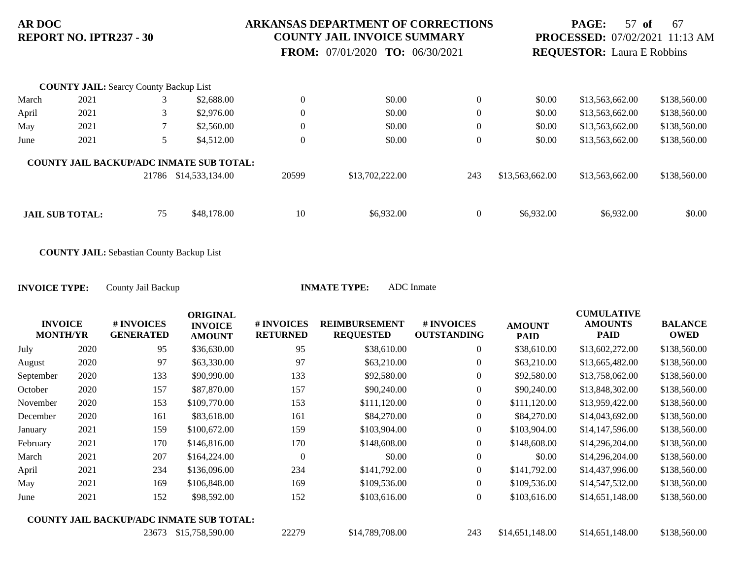**COUNTY JAIL:** Searcy County Backup List

| | | | | | | | | | |
|---|---|---|---|---|---|---|---|---|---|
| March | 2021 | 3 | $2,688.00 | 0 | $0.00 | 0 | $0.00 | $13,563,662.00 | $138,560.00 |
| April | 2021 | 3 | $2,976.00 | 0 | $0.00 | 0 | $0.00 | $13,563,662.00 | $138,560.00 |
| May | 2021 | 7 | $2,560.00 | 0 | $0.00 | 0 | $0.00 | $13,563,662.00 | $138,560.00 |
| June | 2021 | 5 | $4,512.00 | 0 | $0.00 | 0 | $0.00 | $13,563,662.00 | $138,560.00 |
| **COUNTY JAIL BACKUP/ADC INMATE SUB TOTAL:** | | 21786 | $14,533,134.00 | 20599 | $13,702,222.00 | 243 | $13,563,662.00 | $13,563,662.00 | $138,560.00 |
| **JAIL SUB TOTAL:** | | 75 | $48,178.00 | 10 | $6,932.00 | 0 | $6,932.00 | $6,932.00 | $0.00 |

**COUNTY JAIL:** Sebastian County Backup List

**INVOICE TYPE:** County Jail Backup **INMATE TYPE:** ADC Inmate

| INVOICE MONTH/YR | | # INVOICES GENERATED | ORIGINAL INVOICE AMOUNT | # INVOICES RETURNED | REIMBURSEMENT REQUESTED | # INVOICES OUTSTANDING | AMOUNT PAID | CUMULATIVE AMOUNTS PAID | BALANCE OWED |
|---|---|---|---|---|---|---|---|---|---|
| July | 2020 | 95 | $36,630.00 | 95 | $38,610.00 | 0 | $38,610.00 | $13,602,272.00 | $138,560.00 |
| August | 2020 | 97 | $63,330.00 | 97 | $63,210.00 | 0 | $63,210.00 | $13,665,482.00 | $138,560.00 |
| September | 2020 | 133 | $90,990.00 | 133 | $92,580.00 | 0 | $92,580.00 | $13,758,062.00 | $138,560.00 |
| October | 2020 | 157 | $87,870.00 | 157 | $90,240.00 | 0 | $90,240.00 | $13,848,302.00 | $138,560.00 |
| November | 2020 | 153 | $109,770.00 | 153 | $111,120.00 | 0 | $111,120.00 | $13,959,422.00 | $138,560.00 |
| December | 2020 | 161 | $83,618.00 | 161 | $84,270.00 | 0 | $84,270.00 | $14,043,692.00 | $138,560.00 |
| January | 2021 | 159 | $100,672.00 | 159 | $103,904.00 | 0 | $103,904.00 | $14,147,596.00 | $138,560.00 |
| February | 2021 | 170 | $146,816.00 | 170 | $148,608.00 | 0 | $148,608.00 | $14,296,204.00 | $138,560.00 |
| March | 2021 | 207 | $164,224.00 | 0 | $0.00 | 0 | $0.00 | $14,296,204.00 | $138,560.00 |
| April | 2021 | 234 | $136,096.00 | 234 | $141,792.00 | 0 | $141,792.00 | $14,437,996.00 | $138,560.00 |
| May | 2021 | 169 | $106,848.00 | 169 | $109,536.00 | 0 | $109,536.00 | $14,547,532.00 | $138,560.00 |
| June | 2021 | 152 | $98,592.00 | 152 | $103,616.00 | 0 | $103,616.00 | $14,651,148.00 | $138,560.00 |
| **COUNTY JAIL BACKUP/ADC INMATE SUB TOTAL:** | | 23673 | $15,758,590.00 | 22279 | $14,789,708.00 | 243 | $14,651,148.00 | $14,651,148.00 | $138,560.00 |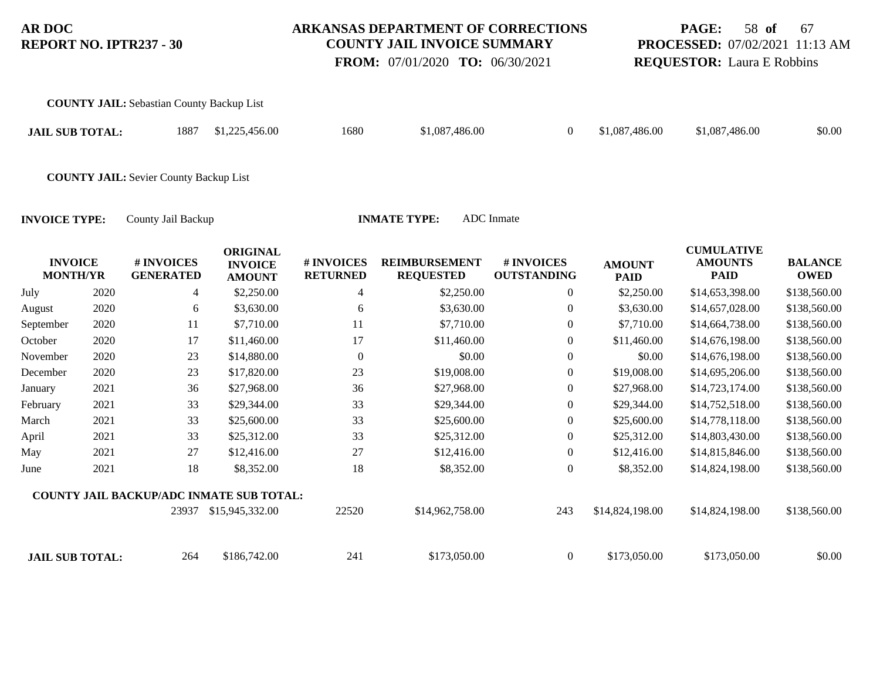**AR DOC**
**REPORT NO. IPTR237 - 30**

**ARKANSAS DEPARTMENT OF CORRECTIONS**
**COUNTY JAIL INVOICE SUMMARY**
**FROM:** 07/01/2020 **TO:** 06/30/2021

**PROCESSED:** 07/02/2021 11:13 AM
**REQUESTOR:** Laura E Robbins

**COUNTY JAIL:** Sebastian County Backup List

| | # INVOICES GENERATED | ORIGINAL INVOICE AMOUNT | # INVOICES RETURNED | REIMBURSEMENT REQUESTED | # INVOICES OUTSTANDING | AMOUNT PAID | CUMULATIVE AMOUNTS PAID | BALANCE OWED |
|---|---|---|---|---|---|---|---|---|
| **JAIL SUB TOTAL:** | 1887 | $1,225,456.00 | 1680 | $1,087,486.00 | 0 | $1,087,486.00 | $1,087,486.00 | $0.00 |

**COUNTY JAIL:** Sevier County Backup List

**INVOICE TYPE:** County Jail Backup **INMATE TYPE:** ADC Inmate

| INVOICE MONTH/YR | | # INVOICES GENERATED | ORIGINAL INVOICE AMOUNT | # INVOICES RETURNED | REIMBURSEMENT REQUESTED | # INVOICES OUTSTANDING | AMOUNT PAID | CUMULATIVE AMOUNTS PAID | BALANCE OWED |
|---|---|---|---|---|---|---|---|---|---|
| July | 2020 | 4 | $2,250.00 | 4 | $2,250.00 | 0 | $2,250.00 | $14,653,398.00 | $138,560.00 |
| August | 2020 | 6 | $3,630.00 | 6 | $3,630.00 | 0 | $3,630.00 | $14,657,028.00 | $138,560.00 |
| September | 2020 | 11 | $7,710.00 | 11 | $7,710.00 | 0 | $7,710.00 | $14,664,738.00 | $138,560.00 |
| October | 2020 | 17 | $11,460.00 | 17 | $11,460.00 | 0 | $11,460.00 | $14,676,198.00 | $138,560.00 |
| November | 2020 | 23 | $14,880.00 | 0 | $0.00 | 0 | $0.00 | $14,676,198.00 | $138,560.00 |
| December | 2020 | 23 | $17,820.00 | 23 | $19,008.00 | 0 | $19,008.00 | $14,695,206.00 | $138,560.00 |
| January | 2021 | 36 | $27,968.00 | 36 | $27,968.00 | 0 | $27,968.00 | $14,723,174.00 | $138,560.00 |
| February | 2021 | 33 | $29,344.00 | 33 | $29,344.00 | 0 | $29,344.00 | $14,752,518.00 | $138,560.00 |
| March | 2021 | 33 | $25,600.00 | 33 | $25,600.00 | 0 | $25,600.00 | $14,778,118.00 | $138,560.00 |
| April | 2021 | 33 | $25,312.00 | 33 | $25,312.00 | 0 | $25,312.00 | $14,803,430.00 | $138,560.00 |
| May | 2021 | 27 | $12,416.00 | 27 | $12,416.00 | 0 | $12,416.00 | $14,815,846.00 | $138,560.00 |
| June | 2021 | 18 | $8,352.00 | 18 | $8,352.00 | 0 | $8,352.00 | $14,824,198.00 | $138,560.00 |
| **COUNTY JAIL BACKUP/ADC INMATE SUB TOTAL:** | | 23937 | $15,945,332.00 | 22520 | $14,962,758.00 | 243 | $14,824,198.00 | $14,824,198.00 | $138,560.00 |
| **JAIL SUB TOTAL:** | | 264 | $186,742.00 | 241 | $173,050.00 | 0 | $173,050.00 | $173,050.00 | $0.00 |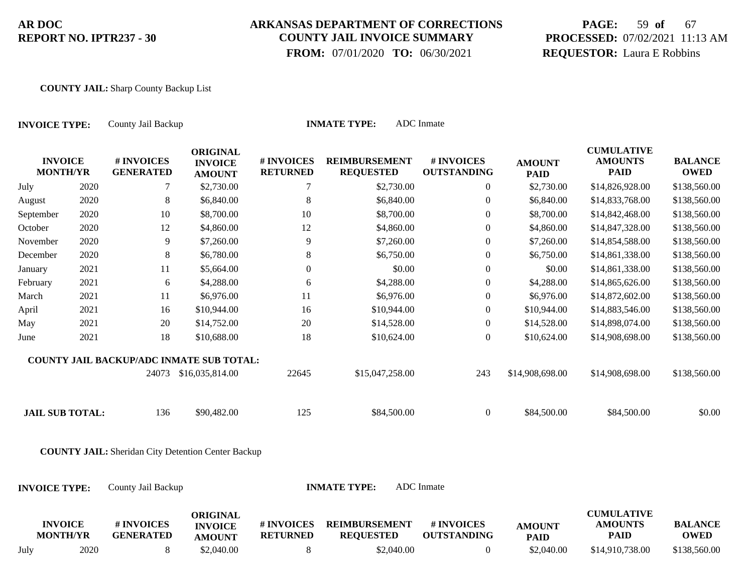**AR DOC**
**REPORT NO. IPTR237 - 30**

**ARKANSAS DEPARTMENT OF CORRECTIONS**
**COUNTY JAIL INVOICE SUMMARY**
**FROM:** 07/01/2020 **TO:** 06/30/2021

**PROCESSED:** 07/02/2021 11:13 AM
**REQUESTOR:** Laura E Robbins

**COUNTY JAIL:** Sharp County Backup List

**INVOICE TYPE:** County Jail Backup **INMATE TYPE:** ADC Inmate

| INVOICE MONTH/YR | | # INVOICES GENERATED | ORIGINAL INVOICE AMOUNT | # INVOICES RETURNED | REIMBURSEMENT REQUESTED | # INVOICES OUTSTANDING | AMOUNT PAID | CUMULATIVE AMOUNTS PAID | BALANCE OWED |
|---|---|---|---|---|---|---|---|---|---|
| July | 2020 | 7 | $2,730.00 | 7 | $2,730.00 | 0 | $2,730.00 | $14,826,928.00 | $138,560.00 |
| August | 2020 | 8 | $6,840.00 | 8 | $6,840.00 | 0 | $6,840.00 | $14,833,768.00 | $138,560.00 |
| September | 2020 | 10 | $8,700.00 | 10 | $8,700.00 | 0 | $8,700.00 | $14,842,468.00 | $138,560.00 |
| October | 2020 | 12 | $4,860.00 | 12 | $4,860.00 | 0 | $4,860.00 | $14,847,328.00 | $138,560.00 |
| November | 2020 | 9 | $7,260.00 | 9 | $7,260.00 | 0 | $7,260.00 | $14,854,588.00 | $138,560.00 |
| December | 2020 | 8 | $6,780.00 | 8 | $6,750.00 | 0 | $6,750.00 | $14,861,338.00 | $138,560.00 |
| January | 2021 | 11 | $5,664.00 | 0 | $0.00 | 0 | $0.00 | $14,861,338.00 | $138,560.00 |
| February | 2021 | 6 | $4,288.00 | 6 | $4,288.00 | 0 | $4,288.00 | $14,865,626.00 | $138,560.00 |
| March | 2021 | 11 | $6,976.00 | 11 | $6,976.00 | 0 | $6,976.00 | $14,872,602.00 | $138,560.00 |
| April | 2021 | 16 | $10,944.00 | 16 | $10,944.00 | 0 | $10,944.00 | $14,883,546.00 | $138,560.00 |
| May | 2021 | 20 | $14,752.00 | 20 | $14,528.00 | 0 | $14,528.00 | $14,898,074.00 | $138,560.00 |
| June | 2021 | 18 | $10,688.00 | 18 | $10,624.00 | 0 | $10,624.00 | $14,908,698.00 | $138,560.00 |
| **COUNTY JAIL BACKUP/ADC INMATE SUB TOTAL:** | | 24073 | $16,035,814.00 | 22645 | $15,047,258.00 | 243 | $14,908,698.00 | $14,908,698.00 | $138,560.00 |
| **JAIL SUB TOTAL:** | | 136 | $90,482.00 | 125 | $84,500.00 | 0 | $84,500.00 | $84,500.00 | $0.00 |

**COUNTY JAIL:** Sheridan City Detention Center Backup

**INVOICE TYPE:** County Jail Backup **INMATE TYPE:** ADC Inmate

| INVOICE MONTH/YR | | # INVOICES GENERATED | ORIGINAL INVOICE AMOUNT | # INVOICES RETURNED | REIMBURSEMENT REQUESTED | # INVOICES OUTSTANDING | AMOUNT PAID | CUMULATIVE AMOUNTS PAID | BALANCE OWED |
|---|---|---|---|---|---|---|---|---|---|
| July | 2020 | 8 | $2,040.00 | 8 | $2,040.00 | 0 | $2,040.00 | $14,910,738.00 | $138,560.00 |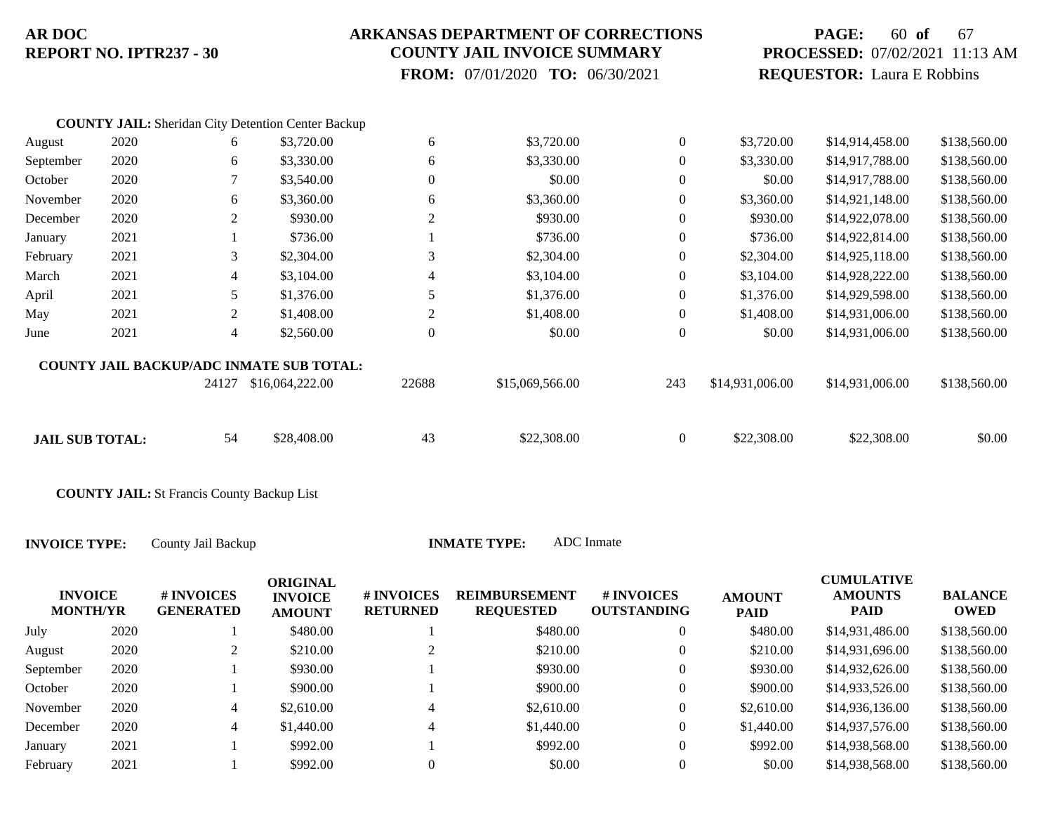**COUNTY JAIL:** Sheridan City Detention Center Backup

| INVOICE MONTH | YR | # INVOICES GENERATED | ORIGINAL INVOICE AMOUNT | # INVOICES RETURNED | REIMBURSEMENT REQUESTED | # INVOICES OUTSTANDING | AMOUNT PAID | CUMULATIVE AMOUNTS PAID | BALANCE OWED |
|---|---|---|---|---|---|---|---|---|---|
| August | 2020 | 6 | $3,720.00 | 6 | $3,720.00 | 0 | $3,720.00 | $14,914,458.00 | $138,560.00 |
| September | 2020 | 6 | $3,330.00 | 6 | $3,330.00 | 0 | $3,330.00 | $14,917,788.00 | $138,560.00 |
| October | 2020 | 7 | $3,540.00 | 0 | $0.00 | 0 | $0.00 | $14,917,788.00 | $138,560.00 |
| November | 2020 | 6 | $3,360.00 | 6 | $3,360.00 | 0 | $3,360.00 | $14,921,148.00 | $138,560.00 |
| December | 2020 | 2 | $930.00 | 2 | $930.00 | 0 | $930.00 | $14,922,078.00 | $138,560.00 |
| January | 2021 | 1 | $736.00 | 1 | $736.00 | 0 | $736.00 | $14,922,814.00 | $138,560.00 |
| February | 2021 | 3 | $2,304.00 | 3 | $2,304.00 | 0 | $2,304.00 | $14,925,118.00 | $138,560.00 |
| March | 2021 | 4 | $3,104.00 | 4 | $3,104.00 | 0 | $3,104.00 | $14,928,222.00 | $138,560.00 |
| April | 2021 | 5 | $1,376.00 | 5 | $1,376.00 | 0 | $1,376.00 | $14,929,598.00 | $138,560.00 |
| May | 2021 | 2 | $1,408.00 | 2 | $1,408.00 | 0 | $1,408.00 | $14,931,006.00 | $138,560.00 |
| June | 2021 | 4 | $2,560.00 | 0 | $0.00 | 0 | $0.00 | $14,931,006.00 | $138,560.00 |
| **COUNTY JAIL BACKUP/ADC INMATE SUB TOTAL:** | | 24127 | $16,064,222.00 | 22688 | $15,069,566.00 | 243 | $14,931,006.00 | $14,931,006.00 | $138,560.00 |
| **JAIL SUB TOTAL:** | | 54 | $28,408.00 | 43 | $22,308.00 | 0 | $22,308.00 | $22,308.00 | $0.00 |

**COUNTY JAIL:** St Francis County Backup List

**INVOICE TYPE:** County Jail Backup **INMATE TYPE:** ADC Inmate

| INVOICE MONTH | YR | # INVOICES GENERATED | ORIGINAL INVOICE AMOUNT | # INVOICES RETURNED | REIMBURSEMENT REQUESTED | # INVOICES OUTSTANDING | AMOUNT PAID | CUMULATIVE AMOUNTS PAID | BALANCE OWED |
|---|---|---|---|---|---|---|---|---|---|
| July | 2020 | 1 | $480.00 | 1 | $480.00 | 0 | $480.00 | $14,931,486.00 | $138,560.00 |
| August | 2020 | 2 | $210.00 | 2 | $210.00 | 0 | $210.00 | $14,931,696.00 | $138,560.00 |
| September | 2020 | 1 | $930.00 | 1 | $930.00 | 0 | $930.00 | $14,932,626.00 | $138,560.00 |
| October | 2020 | 1 | $900.00 | 1 | $900.00 | 0 | $900.00 | $14,933,526.00 | $138,560.00 |
| November | 2020 | 4 | $2,610.00 | 4 | $2,610.00 | 0 | $2,610.00 | $14,936,136.00 | $138,560.00 |
| December | 2020 | 4 | $1,440.00 | 4 | $1,440.00 | 0 | $1,440.00 | $14,937,576.00 | $138,560.00 |
| January | 2021 | 1 | $992.00 | 1 | $992.00 | 0 | $992.00 | $14,938,568.00 | $138,560.00 |
| February | 2021 | 1 | $992.00 | 0 | $0.00 | 0 | $0.00 | $14,938,568.00 | $138,560.00 |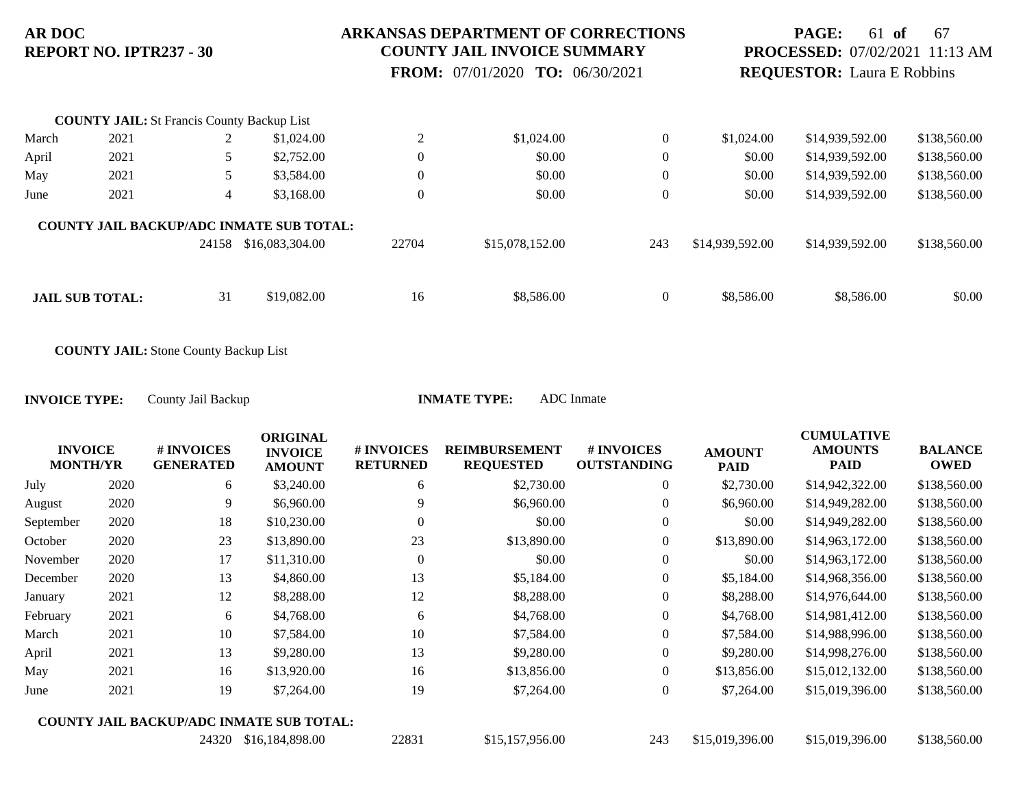**COUNTY JAIL:** St Francis County Backup List

| INVOICE MONTH/YR | | # INVOICES GENERATED | ORIGINAL INVOICE AMOUNT | # INVOICES RETURNED | REIMBURSEMENT REQUESTED | # INVOICES OUTSTANDING | AMOUNT PAID | CUMULATIVE AMOUNTS PAID | BALANCE OWED |
|---|---|---|---|---|---|---|---|---|---|
| March | 2021 | 2 | $1,024.00 | 2 | $1,024.00 | 0 | $1,024.00 | $14,939,592.00 | $138,560.00 |
| April | 2021 | 5 | $2,752.00 | 0 | $0.00 | 0 | $0.00 | $14,939,592.00 | $138,560.00 |
| May | 2021 | 5 | $3,584.00 | 0 | $0.00 | 0 | $0.00 | $14,939,592.00 | $138,560.00 |
| June | 2021 | 4 | $3,168.00 | 0 | $0.00 | 0 | $0.00 | $14,939,592.00 | $138,560.00 |
| **COUNTY JAIL BACKUP/ADC INMATE SUB TOTAL:** | | 24158 | $16,083,304.00 | 22704 | $15,078,152.00 | 243 | $14,939,592.00 | $14,939,592.00 | $138,560.00 |
| **JAIL SUB TOTAL:** | | 31 | $19,082.00 | 16 | $8,586.00 | 0 | $8,586.00 | $8,586.00 | $0.00 |

**COUNTY JAIL:** Stone County Backup List

**INVOICE TYPE:** County Jail Backup

**INMATE TYPE:** ADC Inmate

| INVOICE MONTH/YR | | # INVOICES GENERATED | ORIGINAL INVOICE AMOUNT | # INVOICES RETURNED | REIMBURSEMENT REQUESTED | # INVOICES OUTSTANDING | AMOUNT PAID | CUMULATIVE AMOUNTS PAID | BALANCE OWED |
|---|---|---|---|---|---|---|---|---|---|
| July | 2020 | 6 | $3,240.00 | 6 | $2,730.00 | 0 | $2,730.00 | $14,942,322.00 | $138,560.00 |
| August | 2020 | 9 | $6,960.00 | 9 | $6,960.00 | 0 | $6,960.00 | $14,949,282.00 | $138,560.00 |
| September | 2020 | 18 | $10,230.00 | 0 | $0.00 | 0 | $0.00 | $14,949,282.00 | $138,560.00 |
| October | 2020 | 23 | $13,890.00 | 23 | $13,890.00 | 0 | $13,890.00 | $14,963,172.00 | $138,560.00 |
| November | 2020 | 17 | $11,310.00 | 0 | $0.00 | 0 | $0.00 | $14,963,172.00 | $138,560.00 |
| December | 2020 | 13 | $4,860.00 | 13 | $5,184.00 | 0 | $5,184.00 | $14,968,356.00 | $138,560.00 |
| January | 2021 | 12 | $8,288.00 | 12 | $8,288.00 | 0 | $8,288.00 | $14,976,644.00 | $138,560.00 |
| February | 2021 | 6 | $4,768.00 | 6 | $4,768.00 | 0 | $4,768.00 | $14,981,412.00 | $138,560.00 |
| March | 2021 | 10 | $7,584.00 | 10 | $7,584.00 | 0 | $7,584.00 | $14,988,996.00 | $138,560.00 |
| April | 2021 | 13 | $9,280.00 | 13 | $9,280.00 | 0 | $9,280.00 | $14,998,276.00 | $138,560.00 |
| May | 2021 | 16 | $13,920.00 | 16 | $13,856.00 | 0 | $13,856.00 | $15,012,132.00 | $138,560.00 |
| June | 2021 | 19 | $7,264.00 | 19 | $7,264.00 | 0 | $7,264.00 | $15,019,396.00 | $138,560.00 |
| **COUNTY JAIL BACKUP/ADC INMATE SUB TOTAL:** | | 24320 | $16,184,898.00 | 22831 | $15,157,956.00 | 243 | $15,019,396.00 | $15,019,396.00 | $138,560.00 |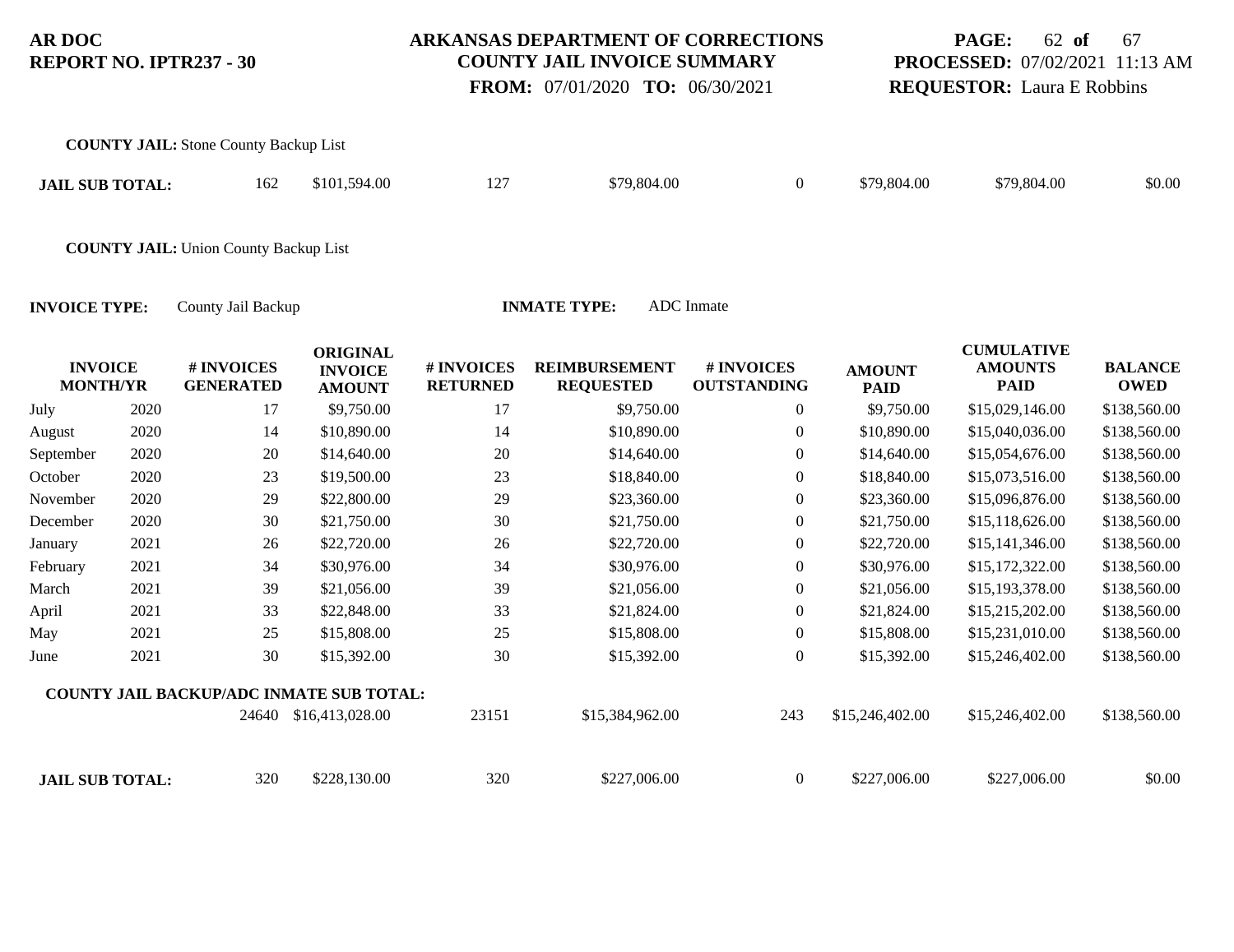**COUNTY JAIL:** Stone County Backup List

| | | | | | | | | |
|---|---|---|---|---|---|---|---|---|
| **JAIL SUB TOTAL:** | 162 | $101,594.00 | 127 | $79,804.00 | 0 | $79,804.00 | $79,804.00 | $0.00 |

**COUNTY JAIL:** Union County Backup List

**INVOICE TYPE:** County Jail Backup **INMATE TYPE:** ADC Inmate

| INVOICE MONTH/YR | | # INVOICES GENERATED | ORIGINAL INVOICE AMOUNT | # INVOICES RETURNED | REIMBURSEMENT REQUESTED | # INVOICES OUTSTANDING | AMOUNT PAID | CUMULATIVE AMOUNTS PAID | BALANCE OWED |
|---|---|---|---|---|---|---|---|---|---|
| July | 2020 | 17 | $9,750.00 | 17 | $9,750.00 | 0 | $9,750.00 | $15,029,146.00 | $138,560.00 |
| August | 2020 | 14 | $10,890.00 | 14 | $10,890.00 | 0 | $10,890.00 | $15,040,036.00 | $138,560.00 |
| September | 2020 | 20 | $14,640.00 | 20 | $14,640.00 | 0 | $14,640.00 | $15,054,676.00 | $138,560.00 |
| October | 2020 | 23 | $19,500.00 | 23 | $18,840.00 | 0 | $18,840.00 | $15,073,516.00 | $138,560.00 |
| November | 2020 | 29 | $22,800.00 | 29 | $23,360.00 | 0 | $23,360.00 | $15,096,876.00 | $138,560.00 |
| December | 2020 | 30 | $21,750.00 | 30 | $21,750.00 | 0 | $21,750.00 | $15,118,626.00 | $138,560.00 |
| January | 2021 | 26 | $22,720.00 | 26 | $22,720.00 | 0 | $22,720.00 | $15,141,346.00 | $138,560.00 |
| February | 2021 | 34 | $30,976.00 | 34 | $30,976.00 | 0 | $30,976.00 | $15,172,322.00 | $138,560.00 |
| March | 2021 | 39 | $21,056.00 | 39 | $21,056.00 | 0 | $21,056.00 | $15,193,378.00 | $138,560.00 |
| April | 2021 | 33 | $22,848.00 | 33 | $21,824.00 | 0 | $21,824.00 | $15,215,202.00 | $138,560.00 |
| May | 2021 | 25 | $15,808.00 | 25 | $15,808.00 | 0 | $15,808.00 | $15,231,010.00 | $138,560.00 |
| June | 2021 | 30 | $15,392.00 | 30 | $15,392.00 | 0 | $15,392.00 | $15,246,402.00 | $138,560.00 |
| **COUNTY JAIL BACKUP/ADC INMATE SUB TOTAL:** | | 24640 | $16,413,028.00 | 23151 | $15,384,962.00 | 243 | $15,246,402.00 | $15,246,402.00 | $138,560.00 |
| **JAIL SUB TOTAL:** | | 320 | $228,130.00 | 320 | $227,006.00 | 0 | $227,006.00 | $227,006.00 | $0.00 |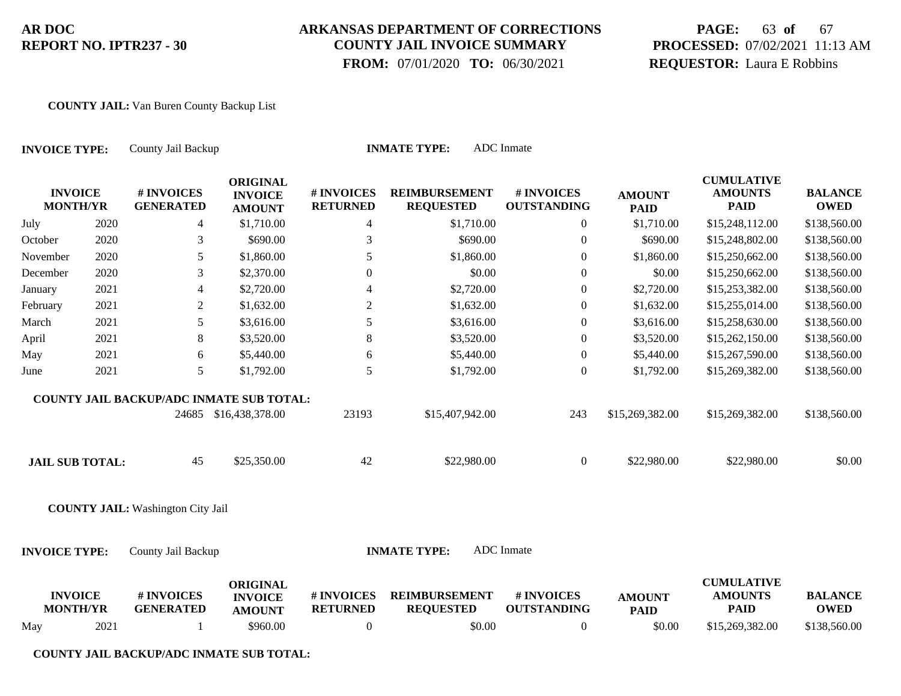**AR DOC**
**REPORT NO. IPTR237 - 30**

**ARKANSAS DEPARTMENT OF CORRECTIONS**
**COUNTY JAIL INVOICE SUMMARY**
**FROM:** 07/01/2020 **TO:** 06/30/2021

**PROCESSED:** 07/02/2021 11:13 AM
**REQUESTOR:** Laura E Robbins

**COUNTY JAIL:** Van Buren County Backup List

**INVOICE TYPE:** County Jail Backup **INMATE TYPE:** ADC Inmate

| INVOICE MONTH/YR | | # INVOICES GENERATED | ORIGINAL INVOICE AMOUNT | # INVOICES RETURNED | REIMBURSEMENT REQUESTED | # INVOICES OUTSTANDING | AMOUNT PAID | CUMULATIVE AMOUNTS PAID | BALANCE OWED |
|---|---|---|---|---|---|---|---|---|---|
| July | 2020 | 4 | $1,710.00 | 4 | $1,710.00 | 0 | $1,710.00 | $15,248,112.00 | $138,560.00 |
| October | 2020 | 3 | $690.00 | 3 | $690.00 | 0 | $690.00 | $15,248,802.00 | $138,560.00 |
| November | 2020 | 5 | $1,860.00 | 5 | $1,860.00 | 0 | $1,860.00 | $15,250,662.00 | $138,560.00 |
| December | 2020 | 3 | $2,370.00 | 0 | $0.00 | 0 | $0.00 | $15,250,662.00 | $138,560.00 |
| January | 2021 | 4 | $2,720.00 | 4 | $2,720.00 | 0 | $2,720.00 | $15,253,382.00 | $138,560.00 |
| February | 2021 | 2 | $1,632.00 | 2 | $1,632.00 | 0 | $1,632.00 | $15,255,014.00 | $138,560.00 |
| March | 2021 | 5 | $3,616.00 | 5 | $3,616.00 | 0 | $3,616.00 | $15,258,630.00 | $138,560.00 |
| April | 2021 | 8 | $3,520.00 | 8 | $3,520.00 | 0 | $3,520.00 | $15,262,150.00 | $138,560.00 |
| May | 2021 | 6 | $5,440.00 | 6 | $5,440.00 | 0 | $5,440.00 | $15,267,590.00 | $138,560.00 |
| June | 2021 | 5 | $1,792.00 | 5 | $1,792.00 | 0 | $1,792.00 | $15,269,382.00 | $138,560.00 |
| **COUNTY JAIL BACKUP/ADC INMATE SUB TOTAL:** | | 24685 | $16,438,378.00 | 23193 | $15,407,942.00 | 243 | $15,269,382.00 | $15,269,382.00 | $138,560.00 |
| **JAIL SUB TOTAL:** | | 45 | $25,350.00 | 42 | $22,980.00 | 0 | $22,980.00 | $22,980.00 | $0.00 |

**COUNTY JAIL:** Washington City Jail

**INVOICE TYPE:** County Jail Backup **INMATE TYPE:** ADC Inmate

| INVOICE MONTH/YR | | # INVOICES GENERATED | ORIGINAL INVOICE AMOUNT | # INVOICES RETURNED | REIMBURSEMENT REQUESTED | # INVOICES OUTSTANDING | AMOUNT PAID | CUMULATIVE AMOUNTS PAID | BALANCE OWED |
|---|---|---|---|---|---|---|---|---|---|
| May | 2021 | 1 | $960.00 | 0 | $0.00 | 0 | $0.00 | $15,269,382.00 | $138,560.00 |

**COUNTY JAIL BACKUP/ADC INMATE SUB TOTAL:**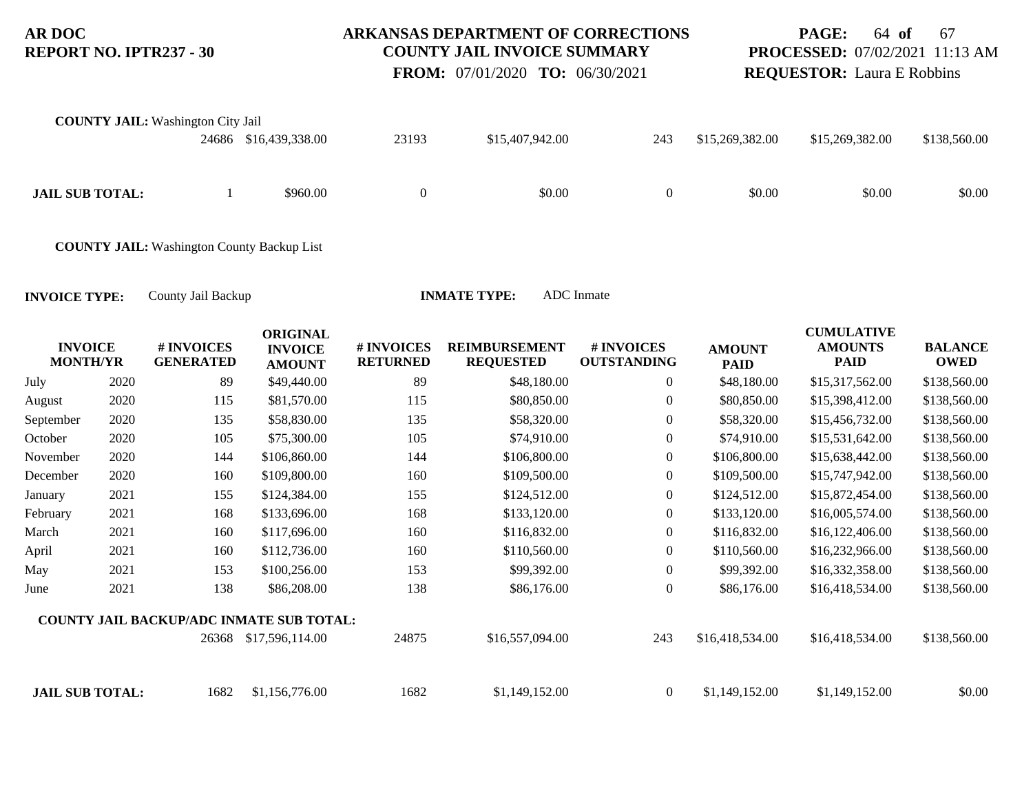**COUNTY JAIL:** Washington City Jail

| | | | | | | | | |
|---|---|---|---|---|---|---|---|---|
| | 24686 | $16,439,338.00 | 23193 | $15,407,942.00 | 243 | $15,269,382.00 | $15,269,382.00 | $138,560.00 |
| **JAIL SUB TOTAL:** | 1 | $960.00 | 0 | $0.00 | 0 | $0.00 | $0.00 | $0.00 |

**COUNTY JAIL:** Washington County Backup List

**INVOICE TYPE:** County Jail Backup

**INMATE TYPE:** ADC Inmate

| INVOICE MONTH/YR | | # INVOICES GENERATED | ORIGINAL INVOICE AMOUNT | # INVOICES RETURNED | REIMBURSEMENT REQUESTED | # INVOICES OUTSTANDING | AMOUNT PAID | CUMULATIVE AMOUNTS PAID | BALANCE OWED |
|---|---|---|---|---|---|---|---|---|---|
| July | 2020 | 89 | $49,440.00 | 89 | $48,180.00 | 0 | $48,180.00 | $15,317,562.00 | $138,560.00 |
| August | 2020 | 115 | $81,570.00 | 115 | $80,850.00 | 0 | $80,850.00 | $15,398,412.00 | $138,560.00 |
| September | 2020 | 135 | $58,830.00 | 135 | $58,320.00 | 0 | $58,320.00 | $15,456,732.00 | $138,560.00 |
| October | 2020 | 105 | $75,300.00 | 105 | $74,910.00 | 0 | $74,910.00 | $15,531,642.00 | $138,560.00 |
| November | 2020 | 144 | $106,860.00 | 144 | $106,800.00 | 0 | $106,800.00 | $15,638,442.00 | $138,560.00 |
| December | 2020 | 160 | $109,800.00 | 160 | $109,500.00 | 0 | $109,500.00 | $15,747,942.00 | $138,560.00 |
| January | 2021 | 155 | $124,384.00 | 155 | $124,512.00 | 0 | $124,512.00 | $15,872,454.00 | $138,560.00 |
| February | 2021 | 168 | $133,696.00 | 168 | $133,120.00 | 0 | $133,120.00 | $16,005,574.00 | $138,560.00 |
| March | 2021 | 160 | $117,696.00 | 160 | $116,832.00 | 0 | $116,832.00 | $16,122,406.00 | $138,560.00 |
| April | 2021 | 160 | $112,736.00 | 160 | $110,560.00 | 0 | $110,560.00 | $16,232,966.00 | $138,560.00 |
| May | 2021 | 153 | $100,256.00 | 153 | $99,392.00 | 0 | $99,392.00 | $16,332,358.00 | $138,560.00 |
| June | 2021 | 138 | $86,208.00 | 138 | $86,176.00 | 0 | $86,176.00 | $16,418,534.00 | $138,560.00 |
| **COUNTY JAIL BACKUP/ADC INMATE SUB TOTAL:** | | 26368 | $17,596,114.00 | 24875 | $16,557,094.00 | 243 | $16,418,534.00 | $16,418,534.00 | $138,560.00 |
| **JAIL SUB TOTAL:** | | 1682 | $1,156,776.00 | 1682 | $1,149,152.00 | 0 | $1,149,152.00 | $1,149,152.00 | $0.00 |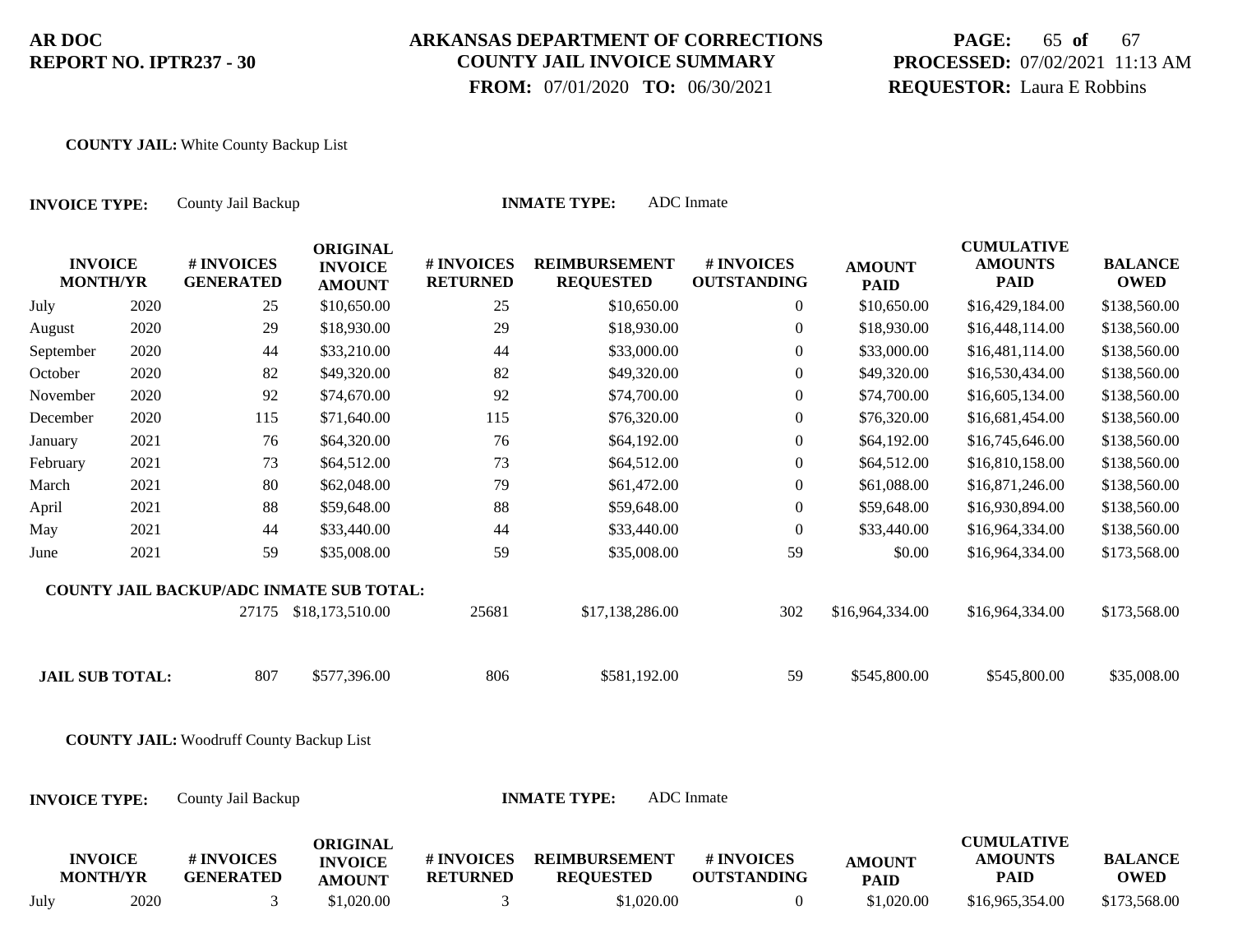**COUNTY JAIL:** White County Backup List

**INVOICE TYPE:** County Jail Backup **INMATE TYPE:** ADC Inmate

| INVOICE MONTH/YR | | # INVOICES GENERATED | ORIGINAL INVOICE AMOUNT | # INVOICES RETURNED | REIMBURSEMENT REQUESTED | # INVOICES OUTSTANDING | AMOUNT PAID | CUMULATIVE AMOUNTS PAID | BALANCE OWED |
|---|---|---|---|---|---|---|---|---|---|
| July | 2020 | 25 | $10,650.00 | 25 | $10,650.00 | 0 | $10,650.00 | $16,429,184.00 | $138,560.00 |
| August | 2020 | 29 | $18,930.00 | 29 | $18,930.00 | 0 | $18,930.00 | $16,448,114.00 | $138,560.00 |
| September | 2020 | 44 | $33,210.00 | 44 | $33,000.00 | 0 | $33,000.00 | $16,481,114.00 | $138,560.00 |
| October | 2020 | 82 | $49,320.00 | 82 | $49,320.00 | 0 | $49,320.00 | $16,530,434.00 | $138,560.00 |
| November | 2020 | 92 | $74,670.00 | 92 | $74,700.00 | 0 | $74,700.00 | $16,605,134.00 | $138,560.00 |
| December | 2020 | 115 | $71,640.00 | 115 | $76,320.00 | 0 | $76,320.00 | $16,681,454.00 | $138,560.00 |
| January | 2021 | 76 | $64,320.00 | 76 | $64,192.00 | 0 | $64,192.00 | $16,745,646.00 | $138,560.00 |
| February | 2021 | 73 | $64,512.00 | 73 | $64,512.00 | 0 | $64,512.00 | $16,810,158.00 | $138,560.00 |
| March | 2021 | 80 | $62,048.00 | 79 | $61,472.00 | 0 | $61,088.00 | $16,871,246.00 | $138,560.00 |
| April | 2021 | 88 | $59,648.00 | 88 | $59,648.00 | 0 | $59,648.00 | $16,930,894.00 | $138,560.00 |
| May | 2021 | 44 | $33,440.00 | 44 | $33,440.00 | 0 | $33,440.00 | $16,964,334.00 | $138,560.00 |
| June | 2021 | 59 | $35,008.00 | 59 | $35,008.00 | 59 | $0.00 | $16,964,334.00 | $173,568.00 |
| **COUNTY JAIL BACKUP/ADC INMATE SUB TOTAL:** | | 27175 | $18,173,510.00 | 25681 | $17,138,286.00 | 302 | $16,964,334.00 | $16,964,334.00 | $173,568.00 |
| **JAIL SUB TOTAL:** | | 807 | $577,396.00 | 806 | $581,192.00 | 59 | $545,800.00 | $545,800.00 | $35,008.00 |

**COUNTY JAIL:** Woodruff County Backup List

**INVOICE TYPE:** County Jail Backup **INMATE TYPE:** ADC Inmate

| INVOICE MONTH/YR | | # INVOICES GENERATED | ORIGINAL INVOICE AMOUNT | # INVOICES RETURNED | REIMBURSEMENT REQUESTED | # INVOICES OUTSTANDING | AMOUNT PAID | CUMULATIVE AMOUNTS PAID | BALANCE OWED |
|---|---|---|---|---|---|---|---|---|---|
| July | 2020 | 3 | $1,020.00 | 3 | $1,020.00 | 0 | $1,020.00 | $16,965,354.00 | $173,568.00 |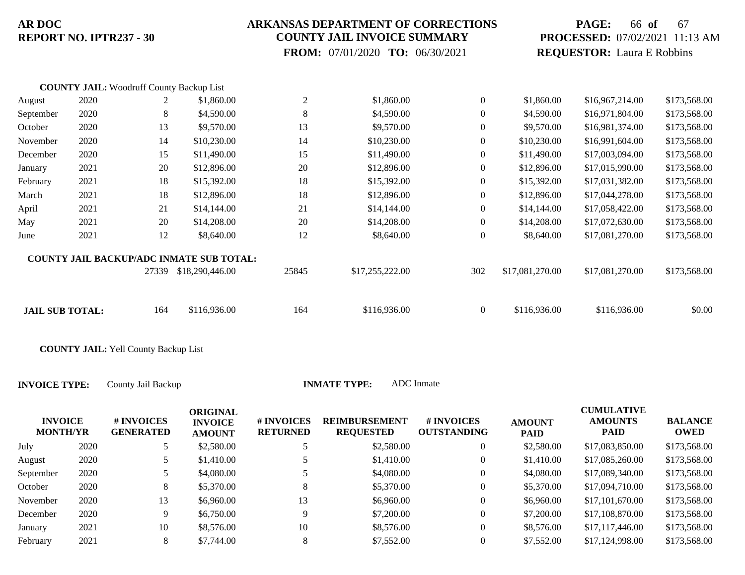**COUNTY JAIL:** Woodruff County Backup List

| | | | | | | | | | |
|---|---|---|---|---|---|---|---|---|---|
| August | 2020 | 2 | $1,860.00 | 2 | $1,860.00 | 0 | $1,860.00 | $16,967,214.00 | $173,568.00 |
| September | 2020 | 8 | $4,590.00 | 8 | $4,590.00 | 0 | $4,590.00 | $16,971,804.00 | $173,568.00 |
| October | 2020 | 13 | $9,570.00 | 13 | $9,570.00 | 0 | $9,570.00 | $16,981,374.00 | $173,568.00 |
| November | 2020 | 14 | $10,230.00 | 14 | $10,230.00 | 0 | $10,230.00 | $16,991,604.00 | $173,568.00 |
| December | 2020 | 15 | $11,490.00 | 15 | $11,490.00 | 0 | $11,490.00 | $17,003,094.00 | $173,568.00 |
| January | 2021 | 20 | $12,896.00 | 20 | $12,896.00 | 0 | $12,896.00 | $17,015,990.00 | $173,568.00 |
| February | 2021 | 18 | $15,392.00 | 18 | $15,392.00 | 0 | $15,392.00 | $17,031,382.00 | $173,568.00 |
| March | 2021 | 18 | $12,896.00 | 18 | $12,896.00 | 0 | $12,896.00 | $17,044,278.00 | $173,568.00 |
| April | 2021 | 21 | $14,144.00 | 21 | $14,144.00 | 0 | $14,144.00 | $17,058,422.00 | $173,568.00 |
| May | 2021 | 20 | $14,208.00 | 20 | $14,208.00 | 0 | $14,208.00 | $17,072,630.00 | $173,568.00 |
| June | 2021 | 12 | $8,640.00 | 12 | $8,640.00 | 0 | $8,640.00 | $17,081,270.00 | $173,568.00 |
| **COUNTY JAIL BACKUP/ADC INMATE SUB TOTAL:** | | 27339 | $18,290,446.00 | 25845 | $17,255,222.00 | 302 | $17,081,270.00 | $17,081,270.00 | $173,568.00 |
| **JAIL SUB TOTAL:** | | 164 | $116,936.00 | 164 | $116,936.00 | 0 | $116,936.00 | $116,936.00 | $0.00 |

**COUNTY JAIL:** Yell County Backup List

**INVOICE TYPE:** County Jail Backup **INMATE TYPE:** ADC Inmate

| INVOICE MONTH/YR | | # INVOICES GENERATED | ORIGINAL INVOICE AMOUNT | # INVOICES RETURNED | REIMBURSEMENT REQUESTED | # INVOICES OUTSTANDING | AMOUNT PAID | CUMULATIVE AMOUNTS PAID | BALANCE OWED |
|---|---|---|---|---|---|---|---|---|---|
| July | 2020 | 5 | $2,580.00 | 5 | $2,580.00 | 0 | $2,580.00 | $17,083,850.00 | $173,568.00 |
| August | 2020 | 5 | $1,410.00 | 5 | $1,410.00 | 0 | $1,410.00 | $17,085,260.00 | $173,568.00 |
| September | 2020 | 5 | $4,080.00 | 5 | $4,080.00 | 0 | $4,080.00 | $17,089,340.00 | $173,568.00 |
| October | 2020 | 8 | $5,370.00 | 8 | $5,370.00 | 0 | $5,370.00 | $17,094,710.00 | $173,568.00 |
| November | 2020 | 13 | $6,960.00 | 13 | $6,960.00 | 0 | $6,960.00 | $17,101,670.00 | $173,568.00 |
| December | 2020 | 9 | $6,750.00 | 9 | $7,200.00 | 0 | $7,200.00 | $17,108,870.00 | $173,568.00 |
| January | 2021 | 10 | $8,576.00 | 10 | $8,576.00 | 0 | $8,576.00 | $17,117,446.00 | $173,568.00 |
| February | 2021 | 8 | $7,744.00 | 8 | $7,552.00 | 0 | $7,552.00 | $17,124,998.00 | $173,568.00 |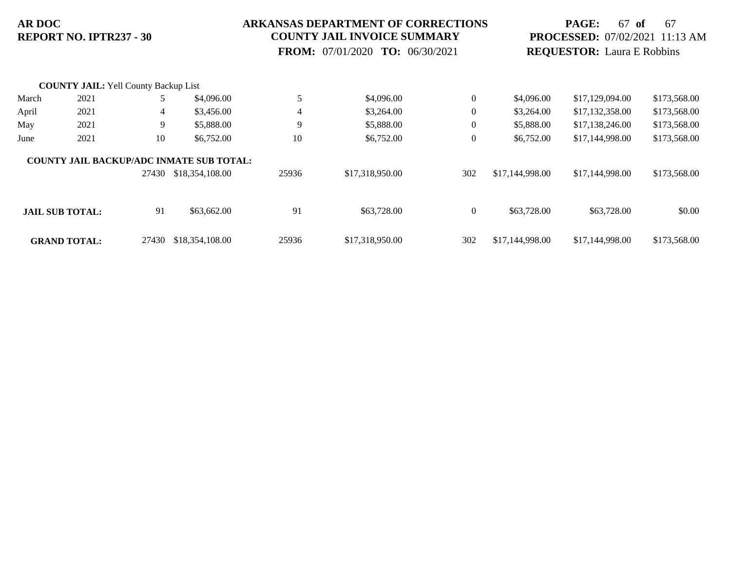**AR DOC**
**REPORT NO. IPTR237 - 30**

**ARKANSAS DEPARTMENT OF CORRECTIONS**
**COUNTY JAIL INVOICE SUMMARY**
**FROM:** 07/01/2020 **TO:** 06/30/2021

**PROCESSED:** 07/02/2021 11:13 AM
**REQUESTOR:** Laura E Robbins

**COUNTY JAIL:** Yell County Backup List

| | | | | | | | | | |
|---|---|---|---|---|---|---|---|---|---|
| March | 2021 | 5 | $4,096.00 | 5 | $4,096.00 | 0 | $4,096.00 | $17,129,094.00 | $173,568.00 |
| April | 2021 | 4 | $3,456.00 | 4 | $3,264.00 | 0 | $3,264.00 | $17,132,358.00 | $173,568.00 |
| May | 2021 | 9 | $5,888.00 | 9 | $5,888.00 | 0 | $5,888.00 | $17,138,246.00 | $173,568.00 |
| June | 2021 | 10 | $6,752.00 | 10 | $6,752.00 | 0 | $6,752.00 | $17,144,998.00 | $173,568.00 |
| **COUNTY JAIL BACKUP/ADC INMATE SUB TOTAL:** | | 27430 | $18,354,108.00 | 25936 | $17,318,950.00 | 302 | $17,144,998.00 | $17,144,998.00 | $173,568.00 |
| **JAIL SUB TOTAL:** | | 91 | $63,662.00 | 91 | $63,728.00 | 0 | $63,728.00 | $63,728.00 | $0.00 |
| **GRAND TOTAL:** | | 27430 | $18,354,108.00 | 25936 | $17,318,950.00 | 302 | $17,144,998.00 | $17,144,998.00 | $173,568.00 |